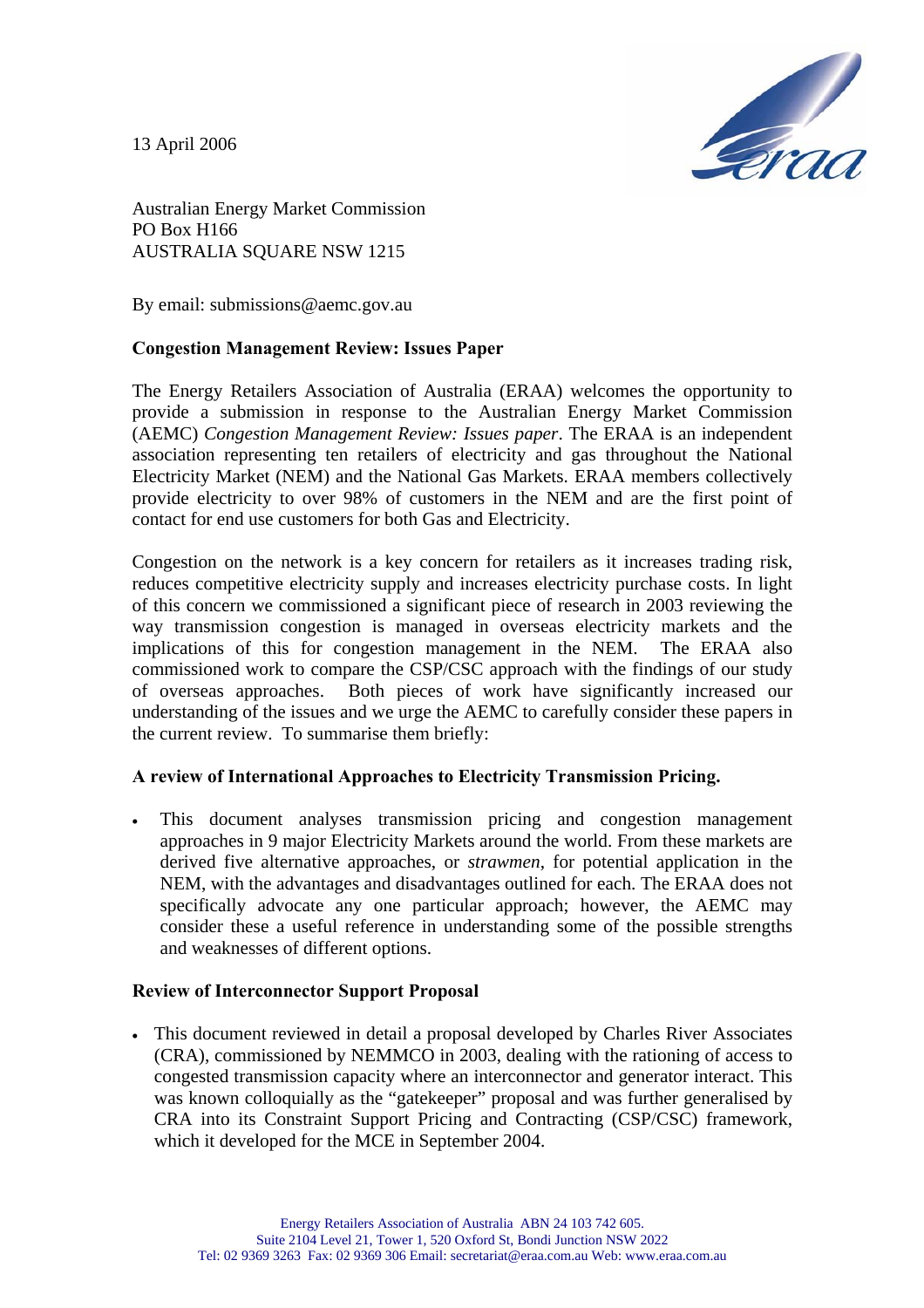13 April 2006

Australian Energy Market Commission
PO Box H166
AUSTRALIA SQUARE NSW 1215

By email: submissions@aemc.gov.au

**Congestion Management Review: Issues Paper**

The Energy Retailers Association of Australia (ERAA) welcomes the opportunity to provide a submission in response to the Australian Energy Market Commission (AEMC) *Congestion Management Review: Issues paper*. The ERAA is an independent association representing ten retailers of electricity and gas throughout the National Electricity Market (NEM) and the National Gas Markets. ERAA members collectively provide electricity to over 98% of customers in the NEM and are the first point of contact for end use customers for both Gas and Electricity.

Congestion on the network is a key concern for retailers as it increases trading risk, reduces competitive electricity supply and increases electricity purchase costs. In light of this concern we commissioned a significant piece of research in 2003 reviewing the way transmission congestion is managed in overseas electricity markets and the implications of this for congestion management in the NEM. The ERAA also commissioned work to compare the CSP/CSC approach with the findings of our study of overseas approaches. Both pieces of work have significantly increased our understanding of the issues and we urge the AEMC to carefully consider these papers in the current review. To summarise them briefly:

**A review of International Approaches to Electricity Transmission Pricing.**

- This document analyses transmission pricing and congestion management approaches in 9 major Electricity Markets around the world. From these markets are derived five alternative approaches, or *strawmen*, for potential application in the NEM, with the advantages and disadvantages outlined for each. The ERAA does not specifically advocate any one particular approach; however, the AEMC may consider these a useful reference in understanding some of the possible strengths and weaknesses of different options.

**Review of Interconnector Support Proposal**

- This document reviewed in detail a proposal developed by Charles River Associates (CRA), commissioned by NEMMCO in 2003, dealing with the rationing of access to congested transmission capacity where an interconnector and generator interact. This was known colloquially as the "gatekeeper" proposal and was further generalised by CRA into its Constraint Support Pricing and Contracting (CSP/CSC) framework, which it developed for the MCE in September 2004.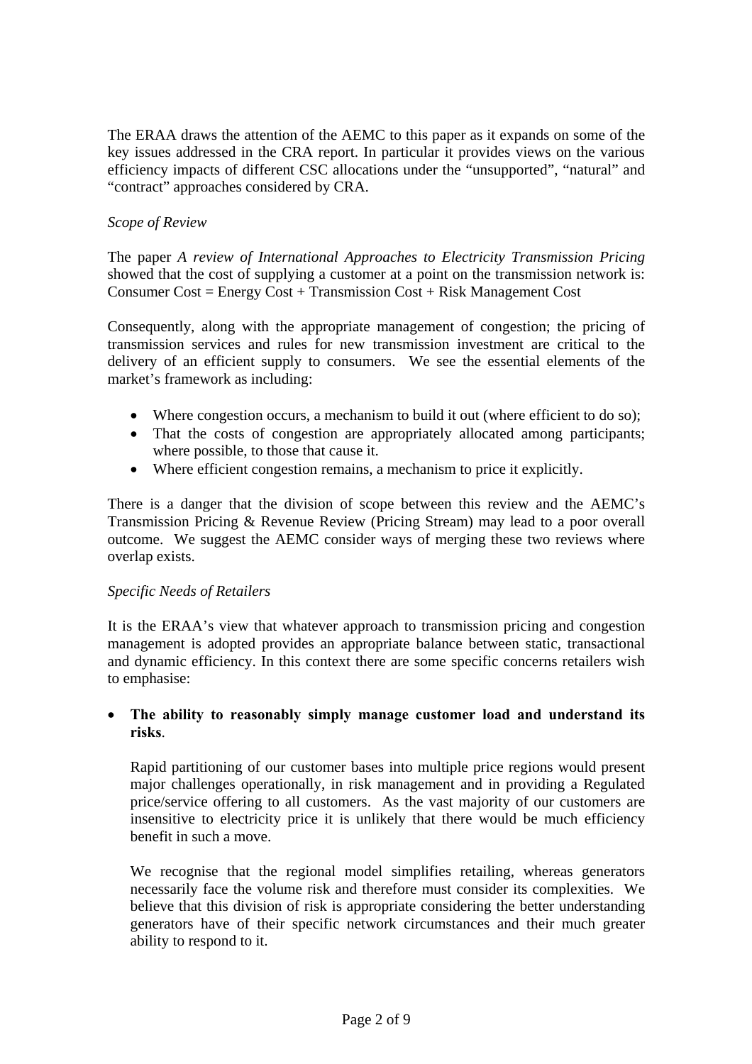The ERAA draws the attention of the AEMC to this paper as it expands on some of the key issues addressed in the CRA report. In particular it provides views on the various efficiency impacts of different CSC allocations under the "unsupported", "natural" and "contract" approaches considered by CRA.

*Scope of Review*

The paper *A review of International Approaches to Electricity Transmission Pricing* showed that the cost of supplying a customer at a point on the transmission network is: Consumer Cost = Energy Cost + Transmission Cost + Risk Management Cost

Consequently, along with the appropriate management of congestion; the pricing of transmission services and rules for new transmission investment are critical to the delivery of an efficient supply to consumers. We see the essential elements of the market's framework as including:

- Where congestion occurs, a mechanism to build it out (where efficient to do so);
- That the costs of congestion are appropriately allocated among participants; where possible, to those that cause it.
- Where efficient congestion remains, a mechanism to price it explicitly.

There is a danger that the division of scope between this review and the AEMC's Transmission Pricing & Revenue Review (Pricing Stream) may lead to a poor overall outcome. We suggest the AEMC consider ways of merging these two reviews where overlap exists.

*Specific Needs of Retailers*

It is the ERAA's view that whatever approach to transmission pricing and congestion management is adopted provides an appropriate balance between static, transactional and dynamic efficiency. In this context there are some specific concerns retailers wish to emphasise:

- **The ability to reasonably simply manage customer load and understand its risks**.

  Rapid partitioning of our customer bases into multiple price regions would present major challenges operationally, in risk management and in providing a Regulated price/service offering to all customers. As the vast majority of our customers are insensitive to electricity price it is unlikely that there would be much efficiency benefit in such a move.

  We recognise that the regional model simplifies retailing, whereas generators necessarily face the volume risk and therefore must consider its complexities. We believe that this division of risk is appropriate considering the better understanding generators have of their specific network circumstances and their much greater ability to respond to it.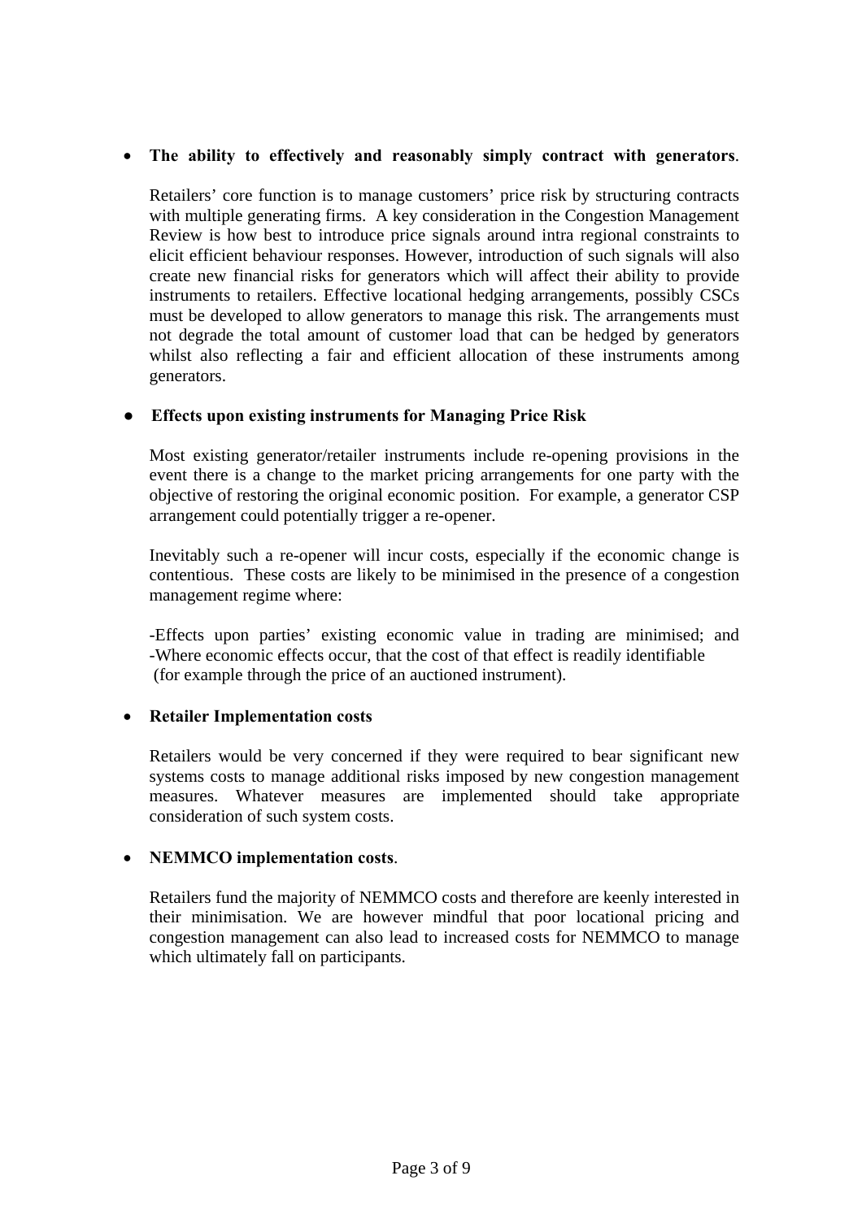- **The ability to effectively and reasonably simply contract with generators**.

  Retailers' core function is to manage customers' price risk by structuring contracts with multiple generating firms. A key consideration in the Congestion Management Review is how best to introduce price signals around intra regional constraints to elicit efficient behaviour responses. However, introduction of such signals will also create new financial risks for generators which will affect their ability to provide instruments to retailers. Effective locational hedging arrangements, possibly CSCs must be developed to allow generators to manage this risk. The arrangements must not degrade the total amount of customer load that can be hedged by generators whilst also reflecting a fair and efficient allocation of these instruments among generators.

- **Effects upon existing instruments for Managing Price Risk**

  Most existing generator/retailer instruments include re-opening provisions in the event there is a change to the market pricing arrangements for one party with the objective of restoring the original economic position. For example, a generator CSP arrangement could potentially trigger a re-opener.

  Inevitably such a re-opener will incur costs, especially if the economic change is contentious. These costs are likely to be minimised in the presence of a congestion management regime where:

  -Effects upon parties' existing economic value in trading are minimised; and
  -Where economic effects occur, that the cost of that effect is readily identifiable (for example through the price of an auctioned instrument).

- **Retailer Implementation costs**

  Retailers would be very concerned if they were required to bear significant new systems costs to manage additional risks imposed by new congestion management measures. Whatever measures are implemented should take appropriate consideration of such system costs.

- **NEMMCO implementation costs**.

  Retailers fund the majority of NEMMCO costs and therefore are keenly interested in their minimisation. We are however mindful that poor locational pricing and congestion management can also lead to increased costs for NEMMCO to manage which ultimately fall on participants.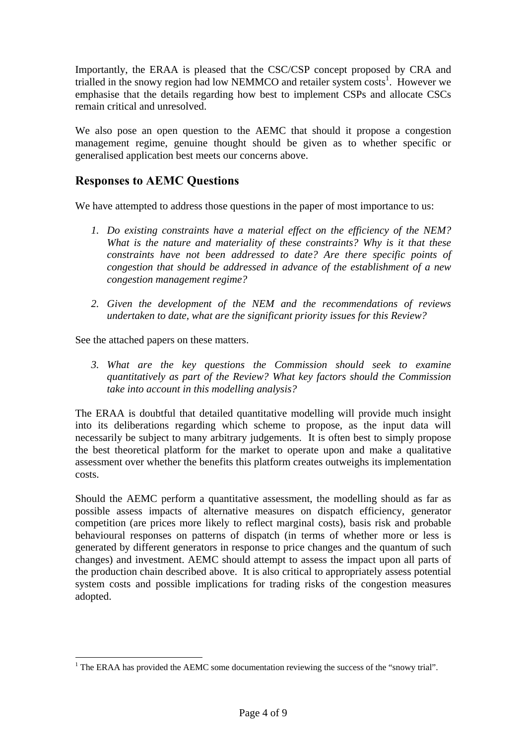Importantly, the ERAA is pleased that the CSC/CSP concept proposed by CRA and trialled in the snowy region had low NEMMCO and retailer system costs[1]. However we emphasise that the details regarding how best to implement CSPs and allocate CSCs remain critical and unresolved.

We also pose an open question to the AEMC that should it propose a congestion management regime, genuine thought should be given as to whether specific or generalised application best meets our concerns above.

## Responses to AEMC Questions

We have attempted to address those questions in the paper of most importance to us:

1. *Do existing constraints have a material effect on the efficiency of the NEM? What is the nature and materiality of these constraints? Why is it that these constraints have not been addressed to date? Are there specific points of congestion that should be addressed in advance of the establishment of a new congestion management regime?*

2. *Given the development of the NEM and the recommendations of reviews undertaken to date, what are the significant priority issues for this Review?*

See the attached papers on these matters.

3. *What are the key questions the Commission should seek to examine quantitatively as part of the Review? What key factors should the Commission take into account in this modelling analysis?*

The ERAA is doubtful that detailed quantitative modelling will provide much insight into its deliberations regarding which scheme to propose, as the input data will necessarily be subject to many arbitrary judgements. It is often best to simply propose the best theoretical platform for the market to operate upon and make a qualitative assessment over whether the benefits this platform creates outweighs its implementation costs.

Should the AEMC perform a quantitative assessment, the modelling should as far as possible assess impacts of alternative measures on dispatch efficiency, generator competition (are prices more likely to reflect marginal costs), basis risk and probable behavioural responses on patterns of dispatch (in terms of whether more or less is generated by different generators in response to price changes and the quantum of such changes) and investment. AEMC should attempt to assess the impact upon all parts of the production chain described above. It is also critical to appropriately assess potential system costs and possible implications for trading risks of the congestion measures adopted.

[1] The ERAA has provided the AEMC some documentation reviewing the success of the "snowy trial".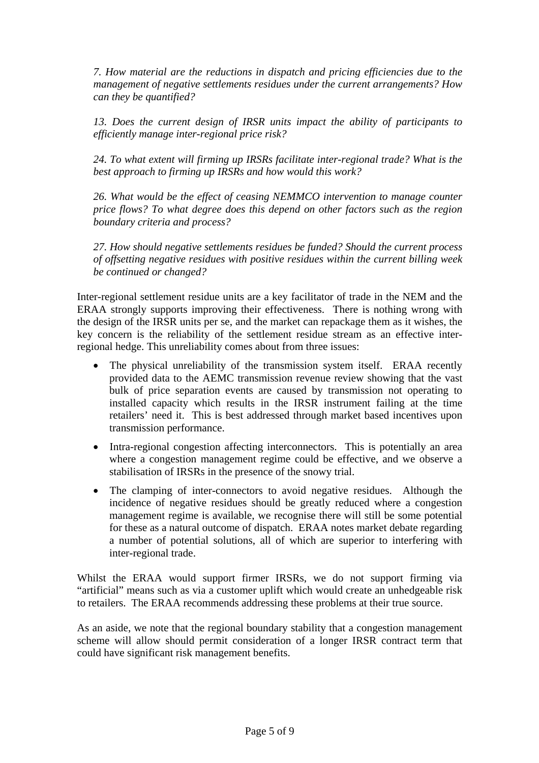*7. How material are the reductions in dispatch and pricing efficiencies due to the management of negative settlements residues under the current arrangements? How can they be quantified?*

*13. Does the current design of IRSR units impact the ability of participants to efficiently manage inter-regional price risk?*

*24. To what extent will firming up IRSRs facilitate inter-regional trade? What is the best approach to firming up IRSRs and how would this work?*

*26. What would be the effect of ceasing NEMMCO intervention to manage counter price flows? To what degree does this depend on other factors such as the region boundary criteria and process?*

*27. How should negative settlements residues be funded? Should the current process of offsetting negative residues with positive residues within the current billing week be continued or changed?*

Inter-regional settlement residue units are a key facilitator of trade in the NEM and the ERAA strongly supports improving their effectiveness. There is nothing wrong with the design of the IRSR units per se, and the market can repackage them as it wishes, the key concern is the reliability of the settlement residue stream as an effective inter-regional hedge. This unreliability comes about from three issues:

- The physical unreliability of the transmission system itself. ERAA recently provided data to the AEMC transmission revenue review showing that the vast bulk of price separation events are caused by transmission not operating to installed capacity which results in the IRSR instrument failing at the time retailers' need it. This is best addressed through market based incentives upon transmission performance.
- Intra-regional congestion affecting interconnectors. This is potentially an area where a congestion management regime could be effective, and we observe a stabilisation of IRSRs in the presence of the snowy trial.
- The clamping of inter-connectors to avoid negative residues. Although the incidence of negative residues should be greatly reduced where a congestion management regime is available, we recognise there will still be some potential for these as a natural outcome of dispatch. ERAA notes market debate regarding a number of potential solutions, all of which are superior to interfering with inter-regional trade.

Whilst the ERAA would support firmer IRSRs, we do not support firming via "artificial" means such as via a customer uplift which would create an unhedgeable risk to retailers. The ERAA recommends addressing these problems at their true source.

As an aside, we note that the regional boundary stability that a congestion management scheme will allow should permit consideration of a longer IRSR contract term that could have significant risk management benefits.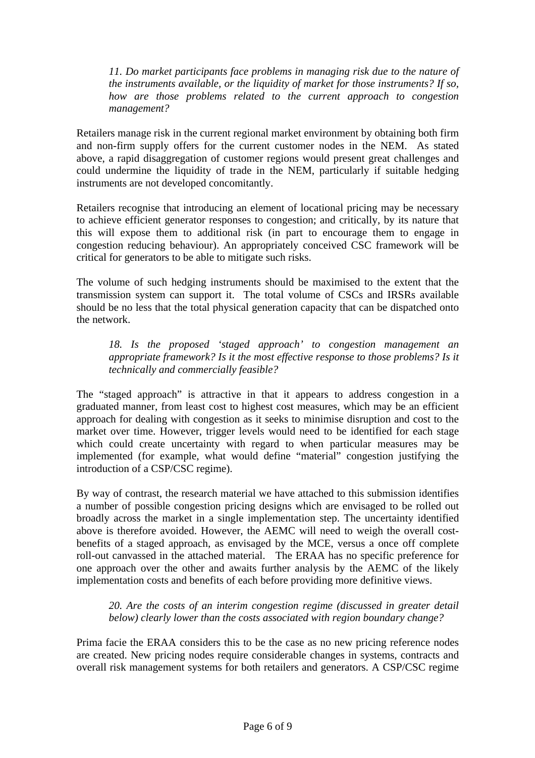*11. Do market participants face problems in managing risk due to the nature of the instruments available, or the liquidity of market for those instruments? If so, how are those problems related to the current approach to congestion management?*

Retailers manage risk in the current regional market environment by obtaining both firm and non-firm supply offers for the current customer nodes in the NEM. As stated above, a rapid disaggregation of customer regions would present great challenges and could undermine the liquidity of trade in the NEM, particularly if suitable hedging instruments are not developed concomitantly.

Retailers recognise that introducing an element of locational pricing may be necessary to achieve efficient generator responses to congestion; and critically, by its nature that this will expose them to additional risk (in part to encourage them to engage in congestion reducing behaviour). An appropriately conceived CSC framework will be critical for generators to be able to mitigate such risks.

The volume of such hedging instruments should be maximised to the extent that the transmission system can support it. The total volume of CSCs and IRSRs available should be no less that the total physical generation capacity that can be dispatched onto the network.

*18. Is the proposed 'staged approach' to congestion management an appropriate framework? Is it the most effective response to those problems? Is it technically and commercially feasible?*

The "staged approach" is attractive in that it appears to address congestion in a graduated manner, from least cost to highest cost measures, which may be an efficient approach for dealing with congestion as it seeks to minimise disruption and cost to the market over time. However, trigger levels would need to be identified for each stage which could create uncertainty with regard to when particular measures may be implemented (for example, what would define "material" congestion justifying the introduction of a CSP/CSC regime).

By way of contrast, the research material we have attached to this submission identifies a number of possible congestion pricing designs which are envisaged to be rolled out broadly across the market in a single implementation step. The uncertainty identified above is therefore avoided. However, the AEMC will need to weigh the overall cost-benefits of a staged approach, as envisaged by the MCE, versus a once off complete roll-out canvassed in the attached material. The ERAA has no specific preference for one approach over the other and awaits further analysis by the AEMC of the likely implementation costs and benefits of each before providing more definitive views.

*20. Are the costs of an interim congestion regime (discussed in greater detail below) clearly lower than the costs associated with region boundary change?*

Prima facie the ERAA considers this to be the case as no new pricing reference nodes are created. New pricing nodes require considerable changes in systems, contracts and overall risk management systems for both retailers and generators. A CSP/CSC regime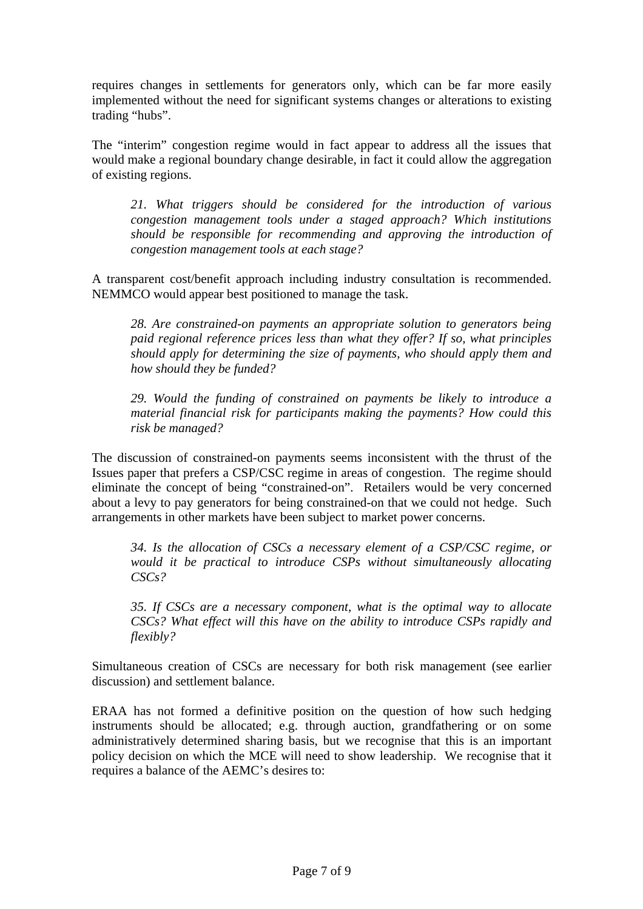requires changes in settlements for generators only, which can be far more easily implemented without the need for significant systems changes or alterations to existing trading "hubs".

The "interim" congestion regime would in fact appear to address all the issues that would make a regional boundary change desirable, in fact it could allow the aggregation of existing regions.

> *21. What triggers should be considered for the introduction of various congestion management tools under a staged approach? Which institutions should be responsible for recommending and approving the introduction of congestion management tools at each stage?*

A transparent cost/benefit approach including industry consultation is recommended. NEMMCO would appear best positioned to manage the task.

> *28. Are constrained-on payments an appropriate solution to generators being paid regional reference prices less than what they offer? If so, what principles should apply for determining the size of payments, who should apply them and how should they be funded?*

> *29. Would the funding of constrained on payments be likely to introduce a material financial risk for participants making the payments? How could this risk be managed?*

The discussion of constrained-on payments seems inconsistent with the thrust of the Issues paper that prefers a CSP/CSC regime in areas of congestion. The regime should eliminate the concept of being "constrained-on". Retailers would be very concerned about a levy to pay generators for being constrained-on that we could not hedge. Such arrangements in other markets have been subject to market power concerns.

> *34. Is the allocation of CSCs a necessary element of a CSP/CSC regime, or would it be practical to introduce CSPs without simultaneously allocating CSCs?*

> *35. If CSCs are a necessary component, what is the optimal way to allocate CSCs? What effect will this have on the ability to introduce CSPs rapidly and flexibly?*

Simultaneous creation of CSCs are necessary for both risk management (see earlier discussion) and settlement balance.

ERAA has not formed a definitive position on the question of how such hedging instruments should be allocated; e.g. through auction, grandfathering or on some administratively determined sharing basis, but we recognise that this is an important policy decision on which the MCE will need to show leadership. We recognise that it requires a balance of the AEMC's desires to: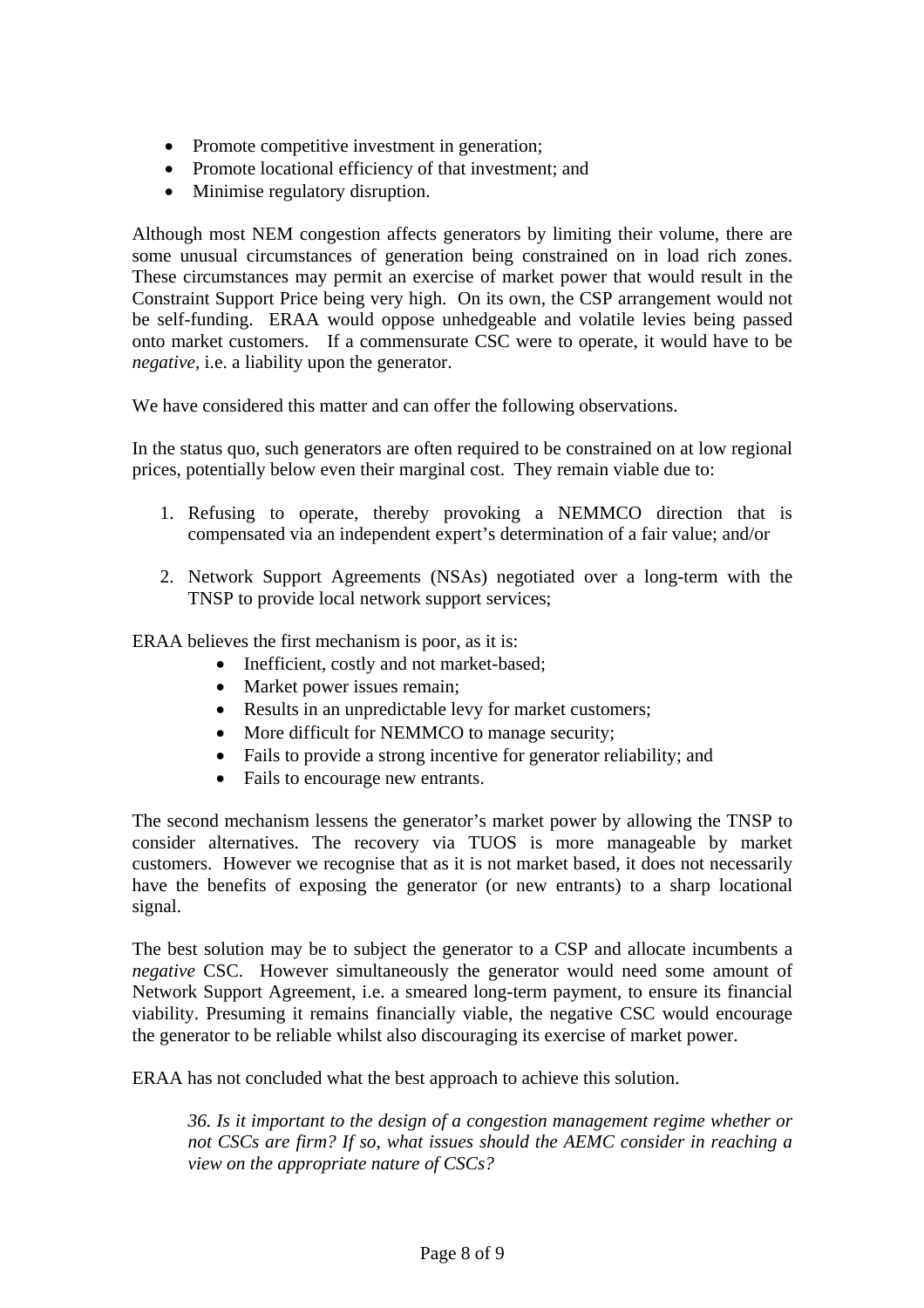- Promote competitive investment in generation;
- Promote locational efficiency of that investment; and
- Minimise regulatory disruption.

Although most NEM congestion affects generators by limiting their volume, there are some unusual circumstances of generation being constrained on in load rich zones. These circumstances may permit an exercise of market power that would result in the Constraint Support Price being very high. On its own, the CSP arrangement would not be self-funding. ERAA would oppose unhedgeable and volatile levies being passed onto market customers. If a commensurate CSC were to operate, it would have to be *negative*, i.e. a liability upon the generator.

We have considered this matter and can offer the following observations.

In the status quo, such generators are often required to be constrained on at low regional prices, potentially below even their marginal cost. They remain viable due to:

1. Refusing to operate, thereby provoking a NEMMCO direction that is compensated via an independent expert's determination of a fair value; and/or

2. Network Support Agreements (NSAs) negotiated over a long-term with the TNSP to provide local network support services;

ERAA believes the first mechanism is poor, as it is:

- Inefficient, costly and not market-based;
- Market power issues remain;
- Results in an unpredictable levy for market customers;
- More difficult for NEMMCO to manage security;
- Fails to provide a strong incentive for generator reliability; and
- Fails to encourage new entrants.

The second mechanism lessens the generator's market power by allowing the TNSP to consider alternatives. The recovery via TUOS is more manageable by market customers. However we recognise that as it is not market based, it does not necessarily have the benefits of exposing the generator (or new entrants) to a sharp locational signal.

The best solution may be to subject the generator to a CSP and allocate incumbents a *negative* CSC. However simultaneously the generator would need some amount of Network Support Agreement, i.e. a smeared long-term payment, to ensure its financial viability. Presuming it remains financially viable, the negative CSC would encourage the generator to be reliable whilst also discouraging its exercise of market power.

ERAA has not concluded what the best approach to achieve this solution.

> *36. Is it important to the design of a congestion management regime whether or not CSCs are firm? If so, what issues should the AEMC consider in reaching a view on the appropriate nature of CSCs?*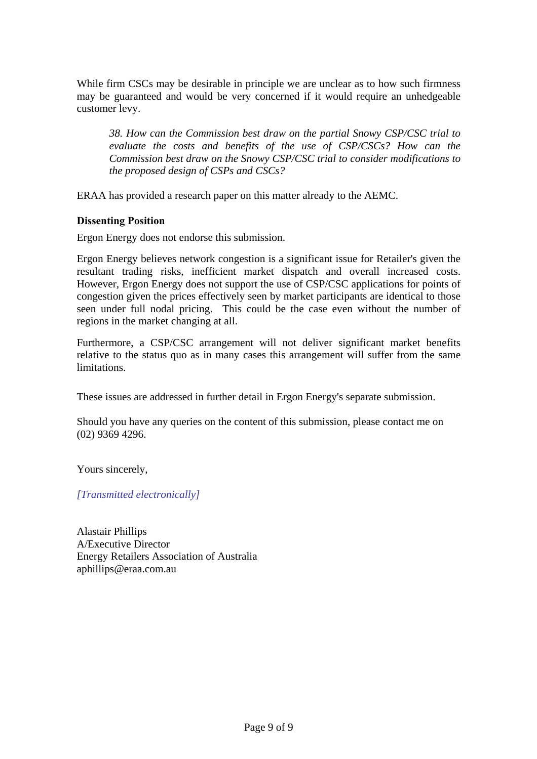While firm CSCs may be desirable in principle we are unclear as to how such firmness may be guaranteed and would be very concerned if it would require an unhedgeable customer levy.

> *38. How can the Commission best draw on the partial Snowy CSP/CSC trial to evaluate the costs and benefits of the use of CSP/CSCs? How can the Commission best draw on the Snowy CSP/CSC trial to consider modifications to the proposed design of CSPs and CSCs?*

ERAA has provided a research paper on this matter already to the AEMC.

**Dissenting Position**

Ergon Energy does not endorse this submission.

Ergon Energy believes network congestion is a significant issue for Retailer's given the resultant trading risks, inefficient market dispatch and overall increased costs. However, Ergon Energy does not support the use of CSP/CSC applications for points of congestion given the prices effectively seen by market participants are identical to those seen under full nodal pricing. This could be the case even without the number of regions in the market changing at all.

Furthermore, a CSP/CSC arrangement will not deliver significant market benefits relative to the status quo as in many cases this arrangement will suffer from the same limitations.

These issues are addressed in further detail in Ergon Energy's separate submission.

Should you have any queries on the content of this submission, please contact me on (02) 9369 4296.

Yours sincerely,

*[Transmitted electronically]*

Alastair Phillips
A/Executive Director
Energy Retailers Association of Australia
aphillips@eraa.com.au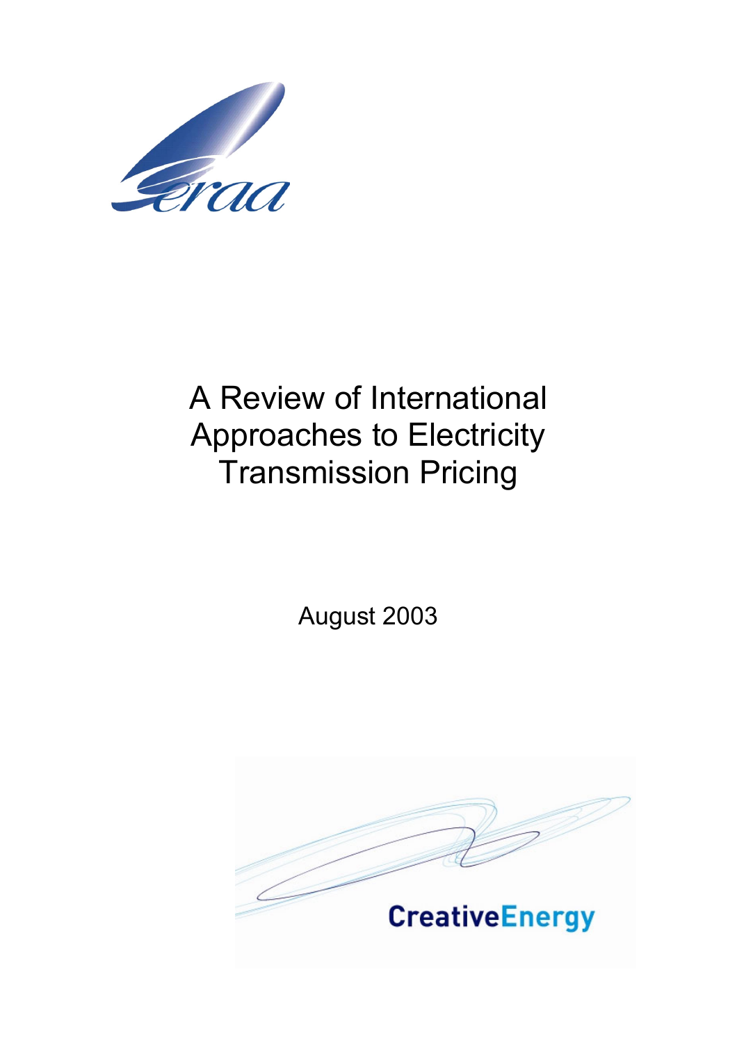# A Review of International Approaches to Electricity Transmission Pricing

August 2003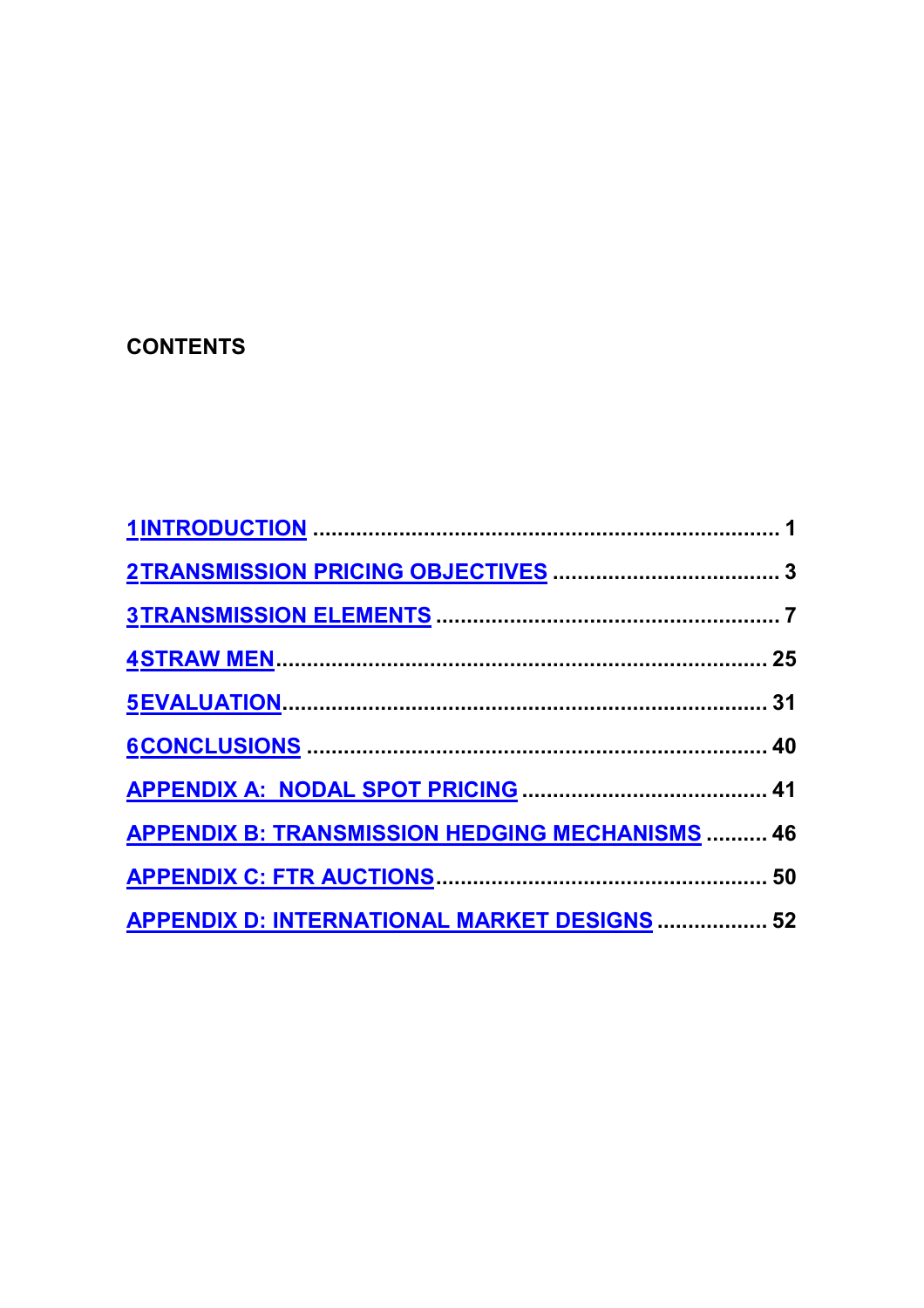**CONTENTS**

1 INTRODUCTION ........................................................................... 1

2 TRANSMISSION PRICING OBJECTIVES ..................................... 3

3 TRANSMISSION ELEMENTS ........................................................ 7

4 STRAW MEN.................................................................................. 25

5 EVALUATION................................................................................ 31

6 CONCLUSIONS ............................................................................ 40

APPENDIX A: NODAL SPOT PRICING ......................................... 41

APPENDIX B: TRANSMISSION HEDGING MECHANISMS .......... 46

APPENDIX C: FTR AUCTIONS...................................................... 50

APPENDIX D: INTERNATIONAL MARKET DESIGNS .................. 52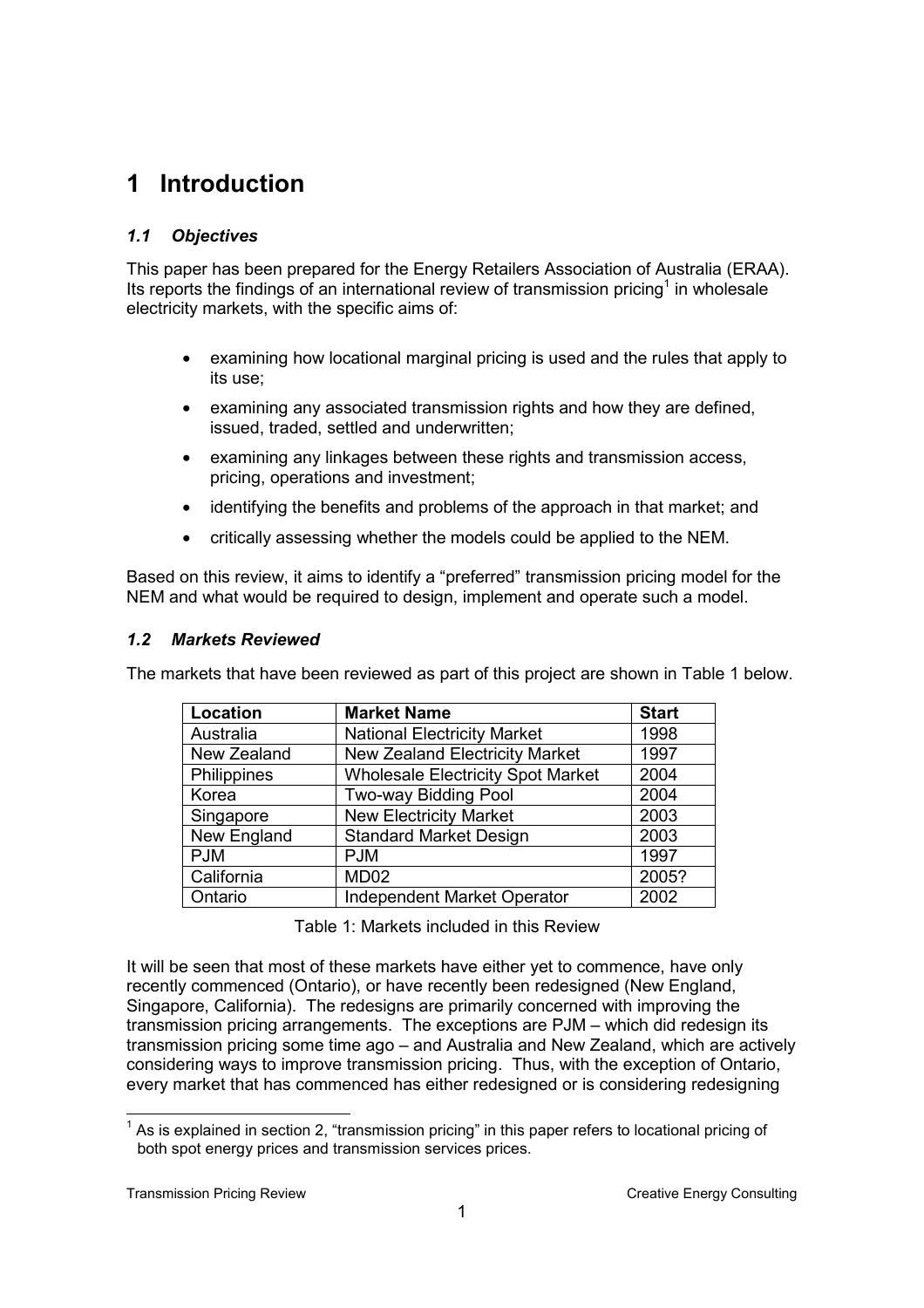# 1 Introduction

## *1.1 Objectives*

This paper has been prepared for the Energy Retailers Association of Australia (ERAA). Its reports the findings of an international review of transmission pricing[1] in wholesale electricity markets, with the specific aims of:

- examining how locational marginal pricing is used and the rules that apply to its use;
- examining any associated transmission rights and how they are defined, issued, traded, settled and underwritten;
- examining any linkages between these rights and transmission access, pricing, operations and investment;
- identifying the benefits and problems of the approach in that market; and
- critically assessing whether the models could be applied to the NEM.

Based on this review, it aims to identify a "preferred" transmission pricing model for the NEM and what would be required to design, implement and operate such a model.

## *1.2 Markets Reviewed*

The markets that have been reviewed as part of this project are shown in Table 1 below.

| Location | Market Name | Start |
|---|---|---|
| Australia | National Electricity Market | 1998 |
| New Zealand | New Zealand Electricity Market | 1997 |
| Philippines | Wholesale Electricity Spot Market | 2004 |
| Korea | Two-way Bidding Pool | 2004 |
| Singapore | New Electricity Market | 2003 |
| New England | Standard Market Design | 2003 |
| PJM | PJM | 1997 |
| California | MD02 | 2005? |
| Ontario | Independent Market Operator | 2002 |

Table 1: Markets included in this Review

It will be seen that most of these markets have either yet to commence, have only recently commenced (Ontario), or have recently been redesigned (New England, Singapore, California). The redesigns are primarily concerned with improving the transmission pricing arrangements. The exceptions are PJM – which did redesign its transmission pricing some time ago – and Australia and New Zealand, which are actively considering ways to improve transmission pricing. Thus, with the exception of Ontario, every market that has commenced has either redesigned or is considering redesigning

[1] As is explained in section 2, "transmission pricing" in this paper refers to locational pricing of both spot energy prices and transmission services prices.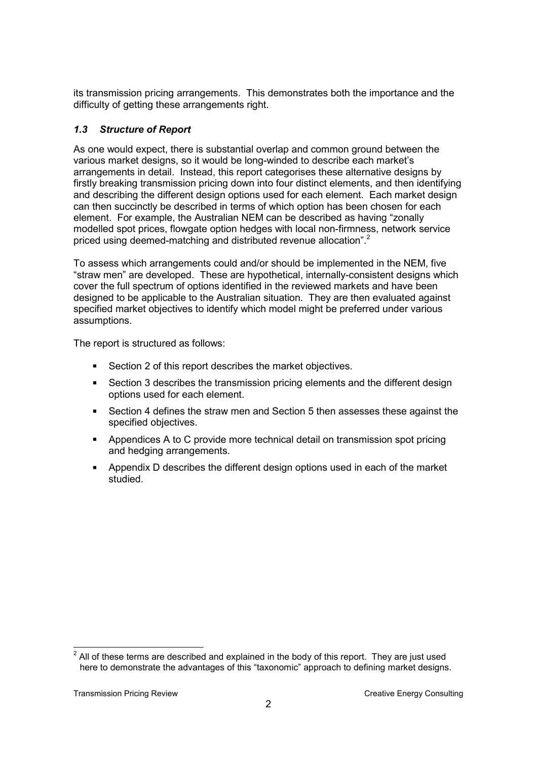its transmission pricing arrangements. This demonstrates both the importance and the difficulty of getting these arrangements right.

### *1.3 Structure of Report*

As one would expect, there is substantial overlap and common ground between the various market designs, so it would be long-winded to describe each market's arrangements in detail. Instead, this report categorises these alternative designs by firstly breaking transmission pricing down into four distinct elements, and then identifying and describing the different design options used for each element. Each market design can then succinctly be described in terms of which option has been chosen for each element. For example, the Australian NEM can be described as having "zonally modelled spot prices, flowgate option hedges with local non-firmness, network service priced using deemed-matching and distributed revenue allocation".[2]

To assess which arrangements could and/or should be implemented in the NEM, five "straw men" are developed. These are hypothetical, internally-consistent designs which cover the full spectrum of options identified in the reviewed markets and have been designed to be applicable to the Australian situation. They are then evaluated against specified market objectives to identify which model might be preferred under various assumptions.

The report is structured as follows:

- Section 2 of this report describes the market objectives.
- Section 3 describes the transmission pricing elements and the different design options used for each element.
- Section 4 defines the straw men and Section 5 then assesses these against the specified objectives.
- Appendices A to C provide more technical detail on transmission spot pricing and hedging arrangements.
- Appendix D describes the different design options used in each of the market studied.

---

[2] All of these terms are described and explained in the body of this report. They are just used here to demonstrate the advantages of this "taxonomic" approach to defining market designs.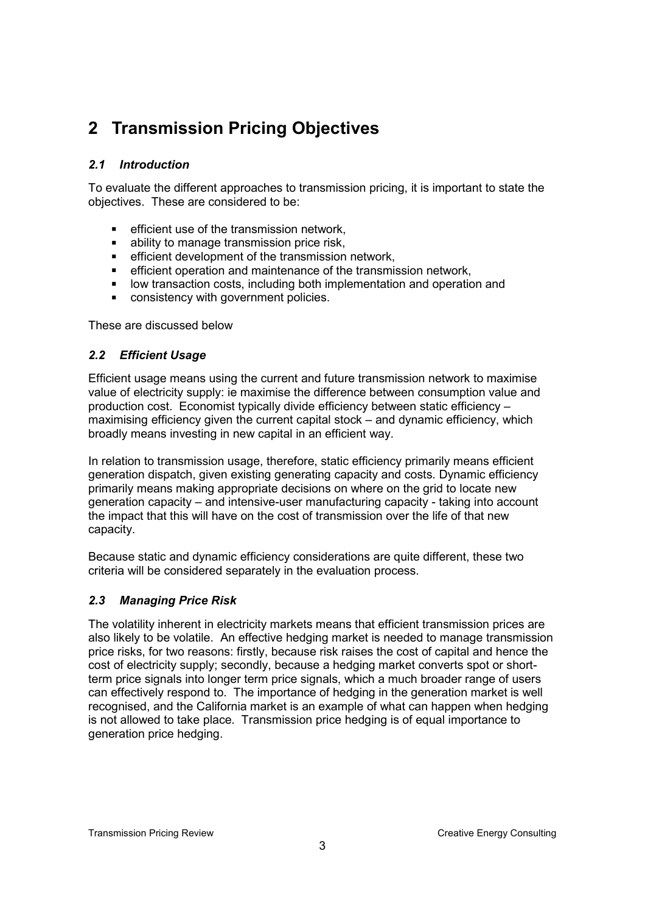# 2 Transmission Pricing Objectives

## *2.1 Introduction*

To evaluate the different approaches to transmission pricing, it is important to state the objectives. These are considered to be:

- efficient use of the transmission network,
- ability to manage transmission price risk,
- efficient development of the transmission network,
- efficient operation and maintenance of the transmission network,
- low transaction costs, including both implementation and operation and
- consistency with government policies.

These are discussed below

## *2.2 Efficient Usage*

Efficient usage means using the current and future transmission network to maximise value of electricity supply: ie maximise the difference between consumption value and production cost. Economist typically divide efficiency between static efficiency – maximising efficiency given the current capital stock – and dynamic efficiency, which broadly means investing in new capital in an efficient way.

In relation to transmission usage, therefore, static efficiency primarily means efficient generation dispatch, given existing generating capacity and costs. Dynamic efficiency primarily means making appropriate decisions on where on the grid to locate new generation capacity – and intensive-user manufacturing capacity - taking into account the impact that this will have on the cost of transmission over the life of that new capacity.

Because static and dynamic efficiency considerations are quite different, these two criteria will be considered separately in the evaluation process.

## *2.3 Managing Price Risk*

The volatility inherent in electricity markets means that efficient transmission prices are also likely to be volatile. An effective hedging market is needed to manage transmission price risks, for two reasons: firstly, because risk raises the cost of capital and hence the cost of electricity supply; secondly, because a hedging market converts spot or short-term price signals into longer term price signals, which a much broader range of users can effectively respond to. The importance of hedging in the generation market is well recognised, and the California market is an example of what can happen when hedging is not allowed to take place. Transmission price hedging is of equal importance to generation price hedging.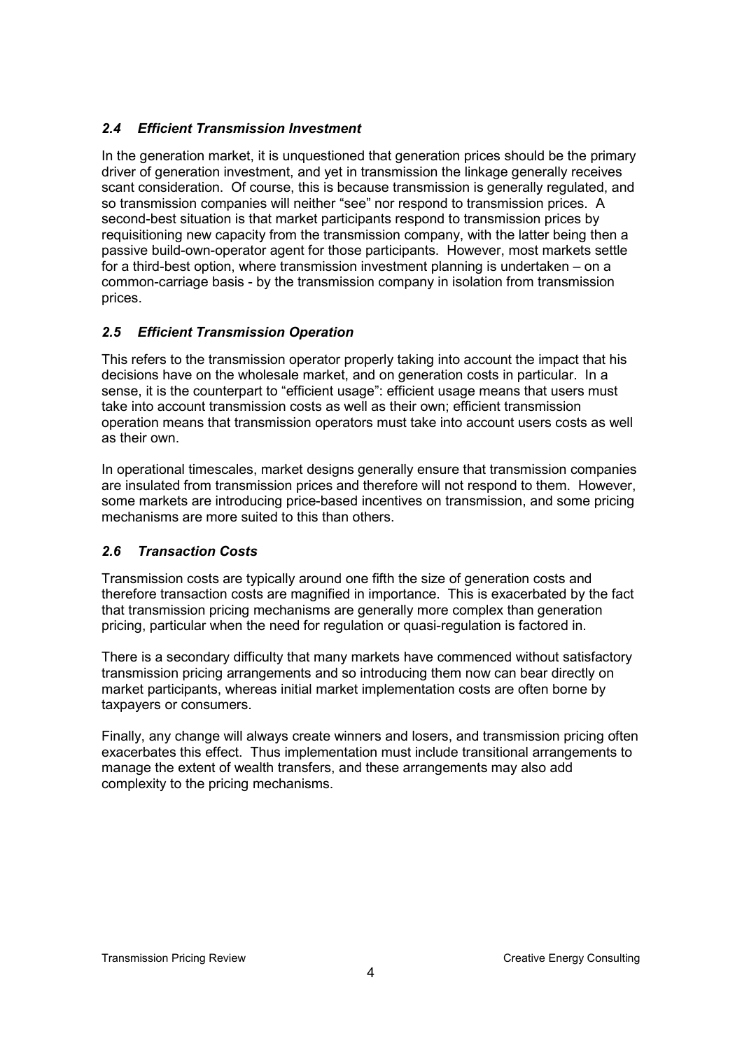### *2.4 Efficient Transmission Investment*

In the generation market, it is unquestioned that generation prices should be the primary driver of generation investment, and yet in transmission the linkage generally receives scant consideration. Of course, this is because transmission is generally regulated, and so transmission companies will neither "see" nor respond to transmission prices. A second-best situation is that market participants respond to transmission prices by requisitioning new capacity from the transmission company, with the latter being then a passive build-own-operator agent for those participants. However, most markets settle for a third-best option, where transmission investment planning is undertaken – on a common-carriage basis - by the transmission company in isolation from transmission prices.

### *2.5 Efficient Transmission Operation*

This refers to the transmission operator properly taking into account the impact that his decisions have on the wholesale market, and on generation costs in particular. In a sense, it is the counterpart to "efficient usage": efficient usage means that users must take into account transmission costs as well as their own; efficient transmission operation means that transmission operators must take into account users costs as well as their own.

In operational timescales, market designs generally ensure that transmission companies are insulated from transmission prices and therefore will not respond to them. However, some markets are introducing price-based incentives on transmission, and some pricing mechanisms are more suited to this than others.

### *2.6 Transaction Costs*

Transmission costs are typically around one fifth the size of generation costs and therefore transaction costs are magnified in importance. This is exacerbated by the fact that transmission pricing mechanisms are generally more complex than generation pricing, particular when the need for regulation or quasi-regulation is factored in.

There is a secondary difficulty that many markets have commenced without satisfactory transmission pricing arrangements and so introducing them now can bear directly on market participants, whereas initial market implementation costs are often borne by taxpayers or consumers.

Finally, any change will always create winners and losers, and transmission pricing often exacerbates this effect. Thus implementation must include transitional arrangements to manage the extent of wealth transfers, and these arrangements may also add complexity to the pricing mechanisms.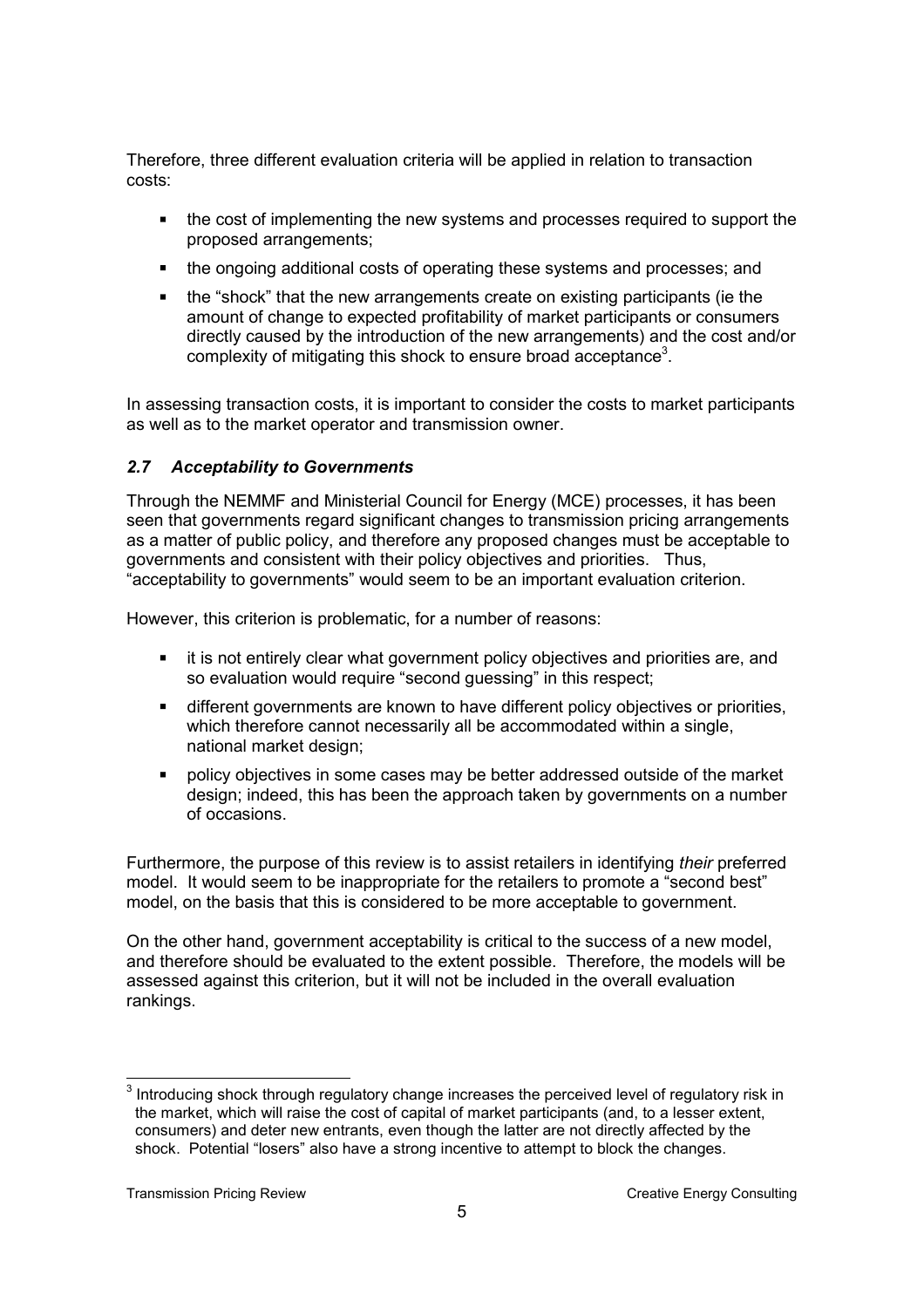Therefore, three different evaluation criteria will be applied in relation to transaction costs:

- the cost of implementing the new systems and processes required to support the proposed arrangements;
- the ongoing additional costs of operating these systems and processes; and
- the "shock" that the new arrangements create on existing participants (ie the amount of change to expected profitability of market participants or consumers directly caused by the introduction of the new arrangements) and the cost and/or complexity of mitigating this shock to ensure broad acceptance[3].

In assessing transaction costs, it is important to consider the costs to market participants as well as to the market operator and transmission owner.

### *2.7 Acceptability to Governments*

Through the NEMMF and Ministerial Council for Energy (MCE) processes, it has been seen that governments regard significant changes to transmission pricing arrangements as a matter of public policy, and therefore any proposed changes must be acceptable to governments and consistent with their policy objectives and priorities. Thus, "acceptability to governments" would seem to be an important evaluation criterion.

However, this criterion is problematic, for a number of reasons:

- it is not entirely clear what government policy objectives and priorities are, and so evaluation would require "second guessing" in this respect;
- different governments are known to have different policy objectives or priorities, which therefore cannot necessarily all be accommodated within a single, national market design;
- policy objectives in some cases may be better addressed outside of the market design; indeed, this has been the approach taken by governments on a number of occasions.

Furthermore, the purpose of this review is to assist retailers in identifying *their* preferred model. It would seem to be inappropriate for the retailers to promote a "second best" model, on the basis that this is considered to be more acceptable to government.

On the other hand, government acceptability is critical to the success of a new model, and therefore should be evaluated to the extent possible. Therefore, the models will be assessed against this criterion, but it will not be included in the overall evaluation rankings.

[3] Introducing shock through regulatory change increases the perceived level of regulatory risk in the market, which will raise the cost of capital of market participants (and, to a lesser extent, consumers) and deter new entrants, even though the latter are not directly affected by the shock. Potential "losers" also have a strong incentive to attempt to block the changes.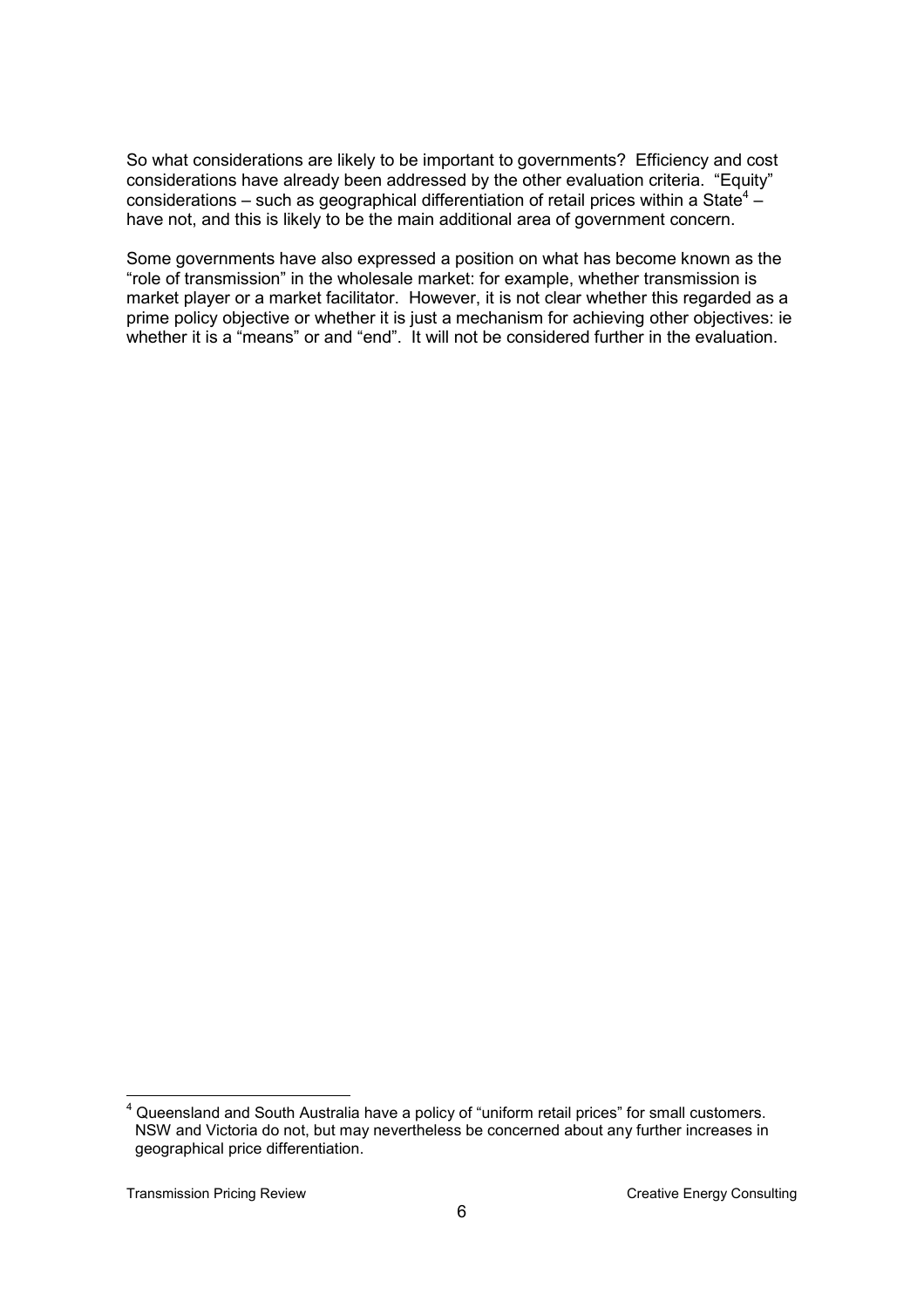So what considerations are likely to be important to governments? Efficiency and cost considerations have already been addressed by the other evaluation criteria. "Equity" considerations – such as geographical differentiation of retail prices within a State[4] – have not, and this is likely to be the main additional area of government concern.

Some governments have also expressed a position on what has become known as the "role of transmission" in the wholesale market: for example, whether transmission is market player or a market facilitator. However, it is not clear whether this regarded as a prime policy objective or whether it is just a mechanism for achieving other objectives: ie whether it is a "means" or and "end". It will not be considered further in the evaluation.

---

[4] Queensland and South Australia have a policy of "uniform retail prices" for small customers. NSW and Victoria do not, but may nevertheless be concerned about any further increases in geographical price differentiation.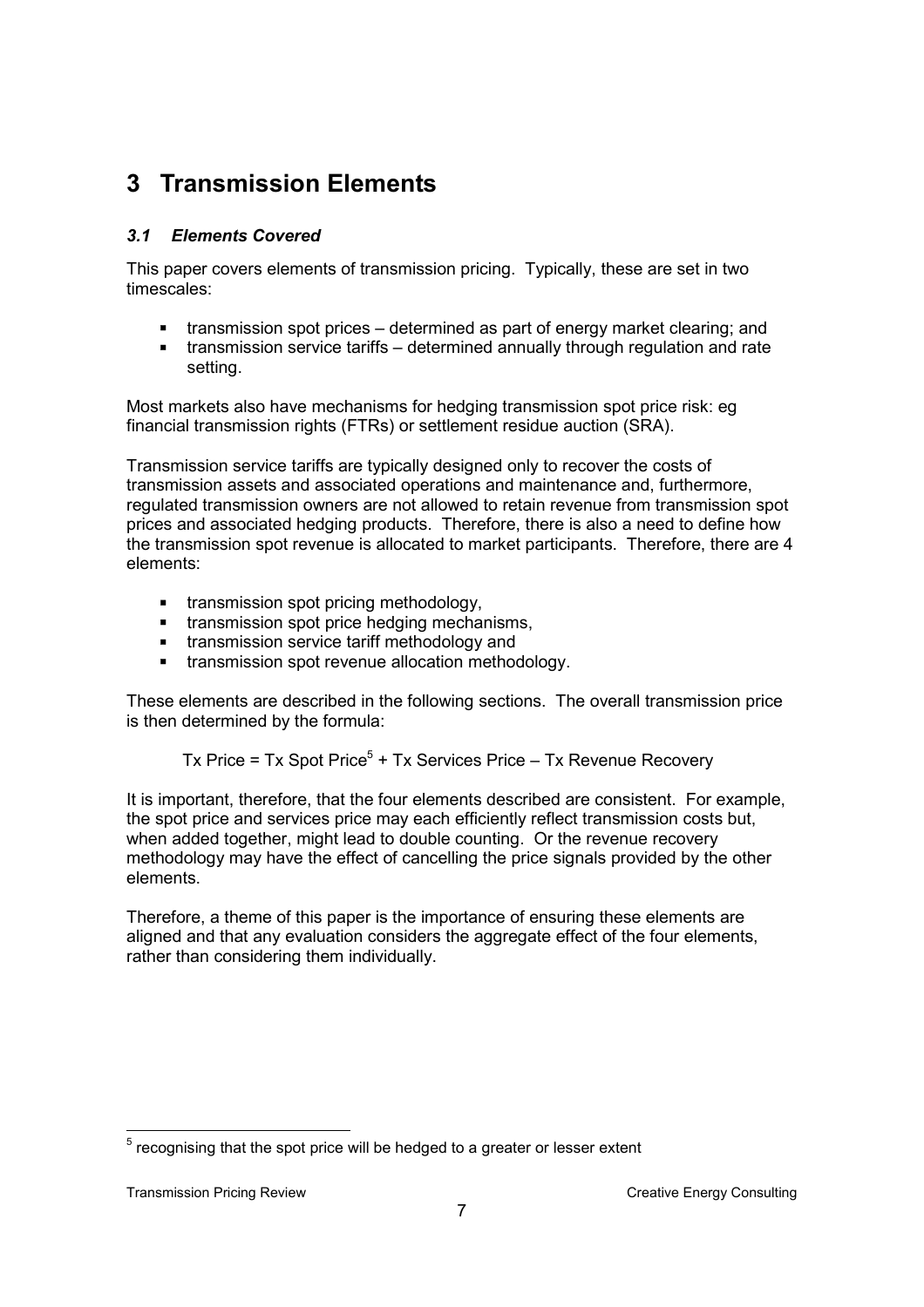# 3 Transmission Elements

## *3.1 Elements Covered*

This paper covers elements of transmission pricing. Typically, these are set in two timescales:

- transmission spot prices – determined as part of energy market clearing; and
- transmission service tariffs – determined annually through regulation and rate setting.

Most markets also have mechanisms for hedging transmission spot price risk: eg financial transmission rights (FTRs) or settlement residue auction (SRA).

Transmission service tariffs are typically designed only to recover the costs of transmission assets and associated operations and maintenance and, furthermore, regulated transmission owners are not allowed to retain revenue from transmission spot prices and associated hedging products. Therefore, there is also a need to define how the transmission spot revenue is allocated to market participants. Therefore, there are 4 elements:

- transmission spot pricing methodology,
- transmission spot price hedging mechanisms,
- transmission service tariff methodology and
- transmission spot revenue allocation methodology.

These elements are described in the following sections. The overall transmission price is then determined by the formula:

Tx Price = Tx Spot Price[5] + Tx Services Price – Tx Revenue Recovery

It is important, therefore, that the four elements described are consistent. For example, the spot price and services price may each efficiently reflect transmission costs but, when added together, might lead to double counting. Or the revenue recovery methodology may have the effect of cancelling the price signals provided by the other elements.

Therefore, a theme of this paper is the importance of ensuring these elements are aligned and that any evaluation considers the aggregate effect of the four elements, rather than considering them individually.

---

[5] recognising that the spot price will be hedged to a greater or lesser extent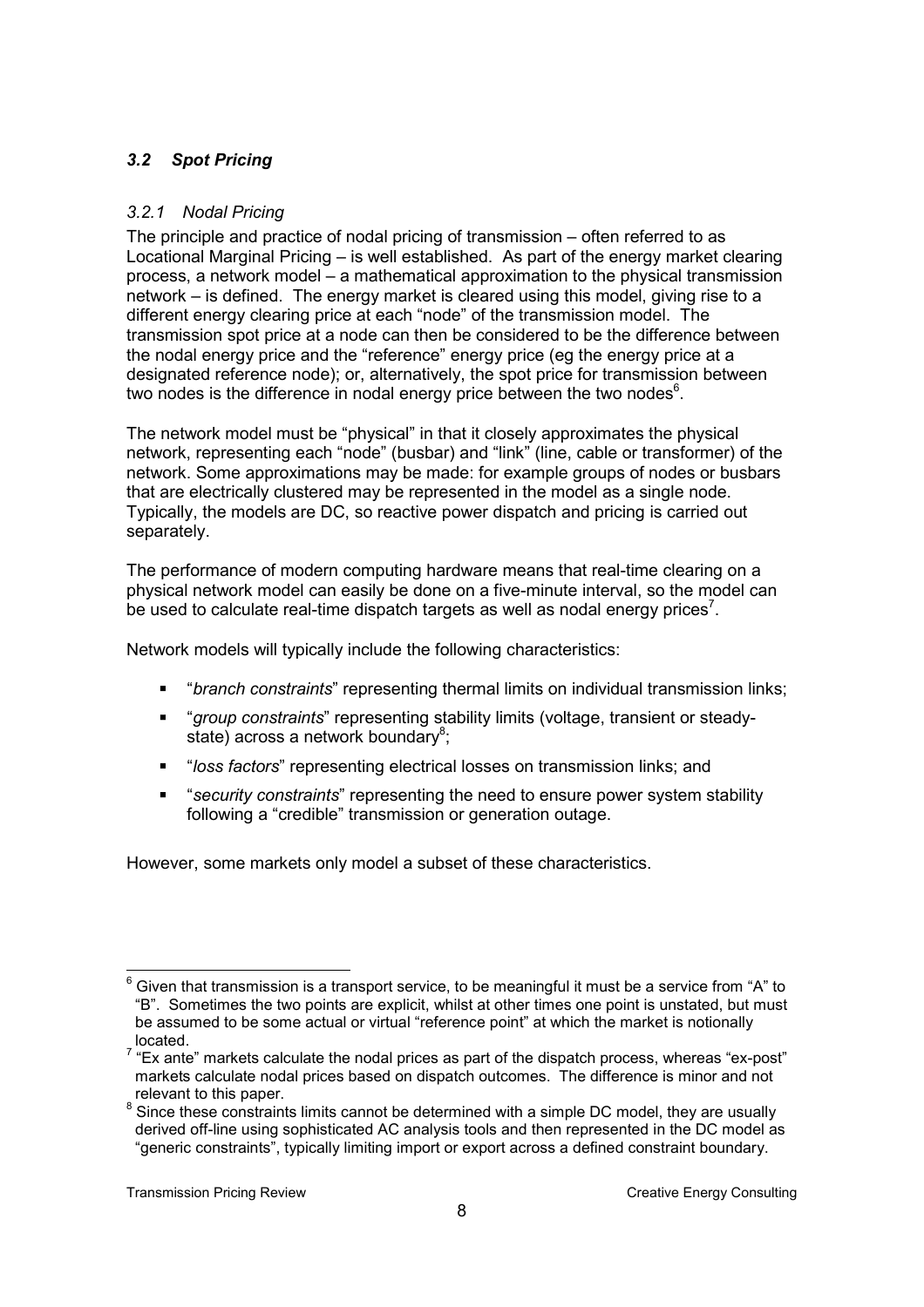### *3.2 Spot Pricing*

#### *3.2.1 Nodal Pricing*

The principle and practice of nodal pricing of transmission – often referred to as Locational Marginal Pricing – is well established. As part of the energy market clearing process, a network model – a mathematical approximation to the physical transmission network – is defined. The energy market is cleared using this model, giving rise to a different energy clearing price at each "node" of the transmission model. The transmission spot price at a node can then be considered to be the difference between the nodal energy price and the "reference" energy price (eg the energy price at a designated reference node); or, alternatively, the spot price for transmission between two nodes is the difference in nodal energy price between the two nodes[6].

The network model must be "physical" in that it closely approximates the physical network, representing each "node" (busbar) and "link" (line, cable or transformer) of the network. Some approximations may be made: for example groups of nodes or busbars that are electrically clustered may be represented in the model as a single node. Typically, the models are DC, so reactive power dispatch and pricing is carried out separately.

The performance of modern computing hardware means that real-time clearing on a physical network model can easily be done on a five-minute interval, so the model can be used to calculate real-time dispatch targets as well as nodal energy prices[7].

Network models will typically include the following characteristics:

- "*branch constraints*" representing thermal limits on individual transmission links;
- "*group constraints*" representing stability limits (voltage, transient or steady-state) across a network boundary[8];
- "*loss factors*" representing electrical losses on transmission links; and
- "*security constraints*" representing the need to ensure power system stability following a "credible" transmission or generation outage.

However, some markets only model a subset of these characteristics.

---

[6] Given that transmission is a transport service, to be meaningful it must be a service from "A" to "B". Sometimes the two points are explicit, whilst at other times one point is unstated, but must be assumed to be some actual or virtual "reference point" at which the market is notionally located.

[7] "Ex ante" markets calculate the nodal prices as part of the dispatch process, whereas "ex-post" markets calculate nodal prices based on dispatch outcomes. The difference is minor and not relevant to this paper.

[8] Since these constraints limits cannot be determined with a simple DC model, they are usually derived off-line using sophisticated AC analysis tools and then represented in the DC model as "generic constraints", typically limiting import or export across a defined constraint boundary.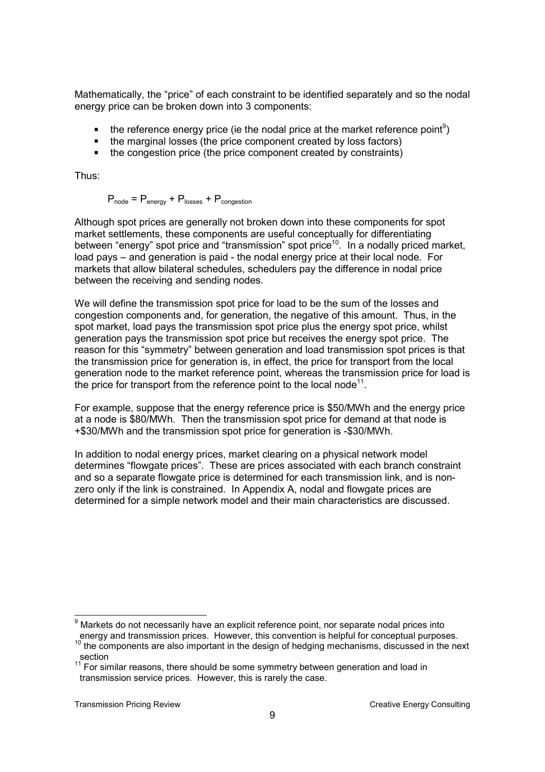Mathematically, the "price" of each constraint to be identified separately and so the nodal energy price can be broken down into 3 components:

- the reference energy price (ie the nodal price at the market reference point[9])
- the marginal losses (the price component created by loss factors)
- the congestion price (the price component created by constraints)

Thus:

$$P_{node} = P_{energy} + P_{losses} + P_{congestion}$$

Although spot prices are generally not broken down into these components for spot market settlements, these components are useful conceptually for differentiating between "energy" spot price and "transmission" spot price[10]. In a nodally priced market, load pays – and generation is paid - the nodal energy price at their local node. For markets that allow bilateral schedules, schedulers pay the difference in nodal price between the receiving and sending nodes.

We will define the transmission spot price for load to be the sum of the losses and congestion components and, for generation, the negative of this amount. Thus, in the spot market, load pays the transmission spot price plus the energy spot price, whilst generation pays the transmission spot price but receives the energy spot price. The reason for this "symmetry" between generation and load transmission spot prices is that the transmission price for generation is, in effect, the price for transport from the local generation node to the market reference point, whereas the transmission price for load is the price for transport from the reference point to the local node[11].

For example, suppose that the energy reference price is \$50/MWh and the energy price at a node is \$80/MWh. Then the transmission spot price for demand at that node is +\$30/MWh and the transmission spot price for generation is -\$30/MWh.

In addition to nodal energy prices, market clearing on a physical network model determines "flowgate prices". These are prices associated with each branch constraint and so a separate flowgate price is determined for each transmission link, and is non-zero only if the link is constrained. In Appendix A, nodal and flowgate prices are determined for a simple network model and their main characteristics are discussed.

---

[9] Markets do not necessarily have an explicit reference point, nor separate nodal prices into energy and transmission prices. However, this convention is helpful for conceptual purposes.

[10] the components are also important in the design of hedging mechanisms, discussed in the next section

[11] For similar reasons, there should be some symmetry between generation and load in transmission service prices. However, this is rarely the case.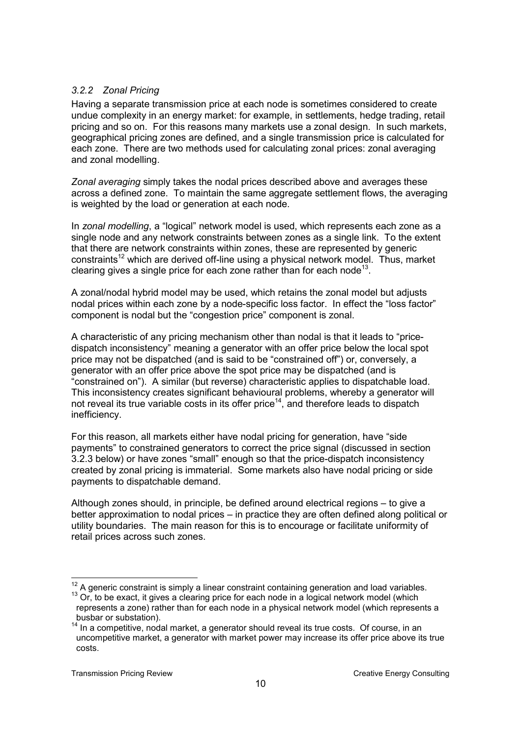### *3.2.2 Zonal Pricing*

Having a separate transmission price at each node is sometimes considered to create undue complexity in an energy market: for example, in settlements, hedge trading, retail pricing and so on. For this reasons many markets use a zonal design. In such markets, geographical pricing zones are defined, and a single transmission price is calculated for each zone. There are two methods used for calculating zonal prices: zonal averaging and zonal modelling.

*Zonal averaging* simply takes the nodal prices described above and averages these across a defined zone. To maintain the same aggregate settlement flows, the averaging is weighted by the load or generation at each node.

In *zonal modelling*, a "logical" network model is used, which represents each zone as a single node and any network constraints between zones as a single link. To the extent that there are network constraints within zones, these are represented by generic constraints[12] which are derived off-line using a physical network model. Thus, market clearing gives a single price for each zone rather than for each node[13].

A zonal/nodal hybrid model may be used, which retains the zonal model but adjusts nodal prices within each zone by a node-specific loss factor. In effect the "loss factor" component is nodal but the "congestion price" component is zonal.

A characteristic of any pricing mechanism other than nodal is that it leads to "price-dispatch inconsistency" meaning a generator with an offer price below the local spot price may not be dispatched (and is said to be "constrained off") or, conversely, a generator with an offer price above the spot price may be dispatched (and is "constrained on"). A similar (but reverse) characteristic applies to dispatchable load. This inconsistency creates significant behavioural problems, whereby a generator will not reveal its true variable costs in its offer price[14], and therefore leads to dispatch inefficiency.

For this reason, all markets either have nodal pricing for generation, have "side payments" to constrained generators to correct the price signal (discussed in section 3.2.3 below) or have zones "small" enough so that the price-dispatch inconsistency created by zonal pricing is immaterial. Some markets also have nodal pricing or side payments to dispatchable demand.

Although zones should, in principle, be defined around electrical regions – to give a better approximation to nodal prices – in practice they are often defined along political or utility boundaries. The main reason for this is to encourage or facilitate uniformity of retail prices across such zones.

---

[12] A generic constraint is simply a linear constraint containing generation and load variables.

[13] Or, to be exact, it gives a clearing price for each node in a logical network model (which represents a zone) rather than for each node in a physical network model (which represents a busbar or substation).

[14] In a competitive, nodal market, a generator should reveal its true costs. Of course, in an uncompetitive market, a generator with market power may increase its offer price above its true costs.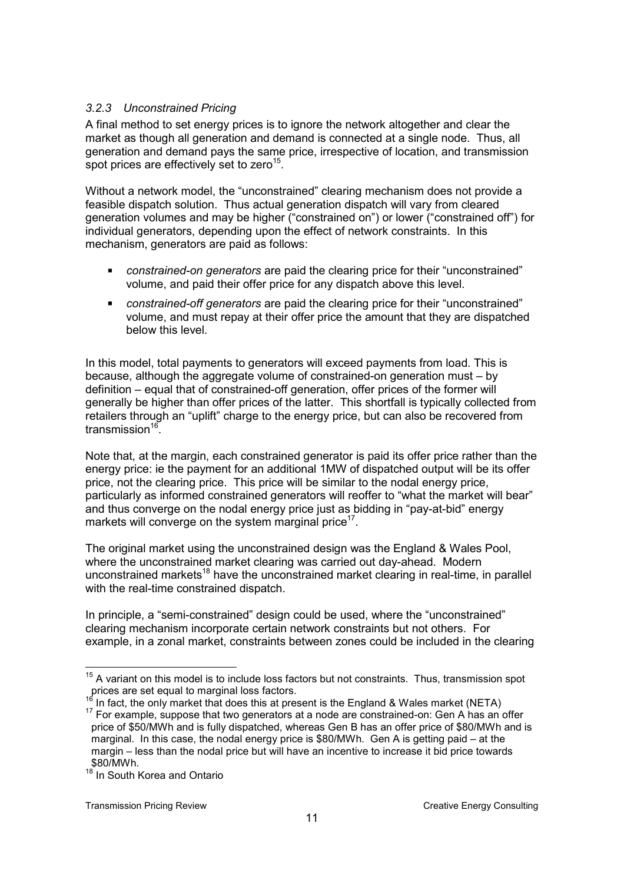### 3.2.3 Unconstrained Pricing

A final method to set energy prices is to ignore the network altogether and clear the market as though all generation and demand is connected at a single node. Thus, all generation and demand pays the same price, irrespective of location, and transmission spot prices are effectively set to zero[15].

Without a network model, the "unconstrained" clearing mechanism does not provide a feasible dispatch solution. Thus actual generation dispatch will vary from cleared generation volumes and may be higher ("constrained on") or lower ("constrained off") for individual generators, depending upon the effect of network constraints. In this mechanism, generators are paid as follows:

- *constrained-on generators* are paid the clearing price for their "unconstrained" volume, and paid their offer price for any dispatch above this level.
- *constrained-off generators* are paid the clearing price for their "unconstrained" volume, and must repay at their offer price the amount that they are dispatched below this level.

In this model, total payments to generators will exceed payments from load. This is because, although the aggregate volume of constrained-on generation must – by definition – equal that of constrained-off generation, offer prices of the former will generally be higher than offer prices of the latter. This shortfall is typically collected from retailers through an "uplift" charge to the energy price, but can also be recovered from transmission[16].

Note that, at the margin, each constrained generator is paid its offer price rather than the energy price: ie the payment for an additional 1MW of dispatched output will be its offer price, not the clearing price. This price will be similar to the nodal energy price, particularly as informed constrained generators will reoffer to "what the market will bear" and thus converge on the nodal energy price just as bidding in "pay-at-bid" energy markets will converge on the system marginal price[17].

The original market using the unconstrained design was the England & Wales Pool, where the unconstrained market clearing was carried out day-ahead. Modern unconstrained markets[18] have the unconstrained market clearing in real-time, in parallel with the real-time constrained dispatch.

In principle, a "semi-constrained" design could be used, where the "unconstrained" clearing mechanism incorporate certain network constraints but not others. For example, in a zonal market, constraints between zones could be included in the clearing

---

[15] A variant on this model is to include loss factors but not constraints. Thus, transmission spot prices are set equal to marginal loss factors.

[16] In fact, the only market that does this at present is the England & Wales market (NETA)

[17] For example, suppose that two generators at a node are constrained-on: Gen A has an offer price of $50/MWh and is fully dispatched, whereas Gen B has an offer price of $80/MWh and is marginal. In this case, the nodal energy price is $80/MWh. Gen A is getting paid – at the margin – less than the nodal price but will have an incentive to increase it bid price towards $80/MWh.

[18] In South Korea and Ontario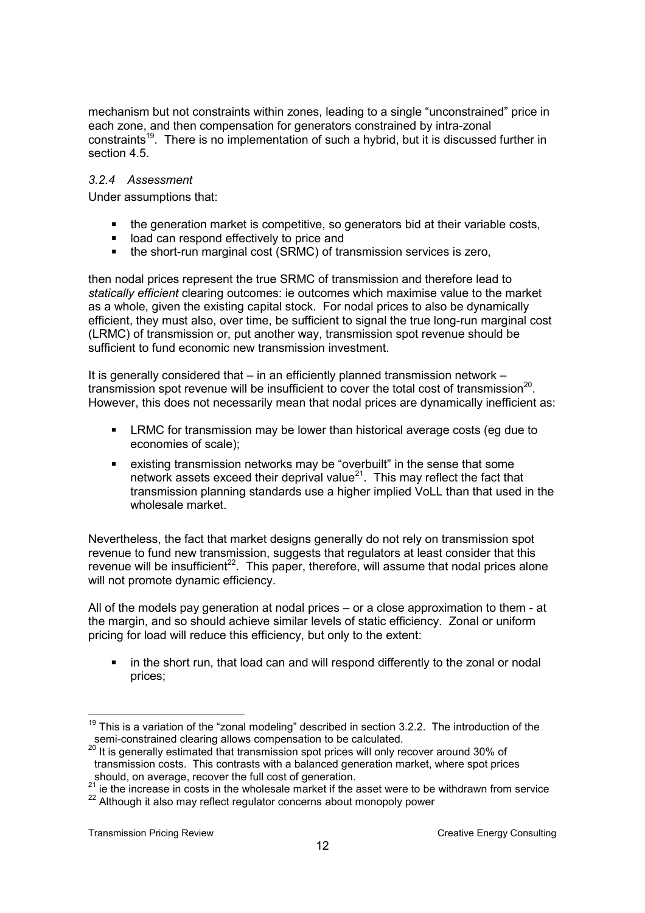mechanism but not constraints within zones, leading to a single "unconstrained" price in each zone, and then compensation for generators constrained by intra-zonal constraints[19]. There is no implementation of such a hybrid, but it is discussed further in section 4.5.

### *3.2.4 Assessment*

Under assumptions that:

- the generation market is competitive, so generators bid at their variable costs,
- load can respond effectively to price and
- the short-run marginal cost (SRMC) of transmission services is zero,

then nodal prices represent the true SRMC of transmission and therefore lead to *statically efficient* clearing outcomes: ie outcomes which maximise value to the market as a whole, given the existing capital stock. For nodal prices to also be dynamically efficient, they must also, over time, be sufficient to signal the true long-run marginal cost (LRMC) of transmission or, put another way, transmission spot revenue should be sufficient to fund economic new transmission investment.

It is generally considered that – in an efficiently planned transmission network – transmission spot revenue will be insufficient to cover the total cost of transmission[20]. However, this does not necessarily mean that nodal prices are dynamically inefficient as:

- LRMC for transmission may be lower than historical average costs (eg due to economies of scale);
- existing transmission networks may be "overbuilt" in the sense that some network assets exceed their deprival value[21]. This may reflect the fact that transmission planning standards use a higher implied VoLL than that used in the wholesale market.

Nevertheless, the fact that market designs generally do not rely on transmission spot revenue to fund new transmission, suggests that regulators at least consider that this revenue will be insufficient[22]. This paper, therefore, will assume that nodal prices alone will not promote dynamic efficiency.

All of the models pay generation at nodal prices – or a close approximation to them - at the margin, and so should achieve similar levels of static efficiency. Zonal or uniform pricing for load will reduce this efficiency, but only to the extent:

- in the short run, that load can and will respond differently to the zonal or nodal prices;

---

[19] This is a variation of the "zonal modeling" described in section 3.2.2. The introduction of the semi-constrained clearing allows compensation to be calculated.

[20] It is generally estimated that transmission spot prices will only recover around 30% of transmission costs. This contrasts with a balanced generation market, where spot prices should, on average, recover the full cost of generation.

[21] ie the increase in costs in the wholesale market if the asset were to be withdrawn from service

[22] Although it also may reflect regulator concerns about monopoly power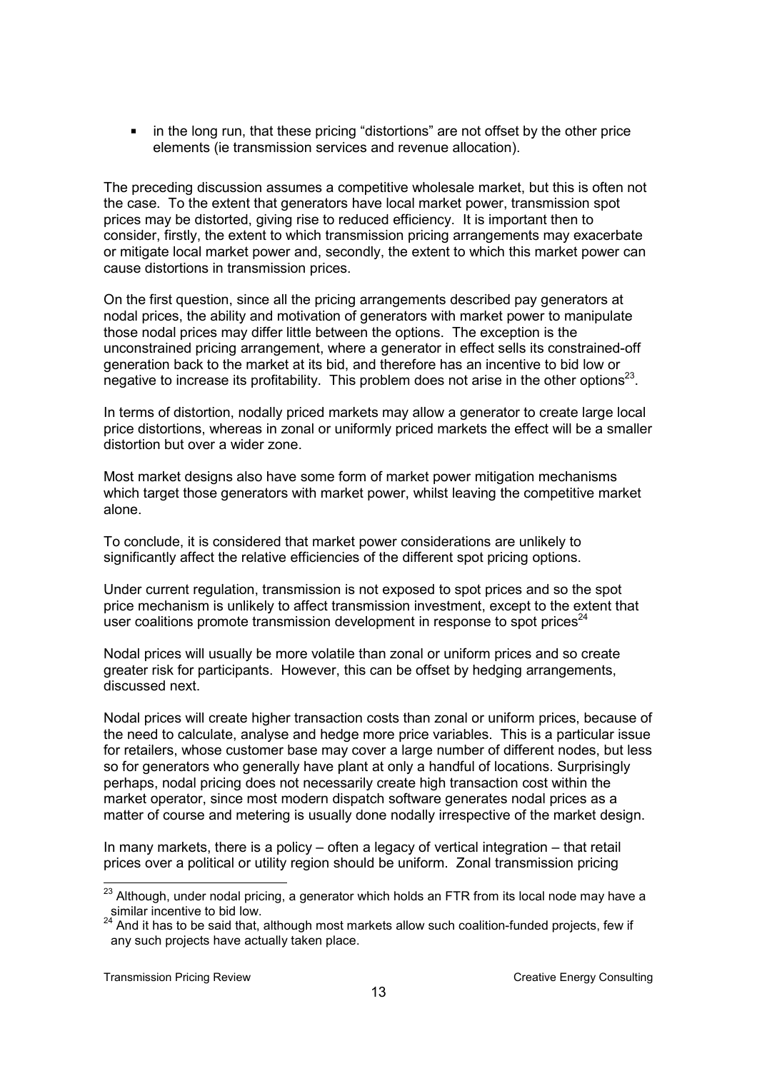- in the long run, that these pricing "distortions" are not offset by the other price elements (ie transmission services and revenue allocation).

The preceding discussion assumes a competitive wholesale market, but this is often not the case. To the extent that generators have local market power, transmission spot prices may be distorted, giving rise to reduced efficiency. It is important then to consider, firstly, the extent to which transmission pricing arrangements may exacerbate or mitigate local market power and, secondly, the extent to which this market power can cause distortions in transmission prices.

On the first question, since all the pricing arrangements described pay generators at nodal prices, the ability and motivation of generators with market power to manipulate those nodal prices may differ little between the options. The exception is the unconstrained pricing arrangement, where a generator in effect sells its constrained-off generation back to the market at its bid, and therefore has an incentive to bid low or negative to increase its profitability. This problem does not arise in the other options[23].

In terms of distortion, nodally priced markets may allow a generator to create large local price distortions, whereas in zonal or uniformly priced markets the effect will be a smaller distortion but over a wider zone.

Most market designs also have some form of market power mitigation mechanisms which target those generators with market power, whilst leaving the competitive market alone.

To conclude, it is considered that market power considerations are unlikely to significantly affect the relative efficiencies of the different spot pricing options.

Under current regulation, transmission is not exposed to spot prices and so the spot price mechanism is unlikely to affect transmission investment, except to the extent that user coalitions promote transmission development in response to spot prices[24]

Nodal prices will usually be more volatile than zonal or uniform prices and so create greater risk for participants. However, this can be offset by hedging arrangements, discussed next.

Nodal prices will create higher transaction costs than zonal or uniform prices, because of the need to calculate, analyse and hedge more price variables. This is a particular issue for retailers, whose customer base may cover a large number of different nodes, but less so for generators who generally have plant at only a handful of locations. Surprisingly perhaps, nodal pricing does not necessarily create high transaction cost within the market operator, since most modern dispatch software generates nodal prices as a matter of course and metering is usually done nodally irrespective of the market design.

In many markets, there is a policy – often a legacy of vertical integration – that retail prices over a political or utility region should be uniform. Zonal transmission pricing

---

[23] Although, under nodal pricing, a generator which holds an FTR from its local node may have a similar incentive to bid low.

[24] And it has to be said that, although most markets allow such coalition-funded projects, few if any such projects have actually taken place.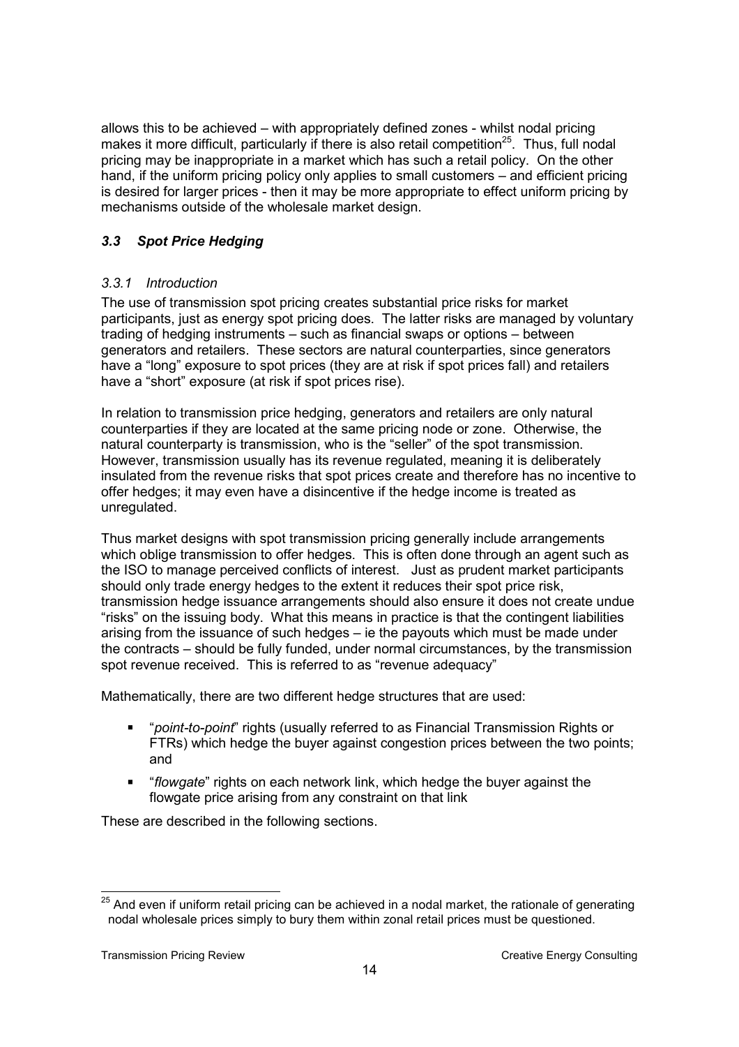allows this to be achieved – with appropriately defined zones - whilst nodal pricing makes it more difficult, particularly if there is also retail competition[25]. Thus, full nodal pricing may be inappropriate in a market which has such a retail policy. On the other hand, if the uniform pricing policy only applies to small customers – and efficient pricing is desired for larger prices - then it may be more appropriate to effect uniform pricing by mechanisms outside of the wholesale market design.

### *3.3 Spot Price Hedging*

#### *3.3.1 Introduction*

The use of transmission spot pricing creates substantial price risks for market participants, just as energy spot pricing does. The latter risks are managed by voluntary trading of hedging instruments – such as financial swaps or options – between generators and retailers. These sectors are natural counterparties, since generators have a "long" exposure to spot prices (they are at risk if spot prices fall) and retailers have a "short" exposure (at risk if spot prices rise).

In relation to transmission price hedging, generators and retailers are only natural counterparties if they are located at the same pricing node or zone. Otherwise, the natural counterparty is transmission, who is the "seller" of the spot transmission. However, transmission usually has its revenue regulated, meaning it is deliberately insulated from the revenue risks that spot prices create and therefore has no incentive to offer hedges; it may even have a disincentive if the hedge income is treated as unregulated.

Thus market designs with spot transmission pricing generally include arrangements which oblige transmission to offer hedges. This is often done through an agent such as the ISO to manage perceived conflicts of interest. Just as prudent market participants should only trade energy hedges to the extent it reduces their spot price risk, transmission hedge issuance arrangements should also ensure it does not create undue "risks" on the issuing body. What this means in practice is that the contingent liabilities arising from the issuance of such hedges – ie the payouts which must be made under the contracts – should be fully funded, under normal circumstances, by the transmission spot revenue received. This is referred to as "revenue adequacy"

Mathematically, there are two different hedge structures that are used:

- "*point-to-point*" rights (usually referred to as Financial Transmission Rights or FTRs) which hedge the buyer against congestion prices between the two points; and
- "*flowgate*" rights on each network link, which hedge the buyer against the flowgate price arising from any constraint on that link

These are described in the following sections.

---

[25] And even if uniform retail pricing can be achieved in a nodal market, the rationale of generating nodal wholesale prices simply to bury them within zonal retail prices must be questioned.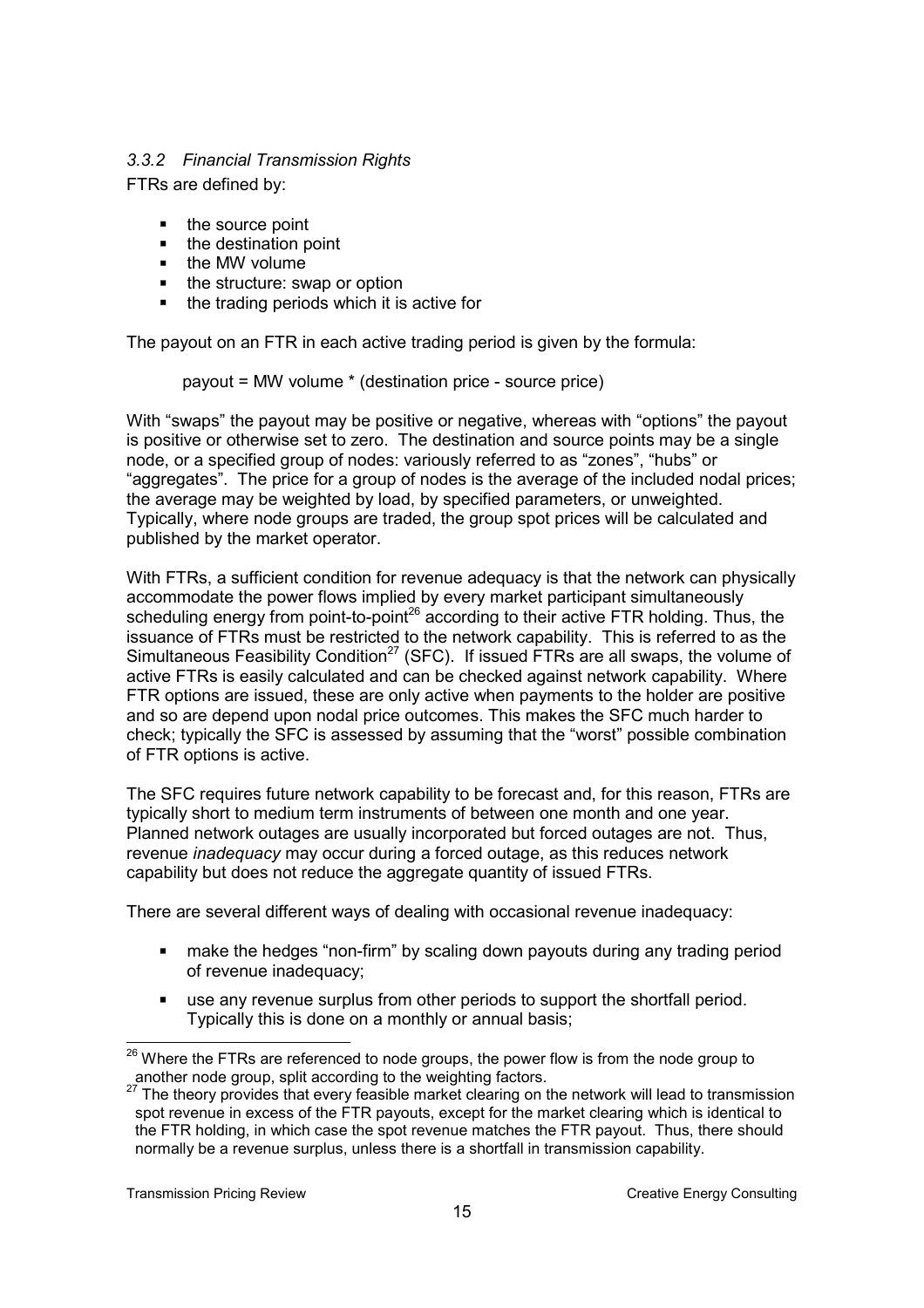### *3.3.2 Financial Transmission Rights*

FTRs are defined by:

- the source point
- the destination point
- the MW volume
- the structure: swap or option
- the trading periods which it is active for

The payout on an FTR in each active trading period is given by the formula:

payout = MW volume * (destination price - source price)

With “swaps” the payout may be positive or negative, whereas with “options” the payout is positive or otherwise set to zero. The destination and source points may be a single node, or a specified group of nodes: variously referred to as “zones”, “hubs” or “aggregates”. The price for a group of nodes is the average of the included nodal prices; the average may be weighted by load, by specified parameters, or unweighted. Typically, where node groups are traded, the group spot prices will be calculated and published by the market operator.

With FTRs, a sufficient condition for revenue adequacy is that the network can physically accommodate the power flows implied by every market participant simultaneously scheduling energy from point-to-point[26] according to their active FTR holding. Thus, the issuance of FTRs must be restricted to the network capability. This is referred to as the Simultaneous Feasibility Condition[27] (SFC). If issued FTRs are all swaps, the volume of active FTRs is easily calculated and can be checked against network capability. Where FTR options are issued, these are only active when payments to the holder are positive and so are depend upon nodal price outcomes. This makes the SFC much harder to check; typically the SFC is assessed by assuming that the “worst” possible combination of FTR options is active.

The SFC requires future network capability to be forecast and, for this reason, FTRs are typically short to medium term instruments of between one month and one year. Planned network outages are usually incorporated but forced outages are not. Thus, revenue *inadequacy* may occur during a forced outage, as this reduces network capability but does not reduce the aggregate quantity of issued FTRs.

There are several different ways of dealing with occasional revenue inadequacy:

- make the hedges “non-firm” by scaling down payouts during any trading period of revenue inadequacy;
- use any revenue surplus from other periods to support the shortfall period. Typically this is done on a monthly or annual basis;

---

[26] Where the FTRs are referenced to node groups, the power flow is from the node group to another node group, split according to the weighting factors.

[27] The theory provides that every feasible market clearing on the network will lead to transmission spot revenue in excess of the FTR payouts, except for the market clearing which is identical to the FTR holding, in which case the spot revenue matches the FTR payout. Thus, there should normally be a revenue surplus, unless there is a shortfall in transmission capability.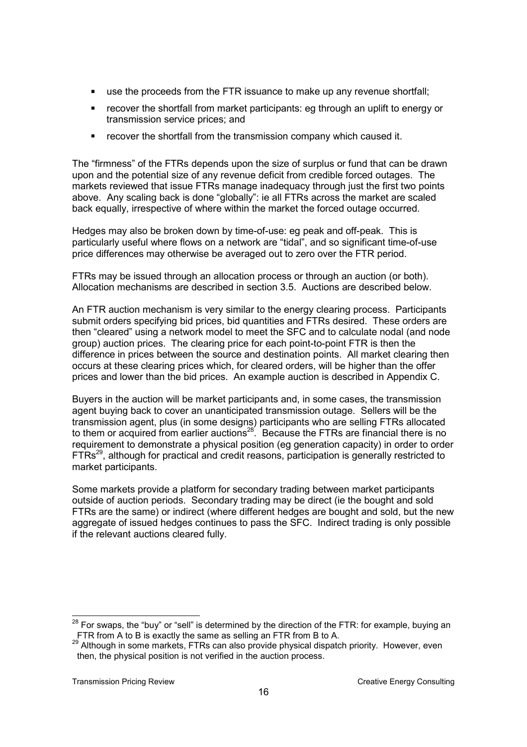- use the proceeds from the FTR issuance to make up any revenue shortfall;
- recover the shortfall from market participants: eg through an uplift to energy or transmission service prices; and
- recover the shortfall from the transmission company which caused it.

The "firmness" of the FTRs depends upon the size of surplus or fund that can be drawn upon and the potential size of any revenue deficit from credible forced outages. The markets reviewed that issue FTRs manage inadequacy through just the first two points above. Any scaling back is done "globally": ie all FTRs across the market are scaled back equally, irrespective of where within the market the forced outage occurred.

Hedges may also be broken down by time-of-use: eg peak and off-peak. This is particularly useful where flows on a network are "tidal", and so significant time-of-use price differences may otherwise be averaged out to zero over the FTR period.

FTRs may be issued through an allocation process or through an auction (or both). Allocation mechanisms are described in section 3.5. Auctions are described below.

An FTR auction mechanism is very similar to the energy clearing process. Participants submit orders specifying bid prices, bid quantities and FTRs desired. These orders are then "cleared" using a network model to meet the SFC and to calculate nodal (and node group) auction prices. The clearing price for each point-to-point FTR is then the difference in prices between the source and destination points. All market clearing then occurs at these clearing prices which, for cleared orders, will be higher than the offer prices and lower than the bid prices. An example auction is described in Appendix C.

Buyers in the auction will be market participants and, in some cases, the transmission agent buying back to cover an unanticipated transmission outage. Sellers will be the transmission agent, plus (in some designs) participants who are selling FTRs allocated to them or acquired from earlier auctions[28]. Because the FTRs are financial there is no requirement to demonstrate a physical position (eg generation capacity) in order to order FTRs[29], although for practical and credit reasons, participation is generally restricted to market participants.

Some markets provide a platform for secondary trading between market participants outside of auction periods. Secondary trading may be direct (ie the bought and sold FTRs are the same) or indirect (where different hedges are bought and sold, but the new aggregate of issued hedges continues to pass the SFC. Indirect trading is only possible if the relevant auctions cleared fully.

---

[28] For swaps, the "buy" or "sell" is determined by the direction of the FTR: for example, buying an FTR from A to B is exactly the same as selling an FTR from B to A.

[29] Although in some markets, FTRs can also provide physical dispatch priority. However, even then, the physical position is not verified in the auction process.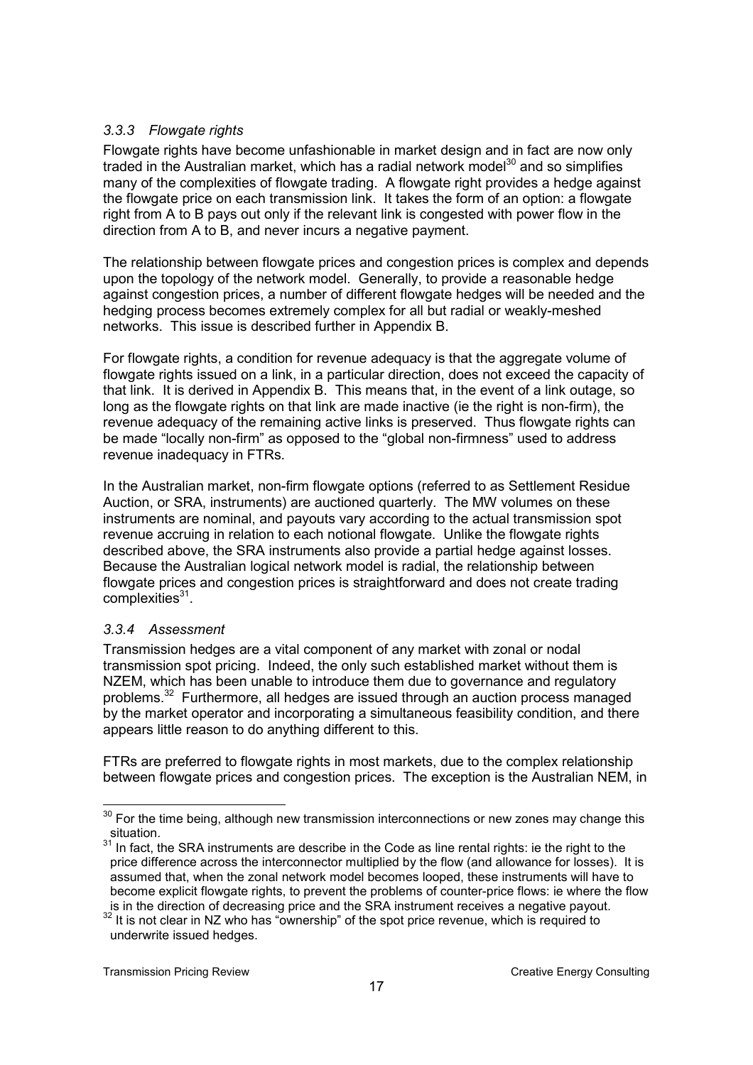### *3.3.3 Flowgate rights*

Flowgate rights have become unfashionable in market design and in fact are now only traded in the Australian market, which has a radial network model[30] and so simplifies many of the complexities of flowgate trading. A flowgate right provides a hedge against the flowgate price on each transmission link. It takes the form of an option: a flowgate right from A to B pays out only if the relevant link is congested with power flow in the direction from A to B, and never incurs a negative payment.

The relationship between flowgate prices and congestion prices is complex and depends upon the topology of the network model. Generally, to provide a reasonable hedge against congestion prices, a number of different flowgate hedges will be needed and the hedging process becomes extremely complex for all but radial or weakly-meshed networks. This issue is described further in Appendix B.

For flowgate rights, a condition for revenue adequacy is that the aggregate volume of flowgate rights issued on a link, in a particular direction, does not exceed the capacity of that link. It is derived in Appendix B. This means that, in the event of a link outage, so long as the flowgate rights on that link are made inactive (ie the right is non-firm), the revenue adequacy of the remaining active links is preserved. Thus flowgate rights can be made "locally non-firm" as opposed to the "global non-firmness" used to address revenue inadequacy in FTRs.

In the Australian market, non-firm flowgate options (referred to as Settlement Residue Auction, or SRA, instruments) are auctioned quarterly. The MW volumes on these instruments are nominal, and payouts vary according to the actual transmission spot revenue accruing in relation to each notional flowgate. Unlike the flowgate rights described above, the SRA instruments also provide a partial hedge against losses. Because the Australian logical network model is radial, the relationship between flowgate prices and congestion prices is straightforward and does not create trading complexities[31].

### *3.3.4 Assessment*

Transmission hedges are a vital component of any market with zonal or nodal transmission spot pricing. Indeed, the only such established market without them is NZEM, which has been unable to introduce them due to governance and regulatory problems.[32] Furthermore, all hedges are issued through an auction process managed by the market operator and incorporating a simultaneous feasibility condition, and there appears little reason to do anything different to this.

FTRs are preferred to flowgate rights in most markets, due to the complex relationship between flowgate prices and congestion prices. The exception is the Australian NEM, in

---

[30] For the time being, although new transmission interconnections or new zones may change this situation.

[31] In fact, the SRA instruments are describe in the Code as line rental rights: ie the right to the price difference across the interconnector multiplied by the flow (and allowance for losses). It is assumed that, when the zonal network model becomes looped, these instruments will have to become explicit flowgate rights, to prevent the problems of counter-price flows: ie where the flow is in the direction of decreasing price and the SRA instrument receives a negative payout.

[32] It is not clear in NZ who has "ownership" of the spot price revenue, which is required to underwrite issued hedges.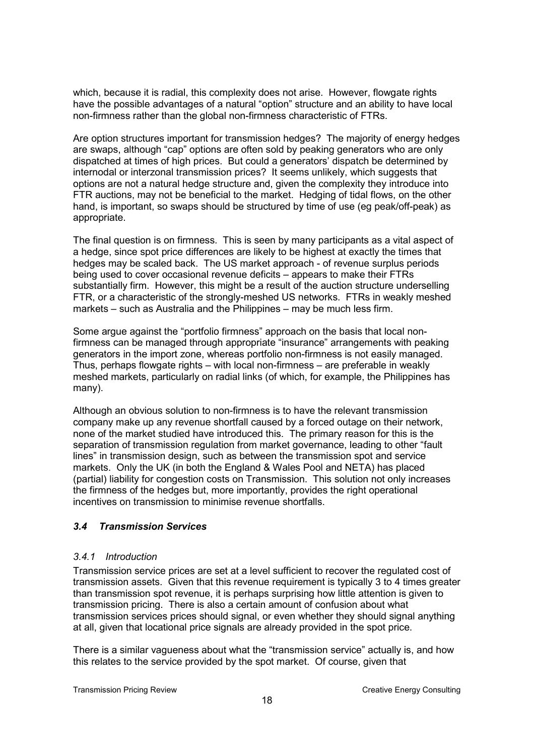which, because it is radial, this complexity does not arise. However, flowgate rights have the possible advantages of a natural "option" structure and an ability to have local non-firmness rather than the global non-firmness characteristic of FTRs.

Are option structures important for transmission hedges? The majority of energy hedges are swaps, although "cap" options are often sold by peaking generators who are only dispatched at times of high prices. But could a generators' dispatch be determined by internodal or interzonal transmission prices? It seems unlikely, which suggests that options are not a natural hedge structure and, given the complexity they introduce into FTR auctions, may not be beneficial to the market. Hedging of tidal flows, on the other hand, is important, so swaps should be structured by time of use (eg peak/off-peak) as appropriate.

The final question is on firmness. This is seen by many participants as a vital aspect of a hedge, since spot price differences are likely to be highest at exactly the times that hedges may be scaled back. The US market approach - of revenue surplus periods being used to cover occasional revenue deficits – appears to make their FTRs substantially firm. However, this might be a result of the auction structure underselling FTR, or a characteristic of the strongly-meshed US networks. FTRs in weakly meshed markets – such as Australia and the Philippines – may be much less firm.

Some argue against the "portfolio firmness" approach on the basis that local non-firmness can be managed through appropriate "insurance" arrangements with peaking generators in the import zone, whereas portfolio non-firmness is not easily managed. Thus, perhaps flowgate rights – with local non-firmness – are preferable in weakly meshed markets, particularly on radial links (of which, for example, the Philippines has many).

Although an obvious solution to non-firmness is to have the relevant transmission company make up any revenue shortfall caused by a forced outage on their network, none of the market studied have introduced this. The primary reason for this is the separation of transmission regulation from market governance, leading to other "fault lines" in transmission design, such as between the transmission spot and service markets. Only the UK (in both the England & Wales Pool and NETA) has placed (partial) liability for congestion costs on Transmission. This solution not only increases the firmness of the hedges but, more importantly, provides the right operational incentives on transmission to minimise revenue shortfalls.

### *3.4 Transmission Services*

#### *3.4.1 Introduction*

Transmission service prices are set at a level sufficient to recover the regulated cost of transmission assets. Given that this revenue requirement is typically 3 to 4 times greater than transmission spot revenue, it is perhaps surprising how little attention is given to transmission pricing. There is also a certain amount of confusion about what transmission services prices should signal, or even whether they should signal anything at all, given that locational price signals are already provided in the spot price.

There is a similar vagueness about what the "transmission service" actually is, and how this relates to the service provided by the spot market. Of course, given that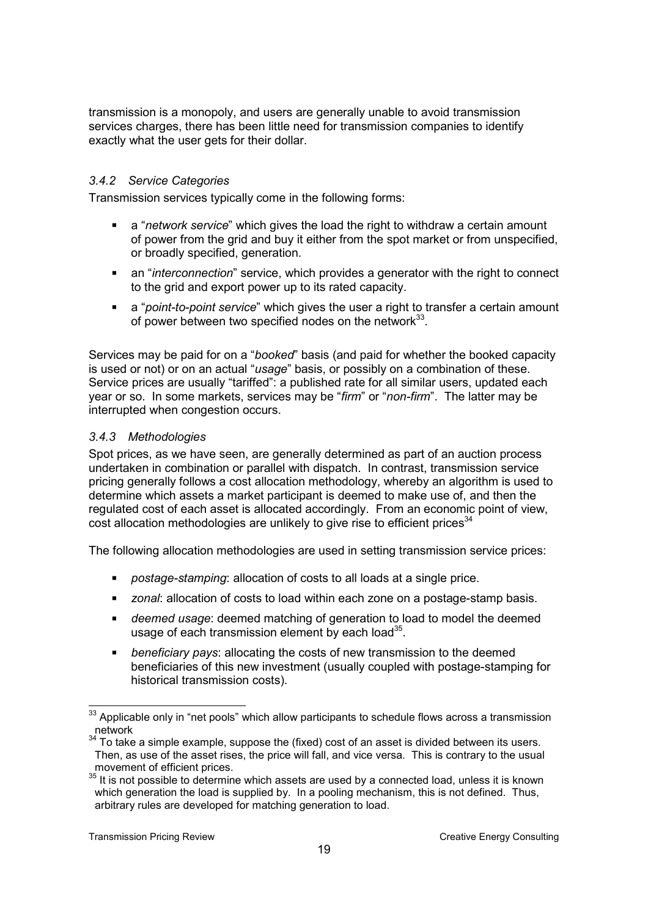transmission is a monopoly, and users are generally unable to avoid transmission services charges, there has been little need for transmission companies to identify exactly what the user gets for their dollar.

### *3.4.2 Service Categories*

Transmission services typically come in the following forms:

- a "*network service*" which gives the load the right to withdraw a certain amount of power from the grid and buy it either from the spot market or from unspecified, or broadly specified, generation.
- an "*interconnection*" service, which provides a generator with the right to connect to the grid and export power up to its rated capacity.
- a "*point-to-point service*" which gives the user a right to transfer a certain amount of power between two specified nodes on the network[33].

Services may be paid for on a "*booked*" basis (and paid for whether the booked capacity is used or not) or on an actual "*usage*" basis, or possibly on a combination of these. Service prices are usually "tariffed": a published rate for all similar users, updated each year or so. In some markets, services may be "*firm*" or "*non-firm*". The latter may be interrupted when congestion occurs.

### *3.4.3 Methodologies*

Spot prices, as we have seen, are generally determined as part of an auction process undertaken in combination or parallel with dispatch. In contrast, transmission service pricing generally follows a cost allocation methodology, whereby an algorithm is used to determine which assets a market participant is deemed to make use of, and then the regulated cost of each asset is allocated accordingly. From an economic point of view, cost allocation methodologies are unlikely to give rise to efficient prices[34]

The following allocation methodologies are used in setting transmission service prices:

- *postage-stamping*: allocation of costs to all loads at a single price.
- *zonal*: allocation of costs to load within each zone on a postage-stamp basis.
- *deemed usage*: deemed matching of generation to load to model the deemed usage of each transmission element by each load[35].
- *beneficiary pays*: allocating the costs of new transmission to the deemed beneficiaries of this new investment (usually coupled with postage-stamping for historical transmission costs).

---

[33] Applicable only in "net pools" which allow participants to schedule flows across a transmission network

[34] To take a simple example, suppose the (fixed) cost of an asset is divided between its users. Then, as use of the asset rises, the price will fall, and vice versa. This is contrary to the usual movement of efficient prices.

[35] It is not possible to determine which assets are used by a connected load, unless it is known which generation the load is supplied by. In a pooling mechanism, this is not defined. Thus, arbitrary rules are developed for matching generation to load.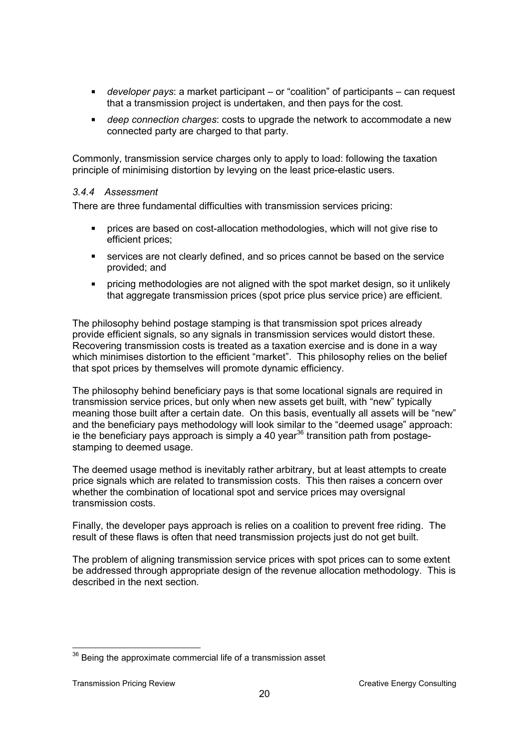- *developer pays*: a market participant – or "coalition" of participants – can request that a transmission project is undertaken, and then pays for the cost.
- *deep connection charges*: costs to upgrade the network to accommodate a new connected party are charged to that party.

Commonly, transmission service charges only to apply to load: following the taxation principle of minimising distortion by levying on the least price-elastic users.

### *3.4.4 Assessment*

There are three fundamental difficulties with transmission services pricing:

- prices are based on cost-allocation methodologies, which will not give rise to efficient prices;
- services are not clearly defined, and so prices cannot be based on the service provided; and
- pricing methodologies are not aligned with the spot market design, so it unlikely that aggregate transmission prices (spot price plus service price) are efficient.

The philosophy behind postage stamping is that transmission spot prices already provide efficient signals, so any signals in transmission services would distort these. Recovering transmission costs is treated as a taxation exercise and is done in a way which minimises distortion to the efficient "market". This philosophy relies on the belief that spot prices by themselves will promote dynamic efficiency.

The philosophy behind beneficiary pays is that some locational signals are required in transmission service prices, but only when new assets get built, with "new" typically meaning those built after a certain date. On this basis, eventually all assets will be "new" and the beneficiary pays methodology will look similar to the "deemed usage" approach: ie the beneficiary pays approach is simply a 40 year[36] transition path from postage-stamping to deemed usage.

The deemed usage method is inevitably rather arbitrary, but at least attempts to create price signals which are related to transmission costs. This then raises a concern over whether the combination of locational spot and service prices may oversignal transmission costs.

Finally, the developer pays approach is relies on a coalition to prevent free riding. The result of these flaws is often that need transmission projects just do not get built.

The problem of aligning transmission service prices with spot prices can to some extent be addressed through appropriate design of the revenue allocation methodology. This is described in the next section.

---

[36] Being the approximate commercial life of a transmission asset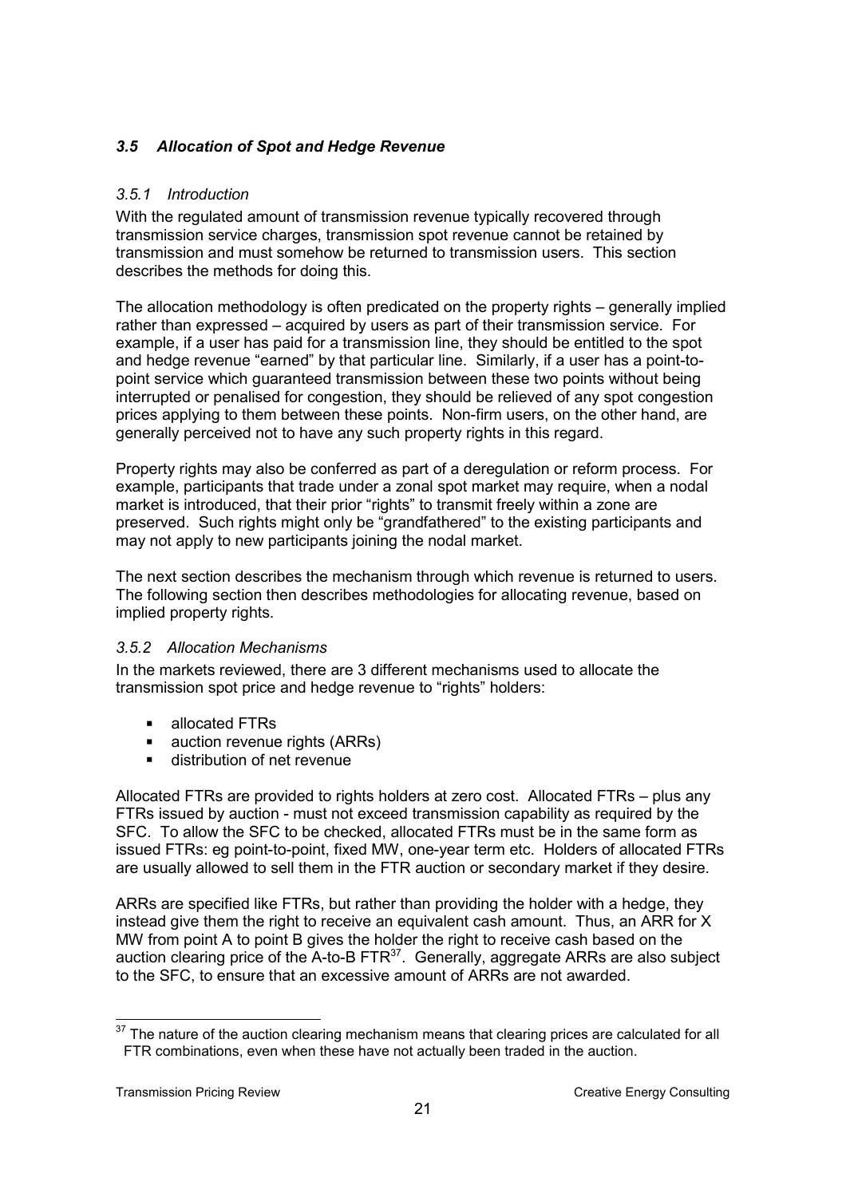### *3.5 Allocation of Spot and Hedge Revenue*

#### *3.5.1 Introduction*

With the regulated amount of transmission revenue typically recovered through transmission service charges, transmission spot revenue cannot be retained by transmission and must somehow be returned to transmission users. This section describes the methods for doing this.

The allocation methodology is often predicated on the property rights – generally implied rather than expressed – acquired by users as part of their transmission service. For example, if a user has paid for a transmission line, they should be entitled to the spot and hedge revenue "earned" by that particular line. Similarly, if a user has a point-to-point service which guaranteed transmission between these two points without being interrupted or penalised for congestion, they should be relieved of any spot congestion prices applying to them between these points. Non-firm users, on the other hand, are generally perceived not to have any such property rights in this regard.

Property rights may also be conferred as part of a deregulation or reform process. For example, participants that trade under a zonal spot market may require, when a nodal market is introduced, that their prior "rights" to transmit freely within a zone are preserved. Such rights might only be "grandfathered" to the existing participants and may not apply to new participants joining the nodal market.

The next section describes the mechanism through which revenue is returned to users. The following section then describes methodologies for allocating revenue, based on implied property rights.

#### *3.5.2 Allocation Mechanisms*

In the markets reviewed, there are 3 different mechanisms used to allocate the transmission spot price and hedge revenue to "rights" holders:

- allocated FTRs
- auction revenue rights (ARRs)
- distribution of net revenue

Allocated FTRs are provided to rights holders at zero cost. Allocated FTRs – plus any FTRs issued by auction - must not exceed transmission capability as required by the SFC. To allow the SFC to be checked, allocated FTRs must be in the same form as issued FTRs: eg point-to-point, fixed MW, one-year term etc. Holders of allocated FTRs are usually allowed to sell them in the FTR auction or secondary market if they desire.

ARRs are specified like FTRs, but rather than providing the holder with a hedge, they instead give them the right to receive an equivalent cash amount. Thus, an ARR for X MW from point A to point B gives the holder the right to receive cash based on the auction clearing price of the A-to-B FTR[37]. Generally, aggregate ARRs are also subject to the SFC, to ensure that an excessive amount of ARRs are not awarded.

[37] The nature of the auction clearing mechanism means that clearing prices are calculated for all FTR combinations, even when these have not actually been traded in the auction.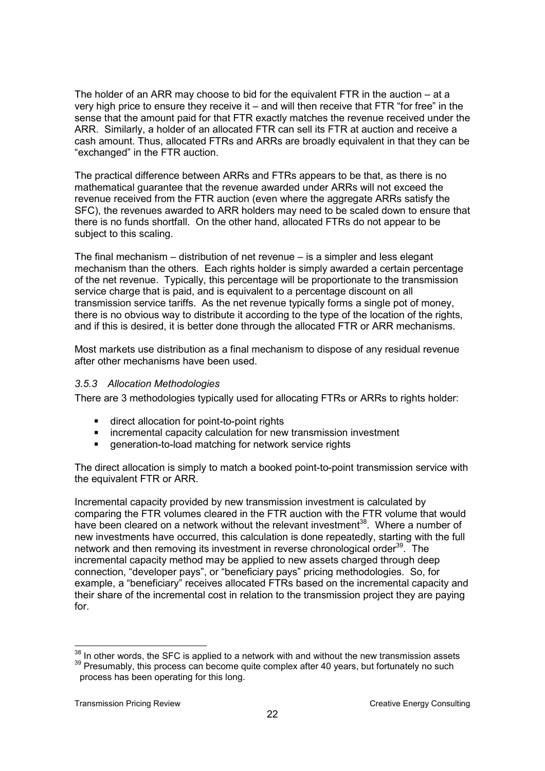The holder of an ARR may choose to bid for the equivalent FTR in the auction – at a very high price to ensure they receive it – and will then receive that FTR "for free" in the sense that the amount paid for that FTR exactly matches the revenue received under the ARR. Similarly, a holder of an allocated FTR can sell its FTR at auction and receive a cash amount. Thus, allocated FTRs and ARRs are broadly equivalent in that they can be "exchanged" in the FTR auction.

The practical difference between ARRs and FTRs appears to be that, as there is no mathematical guarantee that the revenue awarded under ARRs will not exceed the revenue received from the FTR auction (even where the aggregate ARRs satisfy the SFC), the revenues awarded to ARR holders may need to be scaled down to ensure that there is no funds shortfall. On the other hand, allocated FTRs do not appear to be subject to this scaling.

The final mechanism – distribution of net revenue – is a simpler and less elegant mechanism than the others. Each rights holder is simply awarded a certain percentage of the net revenue. Typically, this percentage will be proportionate to the transmission service charge that is paid, and is equivalent to a percentage discount on all transmission service tariffs. As the net revenue typically forms a single pot of money, there is no obvious way to distribute it according to the type of the location of the rights, and if this is desired, it is better done through the allocated FTR or ARR mechanisms.

Most markets use distribution as a final mechanism to dispose of any residual revenue after other mechanisms have been used.

### *3.5.3 Allocation Methodologies*

There are 3 methodologies typically used for allocating FTRs or ARRs to rights holder:

- direct allocation for point-to-point rights
- incremental capacity calculation for new transmission investment
- generation-to-load matching for network service rights

The direct allocation is simply to match a booked point-to-point transmission service with the equivalent FTR or ARR.

Incremental capacity provided by new transmission investment is calculated by comparing the FTR volumes cleared in the FTR auction with the FTR volume that would have been cleared on a network without the relevant investment[38]. Where a number of new investments have occurred, this calculation is done repeatedly, starting with the full network and then removing its investment in reverse chronological order[39]. The incremental capacity method may be applied to new assets charged through deep connection, "developer pays", or "beneficiary pays" pricing methodologies. So, for example, a "beneficiary" receives allocated FTRs based on the incremental capacity and their share of the incremental cost in relation to the transmission project they are paying for.

[38] In other words, the SFC is applied to a network with and without the new transmission assets

[39] Presumably, this process can become quite complex after 40 years, but fortunately no such process has been operating for this long.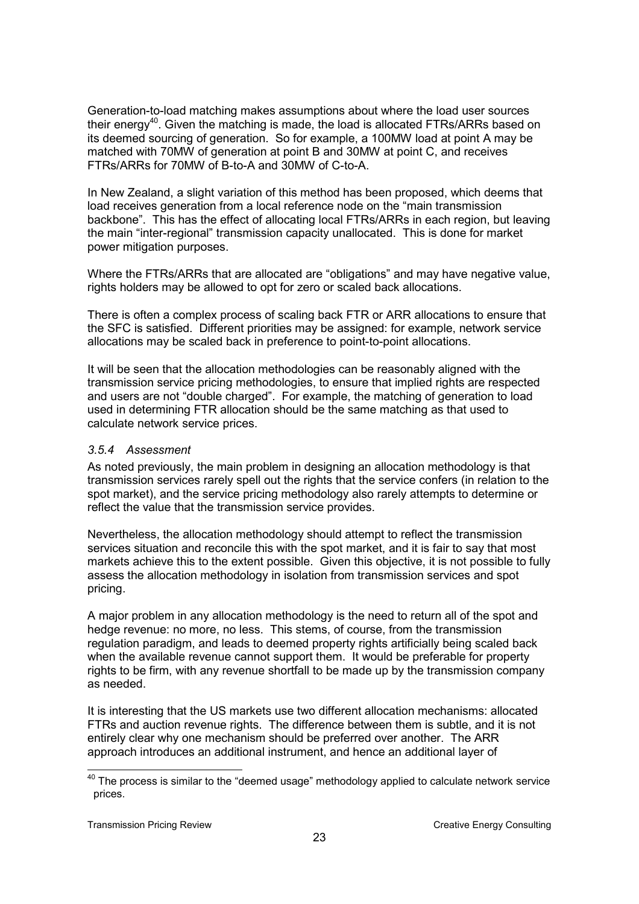Generation-to-load matching makes assumptions about where the load user sources their energy[40]. Given the matching is made, the load is allocated FTRs/ARRs based on its deemed sourcing of generation. So for example, a 100MW load at point A may be matched with 70MW of generation at point B and 30MW at point C, and receives FTRs/ARRs for 70MW of B-to-A and 30MW of C-to-A.

In New Zealand, a slight variation of this method has been proposed, which deems that load receives generation from a local reference node on the "main transmission backbone". This has the effect of allocating local FTRs/ARRs in each region, but leaving the main "inter-regional" transmission capacity unallocated. This is done for market power mitigation purposes.

Where the FTRs/ARRs that are allocated are "obligations" and may have negative value, rights holders may be allowed to opt for zero or scaled back allocations.

There is often a complex process of scaling back FTR or ARR allocations to ensure that the SFC is satisfied. Different priorities may be assigned: for example, network service allocations may be scaled back in preference to point-to-point allocations.

It will be seen that the allocation methodologies can be reasonably aligned with the transmission service pricing methodologies, to ensure that implied rights are respected and users are not "double charged". For example, the matching of generation to load used in determining FTR allocation should be the same matching as that used to calculate network service prices.

### *3.5.4 Assessment*

As noted previously, the main problem in designing an allocation methodology is that transmission services rarely spell out the rights that the service confers (in relation to the spot market), and the service pricing methodology also rarely attempts to determine or reflect the value that the transmission service provides.

Nevertheless, the allocation methodology should attempt to reflect the transmission services situation and reconcile this with the spot market, and it is fair to say that most markets achieve this to the extent possible. Given this objective, it is not possible to fully assess the allocation methodology in isolation from transmission services and spot pricing.

A major problem in any allocation methodology is the need to return all of the spot and hedge revenue: no more, no less. This stems, of course, from the transmission regulation paradigm, and leads to deemed property rights artificially being scaled back when the available revenue cannot support them. It would be preferable for property rights to be firm, with any revenue shortfall to be made up by the transmission company as needed.

It is interesting that the US markets use two different allocation mechanisms: allocated FTRs and auction revenue rights. The difference between them is subtle, and it is not entirely clear why one mechanism should be preferred over another. The ARR approach introduces an additional instrument, and hence an additional layer of

---

[40] The process is similar to the "deemed usage" methodology applied to calculate network service prices.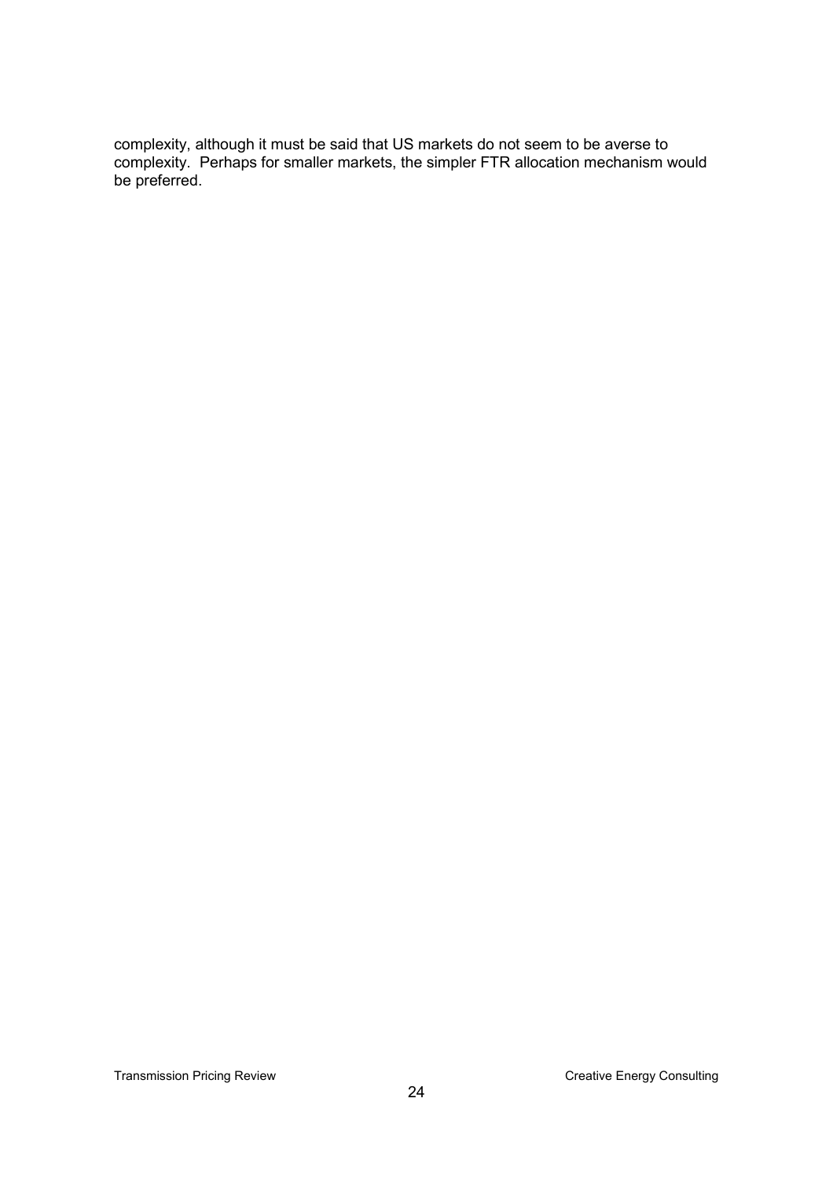complexity, although it must be said that US markets do not seem to be averse to complexity. Perhaps for smaller markets, the simpler FTR allocation mechanism would be preferred.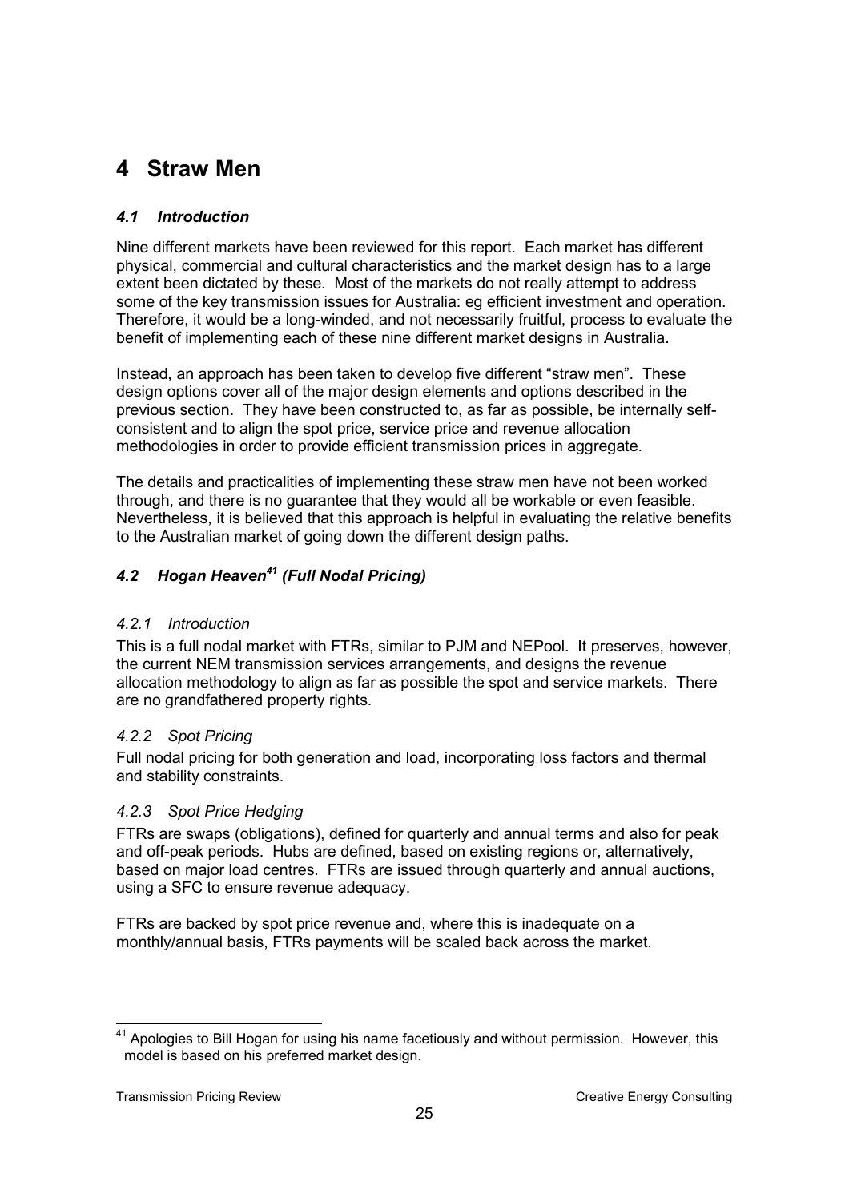# 4 Straw Men

### *4.1 Introduction*

Nine different markets have been reviewed for this report. Each market has different physical, commercial and cultural characteristics and the market design has to a large extent been dictated by these. Most of the markets do not really attempt to address some of the key transmission issues for Australia: eg efficient investment and operation. Therefore, it would be a long-winded, and not necessarily fruitful, process to evaluate the benefit of implementing each of these nine different market designs in Australia.

Instead, an approach has been taken to develop five different "straw men". These design options cover all of the major design elements and options described in the previous section. They have been constructed to, as far as possible, be internally self-consistent and to align the spot price, service price and revenue allocation methodologies in order to provide efficient transmission prices in aggregate.

The details and practicalities of implementing these straw men have not been worked through, and there is no guarantee that they would all be workable or even feasible. Nevertheless, it is believed that this approach is helpful in evaluating the relative benefits to the Australian market of going down the different design paths.

### *4.2 Hogan Heaven[41] (Full Nodal Pricing)*

#### *4.2.1 Introduction*

This is a full nodal market with FTRs, similar to PJM and NEPool. It preserves, however, the current NEM transmission services arrangements, and designs the revenue allocation methodology to align as far as possible the spot and service markets. There are no grandfathered property rights.

#### *4.2.2 Spot Pricing*

Full nodal pricing for both generation and load, incorporating loss factors and thermal and stability constraints.

#### *4.2.3 Spot Price Hedging*

FTRs are swaps (obligations), defined for quarterly and annual terms and also for peak and off-peak periods. Hubs are defined, based on existing regions or, alternatively, based on major load centres. FTRs are issued through quarterly and annual auctions, using a SFC to ensure revenue adequacy.

FTRs are backed by spot price revenue and, where this is inadequate on a monthly/annual basis, FTRs payments will be scaled back across the market.

---

[41] Apologies to Bill Hogan for using his name facetiously and without permission. However, this model is based on his preferred market design.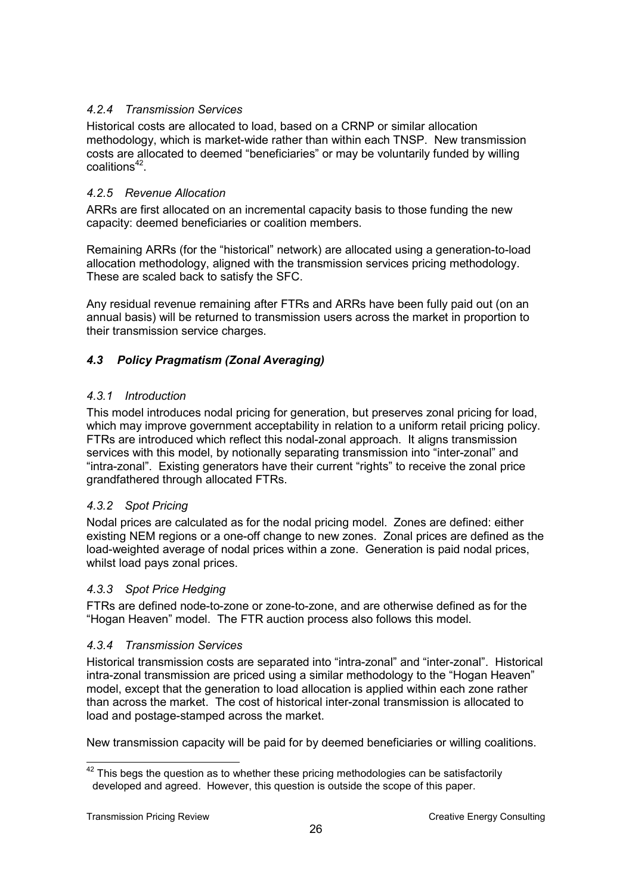#### *4.2.4 Transmission Services*

Historical costs are allocated to load, based on a CRNP or similar allocation methodology, which is market-wide rather than within each TNSP. New transmission costs are allocated to deemed "beneficiaries" or may be voluntarily funded by willing coalitions[42].

#### *4.2.5 Revenue Allocation*

ARRs are first allocated on an incremental capacity basis to those funding the new capacity: deemed beneficiaries or coalition members.

Remaining ARRs (for the "historical" network) are allocated using a generation-to-load allocation methodology, aligned with the transmission services pricing methodology. These are scaled back to satisfy the SFC.

Any residual revenue remaining after FTRs and ARRs have been fully paid out (on an annual basis) will be returned to transmission users across the market in proportion to their transmission service charges.

### *4.3 Policy Pragmatism (Zonal Averaging)*

#### *4.3.1 Introduction*

This model introduces nodal pricing for generation, but preserves zonal pricing for load, which may improve government acceptability in relation to a uniform retail pricing policy. FTRs are introduced which reflect this nodal-zonal approach. It aligns transmission services with this model, by notionally separating transmission into "inter-zonal" and "intra-zonal". Existing generators have their current "rights" to receive the zonal price grandfathered through allocated FTRs.

#### *4.3.2 Spot Pricing*

Nodal prices are calculated as for the nodal pricing model. Zones are defined: either existing NEM regions or a one-off change to new zones. Zonal prices are defined as the load-weighted average of nodal prices within a zone. Generation is paid nodal prices, whilst load pays zonal prices.

#### *4.3.3 Spot Price Hedging*

FTRs are defined node-to-zone or zone-to-zone, and are otherwise defined as for the "Hogan Heaven" model. The FTR auction process also follows this model.

#### *4.3.4 Transmission Services*

Historical transmission costs are separated into "intra-zonal" and "inter-zonal". Historical intra-zonal transmission are priced using a similar methodology to the "Hogan Heaven" model, except that the generation to load allocation is applied within each zone rather than across the market. The cost of historical inter-zonal transmission is allocated to load and postage-stamped across the market.

New transmission capacity will be paid for by deemed beneficiaries or willing coalitions.

---

[42] This begs the question as to whether these pricing methodologies can be satisfactorily developed and agreed. However, this question is outside the scope of this paper.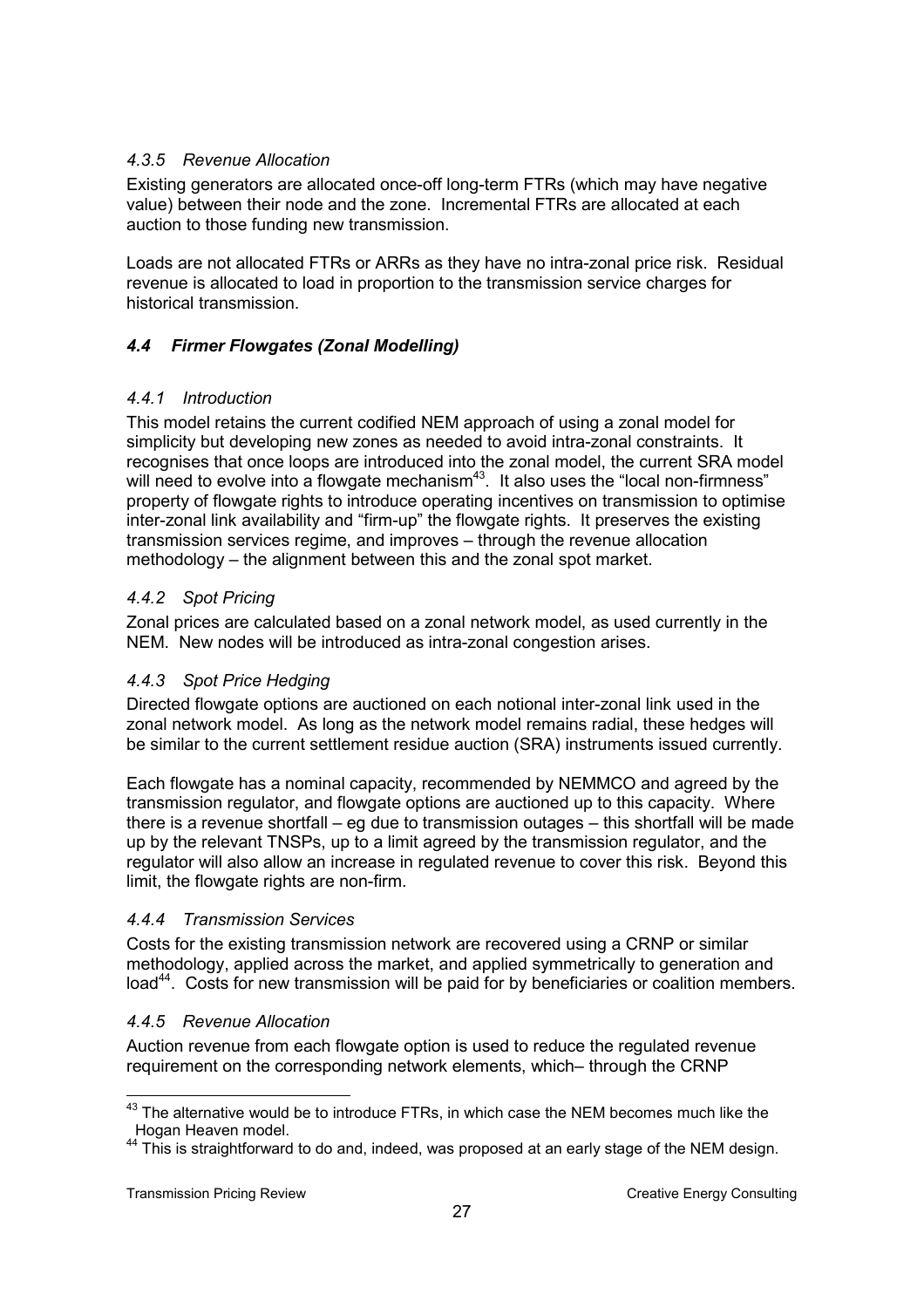### *4.3.5 Revenue Allocation*

Existing generators are allocated once-off long-term FTRs (which may have negative value) between their node and the zone. Incremental FTRs are allocated at each auction to those funding new transmission.

Loads are not allocated FTRs or ARRs as they have no intra-zonal price risk. Residual revenue is allocated to load in proportion to the transmission service charges for historical transmission.

## *4.4 Firmer Flowgates (Zonal Modelling)*

### *4.4.1 Introduction*

This model retains the current codified NEM approach of using a zonal model for simplicity but developing new zones as needed to avoid intra-zonal constraints. It recognises that once loops are introduced into the zonal model, the current SRA model will need to evolve into a flowgate mechanism[43]. It also uses the "local non-firmness" property of flowgate rights to introduce operating incentives on transmission to optimise inter-zonal link availability and "firm-up" the flowgate rights. It preserves the existing transmission services regime, and improves – through the revenue allocation methodology – the alignment between this and the zonal spot market.

### *4.4.2 Spot Pricing*

Zonal prices are calculated based on a zonal network model, as used currently in the NEM. New nodes will be introduced as intra-zonal congestion arises.

### *4.4.3 Spot Price Hedging*

Directed flowgate options are auctioned on each notional inter-zonal link used in the zonal network model. As long as the network model remains radial, these hedges will be similar to the current settlement residue auction (SRA) instruments issued currently.

Each flowgate has a nominal capacity, recommended by NEMMCO and agreed by the transmission regulator, and flowgate options are auctioned up to this capacity. Where there is a revenue shortfall – eg due to transmission outages – this shortfall will be made up by the relevant TNSPs, up to a limit agreed by the transmission regulator, and the regulator will also allow an increase in regulated revenue to cover this risk. Beyond this limit, the flowgate rights are non-firm.

### *4.4.4 Transmission Services*

Costs for the existing transmission network are recovered using a CRNP or similar methodology, applied across the market, and applied symmetrically to generation and load[44]. Costs for new transmission will be paid for by beneficiaries or coalition members.

### *4.4.5 Revenue Allocation*

Auction revenue from each flowgate option is used to reduce the regulated revenue requirement on the corresponding network elements, which– through the CRNP

---

[43] The alternative would be to introduce FTRs, in which case the NEM becomes much like the Hogan Heaven model.

[44] This is straightforward to do and, indeed, was proposed at an early stage of the NEM design.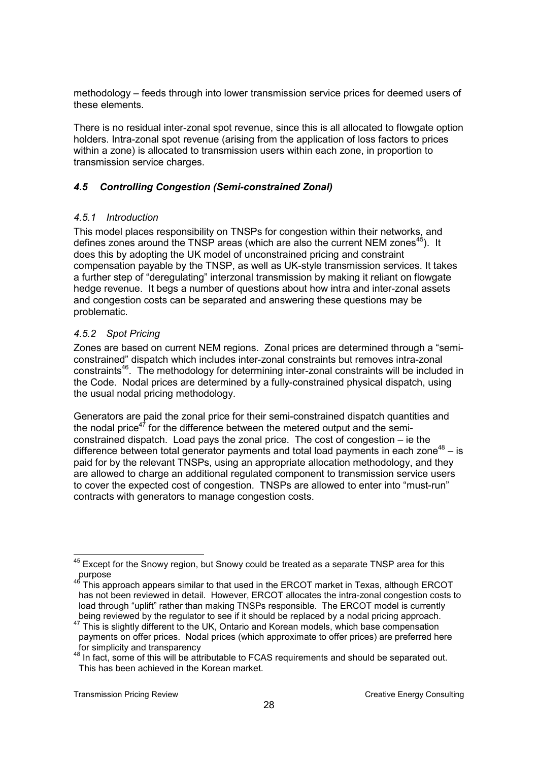methodology – feeds through into lower transmission service prices for deemed users of these elements.

There is no residual inter-zonal spot revenue, since this is all allocated to flowgate option holders. Intra-zonal spot revenue (arising from the application of loss factors to prices within a zone) is allocated to transmission users within each zone, in proportion to transmission service charges.

### *4.5 Controlling Congestion (Semi-constrained Zonal)*

#### *4.5.1 Introduction*

This model places responsibility on TNSPs for congestion within their networks, and defines zones around the TNSP areas (which are also the current NEM zones[45]). It does this by adopting the UK model of unconstrained pricing and constraint compensation payable by the TNSP, as well as UK-style transmission services. It takes a further step of "deregulating" interzonal transmission by making it reliant on flowgate hedge revenue. It begs a number of questions about how intra and inter-zonal assets and congestion costs can be separated and answering these questions may be problematic.

#### *4.5.2 Spot Pricing*

Zones are based on current NEM regions. Zonal prices are determined through a "semi-constrained" dispatch which includes inter-zonal constraints but removes intra-zonal constraints[46]. The methodology for determining inter-zonal constraints will be included in the Code. Nodal prices are determined by a fully-constrained physical dispatch, using the usual nodal pricing methodology.

Generators are paid the zonal price for their semi-constrained dispatch quantities and the nodal price[47] for the difference between the metered output and the semi-constrained dispatch. Load pays the zonal price. The cost of congestion – ie the difference between total generator payments and total load payments in each zone[48] – is paid for by the relevant TNSPs, using an appropriate allocation methodology, and they are allowed to charge an additional regulated component to transmission service users to cover the expected cost of congestion. TNSPs are allowed to enter into "must-run" contracts with generators to manage congestion costs.

---

[45] Except for the Snowy region, but Snowy could be treated as a separate TNSP area for this purpose

[46] This approach appears similar to that used in the ERCOT market in Texas, although ERCOT has not been reviewed in detail. However, ERCOT allocates the intra-zonal congestion costs to load through "uplift" rather than making TNSPs responsible. The ERCOT model is currently being reviewed by the regulator to see if it should be replaced by a nodal pricing approach.

[47] This is slightly different to the UK, Ontario and Korean models, which base compensation payments on offer prices. Nodal prices (which approximate to offer prices) are preferred here for simplicity and transparency

[48] In fact, some of this will be attributable to FCAS requirements and should be separated out. This has been achieved in the Korean market.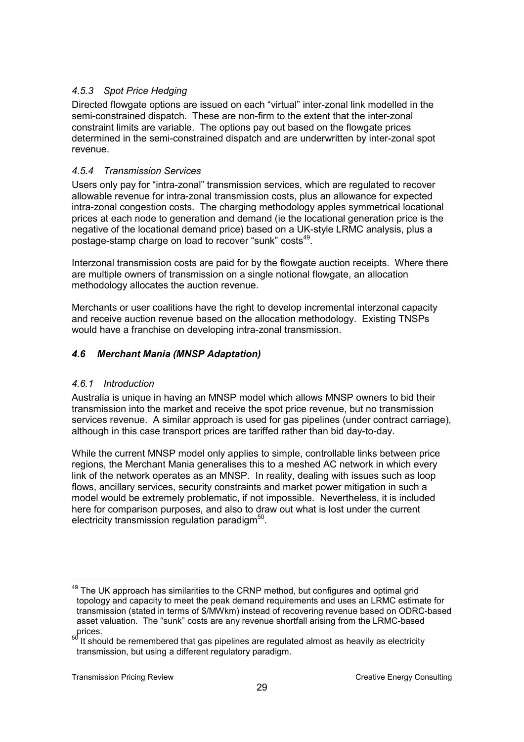### *4.5.3 Spot Price Hedging*

Directed flowgate options are issued on each "virtual" inter-zonal link modelled in the semi-constrained dispatch. These are non-firm to the extent that the inter-zonal constraint limits are variable. The options pay out based on the flowgate prices determined in the semi-constrained dispatch and are underwritten by inter-zonal spot revenue.

### *4.5.4 Transmission Services*

Users only pay for "intra-zonal" transmission services, which are regulated to recover allowable revenue for intra-zonal transmission costs, plus an allowance for expected intra-zonal congestion costs. The charging methodology apples symmetrical locational prices at each node to generation and demand (ie the locational generation price is the negative of the locational demand price) based on a UK-style LRMC analysis, plus a postage-stamp charge on load to recover "sunk" costs[49].

Interzonal transmission costs are paid for by the flowgate auction receipts. Where there are multiple owners of transmission on a single notional flowgate, an allocation methodology allocates the auction revenue.

Merchants or user coalitions have the right to develop incremental interzonal capacity and receive auction revenue based on the allocation methodology. Existing TNSPs would have a franchise on developing intra-zonal transmission.

## *4.6 Merchant Mania (MNSP Adaptation)*

### *4.6.1 Introduction*

Australia is unique in having an MNSP model which allows MNSP owners to bid their transmission into the market and receive the spot price revenue, but no transmission services revenue. A similar approach is used for gas pipelines (under contract carriage), although in this case transport prices are tariffed rather than bid day-to-day.

While the current MNSP model only applies to simple, controllable links between price regions, the Merchant Mania generalises this to a meshed AC network in which every link of the network operates as an MNSP. In reality, dealing with issues such as loop flows, ancillary services, security constraints and market power mitigation in such a model would be extremely problematic, if not impossible. Nevertheless, it is included here for comparison purposes, and also to draw out what is lost under the current electricity transmission regulation paradigm[50].

---

[49] The UK approach has similarities to the CRNP method, but configures and optimal grid topology and capacity to meet the peak demand requirements and uses an LRMC estimate for transmission (stated in terms of $/MWkm) instead of recovering revenue based on ODRC-based asset valuation. The "sunk" costs are any revenue shortfall arising from the LRMC-based prices.

[50] It should be remembered that gas pipelines are regulated almost as heavily as electricity transmission, but using a different regulatory paradigm.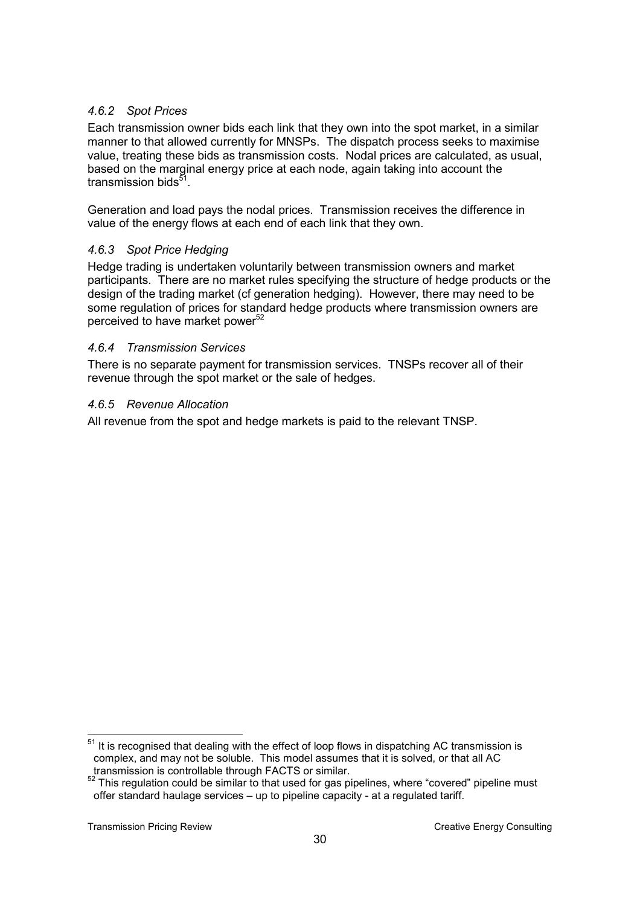#### *4.6.2 Spot Prices*

Each transmission owner bids each link that they own into the spot market, in a similar manner to that allowed currently for MNSPs. The dispatch process seeks to maximise value, treating these bids as transmission costs. Nodal prices are calculated, as usual, based on the marginal energy price at each node, again taking into account the transmission bids[51].

Generation and load pays the nodal prices. Transmission receives the difference in value of the energy flows at each end of each link that they own.

#### *4.6.3 Spot Price Hedging*

Hedge trading is undertaken voluntarily between transmission owners and market participants. There are no market rules specifying the structure of hedge products or the design of the trading market (cf generation hedging). However, there may need to be some regulation of prices for standard hedge products where transmission owners are perceived to have market power[52]

#### *4.6.4 Transmission Services*

There is no separate payment for transmission services. TNSPs recover all of their revenue through the spot market or the sale of hedges.

#### *4.6.5 Revenue Allocation*

All revenue from the spot and hedge markets is paid to the relevant TNSP.

---

[51] It is recognised that dealing with the effect of loop flows in dispatching AC transmission is complex, and may not be soluble. This model assumes that it is solved, or that all AC transmission is controllable through FACTS or similar.

[52] This regulation could be similar to that used for gas pipelines, where "covered" pipeline must offer standard haulage services – up to pipeline capacity - at a regulated tariff.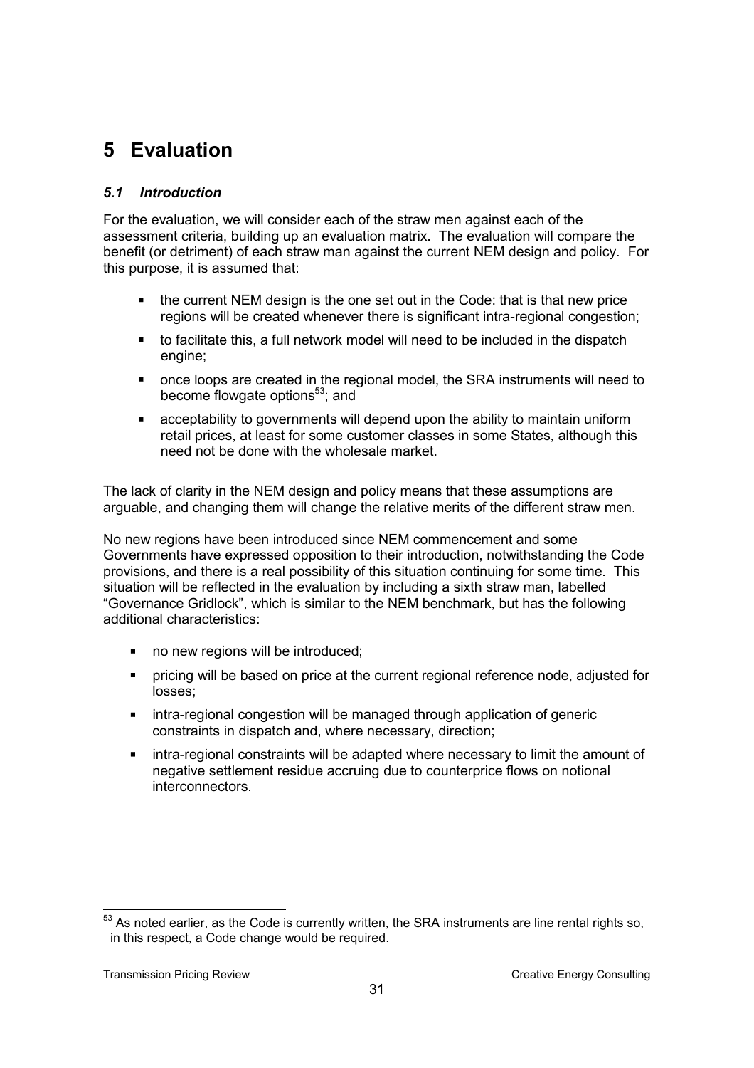# 5 Evaluation

### *5.1 Introduction*

For the evaluation, we will consider each of the straw men against each of the assessment criteria, building up an evaluation matrix. The evaluation will compare the benefit (or detriment) of each straw man against the current NEM design and policy. For this purpose, it is assumed that:

- the current NEM design is the one set out in the Code: that is that new price regions will be created whenever there is significant intra-regional congestion;
- to facilitate this, a full network model will need to be included in the dispatch engine;
- once loops are created in the regional model, the SRA instruments will need to become flowgate options[53]; and
- acceptability to governments will depend upon the ability to maintain uniform retail prices, at least for some customer classes in some States, although this need not be done with the wholesale market.

The lack of clarity in the NEM design and policy means that these assumptions are arguable, and changing them will change the relative merits of the different straw men.

No new regions have been introduced since NEM commencement and some Governments have expressed opposition to their introduction, notwithstanding the Code provisions, and there is a real possibility of this situation continuing for some time. This situation will be reflected in the evaluation by including a sixth straw man, labelled "Governance Gridlock", which is similar to the NEM benchmark, but has the following additional characteristics:

- no new regions will be introduced;
- pricing will be based on price at the current regional reference node, adjusted for losses;
- intra-regional congestion will be managed through application of generic constraints in dispatch and, where necessary, direction;
- intra-regional constraints will be adapted where necessary to limit the amount of negative settlement residue accruing due to counterprice flows on notional interconnectors.

[53] As noted earlier, as the Code is currently written, the SRA instruments are line rental rights so, in this respect, a Code change would be required.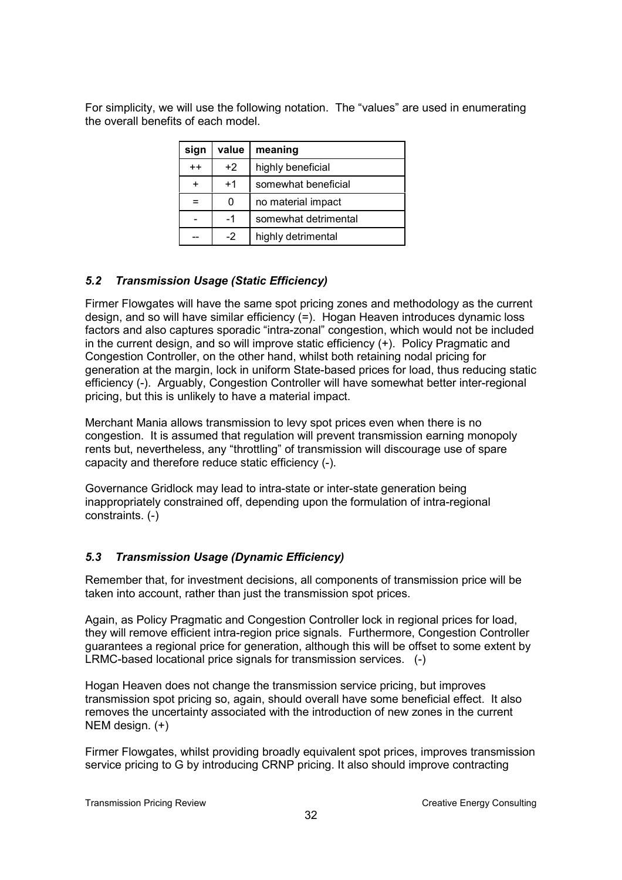For simplicity, we will use the following notation. The "values" are used in enumerating the overall benefits of each model.

| sign | value | meaning |
|---|---|---|
| ++ | +2 | highly beneficial |
| + | +1 | somewhat beneficial |
| = | 0 | no material impact |
| - | -1 | somewhat detrimental |
| -- | -2 | highly detrimental |

### *5.2 Transmission Usage (Static Efficiency)*

Firmer Flowgates will have the same spot pricing zones and methodology as the current design, and so will have similar efficiency (=). Hogan Heaven introduces dynamic loss factors and also captures sporadic "intra-zonal" congestion, which would not be included in the current design, and so will improve static efficiency (+). Policy Pragmatic and Congestion Controller, on the other hand, whilst both retaining nodal pricing for generation at the margin, lock in uniform State-based prices for load, thus reducing static efficiency (-). Arguably, Congestion Controller will have somewhat better inter-regional pricing, but this is unlikely to have a material impact.

Merchant Mania allows transmission to levy spot prices even when there is no congestion. It is assumed that regulation will prevent transmission earning monopoly rents but, nevertheless, any "throttling" of transmission will discourage use of spare capacity and therefore reduce static efficiency (-).

Governance Gridlock may lead to intra-state or inter-state generation being inappropriately constrained off, depending upon the formulation of intra-regional constraints. (-)

### *5.3 Transmission Usage (Dynamic Efficiency)*

Remember that, for investment decisions, all components of transmission price will be taken into account, rather than just the transmission spot prices.

Again, as Policy Pragmatic and Congestion Controller lock in regional prices for load, they will remove efficient intra-region price signals. Furthermore, Congestion Controller guarantees a regional price for generation, although this will be offset to some extent by LRMC-based locational price signals for transmission services. (-)

Hogan Heaven does not change the transmission service pricing, but improves transmission spot pricing so, again, should overall have some beneficial effect. It also removes the uncertainty associated with the introduction of new zones in the current NEM design. (+)

Firmer Flowgates, whilst providing broadly equivalent spot prices, improves transmission service pricing to G by introducing CRNP pricing. It also should improve contracting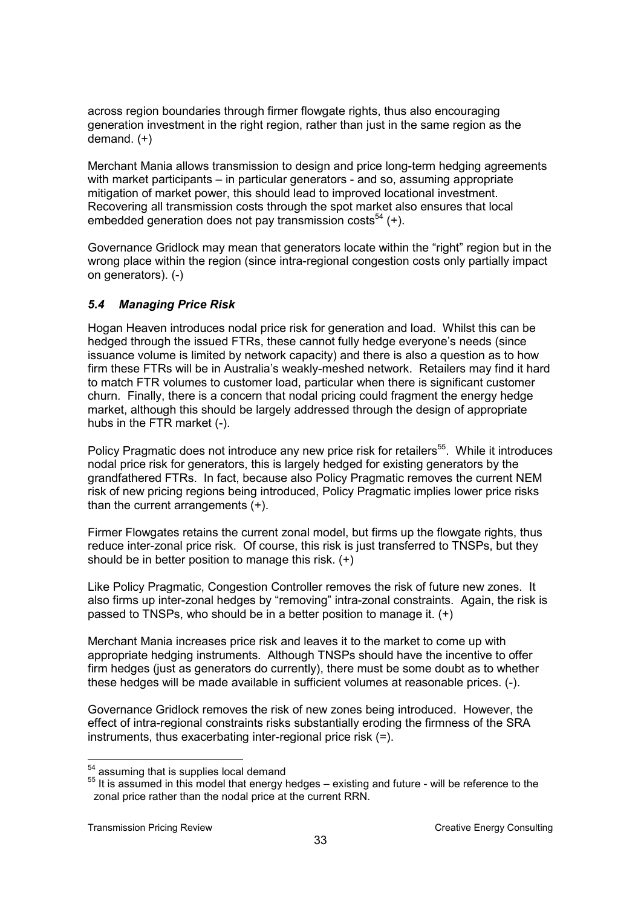across region boundaries through firmer flowgate rights, thus also encouraging generation investment in the right region, rather than just in the same region as the demand. (+)

Merchant Mania allows transmission to design and price long-term hedging agreements with market participants – in particular generators - and so, assuming appropriate mitigation of market power, this should lead to improved locational investment. Recovering all transmission costs through the spot market also ensures that local embedded generation does not pay transmission costs[54] (+).

Governance Gridlock may mean that generators locate within the "right" region but in the wrong place within the region (since intra-regional congestion costs only partially impact on generators). (-)

### *5.4 Managing Price Risk*

Hogan Heaven introduces nodal price risk for generation and load. Whilst this can be hedged through the issued FTRs, these cannot fully hedge everyone's needs (since issuance volume is limited by network capacity) and there is also a question as to how firm these FTRs will be in Australia's weakly-meshed network. Retailers may find it hard to match FTR volumes to customer load, particular when there is significant customer churn. Finally, there is a concern that nodal pricing could fragment the energy hedge market, although this should be largely addressed through the design of appropriate hubs in the FTR market (-).

Policy Pragmatic does not introduce any new price risk for retailers[55]. While it introduces nodal price risk for generators, this is largely hedged for existing generators by the grandfathered FTRs. In fact, because also Policy Pragmatic removes the current NEM risk of new pricing regions being introduced, Policy Pragmatic implies lower price risks than the current arrangements (+).

Firmer Flowgates retains the current zonal model, but firms up the flowgate rights, thus reduce inter-zonal price risk. Of course, this risk is just transferred to TNSPs, but they should be in better position to manage this risk. (+)

Like Policy Pragmatic, Congestion Controller removes the risk of future new zones. It also firms up inter-zonal hedges by "removing" intra-zonal constraints. Again, the risk is passed to TNSPs, who should be in a better position to manage it. (+)

Merchant Mania increases price risk and leaves it to the market to come up with appropriate hedging instruments. Although TNSPs should have the incentive to offer firm hedges (just as generators do currently), there must be some doubt as to whether these hedges will be made available in sufficient volumes at reasonable prices. (-).

Governance Gridlock removes the risk of new zones being introduced. However, the effect of intra-regional constraints risks substantially eroding the firmness of the SRA instruments, thus exacerbating inter-regional price risk (=).

---

[54] assuming that is supplies local demand

[55] It is assumed in this model that energy hedges – existing and future - will be reference to the zonal price rather than the nodal price at the current RRN.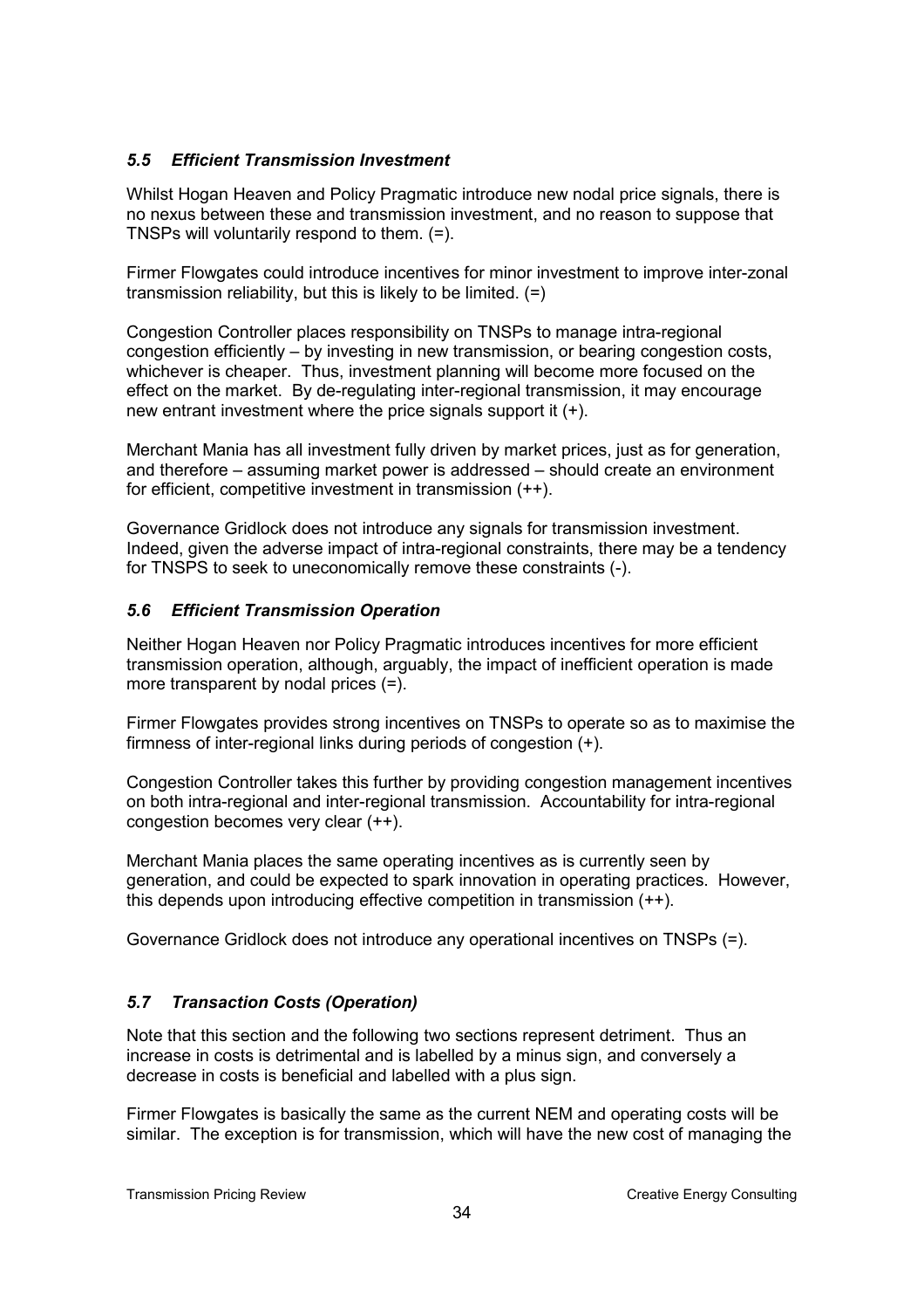### *5.5 Efficient Transmission Investment*

Whilst Hogan Heaven and Policy Pragmatic introduce new nodal price signals, there is no nexus between these and transmission investment, and no reason to suppose that TNSPs will voluntarily respond to them. (=).

Firmer Flowgates could introduce incentives for minor investment to improve inter-zonal transmission reliability, but this is likely to be limited. (=)

Congestion Controller places responsibility on TNSPs to manage intra-regional congestion efficiently – by investing in new transmission, or bearing congestion costs, whichever is cheaper. Thus, investment planning will become more focused on the effect on the market. By de-regulating inter-regional transmission, it may encourage new entrant investment where the price signals support it (+).

Merchant Mania has all investment fully driven by market prices, just as for generation, and therefore – assuming market power is addressed – should create an environment for efficient, competitive investment in transmission (++).

Governance Gridlock does not introduce any signals for transmission investment. Indeed, given the adverse impact of intra-regional constraints, there may be a tendency for TNSPS to seek to uneconomically remove these constraints (-).

### *5.6 Efficient Transmission Operation*

Neither Hogan Heaven nor Policy Pragmatic introduces incentives for more efficient transmission operation, although, arguably, the impact of inefficient operation is made more transparent by nodal prices (=).

Firmer Flowgates provides strong incentives on TNSPs to operate so as to maximise the firmness of inter-regional links during periods of congestion (+).

Congestion Controller takes this further by providing congestion management incentives on both intra-regional and inter-regional transmission. Accountability for intra-regional congestion becomes very clear (++).

Merchant Mania places the same operating incentives as is currently seen by generation, and could be expected to spark innovation in operating practices. However, this depends upon introducing effective competition in transmission (++).

Governance Gridlock does not introduce any operational incentives on TNSPs (=).

### *5.7 Transaction Costs (Operation)*

Note that this section and the following two sections represent detriment. Thus an increase in costs is detrimental and is labelled by a minus sign, and conversely a decrease in costs is beneficial and labelled with a plus sign.

Firmer Flowgates is basically the same as the current NEM and operating costs will be similar. The exception is for transmission, which will have the new cost of managing the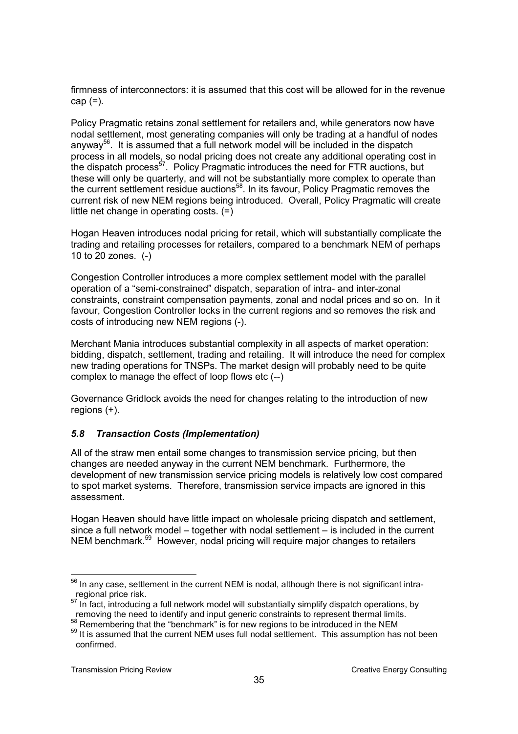firmness of interconnectors: it is assumed that this cost will be allowed for in the revenue cap (=).

Policy Pragmatic retains zonal settlement for retailers and, while generators now have nodal settlement, most generating companies will only be trading at a handful of nodes anyway[56]. It is assumed that a full network model will be included in the dispatch process in all models, so nodal pricing does not create any additional operating cost in the dispatch process[57]. Policy Pragmatic introduces the need for FTR auctions, but these will only be quarterly, and will not be substantially more complex to operate than the current settlement residue auctions[58]. In its favour, Policy Pragmatic removes the current risk of new NEM regions being introduced. Overall, Policy Pragmatic will create little net change in operating costs. (=)

Hogan Heaven introduces nodal pricing for retail, which will substantially complicate the trading and retailing processes for retailers, compared to a benchmark NEM of perhaps 10 to 20 zones. (-)

Congestion Controller introduces a more complex settlement model with the parallel operation of a "semi-constrained" dispatch, separation of intra- and inter-zonal constraints, constraint compensation payments, zonal and nodal prices and so on. In it favour, Congestion Controller locks in the current regions and so removes the risk and costs of introducing new NEM regions (-).

Merchant Mania introduces substantial complexity in all aspects of market operation: bidding, dispatch, settlement, trading and retailing. It will introduce the need for complex new trading operations for TNSPs. The market design will probably need to be quite complex to manage the effect of loop flows etc (--)

Governance Gridlock avoids the need for changes relating to the introduction of new regions (+).

### *5.8 Transaction Costs (Implementation)*

All of the straw men entail some changes to transmission service pricing, but then changes are needed anyway in the current NEM benchmark. Furthermore, the development of new transmission service pricing models is relatively low cost compared to spot market systems. Therefore, transmission service impacts are ignored in this assessment.

Hogan Heaven should have little impact on wholesale pricing dispatch and settlement, since a full network model – together with nodal settlement – is included in the current NEM benchmark.[59] However, nodal pricing will require major changes to retailers

---

[56] In any case, settlement in the current NEM is nodal, although there is not significant intra-regional price risk.

[57] In fact, introducing a full network model will substantially simplify dispatch operations, by removing the need to identify and input generic constraints to represent thermal limits.

[58] Remembering that the "benchmark" is for new regions to be introduced in the NEM

[59] It is assumed that the current NEM uses full nodal settlement. This assumption has not been confirmed.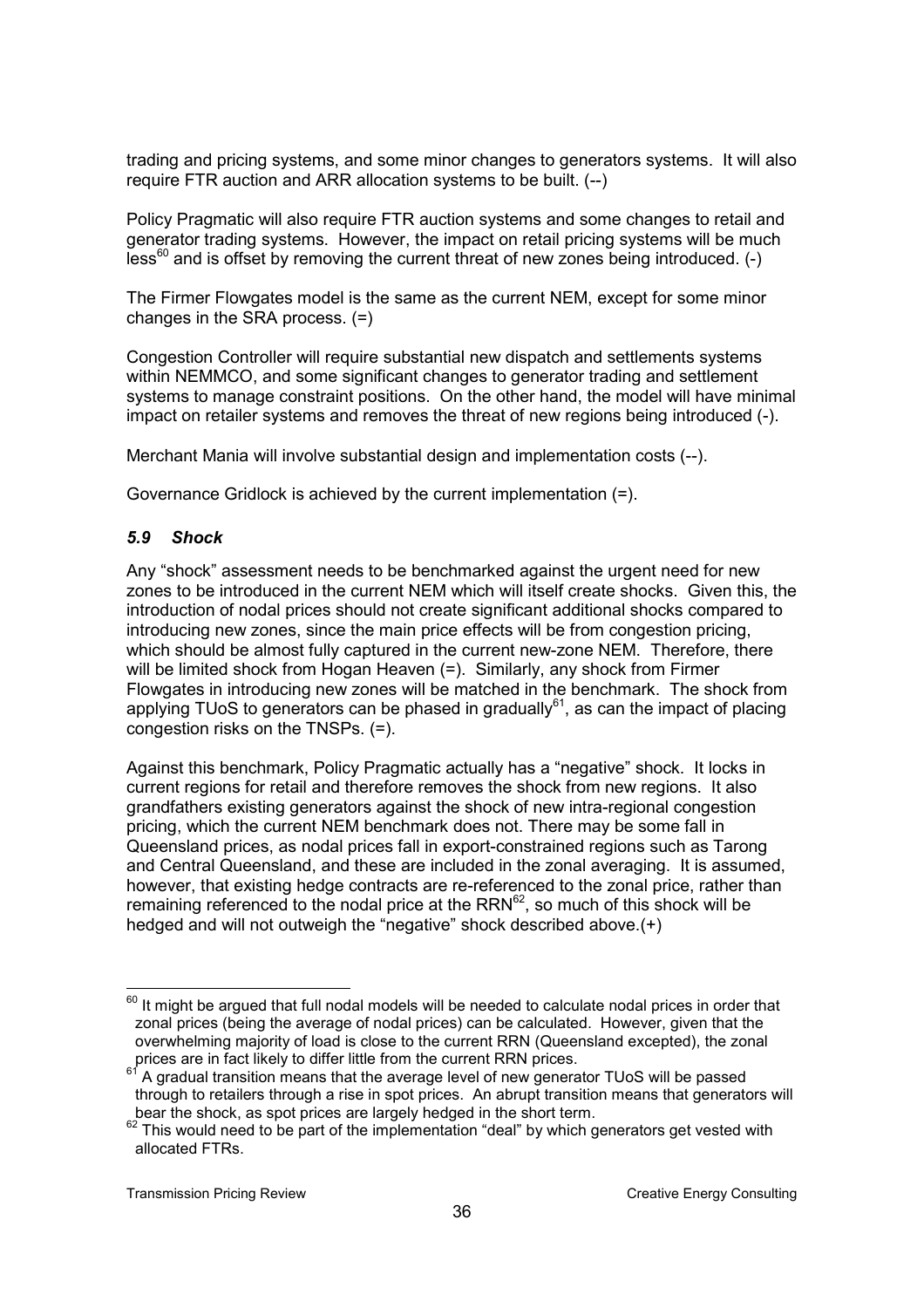trading and pricing systems, and some minor changes to generators systems. It will also require FTR auction and ARR allocation systems to be built. (--)

Policy Pragmatic will also require FTR auction systems and some changes to retail and generator trading systems. However, the impact on retail pricing systems will be much less[60] and is offset by removing the current threat of new zones being introduced. (-)

The Firmer Flowgates model is the same as the current NEM, except for some minor changes in the SRA process. (=)

Congestion Controller will require substantial new dispatch and settlements systems within NEMMCO, and some significant changes to generator trading and settlement systems to manage constraint positions. On the other hand, the model will have minimal impact on retailer systems and removes the threat of new regions being introduced (-).

Merchant Mania will involve substantial design and implementation costs (--).

Governance Gridlock is achieved by the current implementation (=).

### *5.9 Shock*

Any "shock" assessment needs to be benchmarked against the urgent need for new zones to be introduced in the current NEM which will itself create shocks. Given this, the introduction of nodal prices should not create significant additional shocks compared to introducing new zones, since the main price effects will be from congestion pricing, which should be almost fully captured in the current new-zone NEM. Therefore, there will be limited shock from Hogan Heaven (=). Similarly, any shock from Firmer Flowgates in introducing new zones will be matched in the benchmark. The shock from applying TUoS to generators can be phased in gradually[61], as can the impact of placing congestion risks on the TNSPs. (=).

Against this benchmark, Policy Pragmatic actually has a "negative" shock. It locks in current regions for retail and therefore removes the shock from new regions. It also grandfathers existing generators against the shock of new intra-regional congestion pricing, which the current NEM benchmark does not. There may be some fall in Queensland prices, as nodal prices fall in export-constrained regions such as Tarong and Central Queensland, and these are included in the zonal averaging. It is assumed, however, that existing hedge contracts are re-referenced to the zonal price, rather than remaining referenced to the nodal price at the RRN[62], so much of this shock will be hedged and will not outweigh the "negative" shock described above.(+)

---

[60] It might be argued that full nodal models will be needed to calculate nodal prices in order that zonal prices (being the average of nodal prices) can be calculated. However, given that the overwhelming majority of load is close to the current RRN (Queensland excepted), the zonal prices are in fact likely to differ little from the current RRN prices.

[61] A gradual transition means that the average level of new generator TUoS will be passed through to retailers through a rise in spot prices. An abrupt transition means that generators will bear the shock, as spot prices are largely hedged in the short term.

[62] This would need to be part of the implementation "deal" by which generators get vested with allocated FTRs.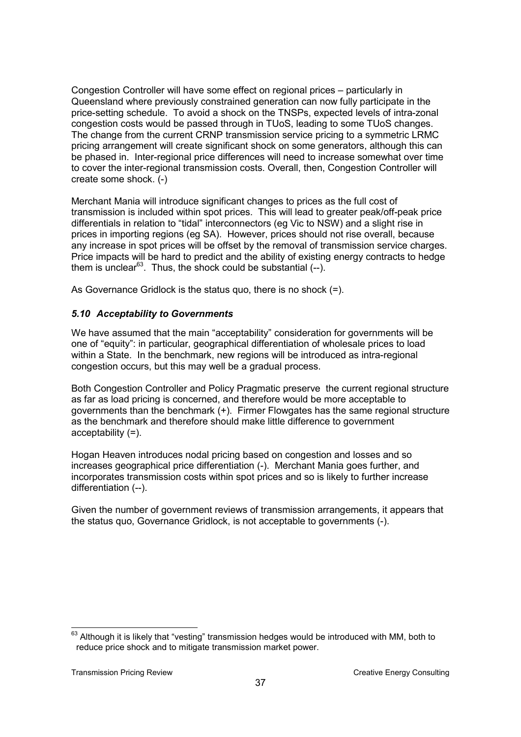Congestion Controller will have some effect on regional prices – particularly in Queensland where previously constrained generation can now fully participate in the price-setting schedule. To avoid a shock on the TNSPs, expected levels of intra-zonal congestion costs would be passed through in TUoS, leading to some TUoS changes. The change from the current CRNP transmission service pricing to a symmetric LRMC pricing arrangement will create significant shock on some generators, although this can be phased in. Inter-regional price differences will need to increase somewhat over time to cover the inter-regional transmission costs. Overall, then, Congestion Controller will create some shock. (-)

Merchant Mania will introduce significant changes to prices as the full cost of transmission is included within spot prices. This will lead to greater peak/off-peak price differentials in relation to "tidal" interconnectors (eg Vic to NSW) and a slight rise in prices in importing regions (eg SA). However, prices should not rise overall, because any increase in spot prices will be offset by the removal of transmission service charges. Price impacts will be hard to predict and the ability of existing energy contracts to hedge them is unclear[63]. Thus, the shock could be substantial (--).

As Governance Gridlock is the status quo, there is no shock (=).

### *5.10 Acceptability to Governments*

We have assumed that the main "acceptability" consideration for governments will be one of "equity": in particular, geographical differentiation of wholesale prices to load within a State. In the benchmark, new regions will be introduced as intra-regional congestion occurs, but this may well be a gradual process.

Both Congestion Controller and Policy Pragmatic preserve the current regional structure as far as load pricing is concerned, and therefore would be more acceptable to governments than the benchmark (+). Firmer Flowgates has the same regional structure as the benchmark and therefore should make little difference to government acceptability (=).

Hogan Heaven introduces nodal pricing based on congestion and losses and so increases geographical price differentiation (-). Merchant Mania goes further, and incorporates transmission costs within spot prices and so is likely to further increase differentiation (--).

Given the number of government reviews of transmission arrangements, it appears that the status quo, Governance Gridlock, is not acceptable to governments (-).

---

[63] Although it is likely that "vesting" transmission hedges would be introduced with MM, both to reduce price shock and to mitigate transmission market power.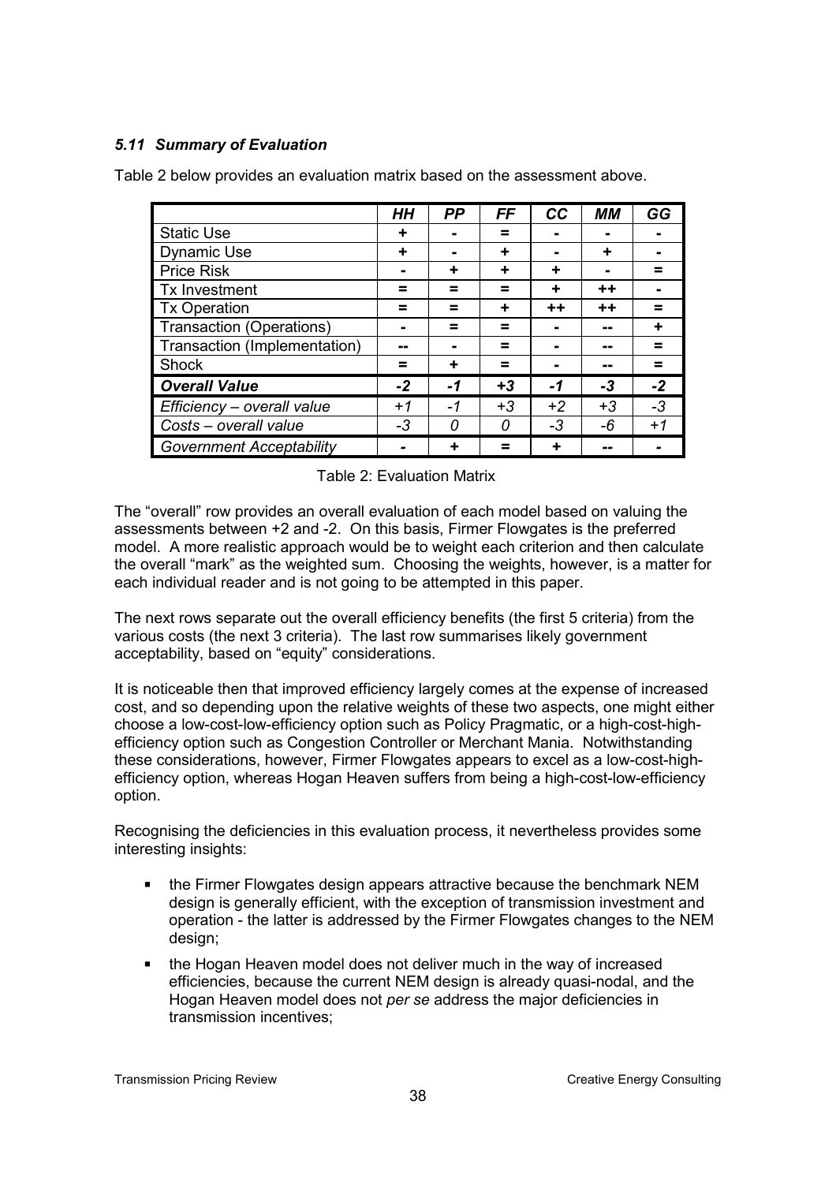### *5.11 Summary of Evaluation*

Table 2 below provides an evaluation matrix based on the assessment above.

| | ***HH*** | ***PP*** | ***FF*** | ***CC*** | ***MM*** | ***GG*** |
|---|---|---|---|---|---|---|
| Static Use | + | - | = | - | - | - |
| Dynamic Use | + | - | + | - | + | - |
| Price Risk | - | + | + | + | - | = |
| Tx Investment | = | = | = | + | ++ | - |
| Tx Operation | = | = | + | ++ | ++ | = |
| Transaction (Operations) | - | = | = | - | -- | + |
| Transaction (Implementation) | -- | - | = | - | -- | = |
| Shock | = | + | = | - | -- | = |
| ***Overall Value*** | ***-2*** | ***-1*** | ***+3*** | ***-1*** | ***-3*** | ***-2*** |
| *Efficiency – overall value* | *+1* | *-1* | *+3* | *+2* | *+3* | *-3* |
| *Costs – overall value* | *-3* | *0* | *0* | *-3* | *-6* | *+1* |
| *Government Acceptability* | - | + | = | + | -- | - |

Table 2: Evaluation Matrix

The “overall” row provides an overall evaluation of each model based on valuing the assessments between +2 and -2. On this basis, Firmer Flowgates is the preferred model. A more realistic approach would be to weight each criterion and then calculate the overall “mark” as the weighted sum. Choosing the weights, however, is a matter for each individual reader and is not going to be attempted in this paper.

The next rows separate out the overall efficiency benefits (the first 5 criteria) from the various costs (the next 3 criteria). The last row summarises likely government acceptability, based on “equity” considerations.

It is noticeable then that improved efficiency largely comes at the expense of increased cost, and so depending upon the relative weights of these two aspects, one might either choose a low-cost-low-efficiency option such as Policy Pragmatic, or a high-cost-high-efficiency option such as Congestion Controller or Merchant Mania. Notwithstanding these considerations, however, Firmer Flowgates appears to excel as a low-cost-high-efficiency option, whereas Hogan Heaven suffers from being a high-cost-low-efficiency option.

Recognising the deficiencies in this evaluation process, it nevertheless provides some interesting insights:

- the Firmer Flowgates design appears attractive because the benchmark NEM design is generally efficient, with the exception of transmission investment and operation - the latter is addressed by the Firmer Flowgates changes to the NEM design;
- the Hogan Heaven model does not deliver much in the way of increased efficiencies, because the current NEM design is already quasi-nodal, and the Hogan Heaven model does not *per se* address the major deficiencies in transmission incentives;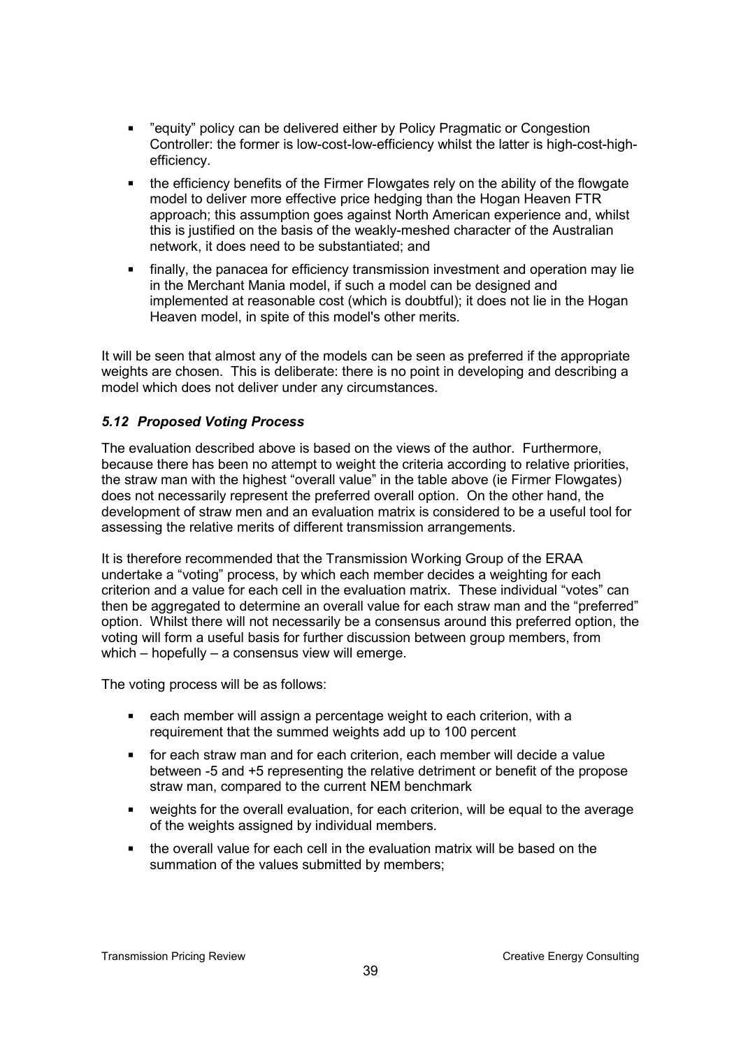- "equity" policy can be delivered either by Policy Pragmatic or Congestion Controller: the former is low-cost-low-efficiency whilst the latter is high-cost-high-efficiency.
- the efficiency benefits of the Firmer Flowgates rely on the ability of the flowgate model to deliver more effective price hedging than the Hogan Heaven FTR approach; this assumption goes against North American experience and, whilst this is justified on the basis of the weakly-meshed character of the Australian network, it does need to be substantiated; and
- finally, the panacea for efficiency transmission investment and operation may lie in the Merchant Mania model, if such a model can be designed and implemented at reasonable cost (which is doubtful); it does not lie in the Hogan Heaven model, in spite of this model's other merits.

It will be seen that almost any of the models can be seen as preferred if the appropriate weights are chosen. This is deliberate: there is no point in developing and describing a model which does not deliver under any circumstances.

### *5.12 Proposed Voting Process*

The evaluation described above is based on the views of the author. Furthermore, because there has been no attempt to weight the criteria according to relative priorities, the straw man with the highest "overall value" in the table above (ie Firmer Flowgates) does not necessarily represent the preferred overall option. On the other hand, the development of straw men and an evaluation matrix is considered to be a useful tool for assessing the relative merits of different transmission arrangements.

It is therefore recommended that the Transmission Working Group of the ERAA undertake a "voting" process, by which each member decides a weighting for each criterion and a value for each cell in the evaluation matrix. These individual "votes" can then be aggregated to determine an overall value for each straw man and the "preferred" option. Whilst there will not necessarily be a consensus around this preferred option, the voting will form a useful basis for further discussion between group members, from which – hopefully – a consensus view will emerge.

The voting process will be as follows:

- each member will assign a percentage weight to each criterion, with a requirement that the summed weights add up to 100 percent
- for each straw man and for each criterion, each member will decide a value between -5 and +5 representing the relative detriment or benefit of the propose straw man, compared to the current NEM benchmark
- weights for the overall evaluation, for each criterion, will be equal to the average of the weights assigned by individual members.
- the overall value for each cell in the evaluation matrix will be based on the summation of the values submitted by members;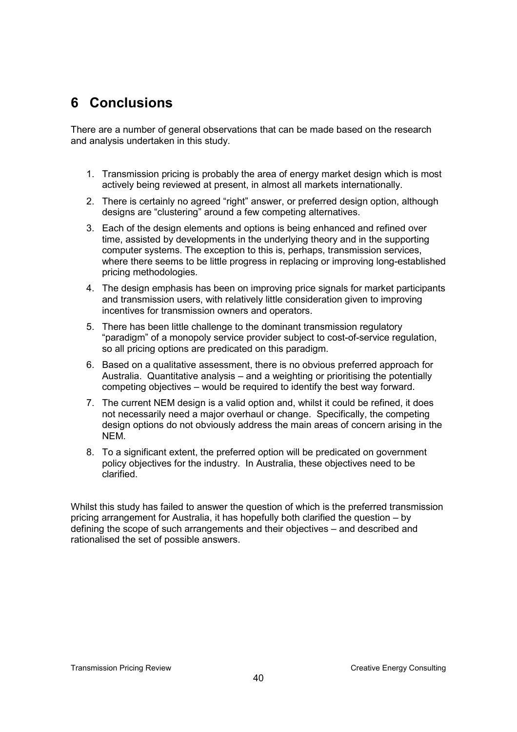# 6 Conclusions

There are a number of general observations that can be made based on the research and analysis undertaken in this study.

1. Transmission pricing is probably the area of energy market design which is most actively being reviewed at present, in almost all markets internationally.
2. There is certainly no agreed "right" answer, or preferred design option, although designs are "clustering" around a few competing alternatives.
3. Each of the design elements and options is being enhanced and refined over time, assisted by developments in the underlying theory and in the supporting computer systems. The exception to this is, perhaps, transmission services, where there seems to be little progress in replacing or improving long-established pricing methodologies.
4. The design emphasis has been on improving price signals for market participants and transmission users, with relatively little consideration given to improving incentives for transmission owners and operators.
5. There has been little challenge to the dominant transmission regulatory "paradigm" of a monopoly service provider subject to cost-of-service regulation, so all pricing options are predicated on this paradigm.
6. Based on a qualitative assessment, there is no obvious preferred approach for Australia. Quantitative analysis – and a weighting or prioritising the potentially competing objectives – would be required to identify the best way forward.
7. The current NEM design is a valid option and, whilst it could be refined, it does not necessarily need a major overhaul or change. Specifically, the competing design options do not obviously address the main areas of concern arising in the NEM.
8. To a significant extent, the preferred option will be predicated on government policy objectives for the industry. In Australia, these objectives need to be clarified.

Whilst this study has failed to answer the question of which is the preferred transmission pricing arrangement for Australia, it has hopefully both clarified the question – by defining the scope of such arrangements and their objectives – and described and rationalised the set of possible answers.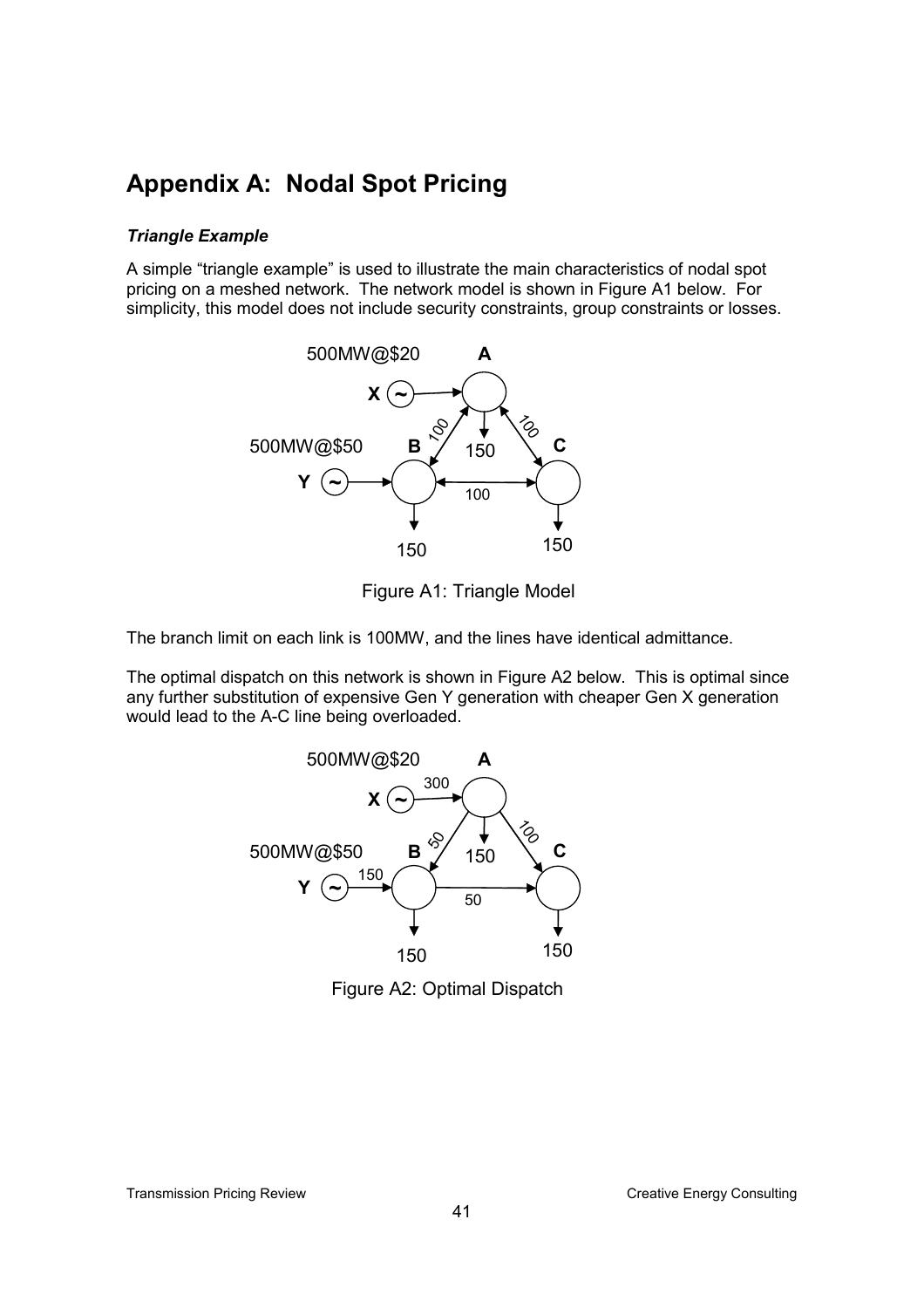# Appendix A: Nodal Spot Pricing

***Triangle Example***

A simple "triangle example" is used to illustrate the main characteristics of nodal spot pricing on a meshed network. The network model is shown in Figure A1 below. For simplicity, this model does not include security constraints, group constraints or losses.

Figure A1: Triangle Model

The branch limit on each link is 100MW, and the lines have identical admittance.

The optimal dispatch on this network is shown in Figure A2 below. This is optimal since any further substitution of expensive Gen Y generation with cheaper Gen X generation would lead to the A-C line being overloaded.

Figure A2: Optimal Dispatch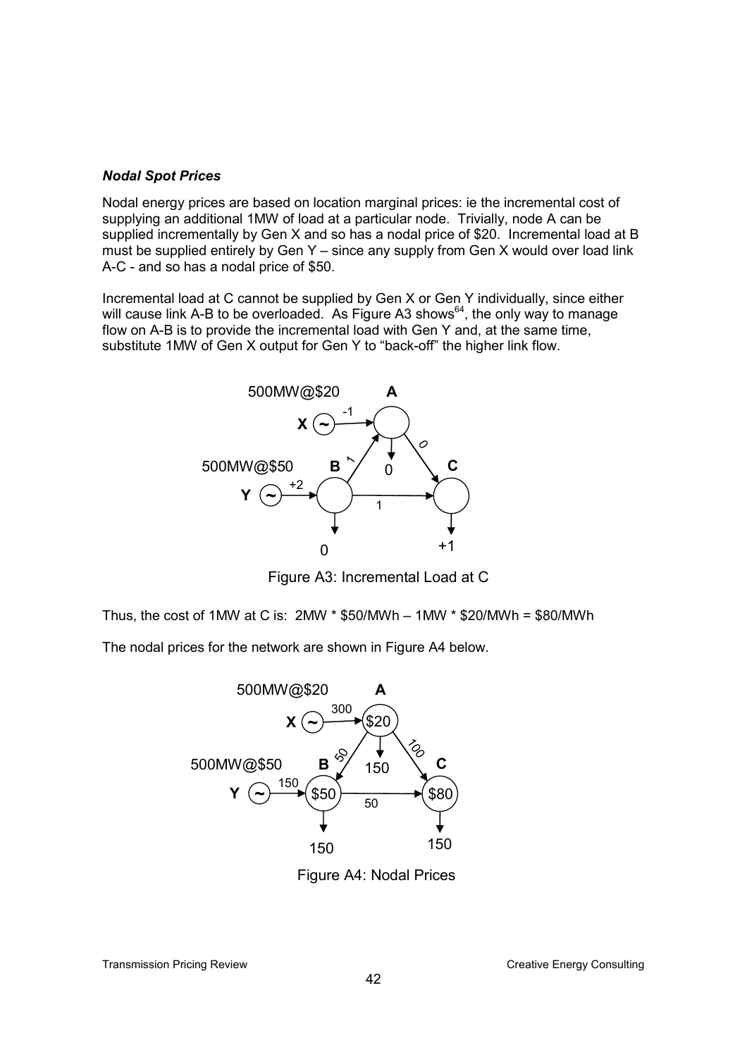***Nodal Spot Prices***

Nodal energy prices are based on location marginal prices: ie the incremental cost of supplying an additional 1MW of load at a particular node. Trivially, node A can be supplied incrementally by Gen X and so has a nodal price of $20. Incremental load at B must be supplied entirely by Gen Y – since any supply from Gen X would over load link A-C - and so has a nodal price of $50.

Incremental load at C cannot be supplied by Gen X or Gen Y individually, since either will cause link A-B to be overloaded. As Figure A3 shows[64], the only way to manage flow on A-B is to provide the incremental load with Gen Y and, at the same time, substitute 1MW of Gen X output for Gen Y to "back-off" the higher link flow.

Figure A3: Incremental Load at C

Thus, the cost of 1MW at C is: 2MW * $50/MWh – 1MW * $20/MWh = $80/MWh

The nodal prices for the network are shown in Figure A4 below.

Figure A4: Nodal Prices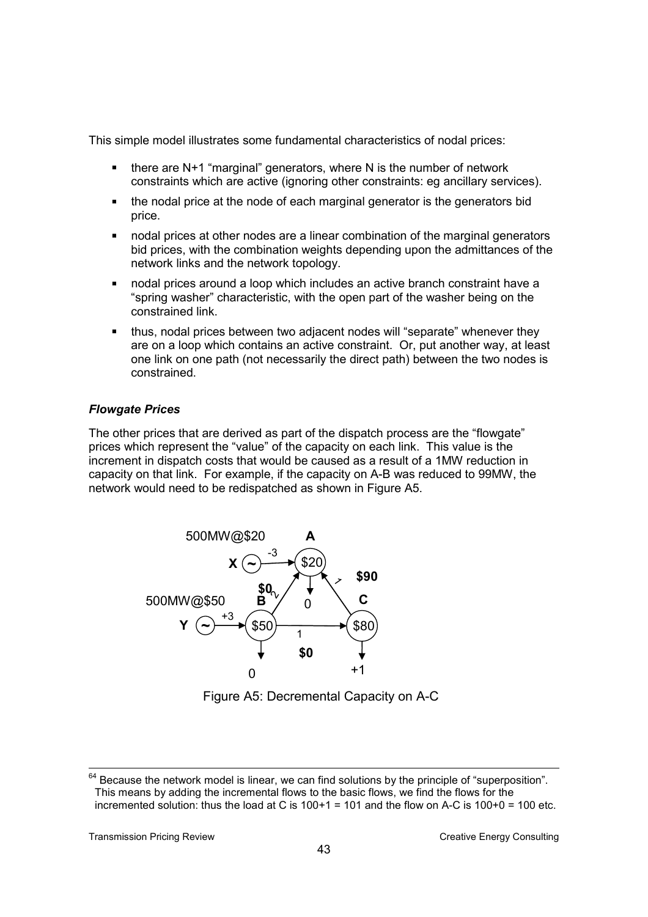This simple model illustrates some fundamental characteristics of nodal prices:

- there are N+1 "marginal" generators, where N is the number of network constraints which are active (ignoring other constraints: eg ancillary services).
- the nodal price at the node of each marginal generator is the generators bid price.
- nodal prices at other nodes are a linear combination of the marginal generators bid prices, with the combination weights depending upon the admittances of the network links and the network topology.
- nodal prices around a loop which includes an active branch constraint have a "spring washer" characteristic, with the open part of the washer being on the constrained link.
- thus, nodal prices between two adjacent nodes will "separate" whenever they are on a loop which contains an active constraint. Or, put another way, at least one link on one path (not necessarily the direct path) between the two nodes is constrained.

### *Flowgate Prices*

The other prices that are derived as part of the dispatch process are the "flowgate" prices which represent the "value" of the capacity on each link. This value is the increment in dispatch costs that would be caused as a result of a 1MW reduction in capacity on that link. For example, if the capacity on A-B was reduced to 99MW, the network would need to be redispatched as shown in Figure A5.

Figure A5: Decremental Capacity on A-C

---

[64] Because the network model is linear, we can find solutions by the principle of "superposition". This means by adding the incremental flows to the basic flows, we find the flows for the incremented solution: thus the load at C is 100+1 = 101 and the flow on A-C is 100+0 = 100 etc.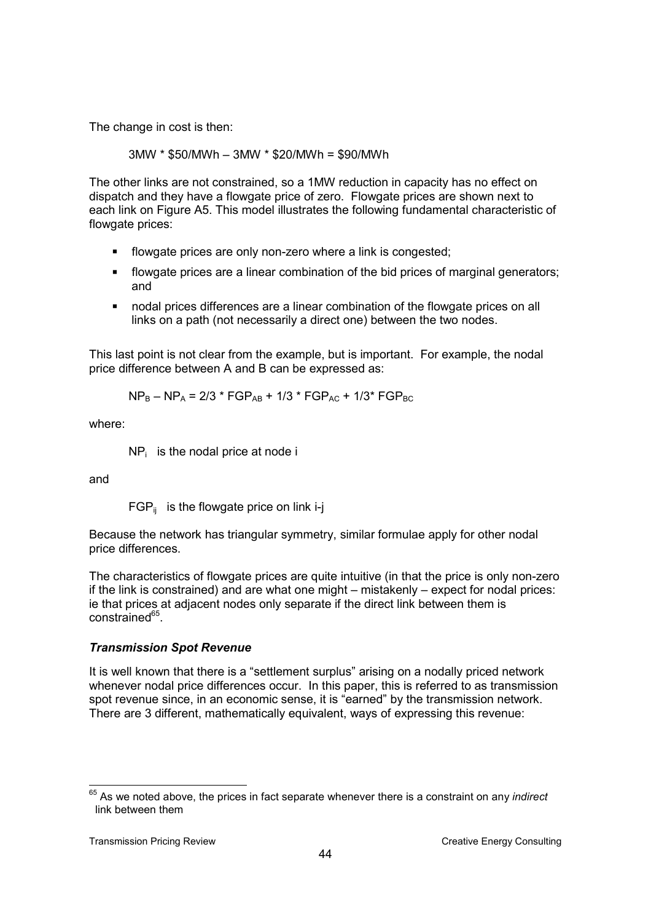The change in cost is then:

$$3MW * \$50/MWh – 3MW * \$20/MWh = \$90/MWh$$

The other links are not constrained, so a 1MW reduction in capacity has no effect on dispatch and they have a flowgate price of zero. Flowgate prices are shown next to each link on Figure A5. This model illustrates the following fundamental characteristic of flowgate prices:

- flowgate prices are only non-zero where a link is congested;
- flowgate prices are a linear combination of the bid prices of marginal generators; and
- nodal prices differences are a linear combination of the flowgate prices on all links on a path (not necessarily a direct one) between the two nodes.

This last point is not clear from the example, but is important. For example, the nodal price difference between A and B can be expressed as:

$$NP_B – NP_A = 2/3 * FGP_{AB} + 1/3 * FGP_{AC} + 1/3* FGP_{BC}$$

where:

$NP_i$ is the nodal price at node i

and

$FGP_{ij}$ is the flowgate price on link i-j

Because the network has triangular symmetry, similar formulae apply for other nodal price differences.

The characteristics of flowgate prices are quite intuitive (in that the price is only non-zero if the link is constrained) and are what one might – mistakenly – expect for nodal prices: ie that prices at adjacent nodes only separate if the direct link between them is constrained[65].

### *Transmission Spot Revenue*

It is well known that there is a "settlement surplus" arising on a nodally priced network whenever nodal price differences occur. In this paper, this is referred to as transmission spot revenue since, in an economic sense, it is "earned" by the transmission network. There are 3 different, mathematically equivalent, ways of expressing this revenue:

---

[65] As we noted above, the prices in fact separate whenever there is a constraint on any *indirect* link between them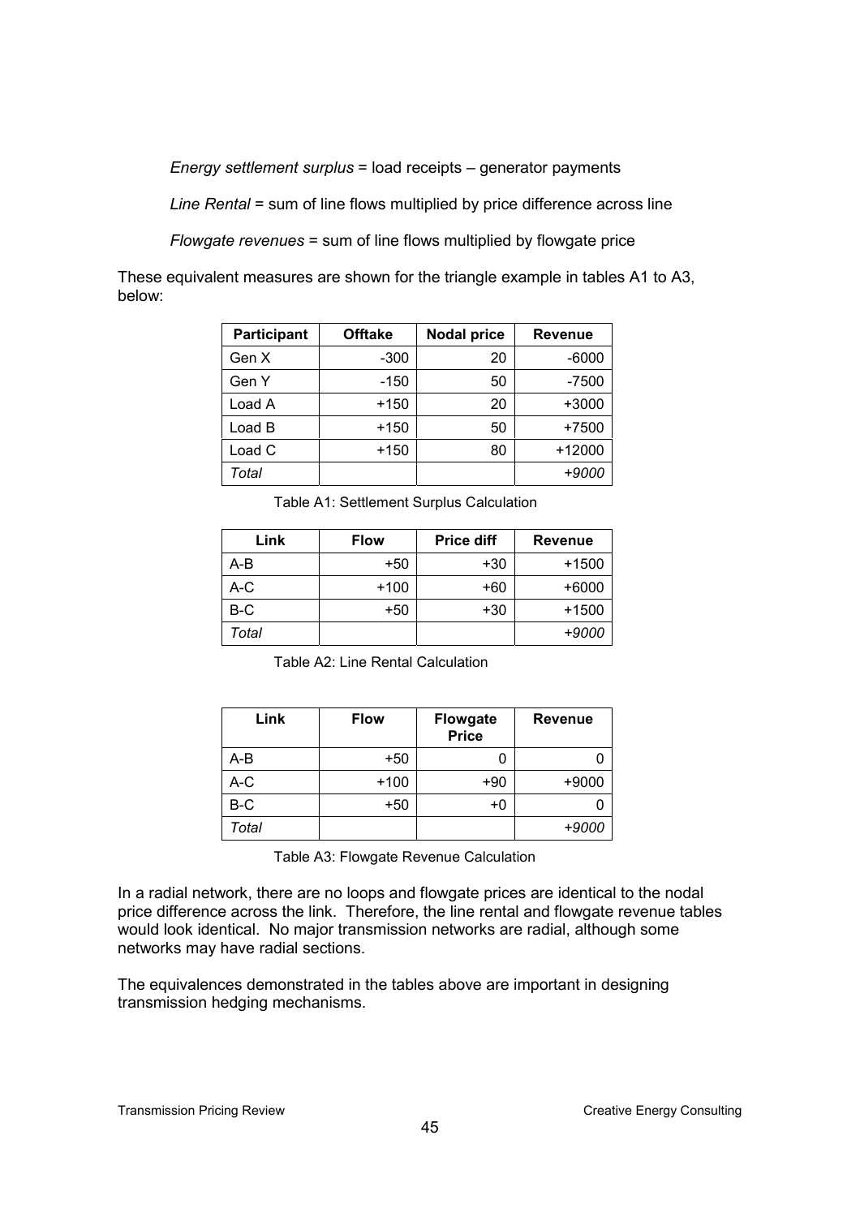*Energy settlement surplus* = load receipts – generator payments

*Line Rental* = sum of line flows multiplied by price difference across line

*Flowgate revenues* = sum of line flows multiplied by flowgate price

These equivalent measures are shown for the triangle example in tables A1 to A3, below:

| Participant | Offtake | Nodal price | Revenue |
|---|---:|---:|---:|
| Gen X | -300 | 20 | -6000 |
| Gen Y | -150 | 50 | -7500 |
| Load A | +150 | 20 | +3000 |
| Load B | +150 | 50 | +7500 |
| Load C | +150 | 80 | +12000 |
| *Total* | | | *+9000* |

Table A1: Settlement Surplus Calculation

| Link | Flow | Price diff | Revenue |
|---|---:|---:|---:|
| A-B | +50 | +30 | +1500 |
| A-C | +100 | +60 | +6000 |
| B-C | +50 | +30 | +1500 |
| *Total* | | | *+9000* |

Table A2: Line Rental Calculation

| Link | Flow | Flowgate Price | Revenue |
|---|---:|---:|---:|
| A-B | +50 | 0 | 0 |
| A-C | +100 | +90 | +9000 |
| B-C | +50 | +0 | 0 |
| *Total* | | | *+9000* |

Table A3: Flowgate Revenue Calculation

In a radial network, there are no loops and flowgate prices are identical to the nodal price difference across the link. Therefore, the line rental and flowgate revenue tables would look identical. No major transmission networks are radial, although some networks may have radial sections.

The equivalences demonstrated in the tables above are important in designing transmission hedging mechanisms.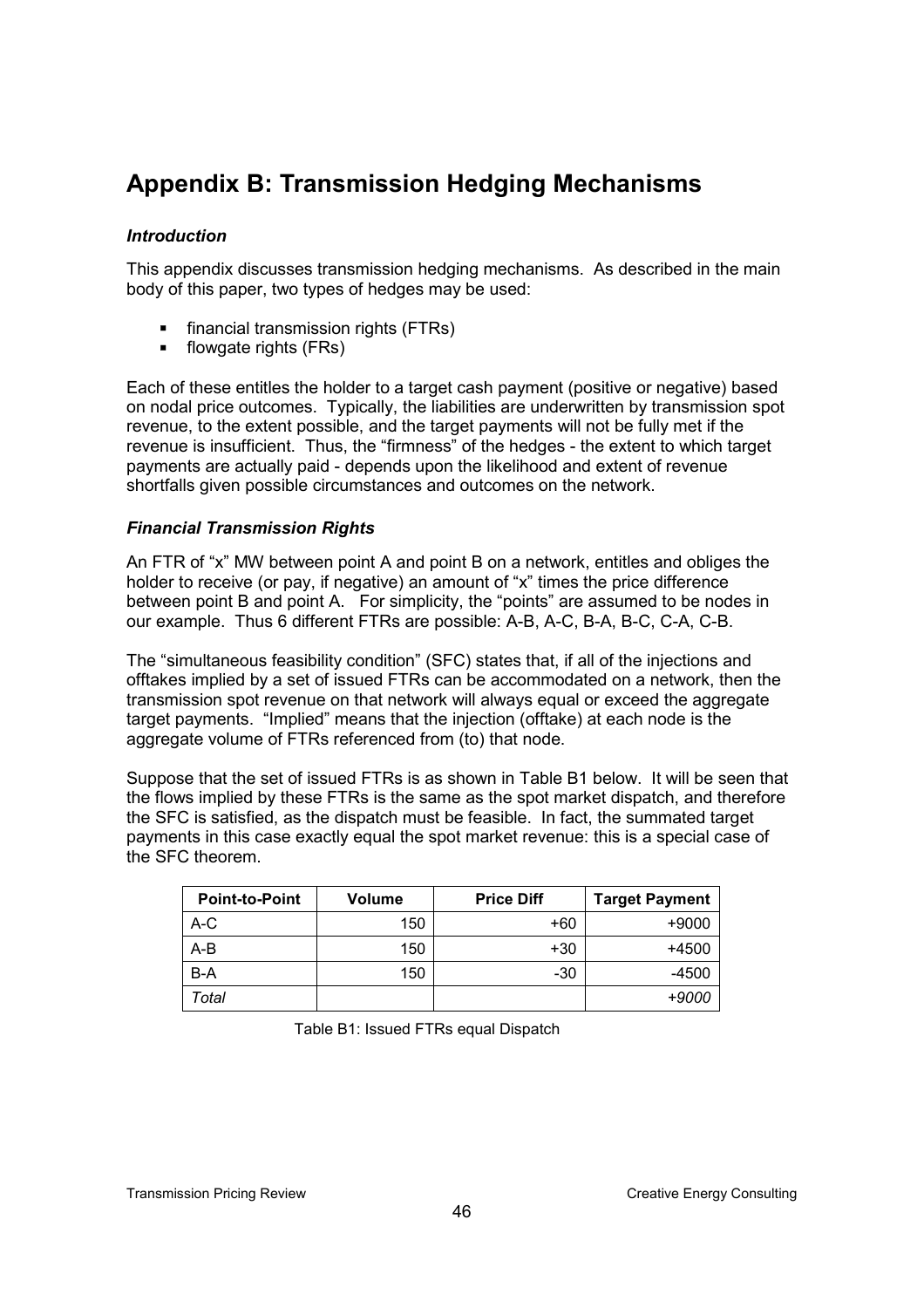# Appendix B: Transmission Hedging Mechanisms

### *Introduction*

This appendix discusses transmission hedging mechanisms. As described in the main body of this paper, two types of hedges may be used:

- financial transmission rights (FTRs)
- flowgate rights (FRs)

Each of these entitles the holder to a target cash payment (positive or negative) based on nodal price outcomes. Typically, the liabilities are underwritten by transmission spot revenue, to the extent possible, and the target payments will not be fully met if the revenue is insufficient. Thus, the "firmness" of the hedges - the extent to which target payments are actually paid - depends upon the likelihood and extent of revenue shortfalls given possible circumstances and outcomes on the network.

### *Financial Transmission Rights*

An FTR of "x" MW between point A and point B on a network, entitles and obliges the holder to receive (or pay, if negative) an amount of "x" times the price difference between point B and point A. For simplicity, the "points" are assumed to be nodes in our example. Thus 6 different FTRs are possible: A-B, A-C, B-A, B-C, C-A, C-B.

The "simultaneous feasibility condition" (SFC) states that, if all of the injections and offtakes implied by a set of issued FTRs can be accommodated on a network, then the transmission spot revenue on that network will always equal or exceed the aggregate target payments. "Implied" means that the injection (offtake) at each node is the aggregate volume of FTRs referenced from (to) that node.

Suppose that the set of issued FTRs is as shown in Table B1 below. It will be seen that the flows implied by these FTRs is the same as the spot market dispatch, and therefore the SFC is satisfied, as the dispatch must be feasible. In fact, the summated target payments in this case exactly equal the spot market revenue: this is a special case of the SFC theorem.

| Point-to-Point | Volume | Price Diff | Target Payment |
|---|---|---|---|
| A-C | 150 | +60 | +9000 |
| A-B | 150 | +30 | +4500 |
| B-A | 150 | -30 | -4500 |
| *Total* | | | *+9000* |

Table B1: Issued FTRs equal Dispatch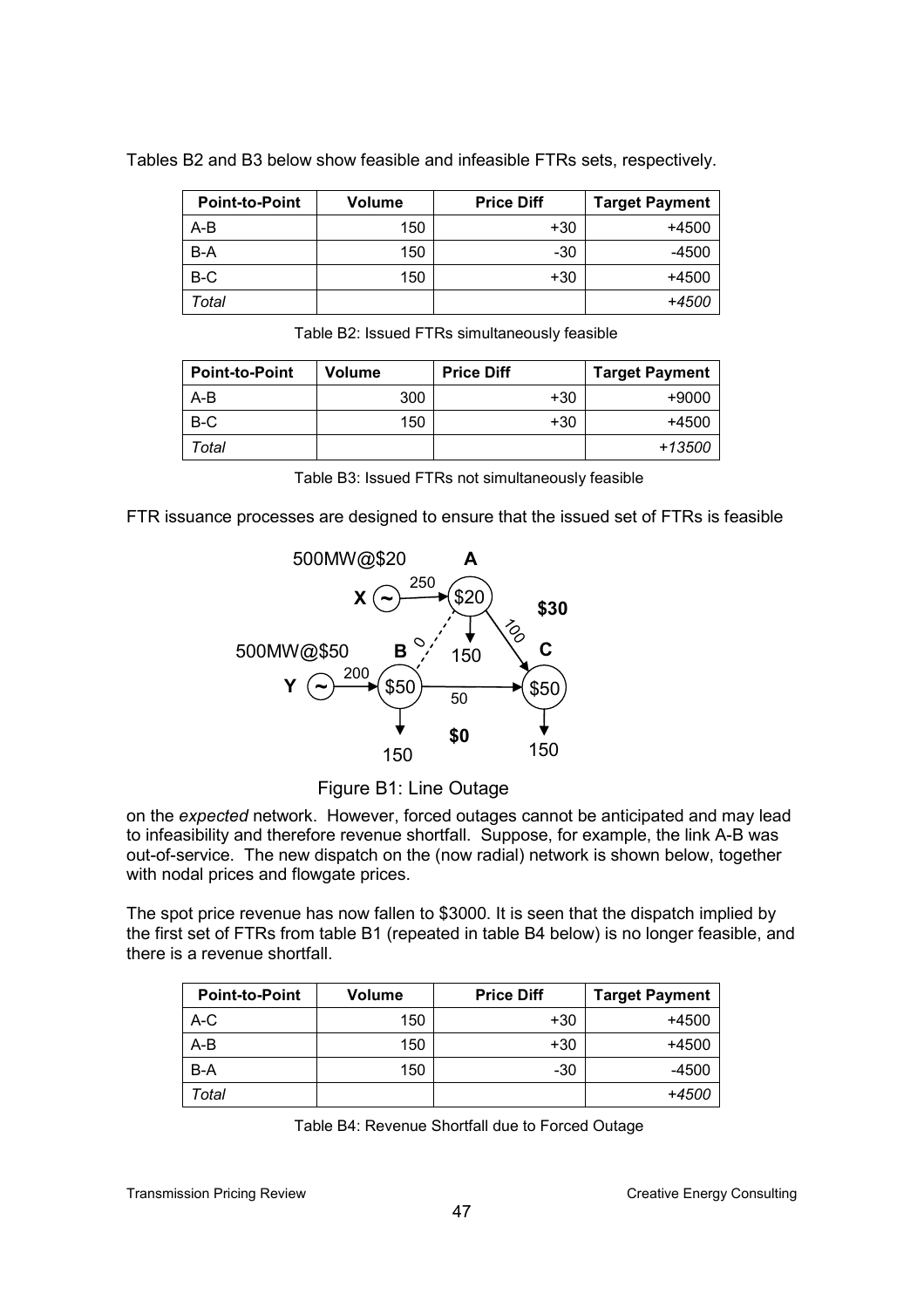Tables B2 and B3 below show feasible and infeasible FTRs sets, respectively.

| Point-to-Point | Volume | Price Diff | Target Payment |
|---|---|---|---|
| A-B | 150 | +30 | +4500 |
| B-A | 150 | -30 | -4500 |
| B-C | 150 | +30 | +4500 |
| *Total* | | | *+4500* |

Table B2: Issued FTRs simultaneously feasible

| Point-to-Point | Volume | Price Diff | Target Payment |
|---|---|---|---|
| A-B | 300 | +30 | +9000 |
| B-C | 150 | +30 | +4500 |
| *Total* | | | *+13500* |

Table B3: Issued FTRs not simultaneously feasible

FTR issuance processes are designed to ensure that the issued set of FTRs is feasible on the *expected* network. However, forced outages cannot be anticipated and may lead to infeasibility and therefore revenue shortfall. Suppose, for example, the link A-B was out-of-service. The new dispatch on the (now radial) network is shown below, together with nodal prices and flowgate prices.

Figure B1: Line Outage

The spot price revenue has now fallen to $3000. It is seen that the dispatch implied by the first set of FTRs from table B1 (repeated in table B4 below) is no longer feasible, and there is a revenue shortfall.

| Point-to-Point | Volume | Price Diff | Target Payment |
|---|---|---|---|
| A-C | 150 | +30 | +4500 |
| A-B | 150 | +30 | +4500 |
| B-A | 150 | -30 | -4500 |
| *Total* | | | *+4500* |

Table B4: Revenue Shortfall due to Forced Outage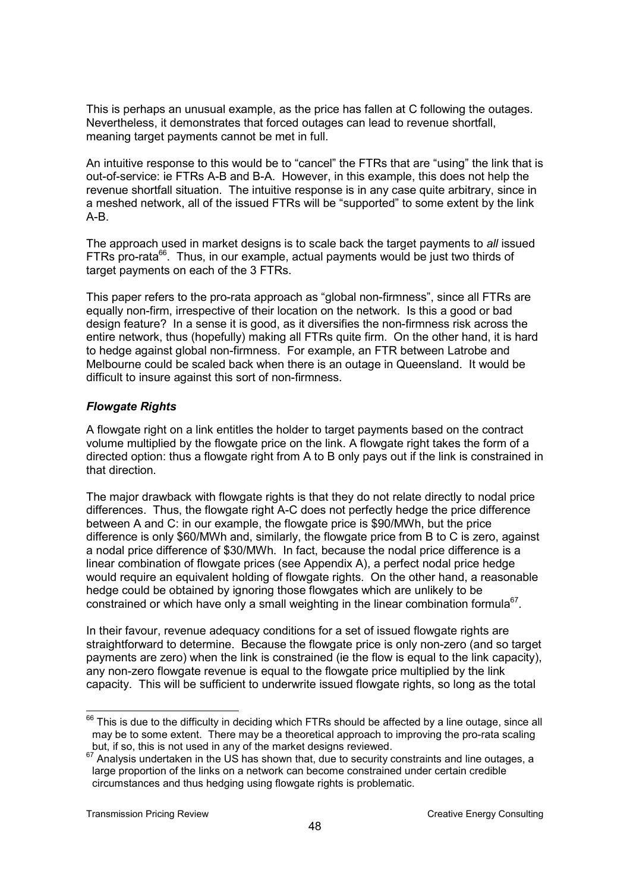This is perhaps an unusual example, as the price has fallen at C following the outages. Nevertheless, it demonstrates that forced outages can lead to revenue shortfall, meaning target payments cannot be met in full.

An intuitive response to this would be to "cancel" the FTRs that are "using" the link that is out-of-service: ie FTRs A-B and B-A. However, in this example, this does not help the revenue shortfall situation. The intuitive response is in any case quite arbitrary, since in a meshed network, all of the issued FTRs will be "supported" to some extent by the link A-B.

The approach used in market designs is to scale back the target payments to *all* issued FTRs pro-rata[66]. Thus, in our example, actual payments would be just two thirds of target payments on each of the 3 FTRs.

This paper refers to the pro-rata approach as "global non-firmness", since all FTRs are equally non-firm, irrespective of their location on the network. Is this a good or bad design feature? In a sense it is good, as it diversifies the non-firmness risk across the entire network, thus (hopefully) making all FTRs quite firm. On the other hand, it is hard to hedge against global non-firmness. For example, an FTR between Latrobe and Melbourne could be scaled back when there is an outage in Queensland. It would be difficult to insure against this sort of non-firmness.

### *Flowgate Rights*

A flowgate right on a link entitles the holder to target payments based on the contract volume multiplied by the flowgate price on the link. A flowgate right takes the form of a directed option: thus a flowgate right from A to B only pays out if the link is constrained in that direction.

The major drawback with flowgate rights is that they do not relate directly to nodal price differences. Thus, the flowgate right A-C does not perfectly hedge the price difference between A and C: in our example, the flowgate price is \$90/MWh, but the price difference is only \$60/MWh and, similarly, the flowgate price from B to C is zero, against a nodal price difference of \$30/MWh. In fact, because the nodal price difference is a linear combination of flowgate prices (see Appendix A), a perfect nodal price hedge would require an equivalent holding of flowgate rights. On the other hand, a reasonable hedge could be obtained by ignoring those flowgates which are unlikely to be constrained or which have only a small weighting in the linear combination formula[67].

In their favour, revenue adequacy conditions for a set of issued flowgate rights are straightforward to determine. Because the flowgate price is only non-zero (and so target payments are zero) when the link is constrained (ie the flow is equal to the link capacity), any non-zero flowgate revenue is equal to the flowgate price multiplied by the link capacity. This will be sufficient to underwrite issued flowgate rights, so long as the total

---

[66] This is due to the difficulty in deciding which FTRs should be affected by a line outage, since all may be to some extent. There may be a theoretical approach to improving the pro-rata scaling but, if so, this is not used in any of the market designs reviewed.

[67] Analysis undertaken in the US has shown that, due to security constraints and line outages, a large proportion of the links on a network can become constrained under certain credible circumstances and thus hedging using flowgate rights is problematic.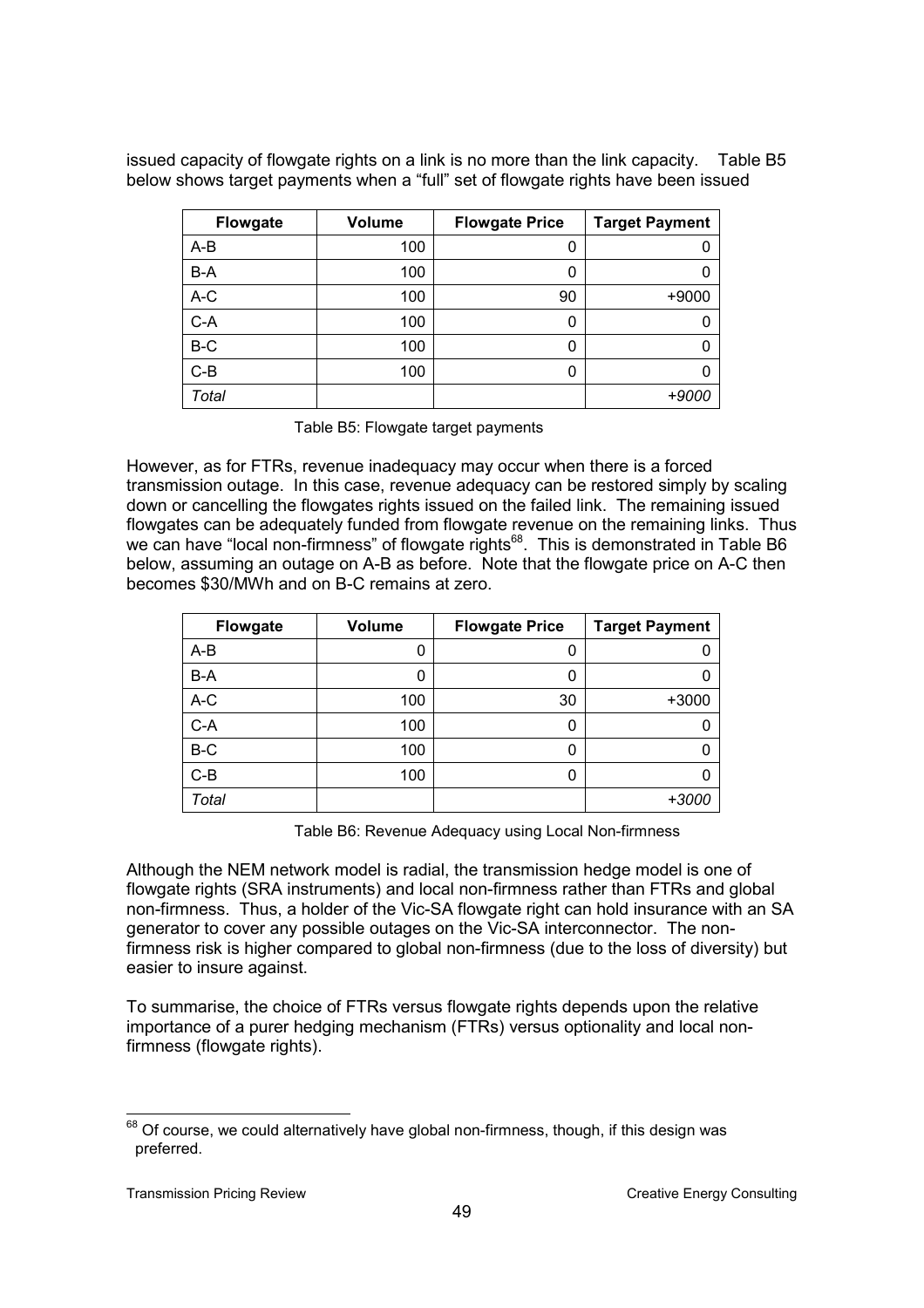issued capacity of flowgate rights on a link is no more than the link capacity. Table B5 below shows target payments when a "full" set of flowgate rights have been issued

| Flowgate | Volume | Flowgate Price | Target Payment |
|---|---|---|---|
| A-B | 100 | 0 | 0 |
| B-A | 100 | 0 | 0 |
| A-C | 100 | 90 | +9000 |
| C-A | 100 | 0 | 0 |
| B-C | 100 | 0 | 0 |
| C-B | 100 | 0 | 0 |
| *Total* | | | *+9000* |

Table B5: Flowgate target payments

However, as for FTRs, revenue inadequacy may occur when there is a forced transmission outage. In this case, revenue adequacy can be restored simply by scaling down or cancelling the flowgates rights issued on the failed link. The remaining issued flowgates can be adequately funded from flowgate revenue on the remaining links. Thus we can have "local non-firmness" of flowgate rights[68]. This is demonstrated in Table B6 below, assuming an outage on A-B as before. Note that the flowgate price on A-C then becomes \$30/MWh and on B-C remains at zero.

| Flowgate | Volume | Flowgate Price | Target Payment |
|---|---|---|---|
| A-B | 0 | 0 | 0 |
| B-A | 0 | 0 | 0 |
| A-C | 100 | 30 | +3000 |
| C-A | 100 | 0 | 0 |
| B-C | 100 | 0 | 0 |
| C-B | 100 | 0 | 0 |
| *Total* | | | *+3000* |

Table B6: Revenue Adequacy using Local Non-firmness

Although the NEM network model is radial, the transmission hedge model is one of flowgate rights (SRA instruments) and local non-firmness rather than FTRs and global non-firmness. Thus, a holder of the Vic-SA flowgate right can hold insurance with an SA generator to cover any possible outages on the Vic-SA interconnector. The non-firmness risk is higher compared to global non-firmness (due to the loss of diversity) but easier to insure against.

To summarise, the choice of FTRs versus flowgate rights depends upon the relative importance of a purer hedging mechanism (FTRs) versus optionality and local non-firmness (flowgate rights).

[68] Of course, we could alternatively have global non-firmness, though, if this design was preferred.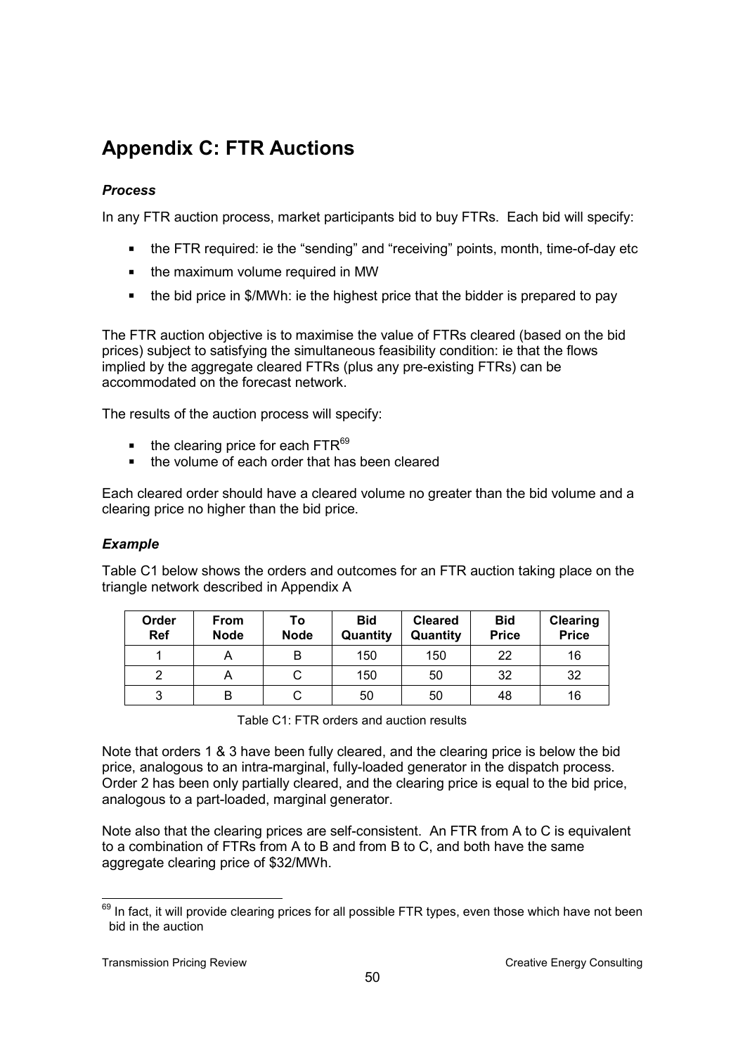# Appendix C: FTR Auctions

### *Process*

In any FTR auction process, market participants bid to buy FTRs. Each bid will specify:

- the FTR required: ie the "sending" and "receiving" points, month, time-of-day etc
- the maximum volume required in MW
- the bid price in $/MWh: ie the highest price that the bidder is prepared to pay

The FTR auction objective is to maximise the value of FTRs cleared (based on the bid prices) subject to satisfying the simultaneous feasibility condition: ie that the flows implied by the aggregate cleared FTRs (plus any pre-existing FTRs) can be accommodated on the forecast network.

The results of the auction process will specify:

- the clearing price for each FTR[69]
- the volume of each order that has been cleared

Each cleared order should have a cleared volume no greater than the bid volume and a clearing price no higher than the bid price.

### *Example*

Table C1 below shows the orders and outcomes for an FTR auction taking place on the triangle network described in Appendix A

| Order Ref | From Node | To Node | Bid Quantity | Cleared Quantity | Bid Price | Clearing Price |
|---|---|---|---|---|---|---|
| 1 | A | B | 150 | 150 | 22 | 16 |
| 2 | A | C | 150 | 50 | 32 | 32 |
| 3 | B | C | 50 | 50 | 48 | 16 |

Table C1: FTR orders and auction results

Note that orders 1 & 3 have been fully cleared, and the clearing price is below the bid price, analogous to an intra-marginal, fully-loaded generator in the dispatch process. Order 2 has been only partially cleared, and the clearing price is equal to the bid price, analogous to a part-loaded, marginal generator.

Note also that the clearing prices are self-consistent. An FTR from A to C is equivalent to a combination of FTRs from A to B and from B to C, and both have the same aggregate clearing price of $32/MWh.

[69] In fact, it will provide clearing prices for all possible FTR types, even those which have not been bid in the auction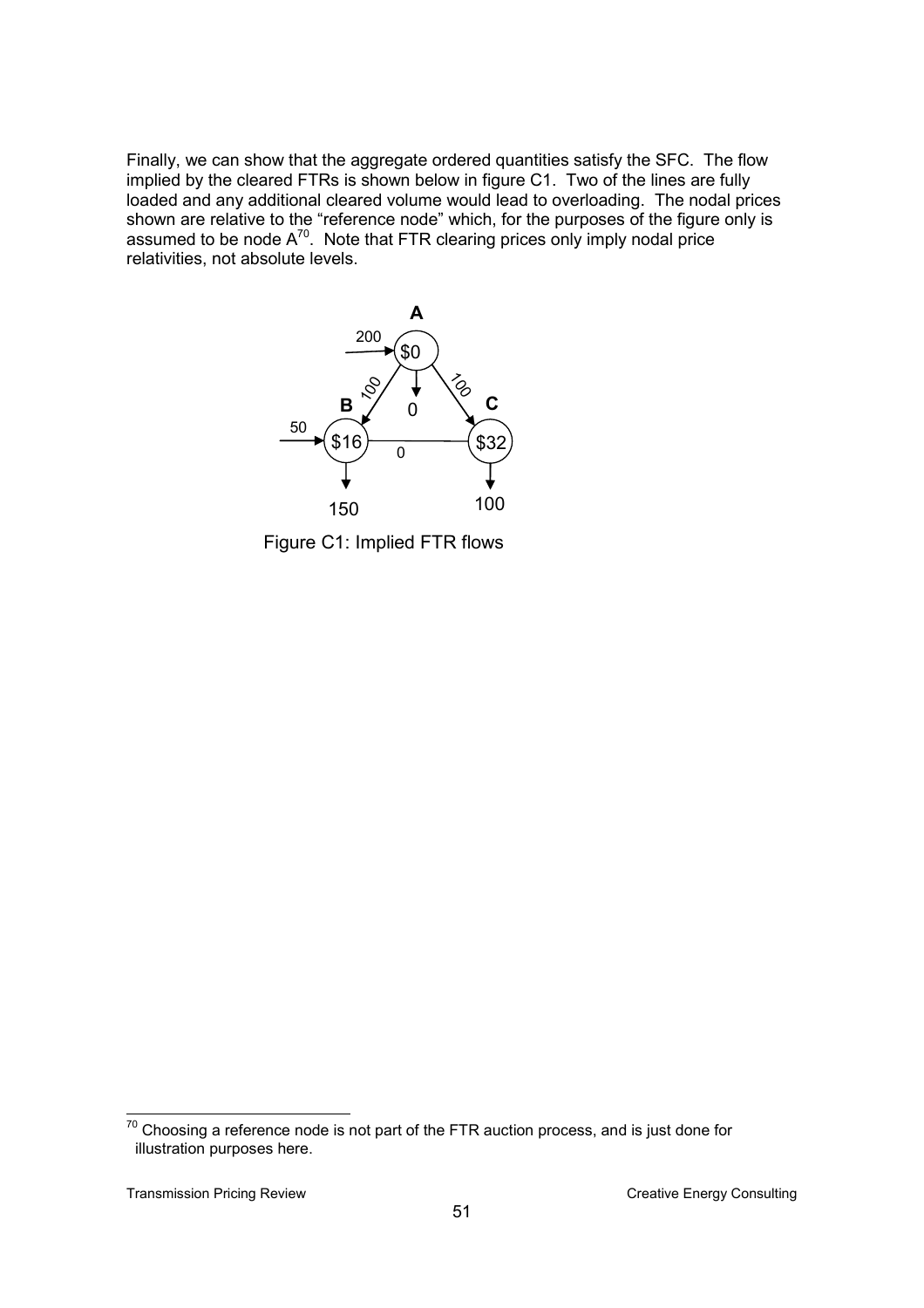Finally, we can show that the aggregate ordered quantities satisfy the SFC. The flow implied by the cleared FTRs is shown below in figure C1. Two of the lines are fully loaded and any additional cleared volume would lead to overloading. The nodal prices shown are relative to the "reference node" which, for the purposes of the figure only is assumed to be node A[70]. Note that FTR clearing prices only imply nodal price relativities, not absolute levels.

Figure C1: Implied FTR flows

[70] Choosing a reference node is not part of the FTR auction process, and is just done for illustration purposes here.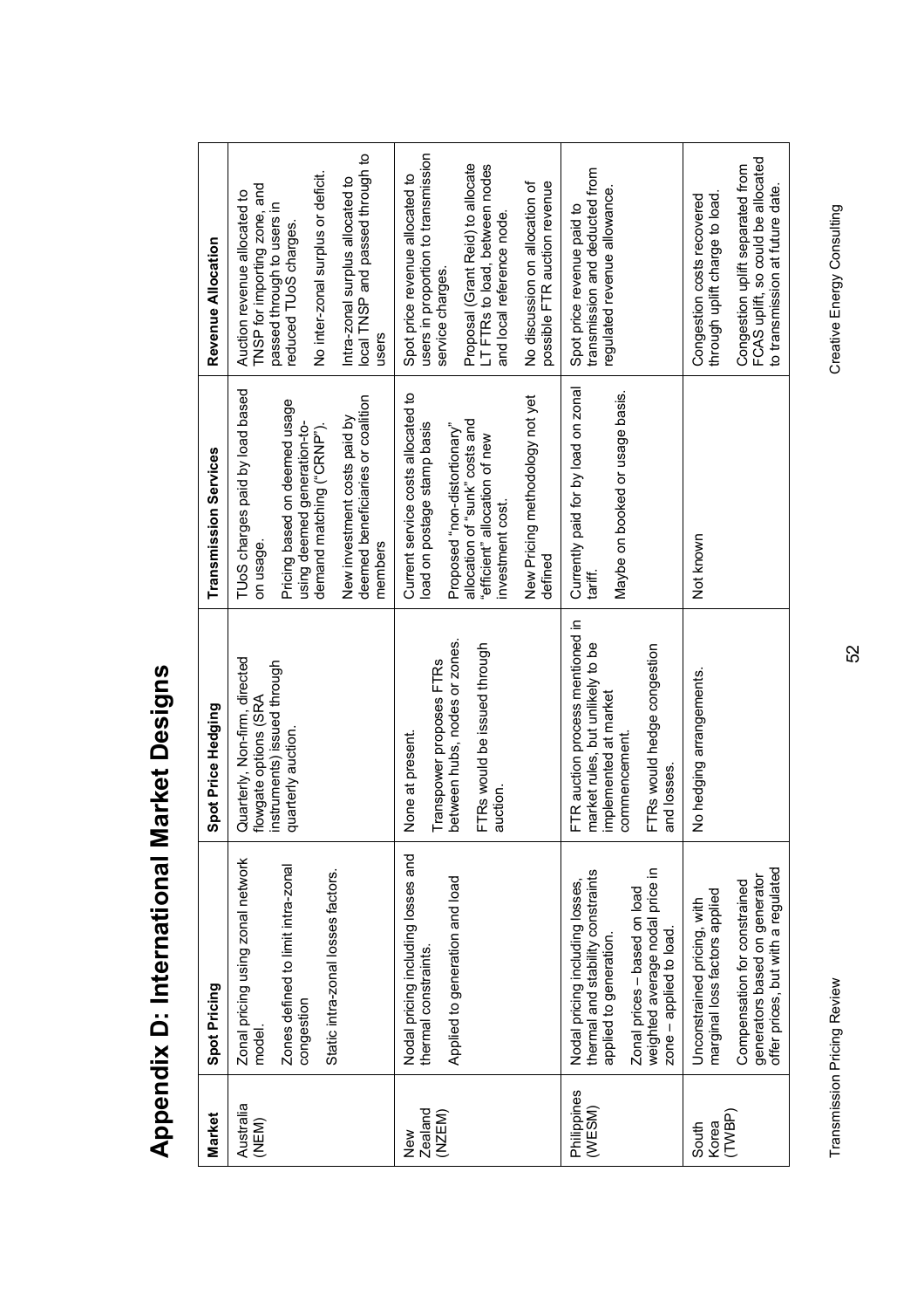# Appendix D: International Market Designs

| Market | Spot Pricing | Spot Price Hedging | Transmission Services | Revenue Allocation |
|---|---|---|---|---|
| Australia (NEM) | Zonal pricing using zonal network model.<br><br>Zones defined to limit intra-zonal congestion<br><br>Static intra-zonal losses factors. | Quarterly, Non-firm, directed flowgate options (SRA instruments) issued through quarterly auction. | TUoS charges paid by load based on usage.<br><br>Pricing based on deemed usage using deemed generation-to-demand matching ("CRNP").<br><br>New investment costs paid by deemed beneficiaries or coalition members | Auction revenue allocated to TNSP for importing zone, and passed through to users in reduced TUoS charges.<br><br>No inter-zonal surplus or deficit.<br><br>Intra-zonal surplus allocated to local TNSP and passed through to users |
| New Zealand (NZEM) | Nodal pricing including losses and thermal constraints.<br><br>Applied to generation and load | None at present.<br><br>Transpower proposes FTRs between hubs, nodes or zones.<br><br>FTRs would be issued through auction. | Current service costs allocated to load on postage stamp basis<br><br>Proposed "non-distortionary" allocation of "sunk" costs and "efficient" allocation of new investment cost.<br><br>New Pricing methodology not yet defined | Spot price revenue allocated to users in proportion to transmission service charges.<br><br>Proposal (Grant Reid) to allocate LT FTRs to load, between nodes and local reference node.<br><br>No discussion on allocation of possible FTR auction revenue |
| Philippines (WESM) | Nodal pricing including losses, thermal and stability constraints applied to generation.<br><br>Zonal prices – based on load weighted average nodal price in zone – applied to load. | FTR auction process mentioned in market rules, but unlikely to be implemented at market commencement.<br><br>FTRs would hedge congestion and losses. | Currently paid for by load on zonal tariff.<br><br>Maybe on booked or usage basis. | Spot price revenue paid to transmission and deducted from regulated revenue allowance. |
| South Korea (TWBP) | Unconstrained pricing, with marginal loss factors applied<br><br>Compensation for constrained generators based on generator offer prices, but with a regulated | No hedging arrangements. | Not known | Congestion costs recovered through uplift charge to load.<br><br>Congestion uplift separated from FCAS uplift, so could be allocated to transmission at future date. |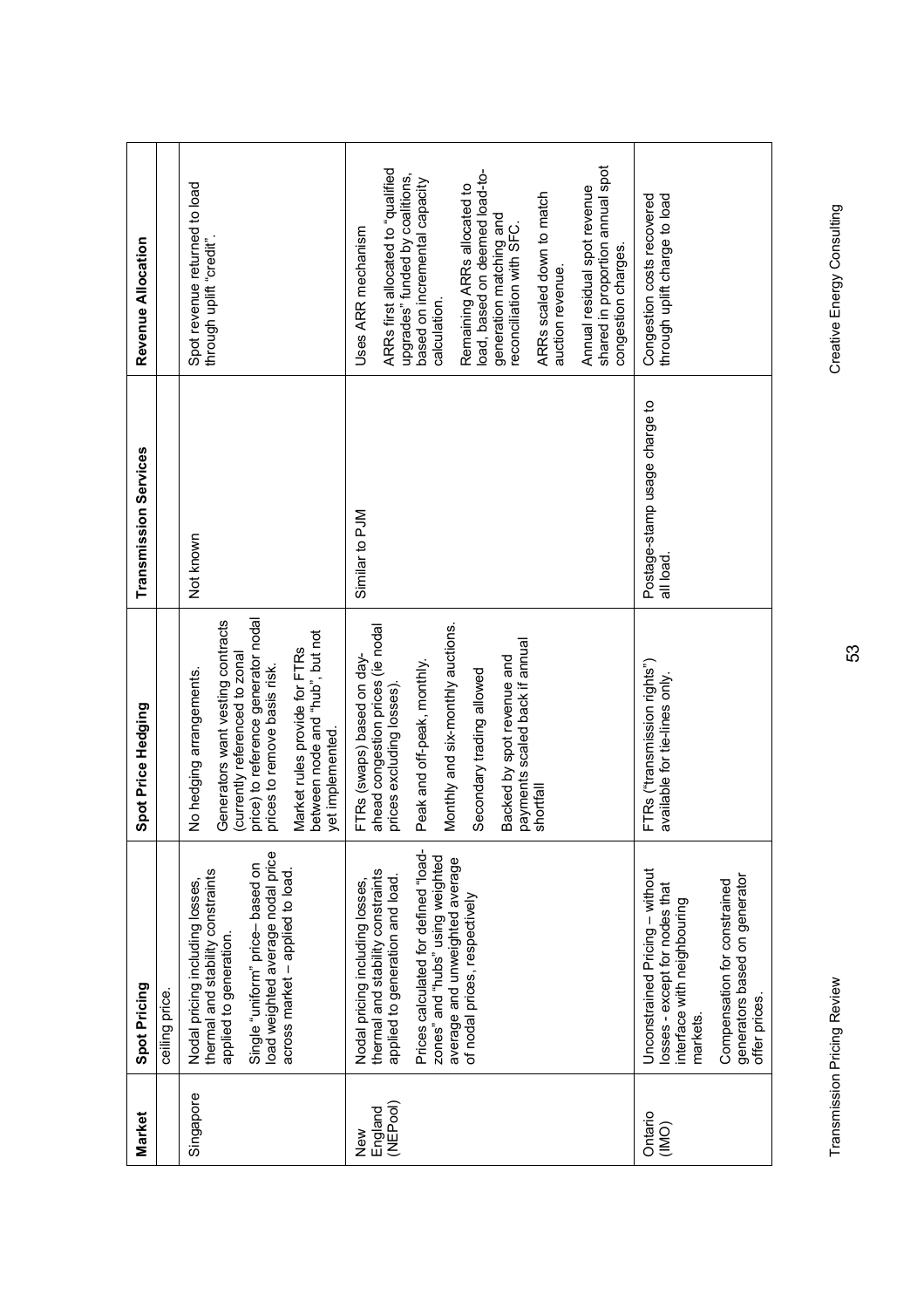| Market | Spot Pricing | Spot Price Hedging | Transmission Services | Revenue Allocation |
|---|---|---|---|---|
| | ceiling price. | | | |
| Singapore | Nodal pricing including losses, thermal and stability constraints applied to generation.<br><br>Single "uniform" price– based on load weighted average nodal price across market – applied to load. | No hedging arrangements.<br><br>Generators want vesting contracts (currently referenced to zonal price) to reference generator nodal prices to remove basis risk.<br><br>Market rules provide for FTRs between node and "hub", but not yet implemented. | Not known | Spot revenue returned to load through uplift "credit". |
| New England (NEPool) | Nodal pricing including losses, thermal and stability constraints applied to generation and load.<br><br>Prices calculated for defined "load-zones" and "hubs" using weighted average and unweighted average of nodal prices, respectively | FTRs (swaps) based on day-ahead congestion prices (ie nodal prices excluding losses).<br><br>Peak and off-peak, monthly.<br><br>Monthly and six-monthly auctions.<br><br>Secondary trading allowed<br><br>Backed by spot revenue and payments scaled back if annual shortfall | Similar to PJM | Uses ARR mechanism<br><br>ARRs first allocated to "qualified upgrades" funded by coalitions, based on incremental capacity calculation.<br><br>Remaining ARRs allocated to load, based on deemed load-to-generation matching and reconciliation with SFC.<br><br>ARRs scaled down to match auction revenue.<br><br>Annual residual spot revenue shared in proportion annual spot congestion charges. |
| Ontario (IMO) | Unconstrained Pricing – without losses - except for nodes that interface with neighbouring markets.<br><br>Compensation for constrained generators based on generator offer prices. | FTRs ("transmission rights") available for tie-lines only. | Postage-stamp usage charge to all load. | Congestion costs recovered through uplift charge to load |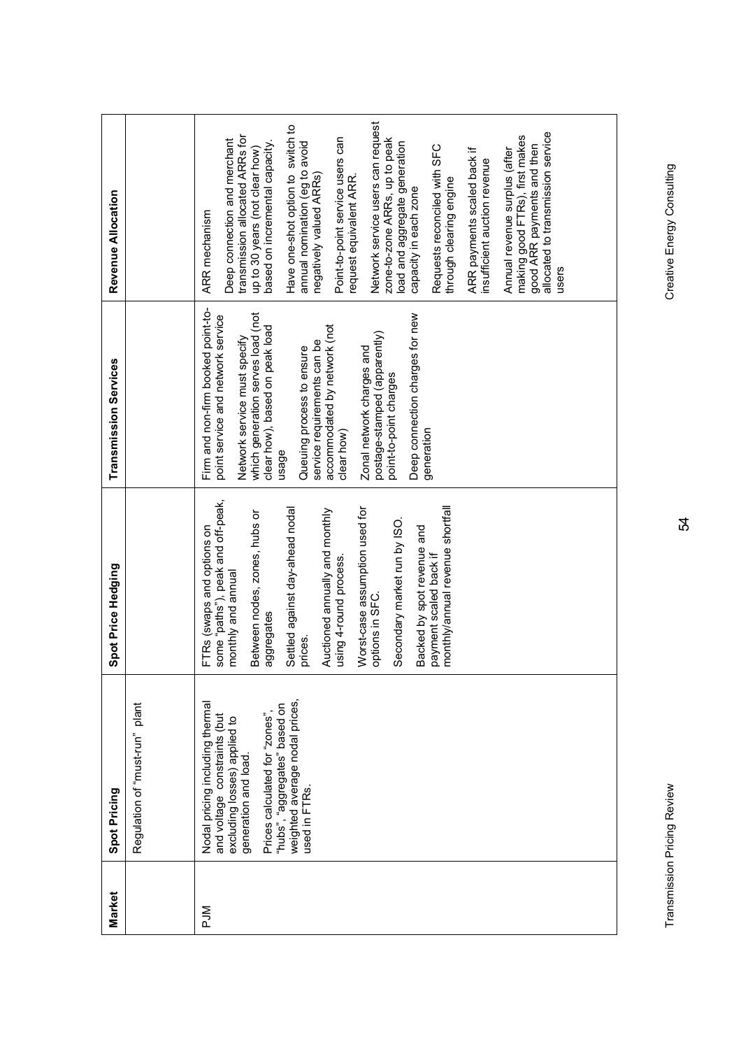| Market | Spot Pricing | Spot Price Hedging | Transmission Services | Revenue Allocation |
|---|---|---|---|---|
| | Regulation of "must-run" plant | | | |
| PJM | Nodal pricing including thermal and voltage constraints (but excluding losses) applied to generation and load.<br><br>Prices calculated for "zones", "hubs", "aggregates" based on weighted average nodal prices, used in FTRs. | FTRs (swaps and options on some "paths"), peak and off-peak, monthly and annual<br><br>Between nodes, zones, hubs or aggregates<br><br>Settled against day-ahead nodal prices.<br><br>Auctioned annually and monthly using 4-round process.<br><br>Worst-case assumption used for options in SFC.<br><br>Secondary market run by ISO.<br><br>Backed by spot revenue and payment scaled back if monthly/annual revenue shortfall | Firm and non-firm booked point-to-point service and network service<br><br>Network service must specify which generation serves load (not clear how), based on peak load usage<br><br>Queuing process to ensure service requirements can be accommodated by network (not clear how)<br><br>Zonal network charges and postage-stamped (apparently) point-to-point charges<br><br>Deep connection charges for new generation | ARR mechanism<br><br>Deep connection and merchant transmission allocated ARRs for up to 30 years (not clear how) based on incremental capacity.<br><br>Have one-shot option to switch to annual nomination (eg to avoid negatively valued ARRs)<br><br>Point-to-point service users can request equivalent ARR.<br><br>Network service users can request zone-to-zone ARRs, up to peak load and aggregate generation capacity in each zone<br><br>Requests reconciled with SFC through clearing engine<br><br>ARR payments scaled back if insufficient auction revenue<br><br>Annual revenue surplus (after making good FTRs), first makes good ARR payments and then allocated to transmission service users |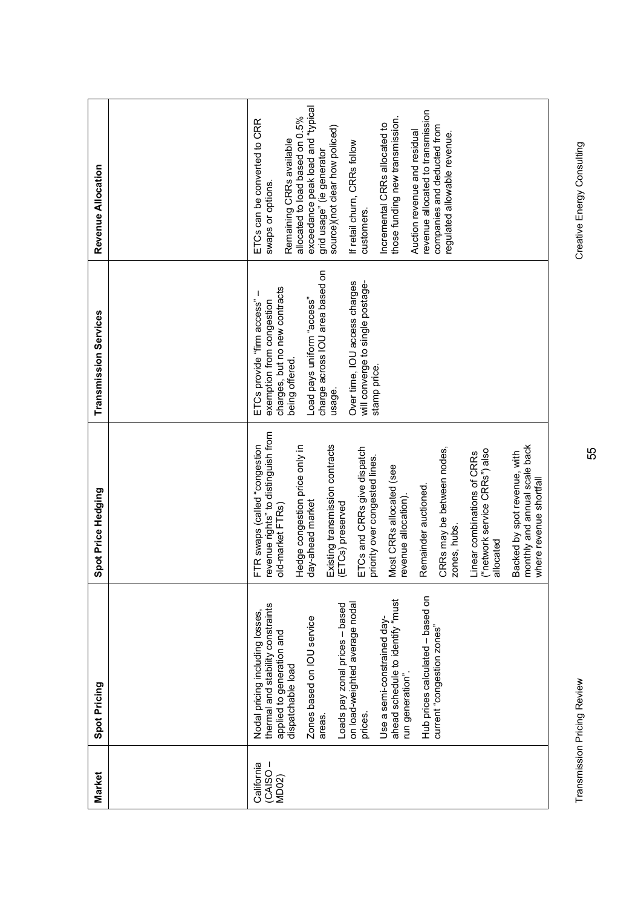| Market | Spot Pricing | Spot Price Hedging | Transmission Services | Revenue Allocation |
|---|---|---|---|---|
| | | | | |
| California (CAISO – MD02) | Nodal pricing including losses, thermal and stability constraints applied to generation and dispatchable load<br><br>Zones based on IOU service areas.<br><br>Loads pay zonal prices – based on load-weighted average nodal prices.<br><br>Use a semi-constrained day-ahead schedule to identify "must run generation".<br><br>Hub prices calculated – based on current "congestion zones" | FTR swaps (called "congestion revenue rights" to distinguish from old-market FTRs)<br><br>Hedge congestion price only in day-ahead market<br><br>Existing transmission contracts (ETCs) preserved<br><br>ETCs and CRRs give dispatch priority over congested lines.<br><br>Most CRRs allocated (see revenue allocation).<br><br>Remainder auctioned.<br><br>CRRs may be between nodes, zones, hubs.<br><br>Linear combinations of CRRs ("network service CRRs") also allocated<br><br>Backed by spot revenue, with monthly and annual scale back where revenue shortfall | ETCs provide "firm access" – exemption from congestion charges, but no new contracts being offered.<br><br>Load pays uniform "access" charge across IOU area based on usage.<br><br>Over time, IOU access charges will converge to single postage-stamp price. | ETCs can be converted to CRR swaps or options.<br><br>Remaining CRRs available allocated to load based on 0.5% exceedance peak load and "typical grid usage" (ie generator source)(not clear how policed)<br><br>If retail churn, CRRs follow customers.<br><br>Incremental CRRs allocated to those funding new transmission.<br><br>Auction revenue and residual revenue allocated to transmission companies and deducted from regulated allowable revenue. |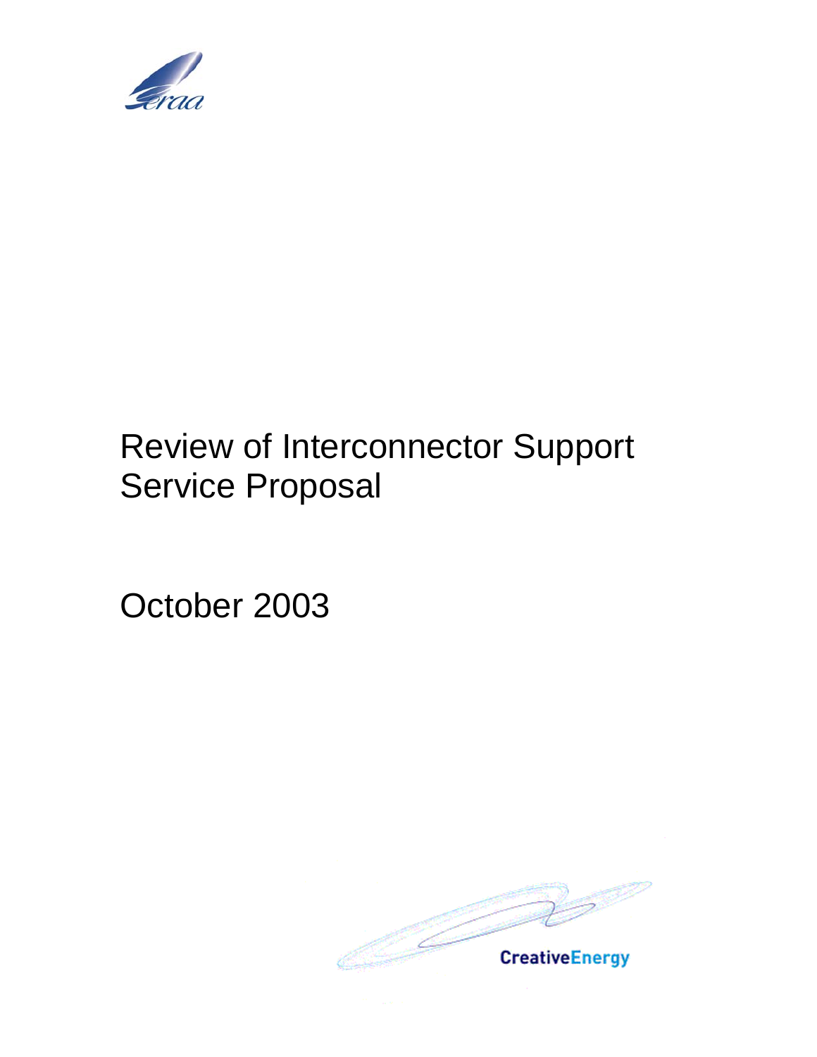# Review of Interconnector Support Service Proposal

October 2003

CreativeEnergy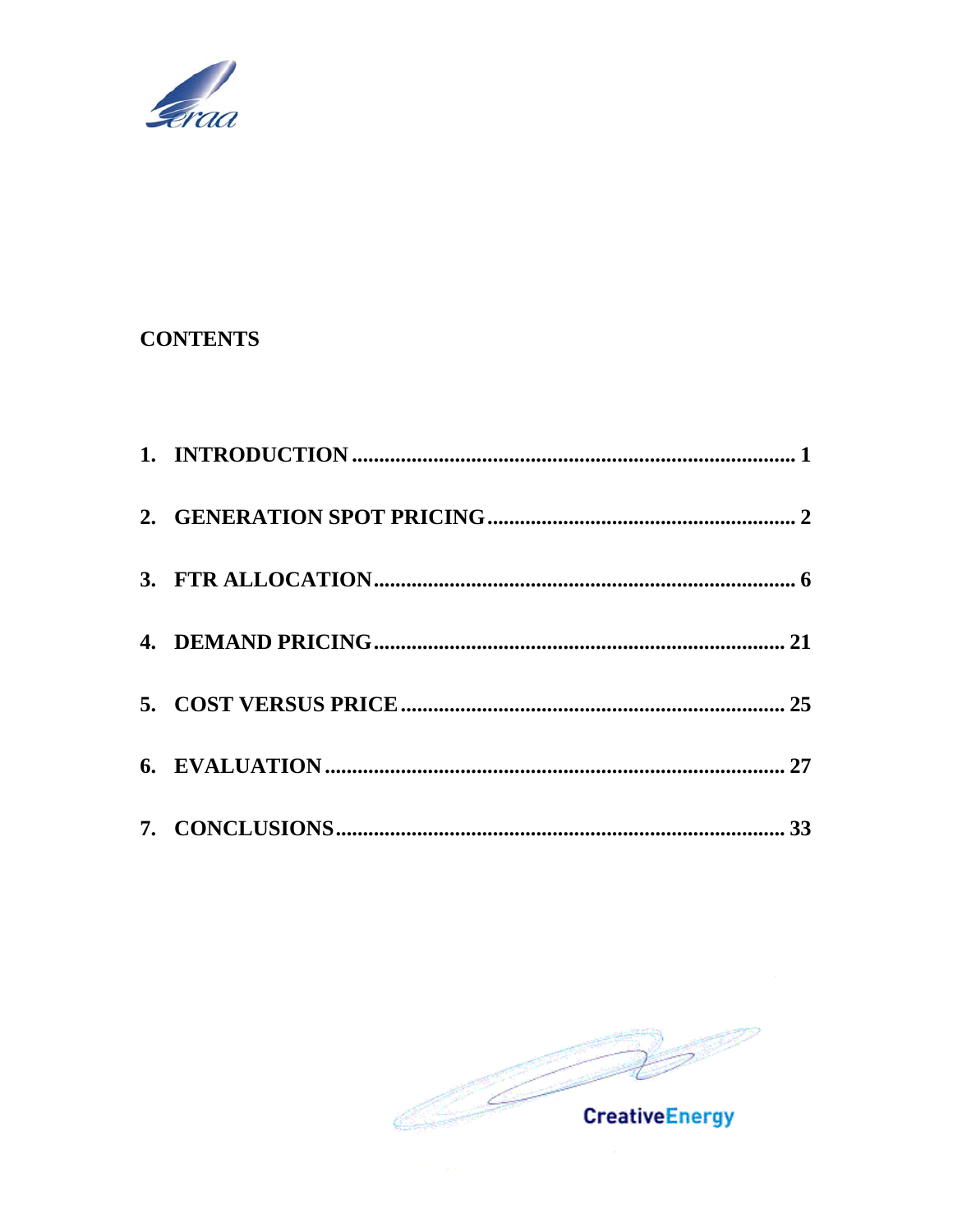## CONTENTS

1. INTRODUCTION .................................................................................... 1
2. GENERATION SPOT PRICING ........................................................ 2
3. FTR ALLOCATION ............................................................................... 6
4. DEMAND PRICING ............................................................................ 21
5. COST VERSUS PRICE ...................................................................... 25
6. EVALUATION ..................................................................................... 27
7. CONCLUSIONS ................................................................................... 33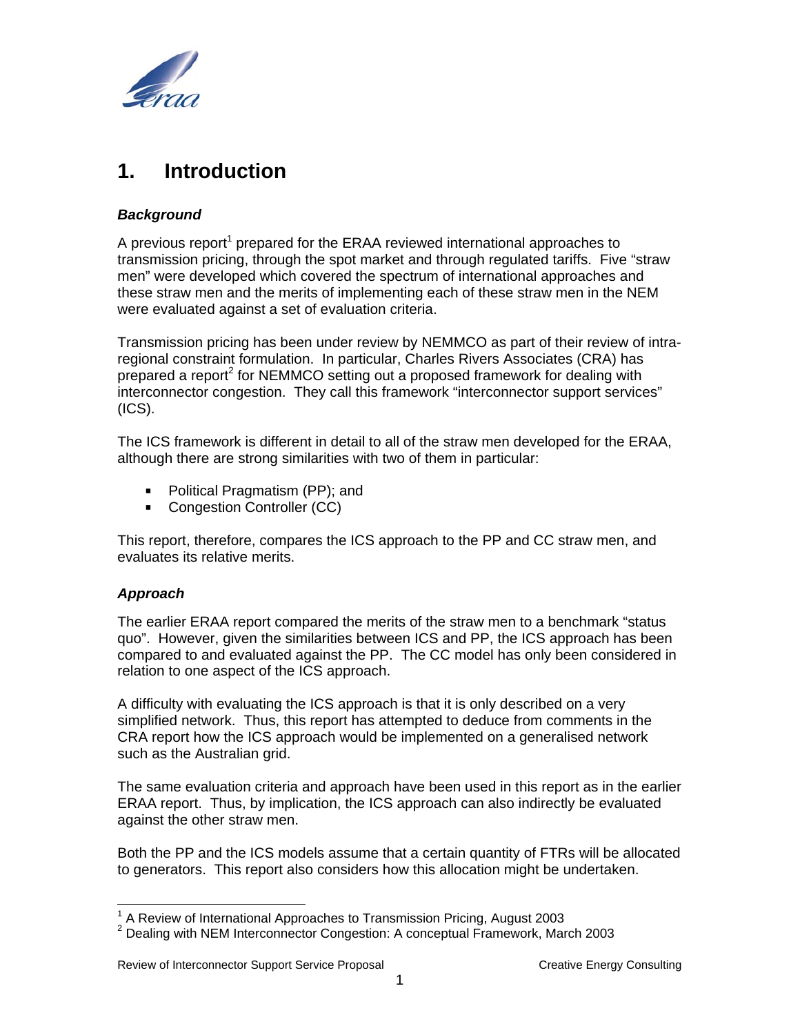# 1. Introduction

### *Background*

A previous report[1] prepared for the ERAA reviewed international approaches to transmission pricing, through the spot market and through regulated tariffs. Five "straw men" were developed which covered the spectrum of international approaches and these straw men and the merits of implementing each of these straw men in the NEM were evaluated against a set of evaluation criteria.

Transmission pricing has been under review by NEMMCO as part of their review of intra-regional constraint formulation. In particular, Charles Rivers Associates (CRA) has prepared a report[2] for NEMMCO setting out a proposed framework for dealing with interconnector congestion. They call this framework "interconnector support services" (ICS).

The ICS framework is different in detail to all of the straw men developed for the ERAA, although there are strong similarities with two of them in particular:

- Political Pragmatism (PP); and
- Congestion Controller (CC)

This report, therefore, compares the ICS approach to the PP and CC straw men, and evaluates its relative merits.

### *Approach*

The earlier ERAA report compared the merits of the straw men to a benchmark "status quo". However, given the similarities between ICS and PP, the ICS approach has been compared to and evaluated against the PP. The CC model has only been considered in relation to one aspect of the ICS approach.

A difficulty with evaluating the ICS approach is that it is only described on a very simplified network. Thus, this report has attempted to deduce from comments in the CRA report how the ICS approach would be implemented on a generalised network such as the Australian grid.

The same evaluation criteria and approach have been used in this report as in the earlier ERAA report. Thus, by implication, the ICS approach can also indirectly be evaluated against the other straw men.

Both the PP and the ICS models assume that a certain quantity of FTRs will be allocated to generators. This report also considers how this allocation might be undertaken.

---

[1] A Review of International Approaches to Transmission Pricing, August 2003

[2] Dealing with NEM Interconnector Congestion: A conceptual Framework, March 2003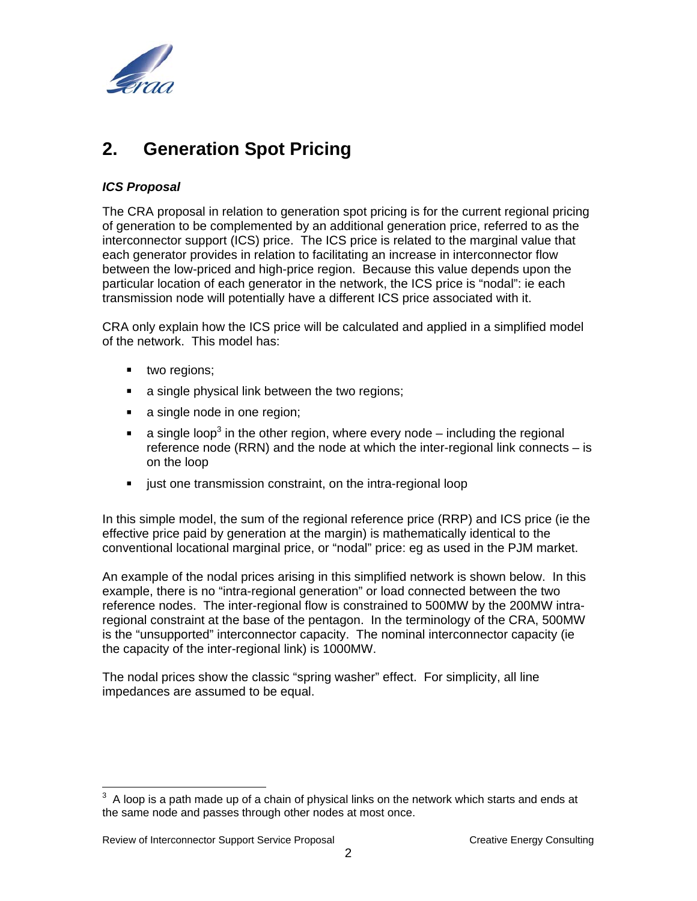## 2. Generation Spot Pricing

### *ICS Proposal*

The CRA proposal in relation to generation spot pricing is for the current regional pricing of generation to be complemented by an additional generation price, referred to as the interconnector support (ICS) price. The ICS price is related to the marginal value that each generator provides in relation to facilitating an increase in interconnector flow between the low-priced and high-price region. Because this value depends upon the particular location of each generator in the network, the ICS price is "nodal": ie each transmission node will potentially have a different ICS price associated with it.

CRA only explain how the ICS price will be calculated and applied in a simplified model of the network. This model has:

- two regions;
- a single physical link between the two regions;
- a single node in one region;
- a single loop[3] in the other region, where every node – including the regional reference node (RRN) and the node at which the inter-regional link connects – is on the loop
- just one transmission constraint, on the intra-regional loop

In this simple model, the sum of the regional reference price (RRP) and ICS price (ie the effective price paid by generation at the margin) is mathematically identical to the conventional locational marginal price, or "nodal" price: eg as used in the PJM market.

An example of the nodal prices arising in this simplified network is shown below. In this example, there is no "intra-regional generation" or load connected between the two reference nodes. The inter-regional flow is constrained to 500MW by the 200MW intra-regional constraint at the base of the pentagon. In the terminology of the CRA, 500MW is the "unsupported" interconnector capacity. The nominal interconnector capacity (ie the capacity of the inter-regional link) is 1000MW.

The nodal prices show the classic "spring washer" effect. For simplicity, all line impedances are assumed to be equal.

---

[3] A loop is a path made up of a chain of physical links on the network which starts and ends at the same node and passes through other nodes at most once.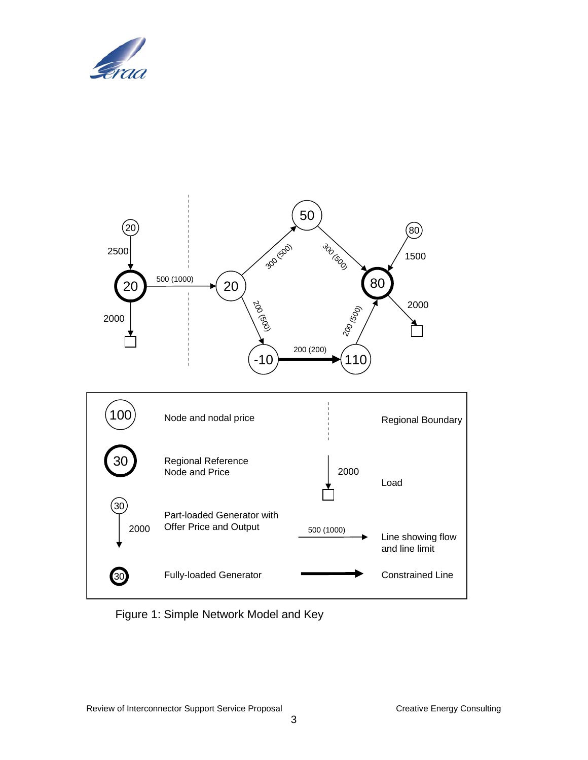Figure 1: Simple Network Model and Key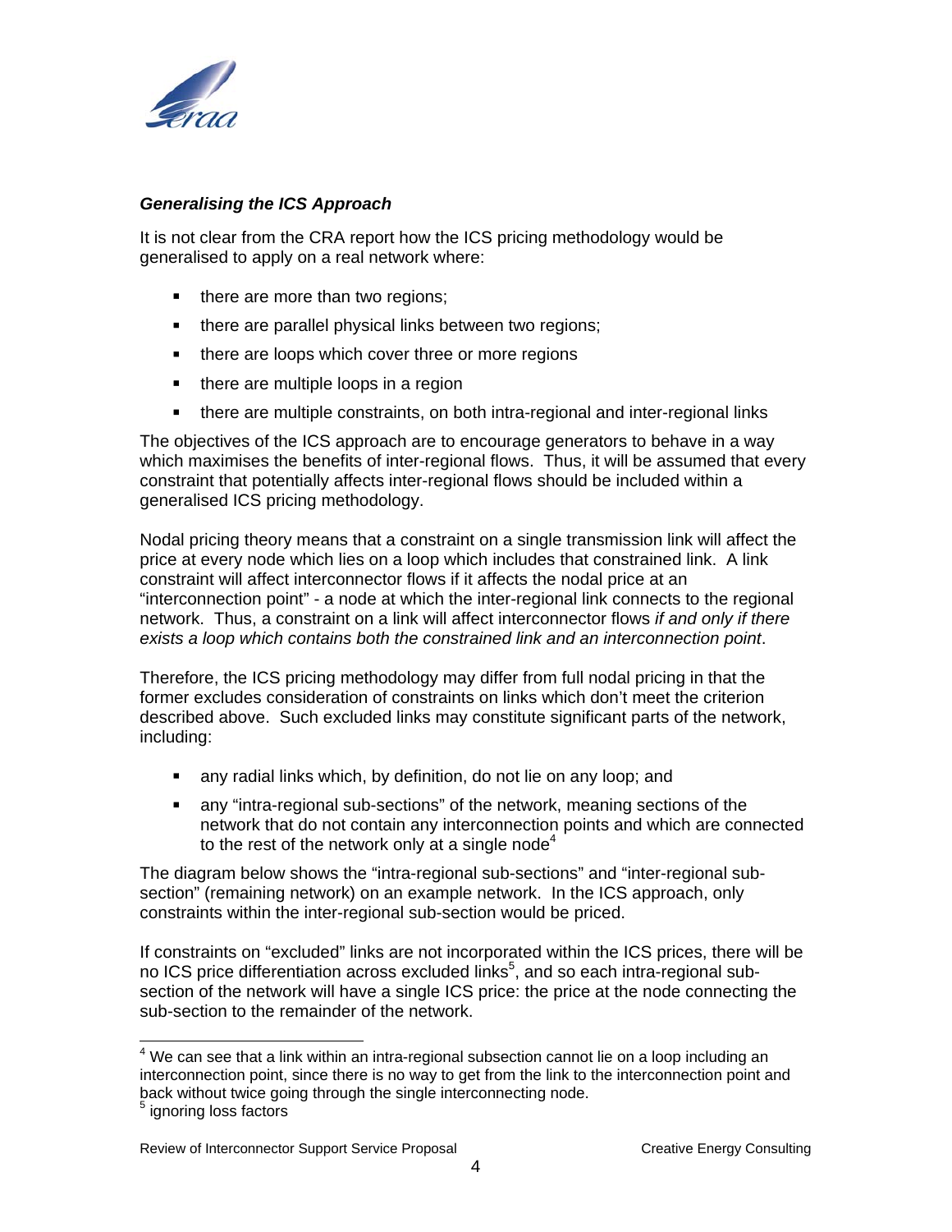### *Generalising the ICS Approach*

It is not clear from the CRA report how the ICS pricing methodology would be generalised to apply on a real network where:

- there are more than two regions;
- there are parallel physical links between two regions;
- there are loops which cover three or more regions
- there are multiple loops in a region
- there are multiple constraints, on both intra-regional and inter-regional links

The objectives of the ICS approach are to encourage generators to behave in a way which maximises the benefits of inter-regional flows. Thus, it will be assumed that every constraint that potentially affects inter-regional flows should be included within a generalised ICS pricing methodology.

Nodal pricing theory means that a constraint on a single transmission link will affect the price at every node which lies on a loop which includes that constrained link. A link constraint will affect interconnector flows if it affects the nodal price at an "interconnection point" - a node at which the inter-regional link connects to the regional network. Thus, a constraint on a link will affect interconnector flows *if and only if there exists a loop which contains both the constrained link and an interconnection point*.

Therefore, the ICS pricing methodology may differ from full nodal pricing in that the former excludes consideration of constraints on links which don't meet the criterion described above. Such excluded links may constitute significant parts of the network, including:

- any radial links which, by definition, do not lie on any loop; and
- any "intra-regional sub-sections" of the network, meaning sections of the network that do not contain any interconnection points and which are connected to the rest of the network only at a single node[4]

The diagram below shows the "intra-regional sub-sections" and "inter-regional sub-section" (remaining network) on an example network. In the ICS approach, only constraints within the inter-regional sub-section would be priced.

If constraints on "excluded" links are not incorporated within the ICS prices, there will be no ICS price differentiation across excluded links[5], and so each intra-regional sub-section of the network will have a single ICS price: the price at the node connecting the sub-section to the remainder of the network.

---

[4] We can see that a link within an intra-regional subsection cannot lie on a loop including an interconnection point, since there is no way to get from the link to the interconnection point and back without twice going through the single interconnecting node.

[5] ignoring loss factors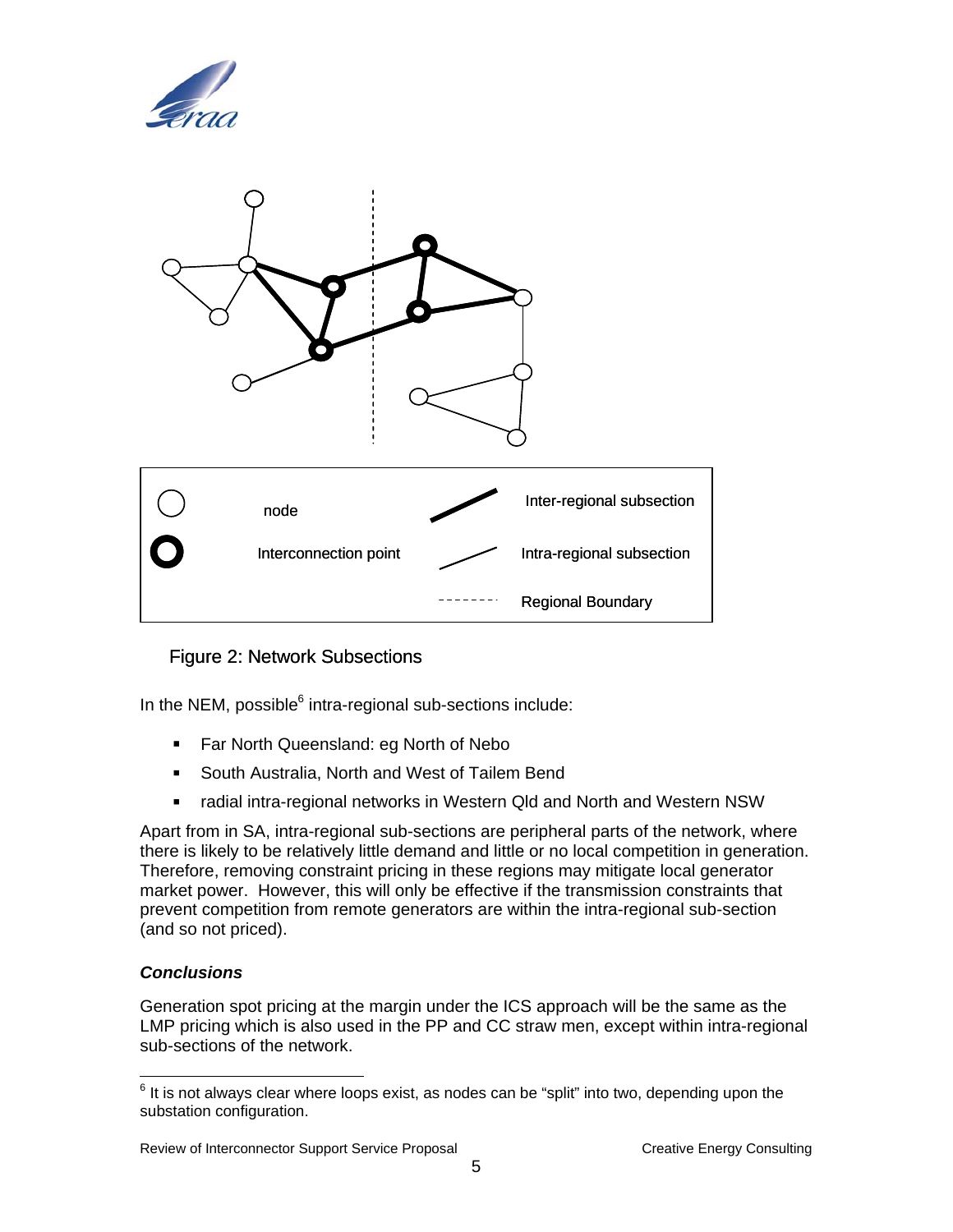| | node | | Inter-regional subsection |
|---|---|---|---|
| | Interconnection point | | Intra-regional subsection |
| | | | Regional Boundary |

Figure 2: Network Subsections

In the NEM, possible[6] intra-regional sub-sections include:

- Far North Queensland: eg North of Nebo
- South Australia, North and West of Tailem Bend
- radial intra-regional networks in Western Qld and North and Western NSW

Apart from in SA, intra-regional sub-sections are peripheral parts of the network, where there is likely to be relatively little demand and little or no local competition in generation. Therefore, removing constraint pricing in these regions may mitigate local generator market power. However, this will only be effective if the transmission constraints that prevent competition from remote generators are within the intra-regional sub-section (and so not priced).

***Conclusions***

Generation spot pricing at the margin under the ICS approach will be the same as the LMP pricing which is also used in the PP and CC straw men, except within intra-regional sub-sections of the network.

[6] It is not always clear where loops exist, as nodes can be "split" into two, depending upon the substation configuration.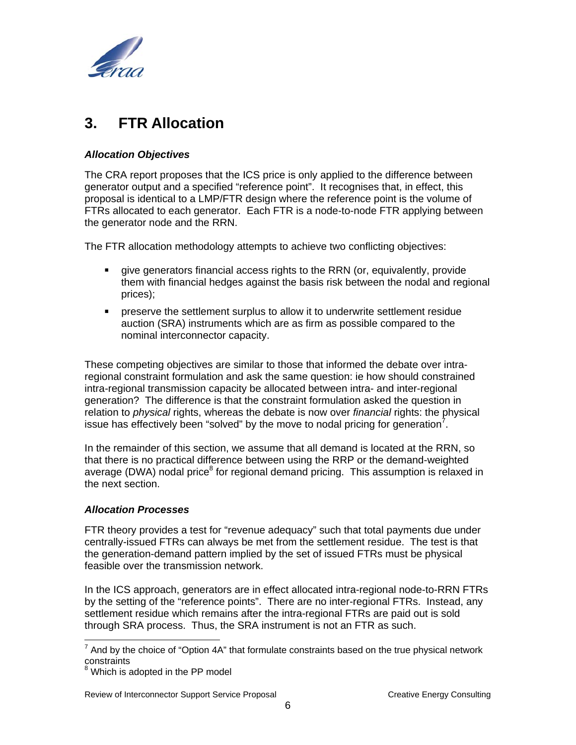# 3. FTR Allocation

### *Allocation Objectives*

The CRA report proposes that the ICS price is only applied to the difference between generator output and a specified "reference point". It recognises that, in effect, this proposal is identical to a LMP/FTR design where the reference point is the volume of FTRs allocated to each generator. Each FTR is a node-to-node FTR applying between the generator node and the RRN.

The FTR allocation methodology attempts to achieve two conflicting objectives:

- give generators financial access rights to the RRN (or, equivalently, provide them with financial hedges against the basis risk between the nodal and regional prices);
- preserve the settlement surplus to allow it to underwrite settlement residue auction (SRA) instruments which are as firm as possible compared to the nominal interconnector capacity.

These competing objectives are similar to those that informed the debate over intra-regional constraint formulation and ask the same question: ie how should constrained intra-regional transmission capacity be allocated between intra- and inter-regional generation? The difference is that the constraint formulation asked the question in relation to *physical* rights, whereas the debate is now over *financial* rights: the physical issue has effectively been "solved" by the move to nodal pricing for generation[7].

In the remainder of this section, we assume that all demand is located at the RRN, so that there is no practical difference between using the RRP or the demand-weighted average (DWA) nodal price[8] for regional demand pricing. This assumption is relaxed in the next section.

### *Allocation Processes*

FTR theory provides a test for "revenue adequacy" such that total payments due under centrally-issued FTRs can always be met from the settlement residue. The test is that the generation-demand pattern implied by the set of issued FTRs must be physical feasible over the transmission network.

In the ICS approach, generators are in effect allocated intra-regional node-to-RRN FTRs by the setting of the "reference points". There are no inter-regional FTRs. Instead, any settlement residue which remains after the intra-regional FTRs are paid out is sold through SRA process. Thus, the SRA instrument is not an FTR as such.

---

[7] And by the choice of "Option 4A" that formulate constraints based on the true physical network constraints

[8] Which is adopted in the PP model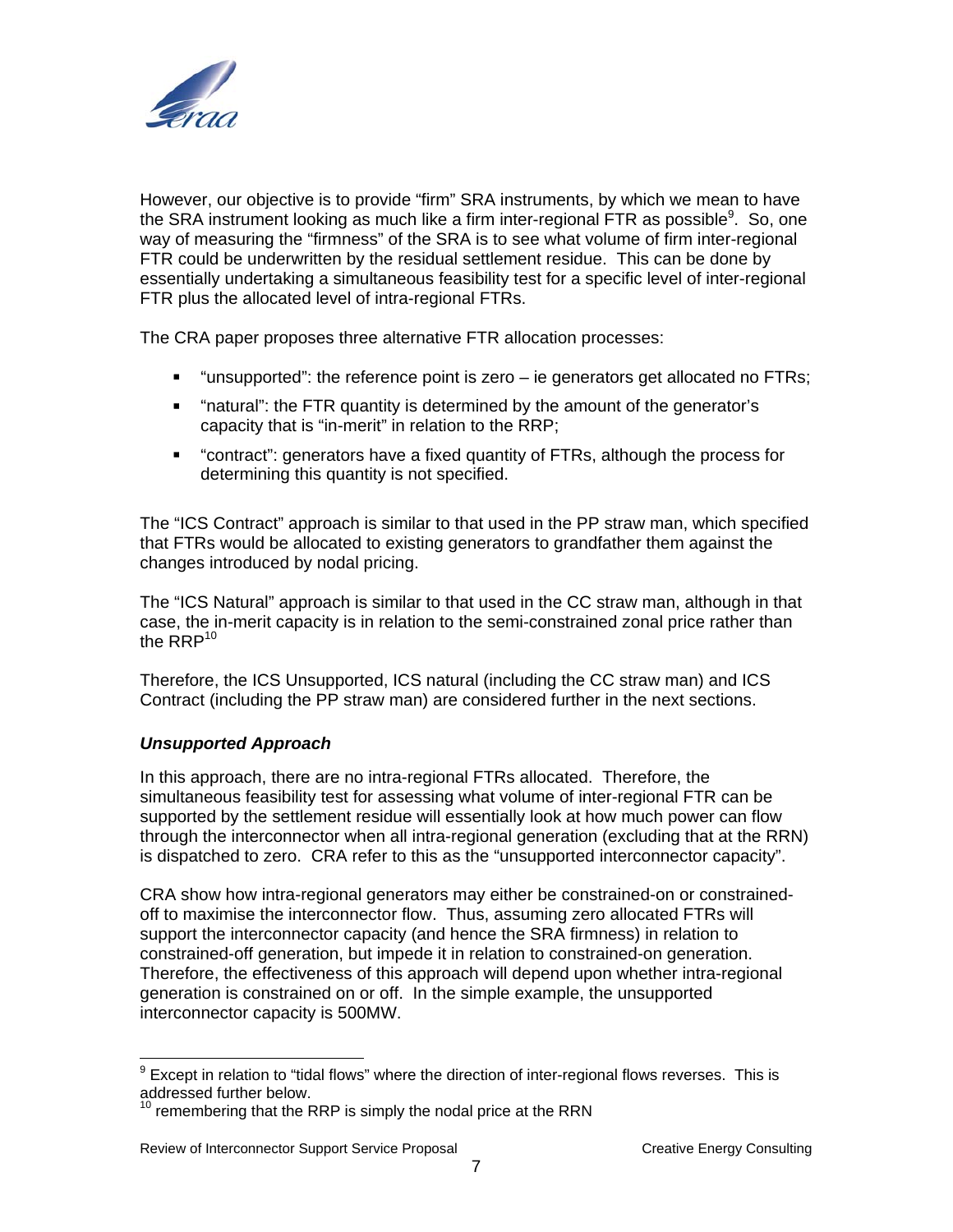However, our objective is to provide "firm" SRA instruments, by which we mean to have the SRA instrument looking as much like a firm inter-regional FTR as possible[9]. So, one way of measuring the "firmness" of the SRA is to see what volume of firm inter-regional FTR could be underwritten by the residual settlement residue. This can be done by essentially undertaking a simultaneous feasibility test for a specific level of inter-regional FTR plus the allocated level of intra-regional FTRs.

The CRA paper proposes three alternative FTR allocation processes:

- "unsupported": the reference point is zero – ie generators get allocated no FTRs;
- "natural": the FTR quantity is determined by the amount of the generator's capacity that is "in-merit" in relation to the RRP;
- "contract": generators have a fixed quantity of FTRs, although the process for determining this quantity is not specified.

The "ICS Contract" approach is similar to that used in the PP straw man, which specified that FTRs would be allocated to existing generators to grandfather them against the changes introduced by nodal pricing.

The "ICS Natural" approach is similar to that used in the CC straw man, although in that case, the in-merit capacity is in relation to the semi-constrained zonal price rather than the RRP[10]

Therefore, the ICS Unsupported, ICS natural (including the CC straw man) and ICS Contract (including the PP straw man) are considered further in the next sections.

### *Unsupported Approach*

In this approach, there are no intra-regional FTRs allocated. Therefore, the simultaneous feasibility test for assessing what volume of inter-regional FTR can be supported by the settlement residue will essentially look at how much power can flow through the interconnector when all intra-regional generation (excluding that at the RRN) is dispatched to zero. CRA refer to this as the "unsupported interconnector capacity".

CRA show how intra-regional generators may either be constrained-on or constrained-off to maximise the interconnector flow. Thus, assuming zero allocated FTRs will support the interconnector capacity (and hence the SRA firmness) in relation to constrained-off generation, but impede it in relation to constrained-on generation. Therefore, the effectiveness of this approach will depend upon whether intra-regional generation is constrained on or off. In the simple example, the unsupported interconnector capacity is 500MW.

[9] Except in relation to "tidal flows" where the direction of inter-regional flows reverses. This is addressed further below.

[10] remembering that the RRP is simply the nodal price at the RRN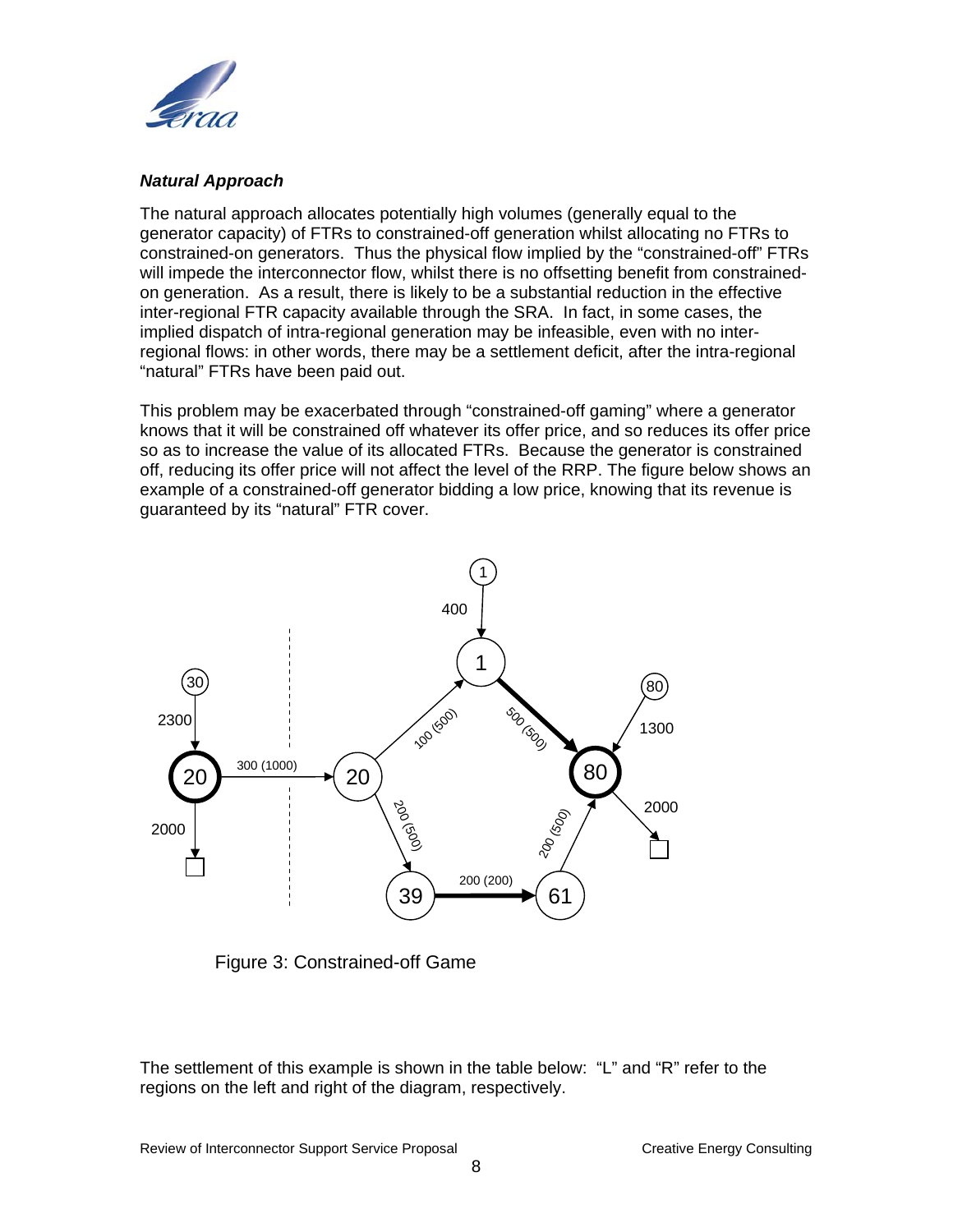### *Natural Approach*

The natural approach allocates potentially high volumes (generally equal to the generator capacity) of FTRs to constrained-off generation whilst allocating no FTRs to constrained-on generators. Thus the physical flow implied by the "constrained-off" FTRs will impede the interconnector flow, whilst there is no offsetting benefit from constrained-on generation. As a result, there is likely to be a substantial reduction in the effective inter-regional FTR capacity available through the SRA. In fact, in some cases, the implied dispatch of intra-regional generation may be infeasible, even with no inter-regional flows: in other words, there may be a settlement deficit, after the intra-regional "natural" FTRs have been paid out.

This problem may be exacerbated through "constrained-off gaming" where a generator knows that it will be constrained off whatever its offer price, and so reduces its offer price so as to increase the value of its allocated FTRs. Because the generator is constrained off, reducing its offer price will not affect the level of the RRP. The figure below shows an example of a constrained-off generator bidding a low price, knowing that its revenue is guaranteed by its "natural" FTR cover.

Figure 3: Constrained-off Game

The settlement of this example is shown in the table below: "L" and "R" refer to the regions on the left and right of the diagram, respectively.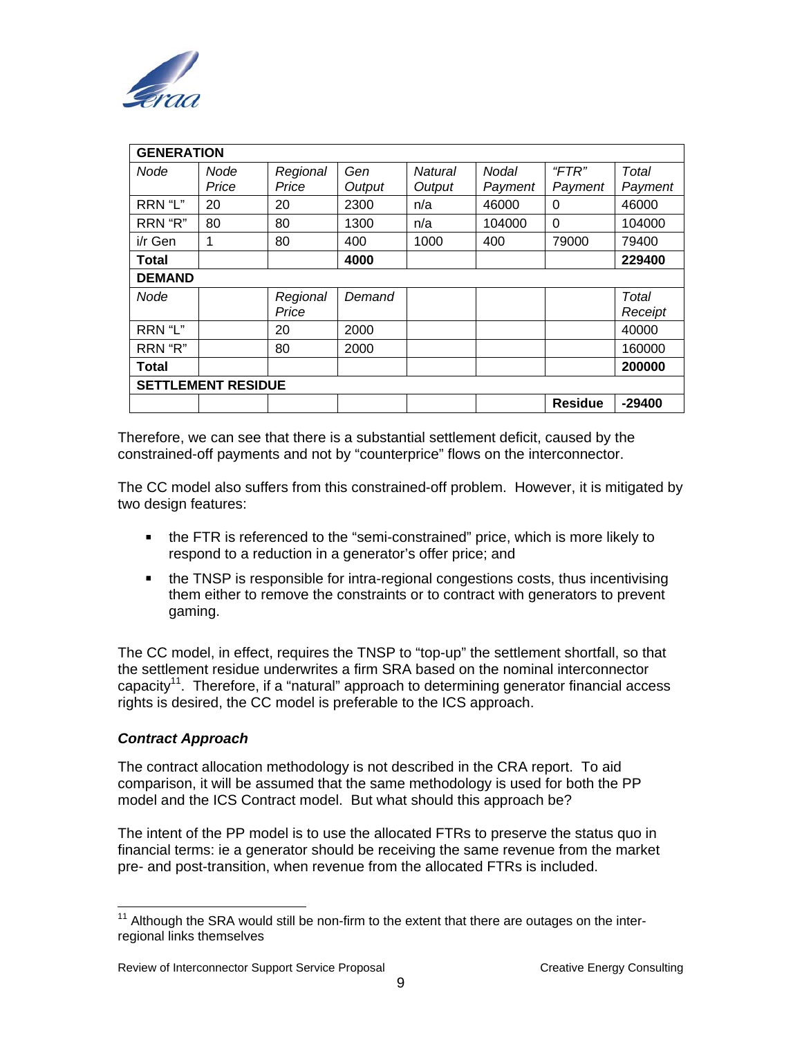| **GENERATION** | | | | | | | |
|---|---|---|---|---|---|---|---|
| *Node* | *Node Price* | *Regional Price* | *Gen Output* | *Natural Output* | *Nodal Payment* | *"FTR" Payment* | *Total Payment* |
| RRN "L" | 20 | 20 | 2300 | n/a | 46000 | 0 | 46000 |
| RRN "R" | 80 | 80 | 1300 | n/a | 104000 | 0 | 104000 |
| i/r Gen | 1 | 80 | 400 | 1000 | 400 | 79000 | 79400 |
| **Total** | | | **4000** | | | | **229400** |
| **DEMAND** | | | | | | | |
| *Node* | | *Regional Price* | *Demand* | | | | *Total Receipt* |
| RRN "L" | | 20 | 2000 | | | | 40000 |
| RRN "R" | | 80 | 2000 | | | | 160000 |
| **Total** | | | | | | | **200000** |
| **SETTLEMENT RESIDUE** | | | | | | | |
| | | | | | | **Residue** | **-29400** |

Therefore, we can see that there is a substantial settlement deficit, caused by the constrained-off payments and not by "counterprice" flows on the interconnector.

The CC model also suffers from this constrained-off problem. However, it is mitigated by two design features:

- the FTR is referenced to the "semi-constrained" price, which is more likely to respond to a reduction in a generator's offer price; and
- the TNSP is responsible for intra-regional congestions costs, thus incentivising them either to remove the constraints or to contract with generators to prevent gaming.

The CC model, in effect, requires the TNSP to "top-up" the settlement shortfall, so that the settlement residue underwrites a firm SRA based on the nominal interconnector capacity[11]. Therefore, if a "natural" approach to determining generator financial access rights is desired, the CC model is preferable to the ICS approach.

### *Contract Approach*

The contract allocation methodology is not described in the CRA report. To aid comparison, it will be assumed that the same methodology is used for both the PP model and the ICS Contract model. But what should this approach be?

The intent of the PP model is to use the allocated FTRs to preserve the status quo in financial terms: ie a generator should be receiving the same revenue from the market pre- and post-transition, when revenue from the allocated FTRs is included.

---

[11] Although the SRA would still be non-firm to the extent that there are outages on the inter-regional links themselves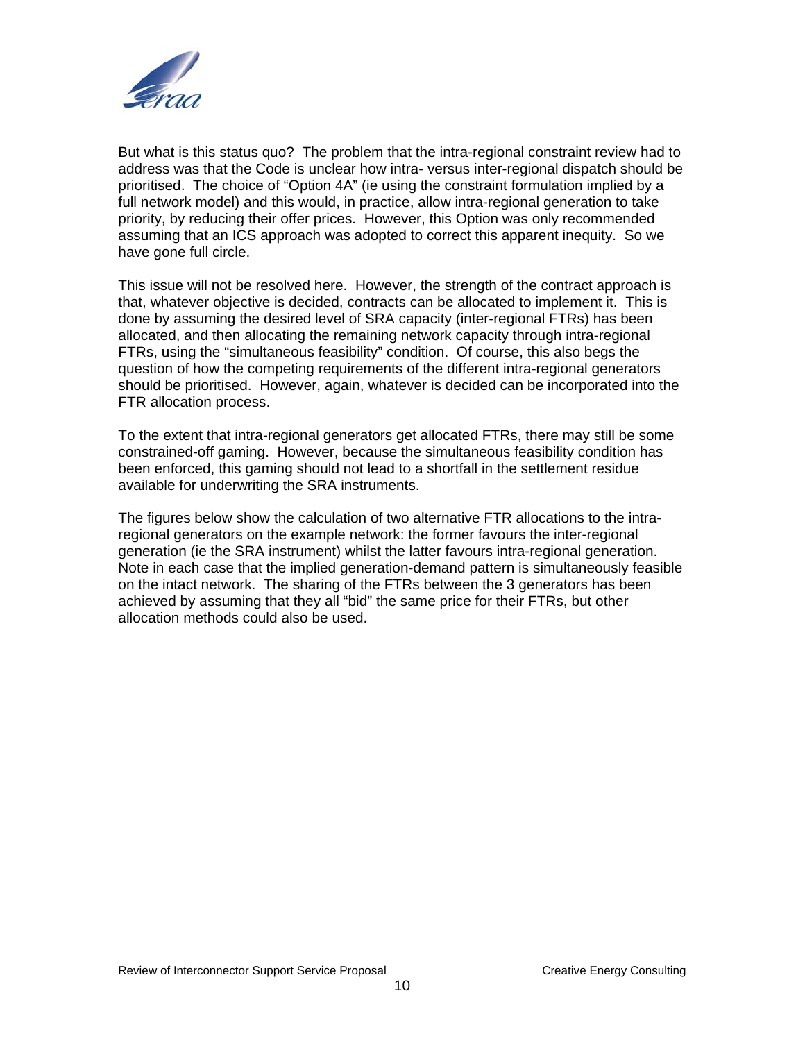But what is this status quo? The problem that the intra-regional constraint review had to address was that the Code is unclear how intra- versus inter-regional dispatch should be prioritised. The choice of "Option 4A" (ie using the constraint formulation implied by a full network model) and this would, in practice, allow intra-regional generation to take priority, by reducing their offer prices. However, this Option was only recommended assuming that an ICS approach was adopted to correct this apparent inequity. So we have gone full circle.

This issue will not be resolved here. However, the strength of the contract approach is that, whatever objective is decided, contracts can be allocated to implement it. This is done by assuming the desired level of SRA capacity (inter-regional FTRs) has been allocated, and then allocating the remaining network capacity through intra-regional FTRs, using the "simultaneous feasibility" condition. Of course, this also begs the question of how the competing requirements of the different intra-regional generators should be prioritised. However, again, whatever is decided can be incorporated into the FTR allocation process.

To the extent that intra-regional generators get allocated FTRs, there may still be some constrained-off gaming. However, because the simultaneous feasibility condition has been enforced, this gaming should not lead to a shortfall in the settlement residue available for underwriting the SRA instruments.

The figures below show the calculation of two alternative FTR allocations to the intra-regional generators on the example network: the former favours the inter-regional generation (ie the SRA instrument) whilst the latter favours intra-regional generation. Note in each case that the implied generation-demand pattern is simultaneously feasible on the intact network. The sharing of the FTRs between the 3 generators has been achieved by assuming that they all "bid" the same price for their FTRs, but other allocation methods could also be used.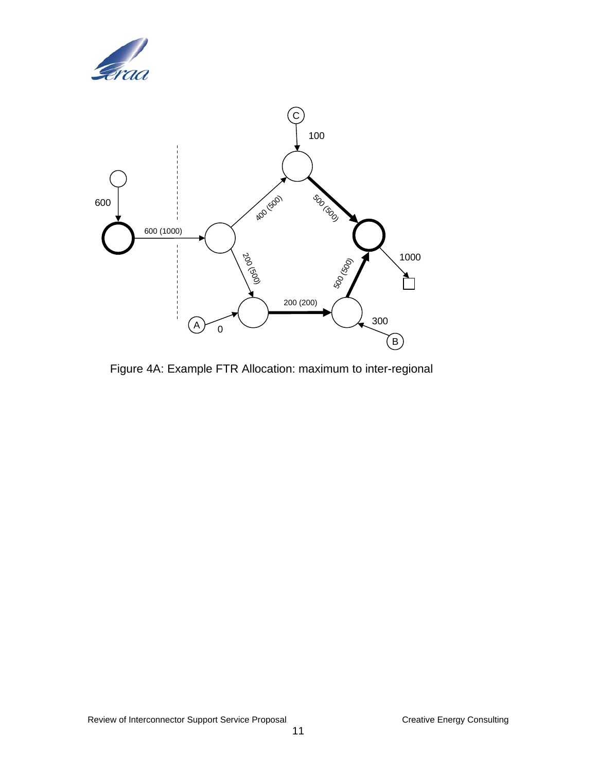Figure 4A: Example FTR Allocation: maximum to inter-regional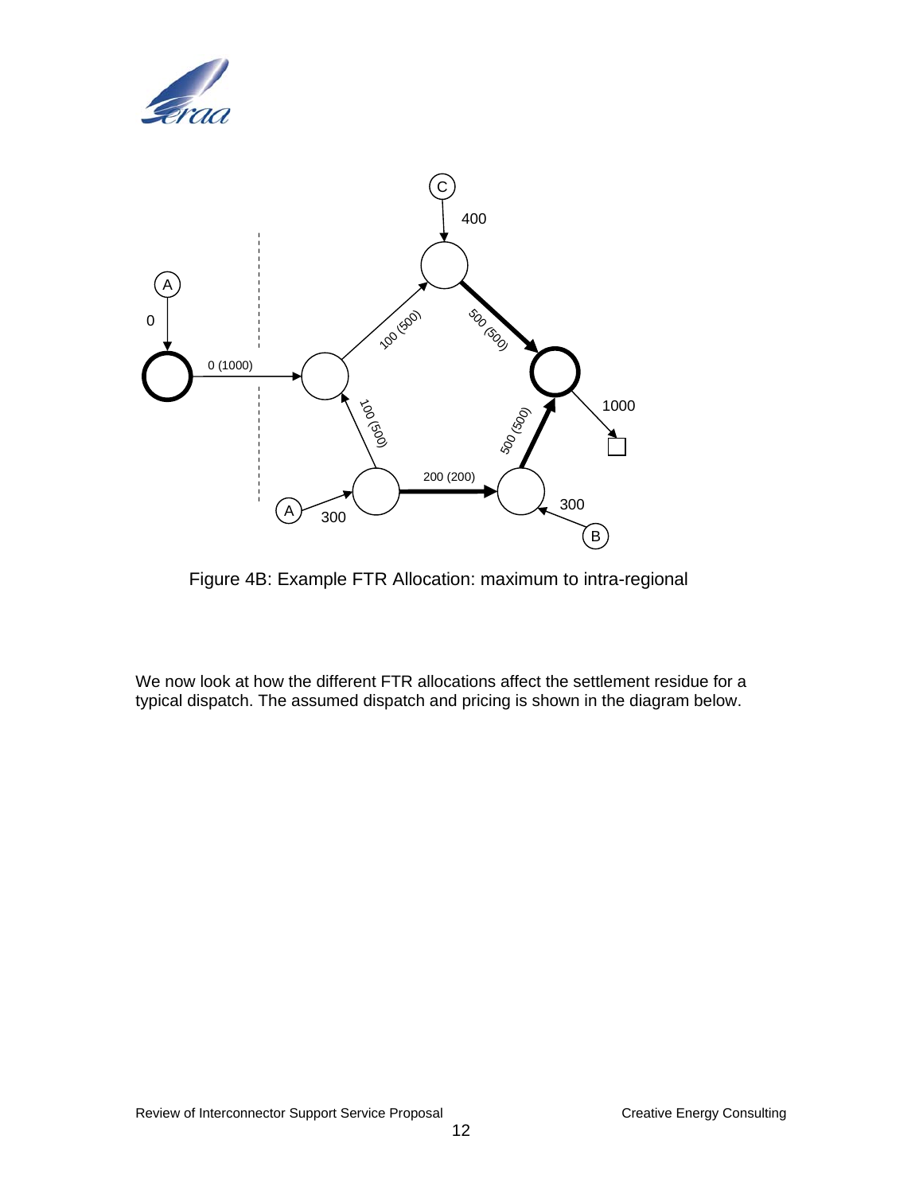Figure 4B: Example FTR Allocation: maximum to intra-regional

We now look at how the different FTR allocations affect the settlement residue for a typical dispatch. The assumed dispatch and pricing is shown in the diagram below.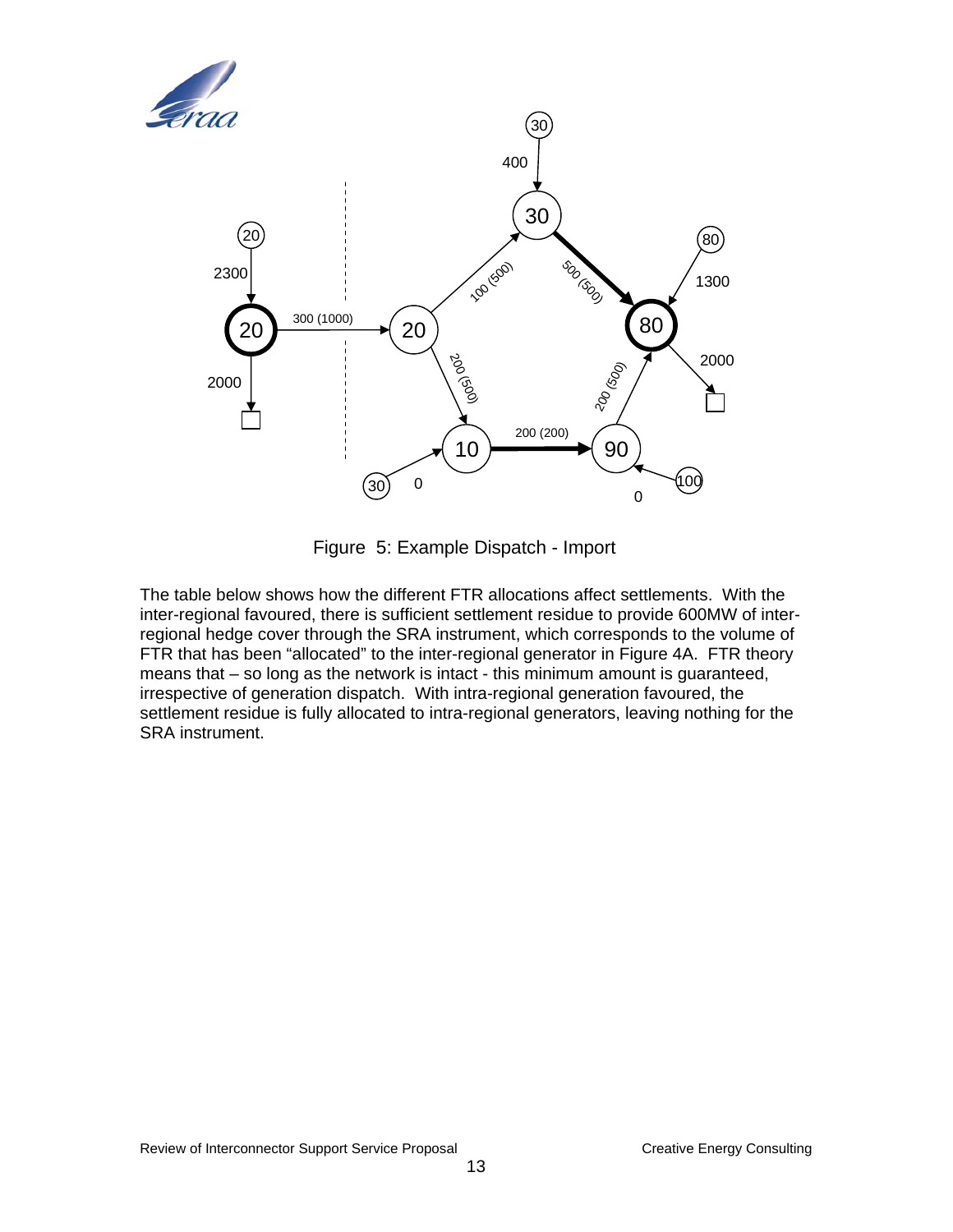Figure 5: Example Dispatch - Import

The table below shows how the different FTR allocations affect settlements. With the inter-regional favoured, there is sufficient settlement residue to provide 600MW of inter-regional hedge cover through the SRA instrument, which corresponds to the volume of FTR that has been “allocated” to the inter-regional generator in Figure 4A. FTR theory means that – so long as the network is intact - this minimum amount is guaranteed, irrespective of generation dispatch. With intra-regional generation favoured, the settlement residue is fully allocated to intra-regional generators, leaving nothing for the SRA instrument.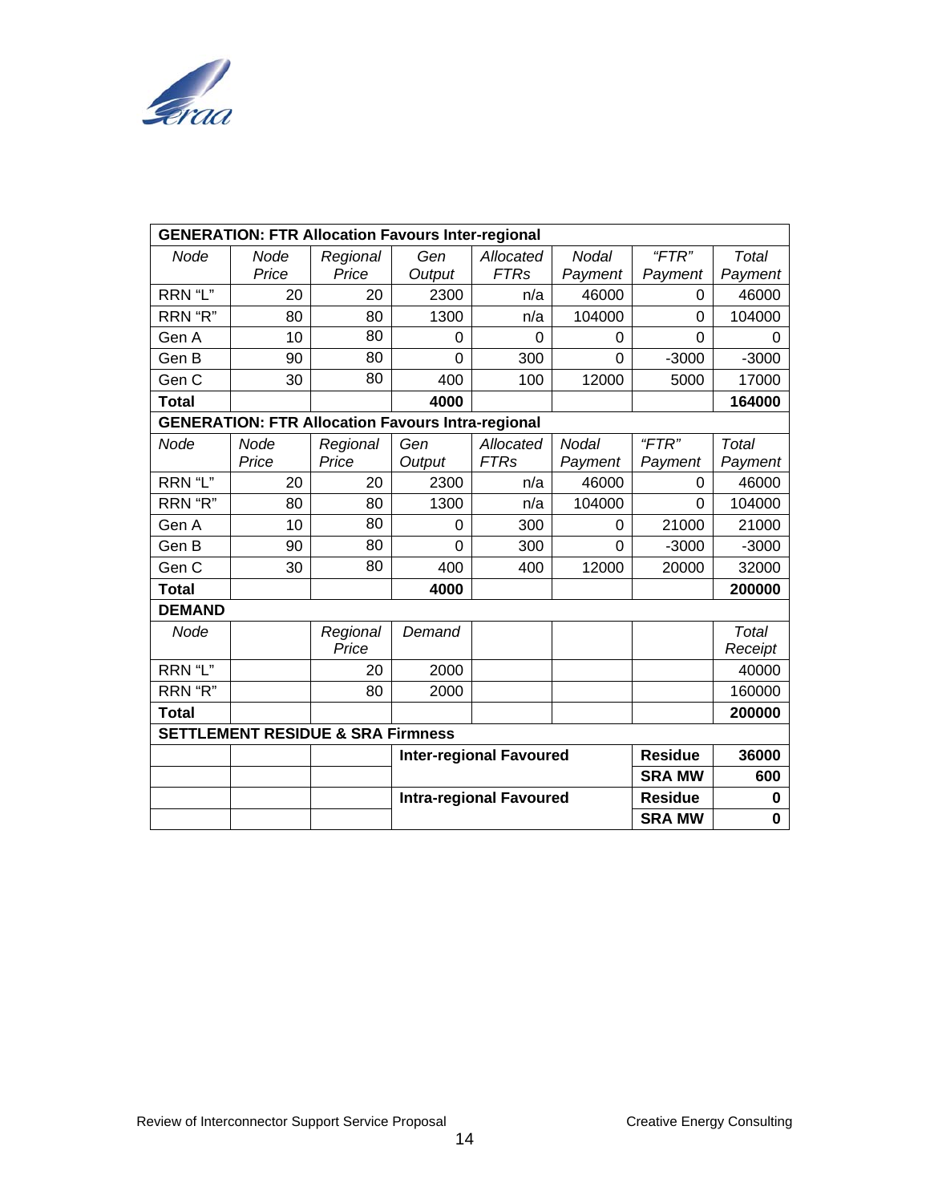| **GENERATION: FTR Allocation Favours Inter-regional** | | | | | | | |
|---|---|---|---|---|---|---|---|
| *Node* | *Node Price* | *Regional Price* | *Gen Output* | *Allocated FTRs* | *Nodal Payment* | *"FTR" Payment* | *Total Payment* |
| RRN "L" | 20 | 20 | 2300 | n/a | 46000 | 0 | 46000 |
| RRN "R" | 80 | 80 | 1300 | n/a | 104000 | 0 | 104000 |
| Gen A | 10 | 80 | 0 | 0 | 0 | 0 | 0 |
| Gen B | 90 | 80 | 0 | 300 | 0 | -3000 | -3000 |
| Gen C | 30 | 80 | 400 | 100 | 12000 | 5000 | 17000 |
| **Total** | | | **4000** | | | | **164000** |
| **GENERATION: FTR Allocation Favours Intra-regional** | | | | | | | |
| *Node* | *Node Price* | *Regional Price* | *Gen Output* | *Allocated FTRs* | *Nodal Payment* | *"FTR" Payment* | *Total Payment* |
| RRN "L" | 20 | 20 | 2300 | n/a | 46000 | 0 | 46000 |
| RRN "R" | 80 | 80 | 1300 | n/a | 104000 | 0 | 104000 |
| Gen A | 10 | 80 | 0 | 300 | 0 | 21000 | 21000 |
| Gen B | 90 | 80 | 0 | 300 | 0 | -3000 | -3000 |
| Gen C | 30 | 80 | 400 | 400 | 12000 | 20000 | 32000 |
| **Total** | | | **4000** | | | | **200000** |
| **DEMAND** | | | | | | | |
| *Node* | | *Regional Price* | *Demand* | | | | *Total Receipt* |
| RRN "L" | | 20 | 2000 | | | | 40000 |
| RRN "R" | | 80 | 2000 | | | | 160000 |
| **Total** | | | | | | | **200000** |
| **SETTLEMENT RESIDUE & SRA Firmness** | | | | | | | |
| | | | **Inter-regional Favoured** | | | **Residue** | **36000** |
| | | | | | | **SRA MW** | **600** |
| | | | **Intra-regional Favoured** | | | **Residue** | **0** |
| | | | | | | **SRA MW** | **0** |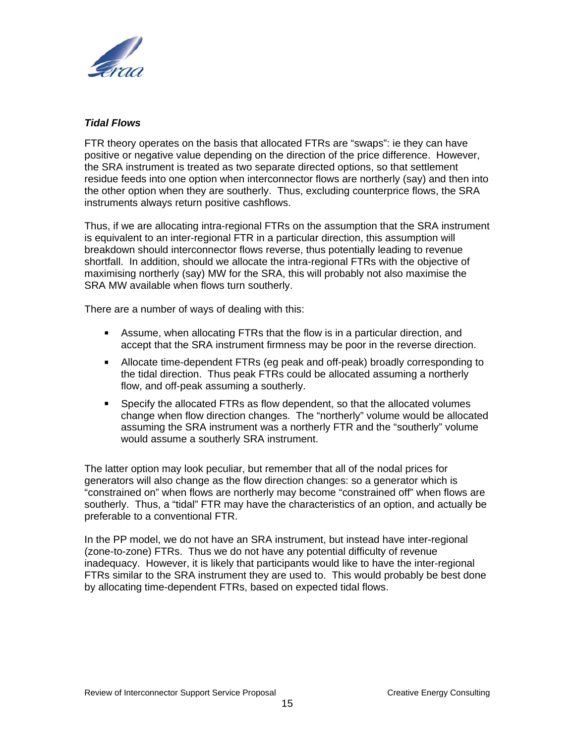***Tidal Flows***

FTR theory operates on the basis that allocated FTRs are "swaps": ie they can have positive or negative value depending on the direction of the price difference. However, the SRA instrument is treated as two separate directed options, so that settlement residue feeds into one option when interconnector flows are northerly (say) and then into the other option when they are southerly. Thus, excluding counterprice flows, the SRA instruments always return positive cashflows.

Thus, if we are allocating intra-regional FTRs on the assumption that the SRA instrument is equivalent to an inter-regional FTR in a particular direction, this assumption will breakdown should interconnector flows reverse, thus potentially leading to revenue shortfall. In addition, should we allocate the intra-regional FTRs with the objective of maximising northerly (say) MW for the SRA, this will probably not also maximise the SRA MW available when flows turn southerly.

There are a number of ways of dealing with this:

- Assume, when allocating FTRs that the flow is in a particular direction, and accept that the SRA instrument firmness may be poor in the reverse direction.
- Allocate time-dependent FTRs (eg peak and off-peak) broadly corresponding to the tidal direction. Thus peak FTRs could be allocated assuming a northerly flow, and off-peak assuming a southerly.
- Specify the allocated FTRs as flow dependent, so that the allocated volumes change when flow direction changes. The "northerly" volume would be allocated assuming the SRA instrument was a northerly FTR and the "southerly" volume would assume a southerly SRA instrument.

The latter option may look peculiar, but remember that all of the nodal prices for generators will also change as the flow direction changes: so a generator which is "constrained on" when flows are northerly may become "constrained off" when flows are southerly. Thus, a "tidal" FTR may have the characteristics of an option, and actually be preferable to a conventional FTR.

In the PP model, we do not have an SRA instrument, but instead have inter-regional (zone-to-zone) FTRs. Thus we do not have any potential difficulty of revenue inadequacy. However, it is likely that participants would like to have the inter-regional FTRs similar to the SRA instrument they are used to. This would probably be best done by allocating time-dependent FTRs, based on expected tidal flows.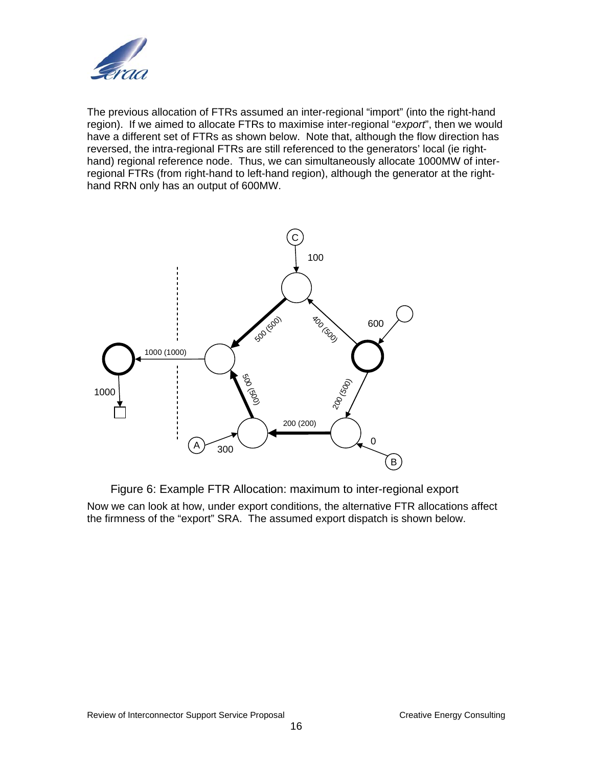The previous allocation of FTRs assumed an inter-regional "import" (into the right-hand region). If we aimed to allocate FTRs to maximise inter-regional "*export*", then we would have a different set of FTRs as shown below. Note that, although the flow direction has reversed, the intra-regional FTRs are still referenced to the generators' local (ie right-hand) regional reference node. Thus, we can simultaneously allocate 1000MW of inter-regional FTRs (from right-hand to left-hand region), although the generator at the right-hand RRN only has an output of 600MW.

Figure 6: Example FTR Allocation: maximum to inter-regional export

Now we can look at how, under export conditions, the alternative FTR allocations affect the firmness of the "export" SRA. The assumed export dispatch is shown below.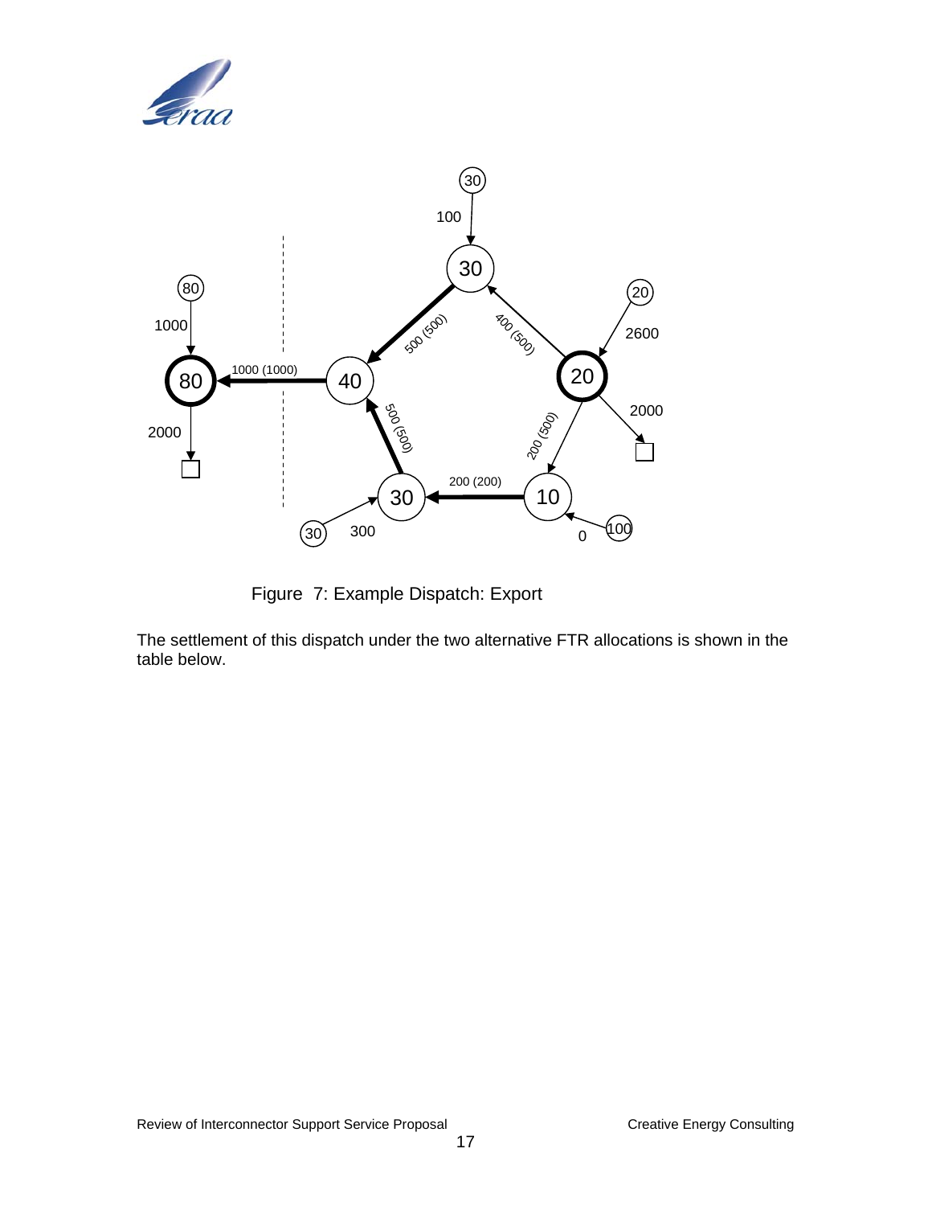Figure 7: Example Dispatch: Export

The settlement of this dispatch under the two alternative FTR allocations is shown in the table below.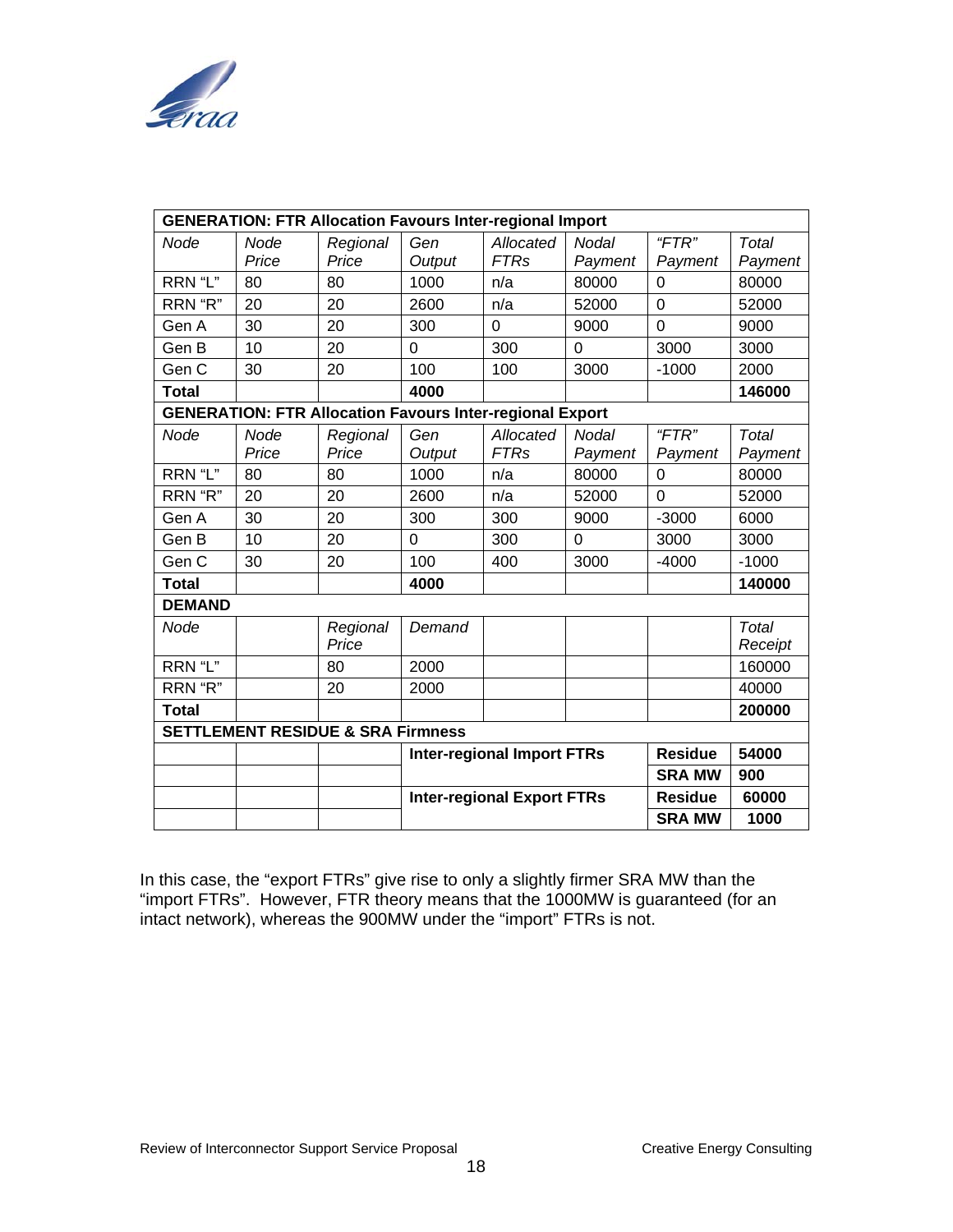| GENERATION: FTR Allocation Favours Inter-regional Import | | | | | | | |
|---|---|---|---|---|---|---|---|
| *Node* | *Node Price* | *Regional Price* | *Gen Output* | *Allocated FTRs* | *Nodal Payment* | *"FTR" Payment* | *Total Payment* |
| RRN "L" | 80 | 80 | 1000 | n/a | 80000 | 0 | 80000 |
| RRN "R" | 20 | 20 | 2600 | n/a | 52000 | 0 | 52000 |
| Gen A | 30 | 20 | 300 | 0 | 9000 | 0 | 9000 |
| Gen B | 10 | 20 | 0 | 300 | 0 | 3000 | 3000 |
| Gen C | 30 | 20 | 100 | 100 | 3000 | -1000 | 2000 |
| **Total** | | | **4000** | | | | **146000** |
| **GENERATION: FTR Allocation Favours Inter-regional Export** | | | | | | | |
| *Node* | *Node Price* | *Regional Price* | *Gen Output* | *Allocated FTRs* | *Nodal Payment* | *"FTR" Payment* | *Total Payment* |
| RRN "L" | 80 | 80 | 1000 | n/a | 80000 | 0 | 80000 |
| RRN "R" | 20 | 20 | 2600 | n/a | 52000 | 0 | 52000 |
| Gen A | 30 | 20 | 300 | 300 | 9000 | -3000 | 6000 |
| Gen B | 10 | 20 | 0 | 300 | 0 | 3000 | 3000 |
| Gen C | 30 | 20 | 100 | 400 | 3000 | -4000 | -1000 |
| **Total** | | | **4000** | | | | **140000** |
| **DEMAND** | | | | | | | |
| *Node* | | *Regional Price* | *Demand* | | | | *Total Receipt* |
| RRN "L" | | 80 | 2000 | | | | 160000 |
| RRN "R" | | 20 | 2000 | | | | 40000 |
| **Total** | | | | | | | **200000** |
| **SETTLEMENT RESIDUE & SRA Firmness** | | | | | | | |
| | | | **Inter-regional Import FTRs** | | | **Residue** | **54000** |
| | | | | | | **SRA MW** | **900** |
| | | | **Inter-regional Export FTRs** | | | **Residue** | **60000** |
| | | | | | | **SRA MW** | **1000** |

In this case, the "export FTRs" give rise to only a slightly firmer SRA MW than the "import FTRs". However, FTR theory means that the 1000MW is guaranteed (for an intact network), whereas the 900MW under the "import" FTRs is not.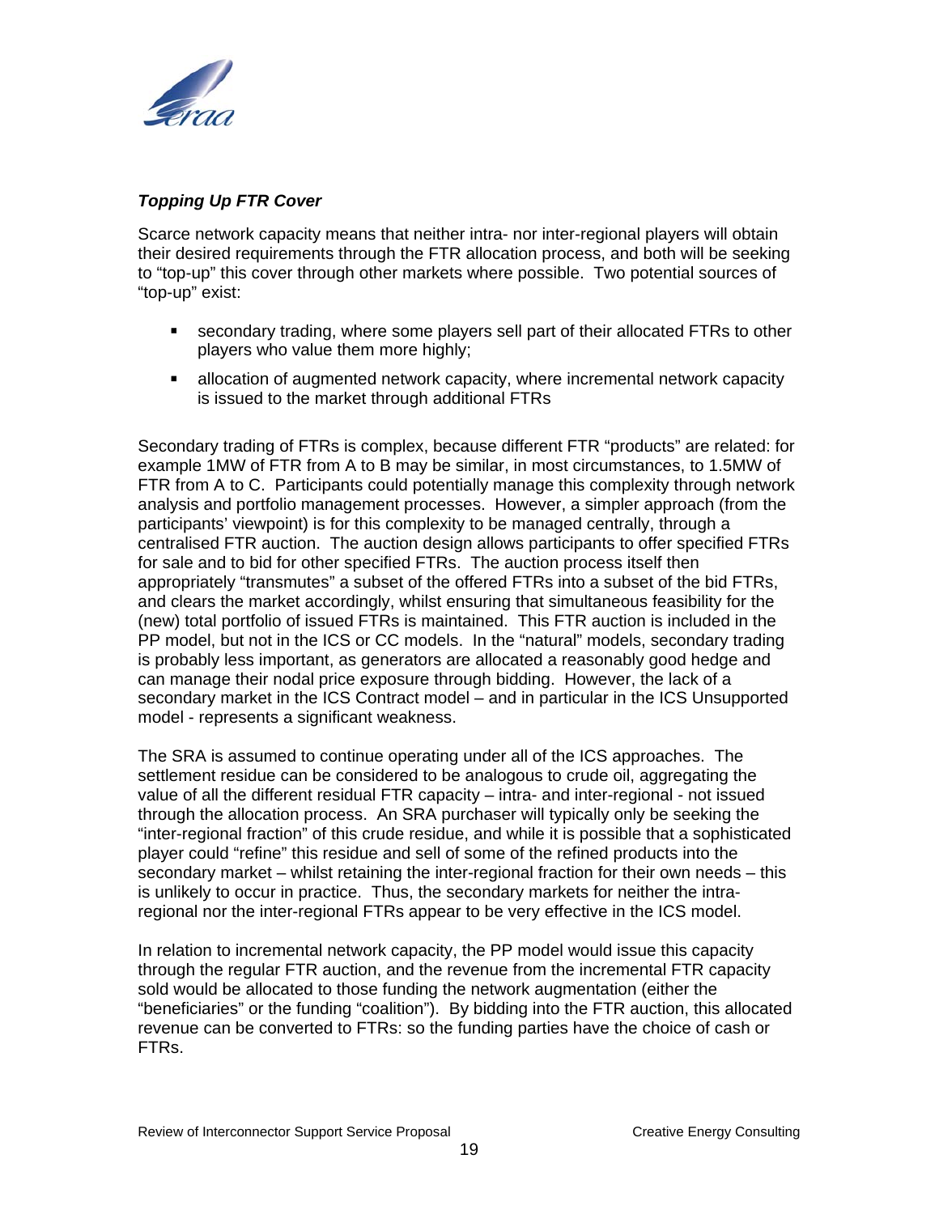### *Topping Up FTR Cover*

Scarce network capacity means that neither intra- nor inter-regional players will obtain their desired requirements through the FTR allocation process, and both will be seeking to "top-up" this cover through other markets where possible. Two potential sources of "top-up" exist:

- secondary trading, where some players sell part of their allocated FTRs to other players who value them more highly;
- allocation of augmented network capacity, where incremental network capacity is issued to the market through additional FTRs

Secondary trading of FTRs is complex, because different FTR "products" are related: for example 1MW of FTR from A to B may be similar, in most circumstances, to 1.5MW of FTR from A to C. Participants could potentially manage this complexity through network analysis and portfolio management processes. However, a simpler approach (from the participants' viewpoint) is for this complexity to be managed centrally, through a centralised FTR auction. The auction design allows participants to offer specified FTRs for sale and to bid for other specified FTRs. The auction process itself then appropriately "transmutes" a subset of the offered FTRs into a subset of the bid FTRs, and clears the market accordingly, whilst ensuring that simultaneous feasibility for the (new) total portfolio of issued FTRs is maintained. This FTR auction is included in the PP model, but not in the ICS or CC models. In the "natural" models, secondary trading is probably less important, as generators are allocated a reasonably good hedge and can manage their nodal price exposure through bidding. However, the lack of a secondary market in the ICS Contract model – and in particular in the ICS Unsupported model - represents a significant weakness.

The SRA is assumed to continue operating under all of the ICS approaches. The settlement residue can be considered to be analogous to crude oil, aggregating the value of all the different residual FTR capacity – intra- and inter-regional - not issued through the allocation process. An SRA purchaser will typically only be seeking the "inter-regional fraction" of this crude residue, and while it is possible that a sophisticated player could "refine" this residue and sell of some of the refined products into the secondary market – whilst retaining the inter-regional fraction for their own needs – this is unlikely to occur in practice. Thus, the secondary markets for neither the intra-regional nor the inter-regional FTRs appear to be very effective in the ICS model.

In relation to incremental network capacity, the PP model would issue this capacity through the regular FTR auction, and the revenue from the incremental FTR capacity sold would be allocated to those funding the network augmentation (either the "beneficiaries" or the funding "coalition"). By bidding into the FTR auction, this allocated revenue can be converted to FTRs: so the funding parties have the choice of cash or FTRs.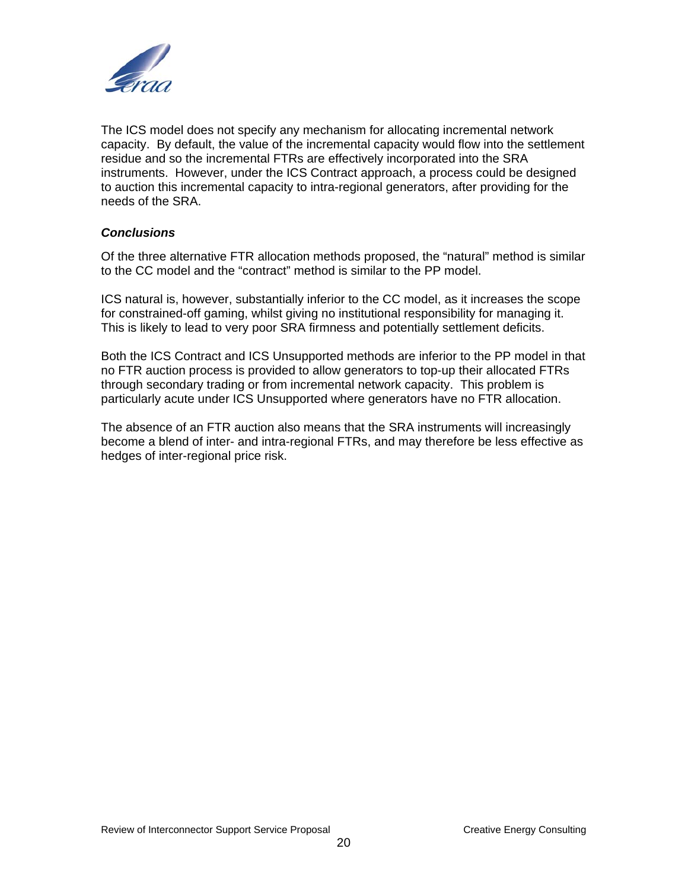The ICS model does not specify any mechanism for allocating incremental network capacity. By default, the value of the incremental capacity would flow into the settlement residue and so the incremental FTRs are effectively incorporated into the SRA instruments. However, under the ICS Contract approach, a process could be designed to auction this incremental capacity to intra-regional generators, after providing for the needs of the SRA.

***Conclusions***

Of the three alternative FTR allocation methods proposed, the “natural” method is similar to the CC model and the “contract” method is similar to the PP model.

ICS natural is, however, substantially inferior to the CC model, as it increases the scope for constrained-off gaming, whilst giving no institutional responsibility for managing it. This is likely to lead to very poor SRA firmness and potentially settlement deficits.

Both the ICS Contract and ICS Unsupported methods are inferior to the PP model in that no FTR auction process is provided to allow generators to top-up their allocated FTRs through secondary trading or from incremental network capacity. This problem is particularly acute under ICS Unsupported where generators have no FTR allocation.

The absence of an FTR auction also means that the SRA instruments will increasingly become a blend of inter- and intra-regional FTRs, and may therefore be less effective as hedges of inter-regional price risk.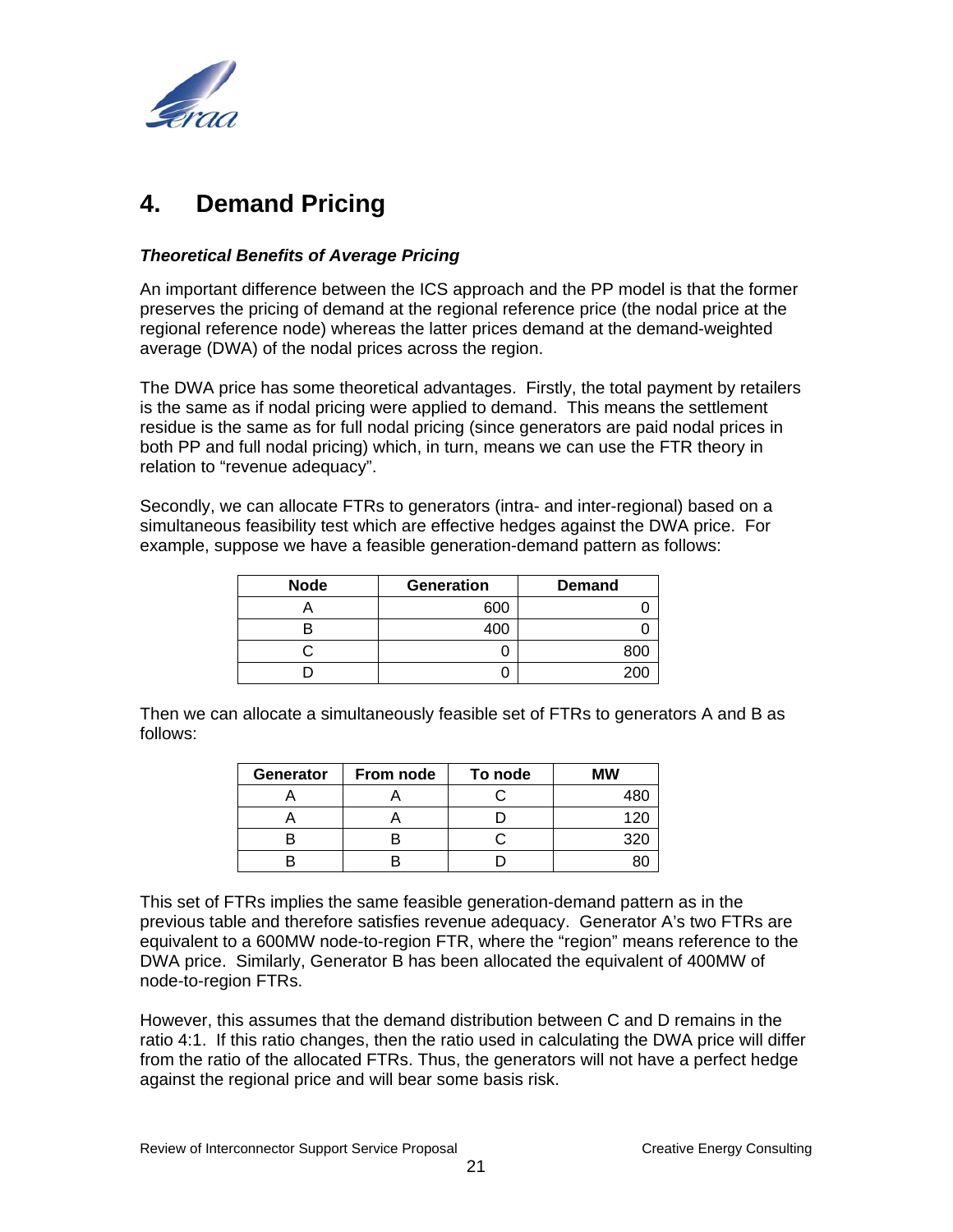## 4. Demand Pricing

***Theoretical Benefits of Average Pricing***

An important difference between the ICS approach and the PP model is that the former preserves the pricing of demand at the regional reference price (the nodal price at the regional reference node) whereas the latter prices demand at the demand-weighted average (DWA) of the nodal prices across the region.

The DWA price has some theoretical advantages. Firstly, the total payment by retailers is the same as if nodal pricing were applied to demand. This means the settlement residue is the same as for full nodal pricing (since generators are paid nodal prices in both PP and full nodal pricing) which, in turn, means we can use the FTR theory in relation to "revenue adequacy".

Secondly, we can allocate FTRs to generators (intra- and inter-regional) based on a simultaneous feasibility test which are effective hedges against the DWA price. For example, suppose we have a feasible generation-demand pattern as follows:

| Node | Generation | Demand |
|---|---|---|
| A | 600 | 0 |
| B | 400 | 0 |
| C | 0 | 800 |
| D | 0 | 200 |

Then we can allocate a simultaneously feasible set of FTRs to generators A and B as follows:

| Generator | From node | To node | MW |
|---|---|---|---|
| A | A | C | 480 |
| A | A | D | 120 |
| B | B | C | 320 |
| B | B | D | 80 |

This set of FTRs implies the same feasible generation-demand pattern as in the previous table and therefore satisfies revenue adequacy. Generator A's two FTRs are equivalent to a 600MW node-to-region FTR, where the "region" means reference to the DWA price. Similarly, Generator B has been allocated the equivalent of 400MW of node-to-region FTRs.

However, this assumes that the demand distribution between C and D remains in the ratio 4:1. If this ratio changes, then the ratio used in calculating the DWA price will differ from the ratio of the allocated FTRs. Thus, the generators will not have a perfect hedge against the regional price and will bear some basis risk.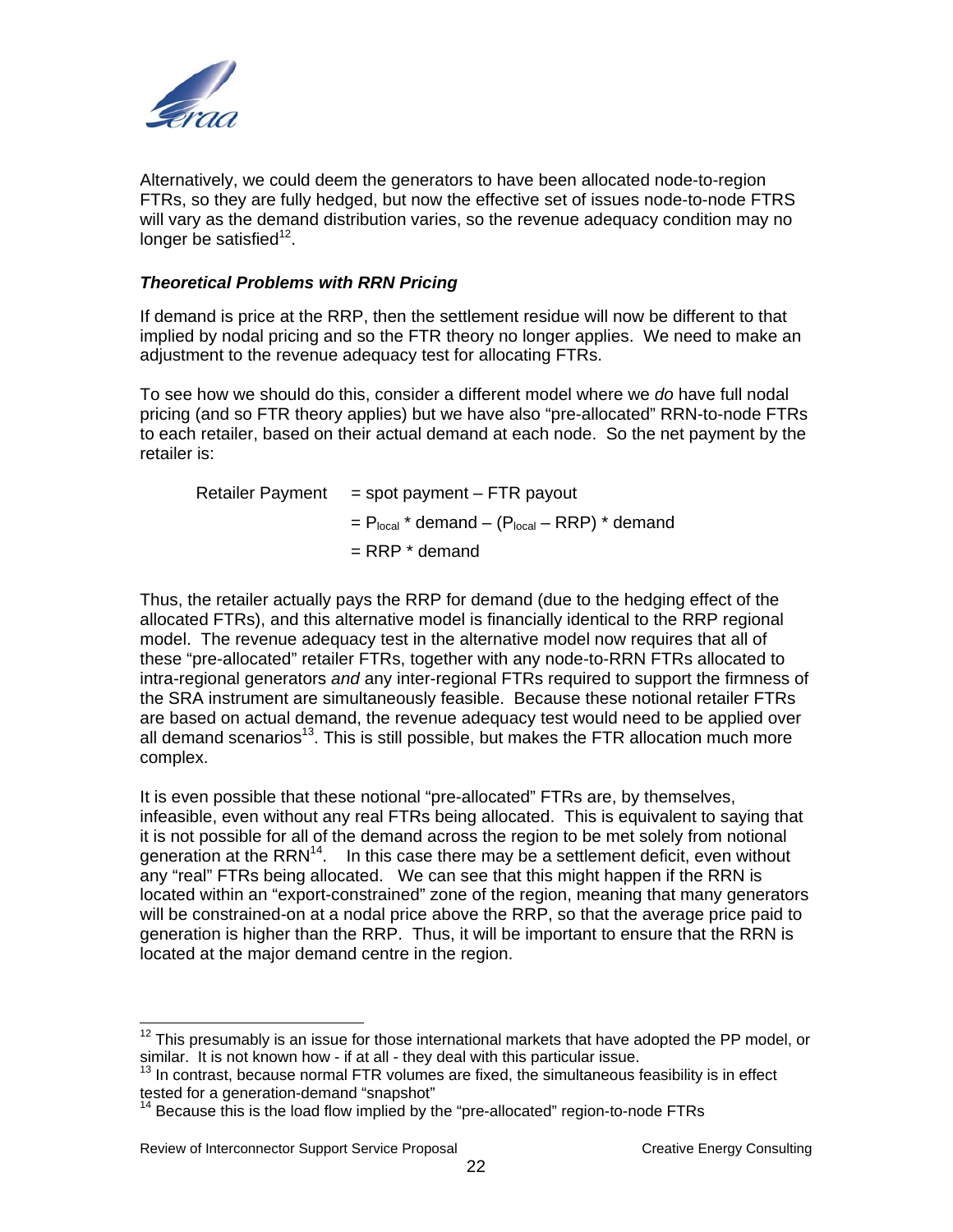Alternatively, we could deem the generators to have been allocated node-to-region FTRs, so they are fully hedged, but now the effective set of issues node-to-node FTRS will vary as the demand distribution varies, so the revenue adequacy condition may no longer be satisfied[12].

### *Theoretical Problems with RRN Pricing*

If demand is price at the RRP, then the settlement residue will now be different to that implied by nodal pricing and so the FTR theory no longer applies. We need to make an adjustment to the revenue adequacy test for allocating FTRs.

To see how we should do this, consider a different model where we *do* have full nodal pricing (and so FTR theory applies) but we have also "pre-allocated" RRN-to-node FTRs to each retailer, based on their actual demand at each node. So the net payment by the retailer is:

$$
\begin{aligned}
\text{Retailer Payment} &= \text{spot payment} - \text{FTR payout} \\
&= P_{local} * \text{demand} - (P_{local} - \text{RRP}) * \text{demand} \\
&= \text{RRP} * \text{demand}
\end{aligned}
$$

Thus, the retailer actually pays the RRP for demand (due to the hedging effect of the allocated FTRs), and this alternative model is financially identical to the RRP regional model. The revenue adequacy test in the alternative model now requires that all of these "pre-allocated" retailer FTRs, together with any node-to-RRN FTRs allocated to intra-regional generators *and* any inter-regional FTRs required to support the firmness of the SRA instrument are simultaneously feasible. Because these notional retailer FTRs are based on actual demand, the revenue adequacy test would need to be applied over all demand scenarios[13]. This is still possible, but makes the FTR allocation much more complex.

It is even possible that these notional "pre-allocated" FTRs are, by themselves, infeasible, even without any real FTRs being allocated. This is equivalent to saying that it is not possible for all of the demand across the region to be met solely from notional generation at the RRN[14]. In this case there may be a settlement deficit, even without any "real" FTRs being allocated. We can see that this might happen if the RRN is located within an "export-constrained" zone of the region, meaning that many generators will be constrained-on at a nodal price above the RRP, so that the average price paid to generation is higher than the RRP. Thus, it will be important to ensure that the RRN is located at the major demand centre in the region.

---

[12] This presumably is an issue for those international markets that have adopted the PP model, or similar. It is not known how - if at all - they deal with this particular issue.

[13] In contrast, because normal FTR volumes are fixed, the simultaneous feasibility is in effect tested for a generation-demand "snapshot"

[14] Because this is the load flow implied by the "pre-allocated" region-to-node FTRs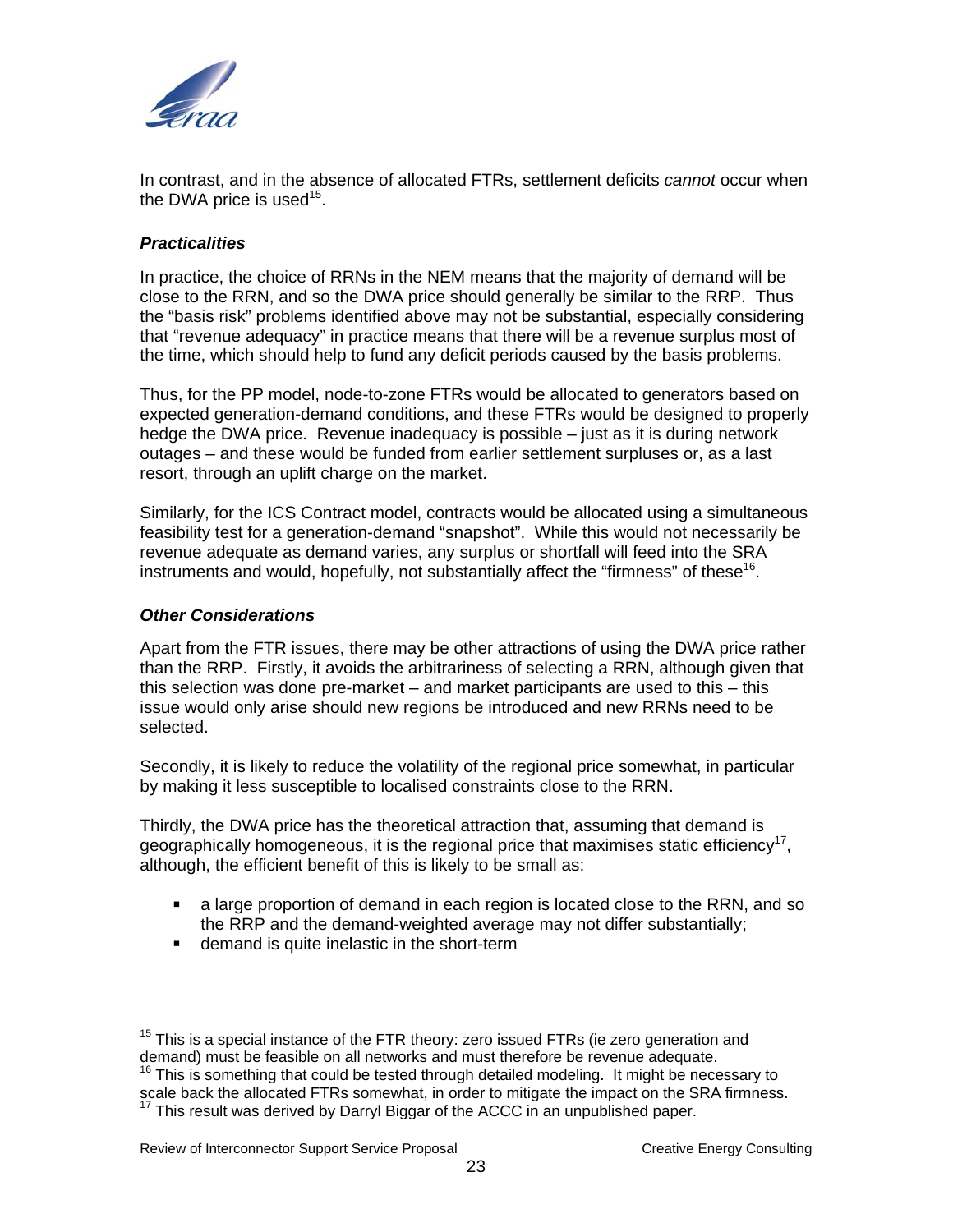In contrast, and in the absence of allocated FTRs, settlement deficits *cannot* occur when the DWA price is used[15].

### *Practicalities*

In practice, the choice of RRNs in the NEM means that the majority of demand will be close to the RRN, and so the DWA price should generally be similar to the RRP. Thus the "basis risk" problems identified above may not be substantial, especially considering that "revenue adequacy" in practice means that there will be a revenue surplus most of the time, which should help to fund any deficit periods caused by the basis problems.

Thus, for the PP model, node-to-zone FTRs would be allocated to generators based on expected generation-demand conditions, and these FTRs would be designed to properly hedge the DWA price. Revenue inadequacy is possible – just as it is during network outages – and these would be funded from earlier settlement surpluses or, as a last resort, through an uplift charge on the market.

Similarly, for the ICS Contract model, contracts would be allocated using a simultaneous feasibility test for a generation-demand "snapshot". While this would not necessarily be revenue adequate as demand varies, any surplus or shortfall will feed into the SRA instruments and would, hopefully, not substantially affect the "firmness" of these[16].

### *Other Considerations*

Apart from the FTR issues, there may be other attractions of using the DWA price rather than the RRP. Firstly, it avoids the arbitrariness of selecting a RRN, although given that this selection was done pre-market – and market participants are used to this – this issue would only arise should new regions be introduced and new RRNs need to be selected.

Secondly, it is likely to reduce the volatility of the regional price somewhat, in particular by making it less susceptible to localised constraints close to the RRN.

Thirdly, the DWA price has the theoretical attraction that, assuming that demand is geographically homogeneous, it is the regional price that maximises static efficiency[17], although, the efficient benefit of this is likely to be small as:

- a large proportion of demand in each region is located close to the RRN, and so the RRP and the demand-weighted average may not differ substantially;
- demand is quite inelastic in the short-term

---

[15] This is a special instance of the FTR theory: zero issued FTRs (ie zero generation and demand) must be feasible on all networks and must therefore be revenue adequate.

[16] This is something that could be tested through detailed modeling. It might be necessary to scale back the allocated FTRs somewhat, in order to mitigate the impact on the SRA firmness.

[17] This result was derived by Darryl Biggar of the ACCC in an unpublished paper.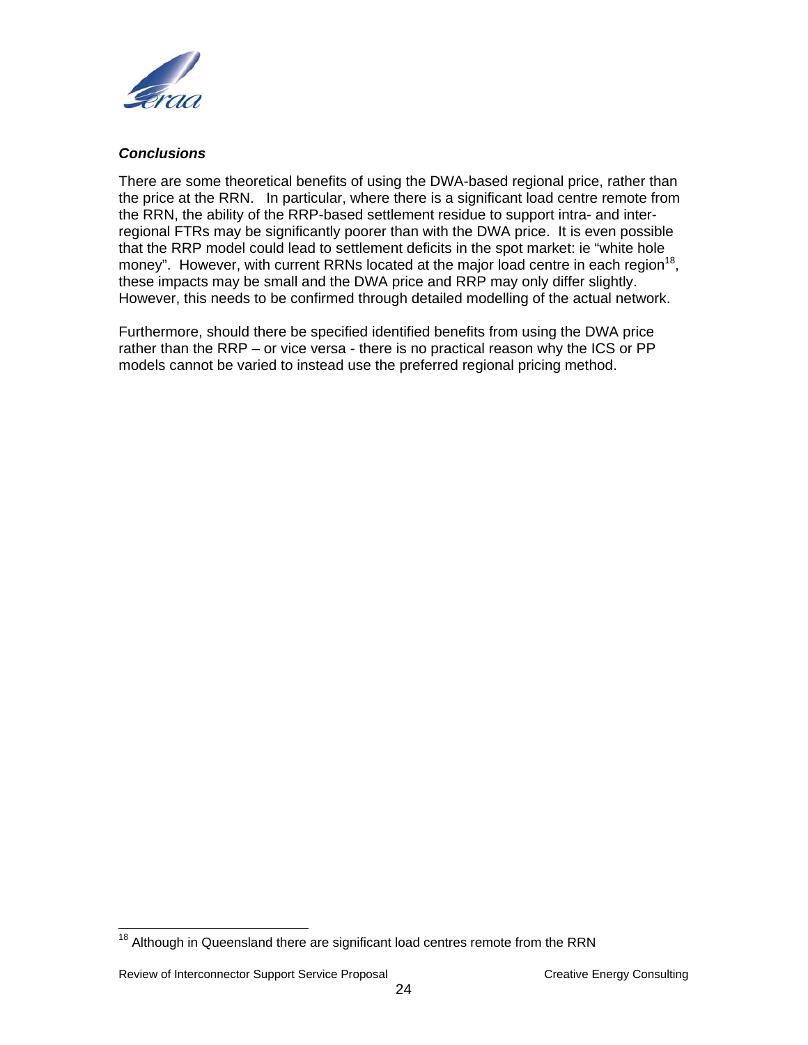***Conclusions***

There are some theoretical benefits of using the DWA-based regional price, rather than the price at the RRN. In particular, where there is a significant load centre remote from the RRN, the ability of the RRP-based settlement residue to support intra- and inter-regional FTRs may be significantly poorer than with the DWA price. It is even possible that the RRP model could lead to settlement deficits in the spot market: ie "white hole money". However, with current RRNs located at the major load centre in each region[18], these impacts may be small and the DWA price and RRP may only differ slightly. However, this needs to be confirmed through detailed modelling of the actual network.

Furthermore, should there be specified identified benefits from using the DWA price rather than the RRP – or vice versa - there is no practical reason why the ICS or PP models cannot be varied to instead use the preferred regional pricing method.

[18] Although in Queensland there are significant load centres remote from the RRN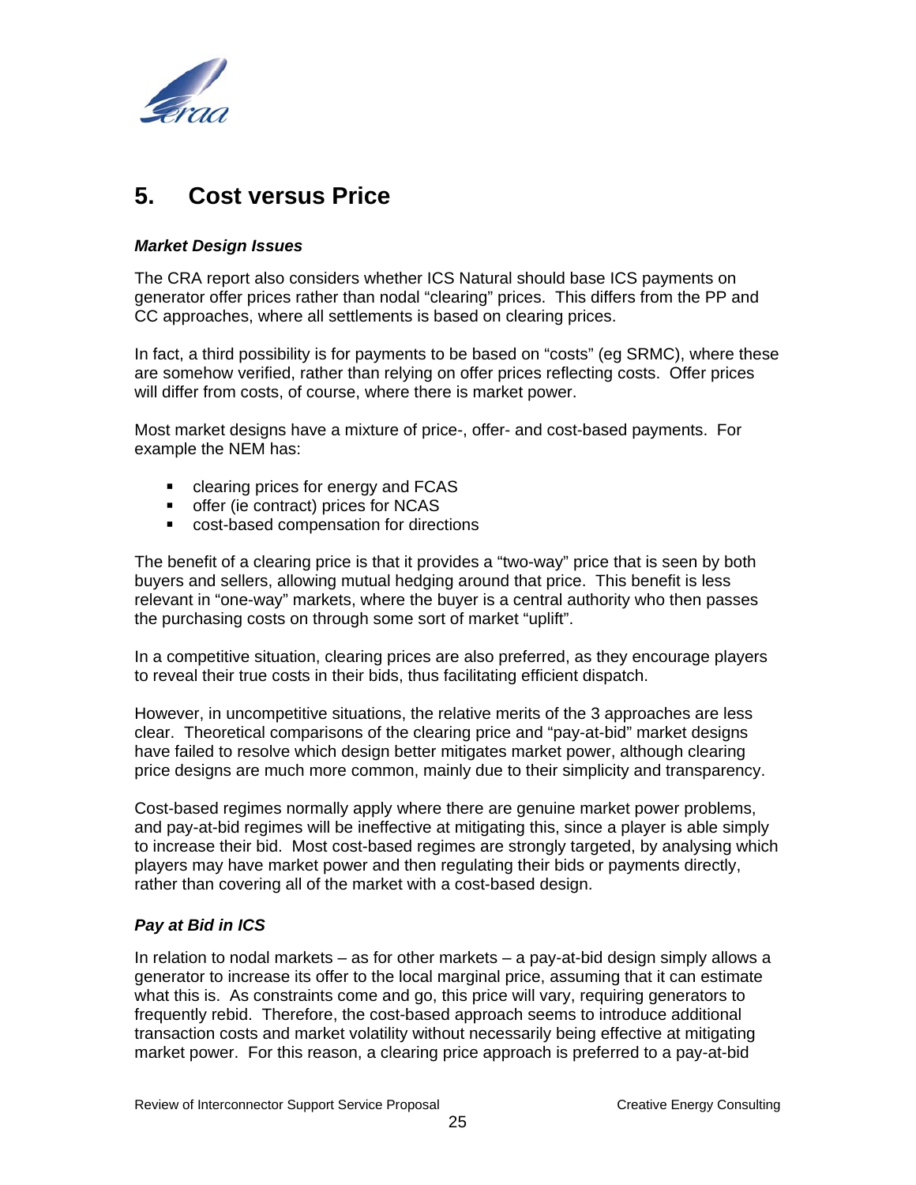## 5. Cost versus Price

### *Market Design Issues*

The CRA report also considers whether ICS Natural should base ICS payments on generator offer prices rather than nodal "clearing" prices. This differs from the PP and CC approaches, where all settlements is based on clearing prices.

In fact, a third possibility is for payments to be based on "costs" (eg SRMC), where these are somehow verified, rather than relying on offer prices reflecting costs. Offer prices will differ from costs, of course, where there is market power.

Most market designs have a mixture of price-, offer- and cost-based payments. For example the NEM has:

- clearing prices for energy and FCAS
- offer (ie contract) prices for NCAS
- cost-based compensation for directions

The benefit of a clearing price is that it provides a "two-way" price that is seen by both buyers and sellers, allowing mutual hedging around that price. This benefit is less relevant in "one-way" markets, where the buyer is a central authority who then passes the purchasing costs on through some sort of market "uplift".

In a competitive situation, clearing prices are also preferred, as they encourage players to reveal their true costs in their bids, thus facilitating efficient dispatch.

However, in uncompetitive situations, the relative merits of the 3 approaches are less clear. Theoretical comparisons of the clearing price and "pay-at-bid" market designs have failed to resolve which design better mitigates market power, although clearing price designs are much more common, mainly due to their simplicity and transparency.

Cost-based regimes normally apply where there are genuine market power problems, and pay-at-bid regimes will be ineffective at mitigating this, since a player is able simply to increase their bid. Most cost-based regimes are strongly targeted, by analysing which players may have market power and then regulating their bids or payments directly, rather than covering all of the market with a cost-based design.

### *Pay at Bid in ICS*

In relation to nodal markets – as for other markets – a pay-at-bid design simply allows a generator to increase its offer to the local marginal price, assuming that it can estimate what this is. As constraints come and go, this price will vary, requiring generators to frequently rebid. Therefore, the cost-based approach seems to introduce additional transaction costs and market volatility without necessarily being effective at mitigating market power. For this reason, a clearing price approach is preferred to a pay-at-bid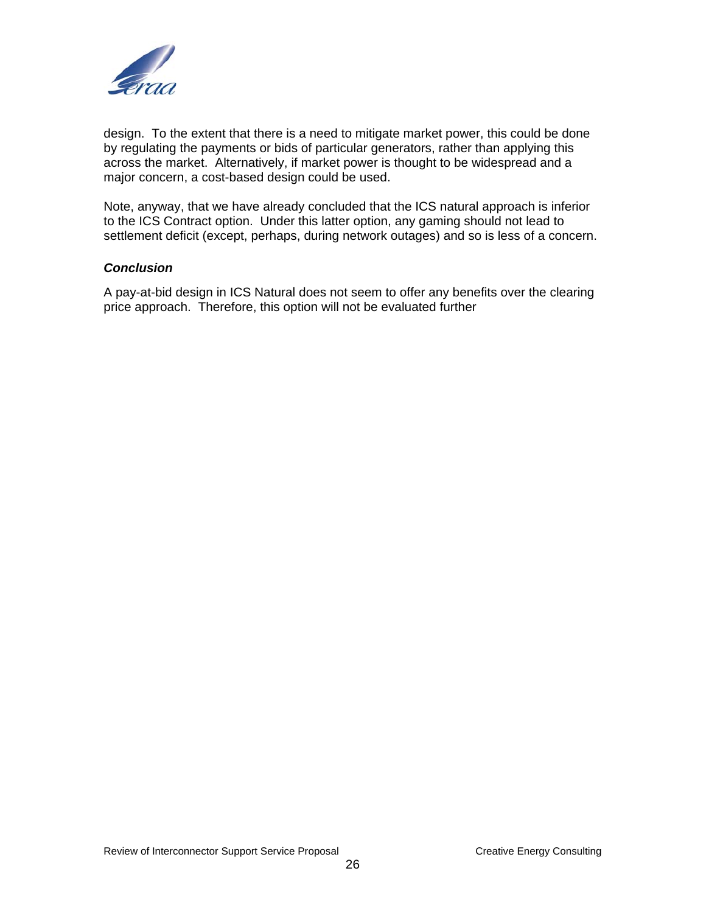design. To the extent that there is a need to mitigate market power, this could be done by regulating the payments or bids of particular generators, rather than applying this across the market. Alternatively, if market power is thought to be widespread and a major concern, a cost-based design could be used.

Note, anyway, that we have already concluded that the ICS natural approach is inferior to the ICS Contract option. Under this latter option, any gaming should not lead to settlement deficit (except, perhaps, during network outages) and so is less of a concern.

***Conclusion***

A pay-at-bid design in ICS Natural does not seem to offer any benefits over the clearing price approach. Therefore, this option will not be evaluated further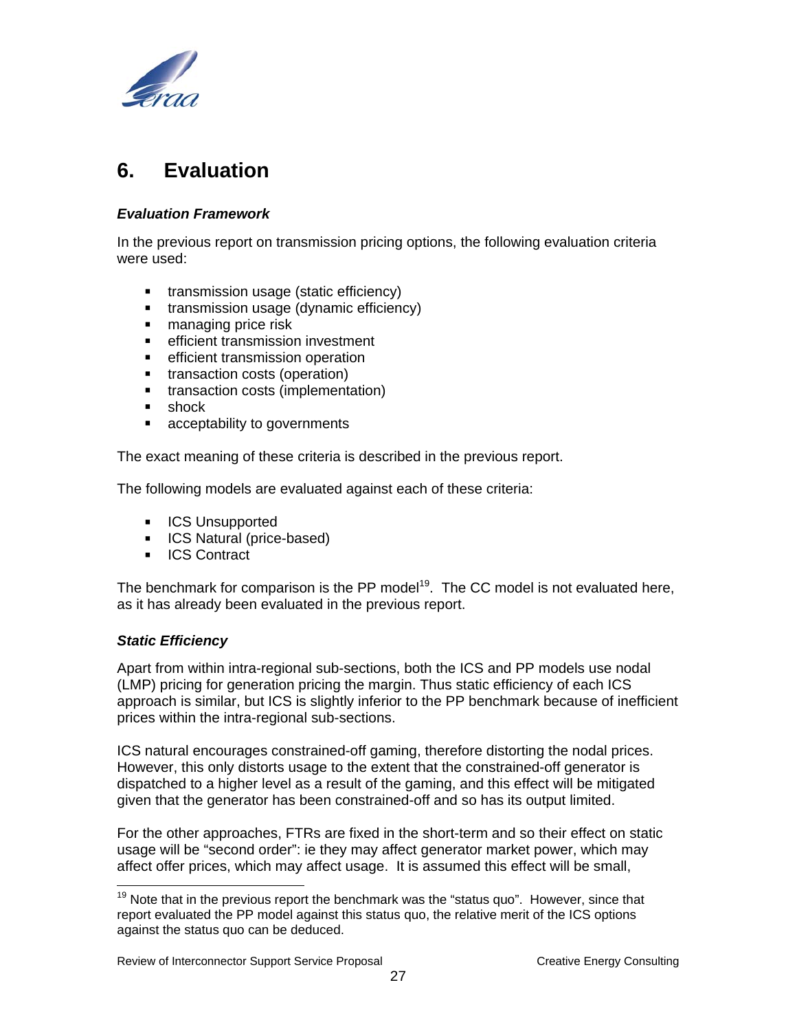## 6. Evaluation

### *Evaluation Framework*

In the previous report on transmission pricing options, the following evaluation criteria were used:

- transmission usage (static efficiency)
- transmission usage (dynamic efficiency)
- managing price risk
- efficient transmission investment
- efficient transmission operation
- transaction costs (operation)
- transaction costs (implementation)
- shock
- acceptability to governments

The exact meaning of these criteria is described in the previous report.

The following models are evaluated against each of these criteria:

- ICS Unsupported
- ICS Natural (price-based)
- ICS Contract

The benchmark for comparison is the PP model[19]. The CC model is not evaluated here, as it has already been evaluated in the previous report.

### *Static Efficiency*

Apart from within intra-regional sub-sections, both the ICS and PP models use nodal (LMP) pricing for generation pricing the margin. Thus static efficiency of each ICS approach is similar, but ICS is slightly inferior to the PP benchmark because of inefficient prices within the intra-regional sub-sections.

ICS natural encourages constrained-off gaming, therefore distorting the nodal prices. However, this only distorts usage to the extent that the constrained-off generator is dispatched to a higher level as a result of the gaming, and this effect will be mitigated given that the generator has been constrained-off and so has its output limited.

For the other approaches, FTRs are fixed in the short-term and so their effect on static usage will be "second order": ie they may affect generator market power, which may affect offer prices, which may affect usage. It is assumed this effect will be small,

[19] Note that in the previous report the benchmark was the "status quo". However, since that report evaluated the PP model against this status quo, the relative merit of the ICS options against the status quo can be deduced.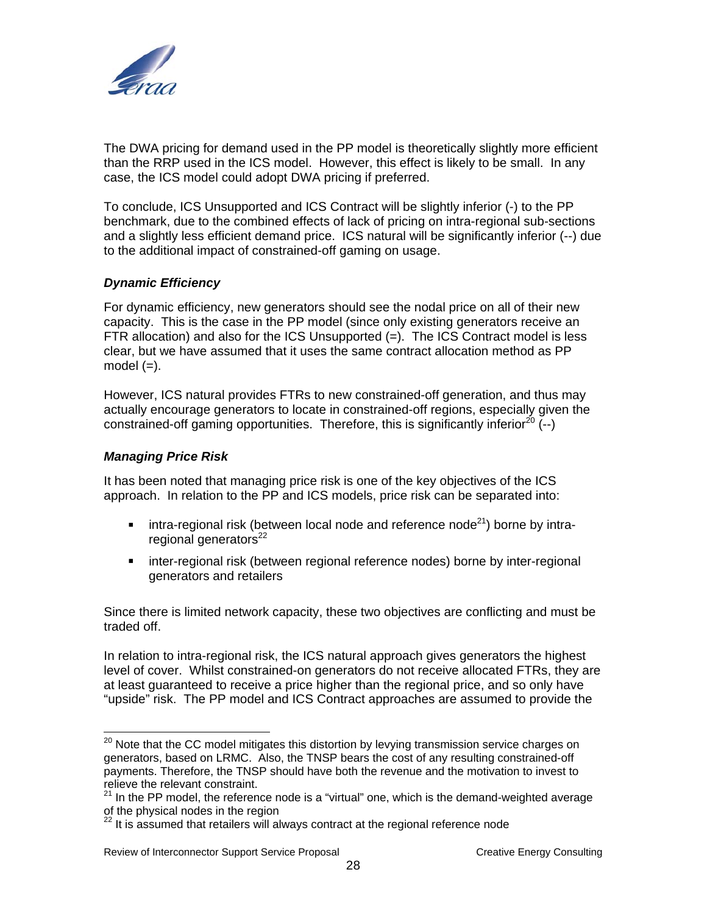The DWA pricing for demand used in the PP model is theoretically slightly more efficient than the RRP used in the ICS model. However, this effect is likely to be small. In any case, the ICS model could adopt DWA pricing if preferred.

To conclude, ICS Unsupported and ICS Contract will be slightly inferior (-) to the PP benchmark, due to the combined effects of lack of pricing on intra-regional sub-sections and a slightly less efficient demand price. ICS natural will be significantly inferior (--) due to the additional impact of constrained-off gaming on usage.

### *Dynamic Efficiency*

For dynamic efficiency, new generators should see the nodal price on all of their new capacity. This is the case in the PP model (since only existing generators receive an FTR allocation) and also for the ICS Unsupported (=). The ICS Contract model is less clear, but we have assumed that it uses the same contract allocation method as PP model (=).

However, ICS natural provides FTRs to new constrained-off generation, and thus may actually encourage generators to locate in constrained-off regions, especially given the constrained-off gaming opportunities. Therefore, this is significantly inferior[20] (--)

### *Managing Price Risk*

It has been noted that managing price risk is one of the key objectives of the ICS approach. In relation to the PP and ICS models, price risk can be separated into:

- intra-regional risk (between local node and reference node[21]) borne by intra-regional generators[22]
- inter-regional risk (between regional reference nodes) borne by inter-regional generators and retailers

Since there is limited network capacity, these two objectives are conflicting and must be traded off.

In relation to intra-regional risk, the ICS natural approach gives generators the highest level of cover. Whilst constrained-on generators do not receive allocated FTRs, they are at least guaranteed to receive a price higher than the regional price, and so only have "upside" risk. The PP model and ICS Contract approaches are assumed to provide the

---

[20] Note that the CC model mitigates this distortion by levying transmission service charges on generators, based on LRMC. Also, the TNSP bears the cost of any resulting constrained-off payments. Therefore, the TNSP should have both the revenue and the motivation to invest to relieve the relevant constraint.

[21] In the PP model, the reference node is a "virtual" one, which is the demand-weighted average of the physical nodes in the region

[22] It is assumed that retailers will always contract at the regional reference node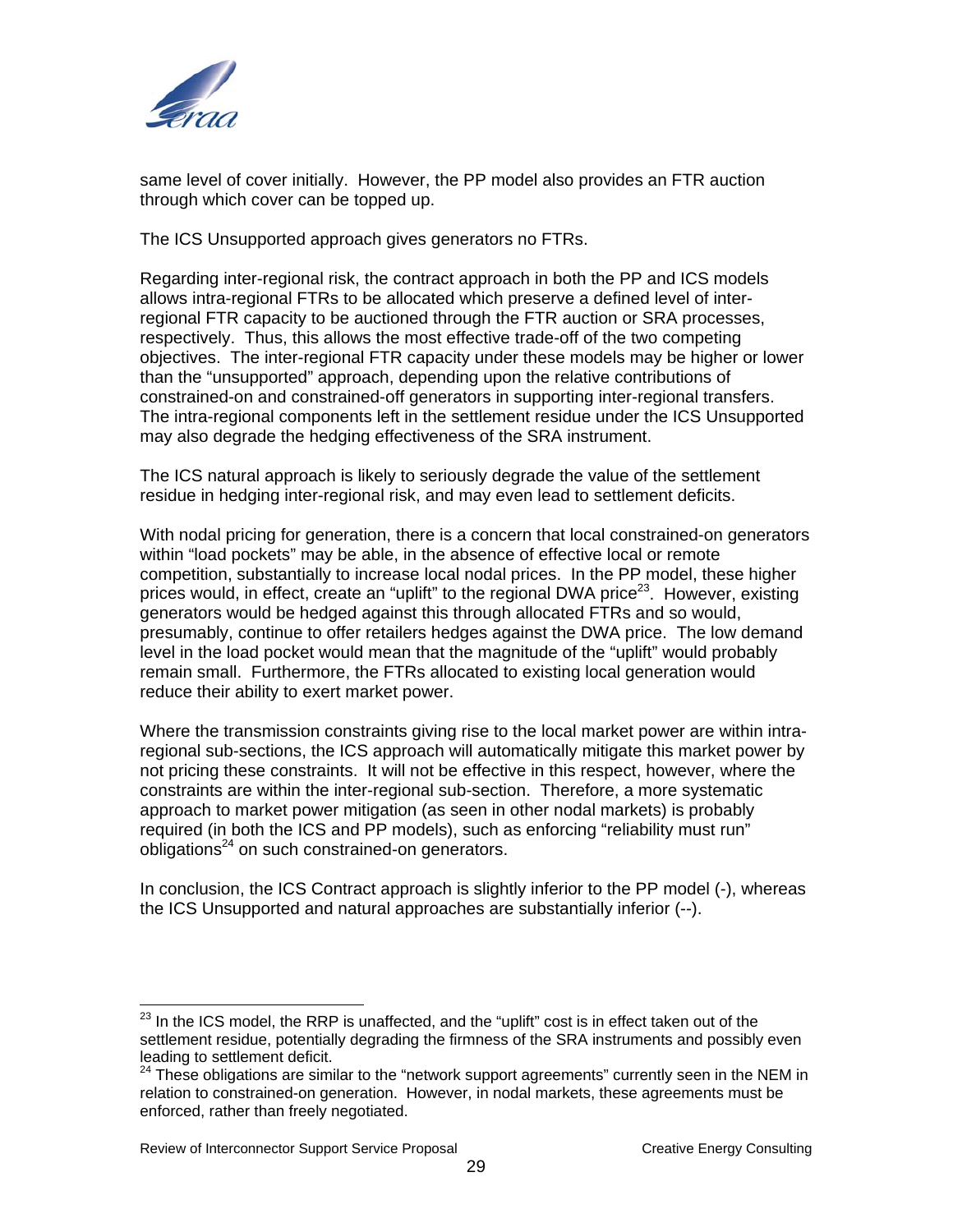same level of cover initially. However, the PP model also provides an FTR auction through which cover can be topped up.

The ICS Unsupported approach gives generators no FTRs.

Regarding inter-regional risk, the contract approach in both the PP and ICS models allows intra-regional FTRs to be allocated which preserve a defined level of inter-regional FTR capacity to be auctioned through the FTR auction or SRA processes, respectively. Thus, this allows the most effective trade-off of the two competing objectives. The inter-regional FTR capacity under these models may be higher or lower than the "unsupported" approach, depending upon the relative contributions of constrained-on and constrained-off generators in supporting inter-regional transfers. The intra-regional components left in the settlement residue under the ICS Unsupported may also degrade the hedging effectiveness of the SRA instrument.

The ICS natural approach is likely to seriously degrade the value of the settlement residue in hedging inter-regional risk, and may even lead to settlement deficits.

With nodal pricing for generation, there is a concern that local constrained-on generators within "load pockets" may be able, in the absence of effective local or remote competition, substantially to increase local nodal prices. In the PP model, these higher prices would, in effect, create an "uplift" to the regional DWA price[23]. However, existing generators would be hedged against this through allocated FTRs and so would, presumably, continue to offer retailers hedges against the DWA price. The low demand level in the load pocket would mean that the magnitude of the "uplift" would probably remain small. Furthermore, the FTRs allocated to existing local generation would reduce their ability to exert market power.

Where the transmission constraints giving rise to the local market power are within intra-regional sub-sections, the ICS approach will automatically mitigate this market power by not pricing these constraints. It will not be effective in this respect, however, where the constraints are within the inter-regional sub-section. Therefore, a more systematic approach to market power mitigation (as seen in other nodal markets) is probably required (in both the ICS and PP models), such as enforcing "reliability must run" obligations[24] on such constrained-on generators.

In conclusion, the ICS Contract approach is slightly inferior to the PP model (-), whereas the ICS Unsupported and natural approaches are substantially inferior (--).

---

[23] In the ICS model, the RRP is unaffected, and the "uplift" cost is in effect taken out of the settlement residue, potentially degrading the firmness of the SRA instruments and possibly even leading to settlement deficit.

[24] These obligations are similar to the "network support agreements" currently seen in the NEM in relation to constrained-on generation. However, in nodal markets, these agreements must be enforced, rather than freely negotiated.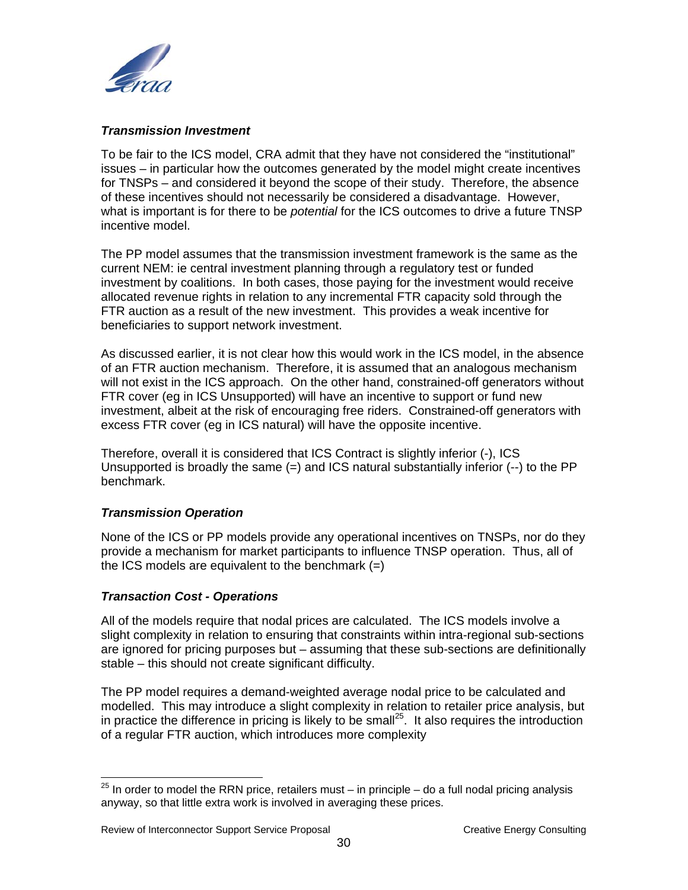***Transmission Investment***

To be fair to the ICS model, CRA admit that they have not considered the "institutional" issues – in particular how the outcomes generated by the model might create incentives for TNSPs – and considered it beyond the scope of their study. Therefore, the absence of these incentives should not necessarily be considered a disadvantage. However, what is important is for there to be *potential* for the ICS outcomes to drive a future TNSP incentive model.

The PP model assumes that the transmission investment framework is the same as the current NEM: ie central investment planning through a regulatory test or funded investment by coalitions. In both cases, those paying for the investment would receive allocated revenue rights in relation to any incremental FTR capacity sold through the FTR auction as a result of the new investment. This provides a weak incentive for beneficiaries to support network investment.

As discussed earlier, it is not clear how this would work in the ICS model, in the absence of an FTR auction mechanism. Therefore, it is assumed that an analogous mechanism will not exist in the ICS approach. On the other hand, constrained-off generators without FTR cover (eg in ICS Unsupported) will have an incentive to support or fund new investment, albeit at the risk of encouraging free riders. Constrained-off generators with excess FTR cover (eg in ICS natural) will have the opposite incentive.

Therefore, overall it is considered that ICS Contract is slightly inferior (-), ICS Unsupported is broadly the same (=) and ICS natural substantially inferior (--) to the PP benchmark.

***Transmission Operation***

None of the ICS or PP models provide any operational incentives on TNSPs, nor do they provide a mechanism for market participants to influence TNSP operation. Thus, all of the ICS models are equivalent to the benchmark (=)

***Transaction Cost - Operations***

All of the models require that nodal prices are calculated. The ICS models involve a slight complexity in relation to ensuring that constraints within intra-regional sub-sections are ignored for pricing purposes but – assuming that these sub-sections are definitionally stable – this should not create significant difficulty.

The PP model requires a demand-weighted average nodal price to be calculated and modelled. This may introduce a slight complexity in relation to retailer price analysis, but in practice the difference in pricing is likely to be small[25]. It also requires the introduction of a regular FTR auction, which introduces more complexity

[25] In order to model the RRN price, retailers must – in principle – do a full nodal pricing analysis anyway, so that little extra work is involved in averaging these prices.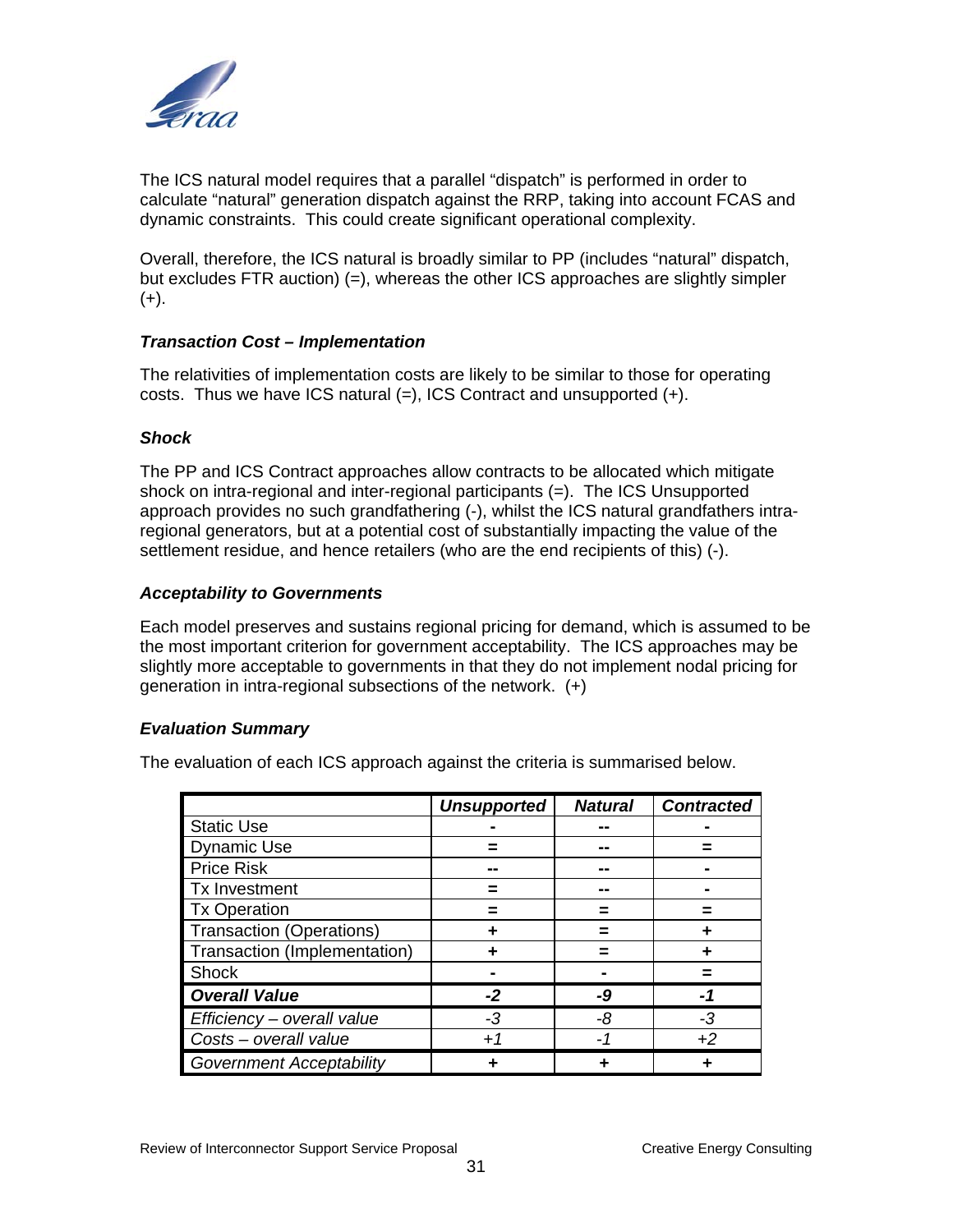The ICS natural model requires that a parallel "dispatch" is performed in order to calculate "natural" generation dispatch against the RRP, taking into account FCAS and dynamic constraints. This could create significant operational complexity.

Overall, therefore, the ICS natural is broadly similar to PP (includes "natural" dispatch, but excludes FTR auction) (=), whereas the other ICS approaches are slightly simpler (+).

### *Transaction Cost – Implementation*

The relativities of implementation costs are likely to be similar to those for operating costs. Thus we have ICS natural (=), ICS Contract and unsupported (+).

### *Shock*

The PP and ICS Contract approaches allow contracts to be allocated which mitigate shock on intra-regional and inter-regional participants (=). The ICS Unsupported approach provides no such grandfathering (-), whilst the ICS natural grandfathers intra-regional generators, but at a potential cost of substantially impacting the value of the settlement residue, and hence retailers (who are the end recipients of this) (-).

### *Acceptability to Governments*

Each model preserves and sustains regional pricing for demand, which is assumed to be the most important criterion for government acceptability. The ICS approaches may be slightly more acceptable to governments in that they do not implement nodal pricing for generation in intra-regional subsections of the network. (+)

### *Evaluation Summary*

The evaluation of each ICS approach against the criteria is summarised below.

| | ***Unsupported*** | ***Natural*** | ***Contracted*** |
|---|---|---|---|
| Static Use | - | -- | - |
| Dynamic Use | = | -- | = |
| Price Risk | -- | -- | - |
| Tx Investment | = | -- | - |
| Tx Operation | = | = | = |
| Transaction (Operations) | + | = | + |
| Transaction (Implementation) | + | = | + |
| Shock | - | - | = |
| ***Overall Value*** | ***-2*** | ***-9*** | ***-1*** |
| *Efficiency – overall value* | *-3* | *-8* | *-3* |
| *Costs – overall value* | *+1* | *-1* | *+2* |
| *Government Acceptability* | + | + | + |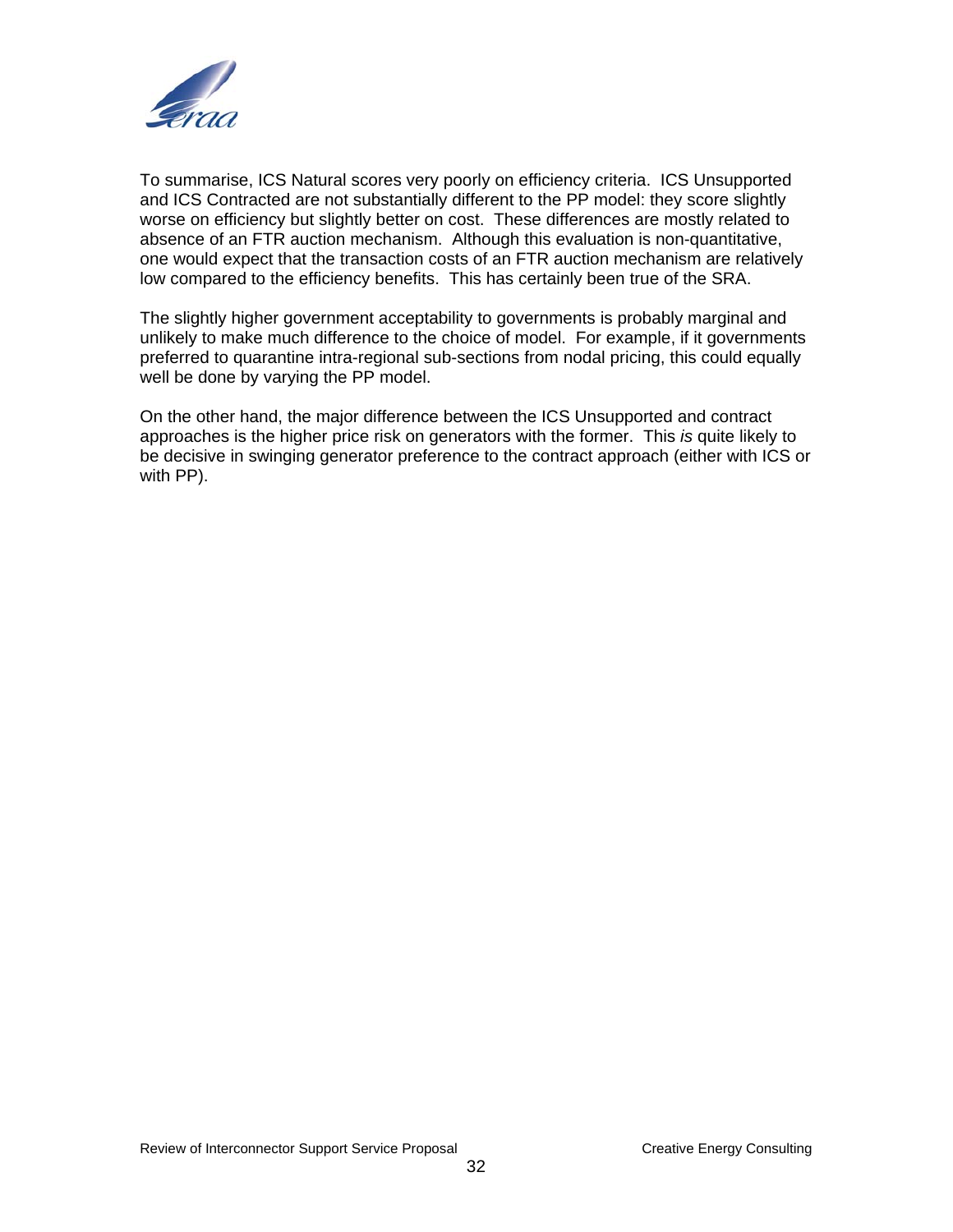To summarise, ICS Natural scores very poorly on efficiency criteria. ICS Unsupported and ICS Contracted are not substantially different to the PP model: they score slightly worse on efficiency but slightly better on cost. These differences are mostly related to absence of an FTR auction mechanism. Although this evaluation is non-quantitative, one would expect that the transaction costs of an FTR auction mechanism are relatively low compared to the efficiency benefits. This has certainly been true of the SRA.

The slightly higher government acceptability to governments is probably marginal and unlikely to make much difference to the choice of model. For example, if it governments preferred to quarantine intra-regional sub-sections from nodal pricing, this could equally well be done by varying the PP model.

On the other hand, the major difference between the ICS Unsupported and contract approaches is the higher price risk on generators with the former. This *is* quite likely to be decisive in swinging generator preference to the contract approach (either with ICS or with PP).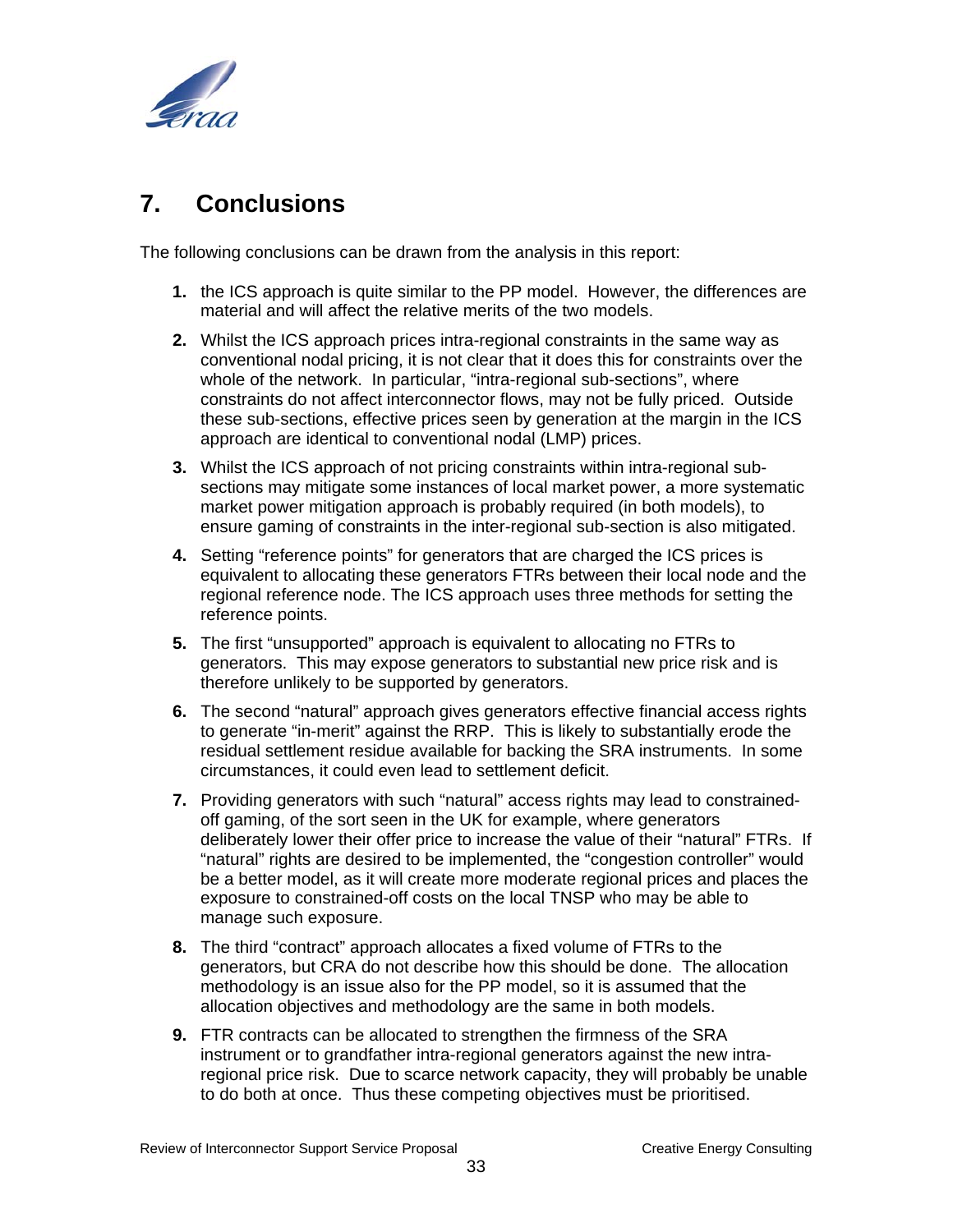## 7. Conclusions

The following conclusions can be drawn from the analysis in this report:

1. the ICS approach is quite similar to the PP model. However, the differences are material and will affect the relative merits of the two models.
2. Whilst the ICS approach prices intra-regional constraints in the same way as conventional nodal pricing, it is not clear that it does this for constraints over the whole of the network. In particular, "intra-regional sub-sections", where constraints do not affect interconnector flows, may not be fully priced. Outside these sub-sections, effective prices seen by generation at the margin in the ICS approach are identical to conventional nodal (LMP) prices.
3. Whilst the ICS approach of not pricing constraints within intra-regional sub-sections may mitigate some instances of local market power, a more systematic market power mitigation approach is probably required (in both models), to ensure gaming of constraints in the inter-regional sub-section is also mitigated.
4. Setting "reference points" for generators that are charged the ICS prices is equivalent to allocating these generators FTRs between their local node and the regional reference node. The ICS approach uses three methods for setting the reference points.
5. The first "unsupported" approach is equivalent to allocating no FTRs to generators. This may expose generators to substantial new price risk and is therefore unlikely to be supported by generators.
6. The second "natural" approach gives generators effective financial access rights to generate "in-merit" against the RRP. This is likely to substantially erode the residual settlement residue available for backing the SRA instruments. In some circumstances, it could even lead to settlement deficit.
7. Providing generators with such "natural" access rights may lead to constrained-off gaming, of the sort seen in the UK for example, where generators deliberately lower their offer price to increase the value of their "natural" FTRs. If "natural" rights are desired to be implemented, the "congestion controller" would be a better model, as it will create more moderate regional prices and places the exposure to constrained-off costs on the local TNSP who may be able to manage such exposure.
8. The third "contract" approach allocates a fixed volume of FTRs to the generators, but CRA do not describe how this should be done. The allocation methodology is an issue also for the PP model, so it is assumed that the allocation objectives and methodology are the same in both models.
9. FTR contracts can be allocated to strengthen the firmness of the SRA instrument or to grandfather intra-regional generators against the new intra-regional price risk. Due to scarce network capacity, they will probably be unable to do both at once. Thus these competing objectives must be prioritised.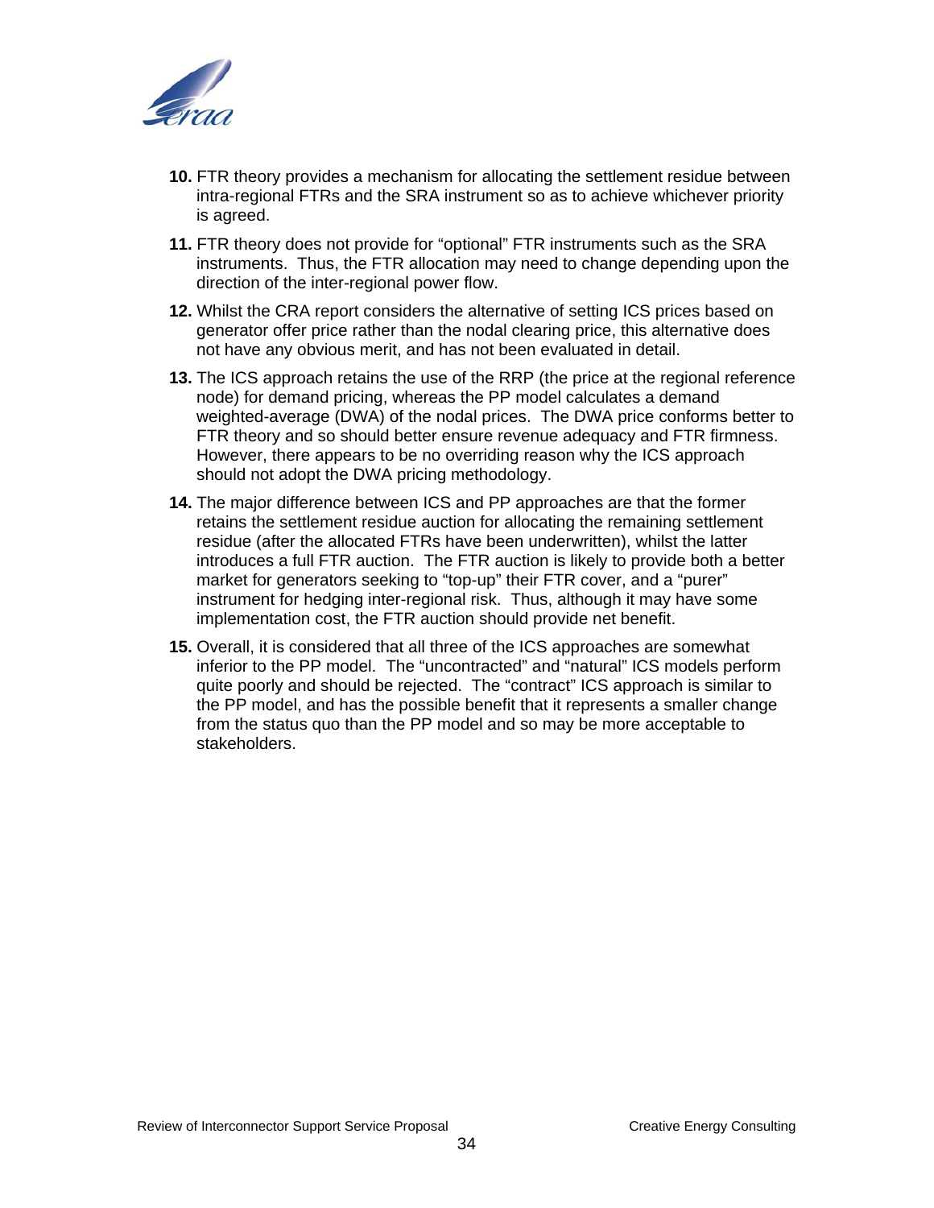**10.** FTR theory provides a mechanism for allocating the settlement residue between intra-regional FTRs and the SRA instrument so as to achieve whichever priority is agreed.

**11.** FTR theory does not provide for "optional" FTR instruments such as the SRA instruments. Thus, the FTR allocation may need to change depending upon the direction of the inter-regional power flow.

**12.** Whilst the CRA report considers the alternative of setting ICS prices based on generator offer price rather than the nodal clearing price, this alternative does not have any obvious merit, and has not been evaluated in detail.

**13.** The ICS approach retains the use of the RRP (the price at the regional reference node) for demand pricing, whereas the PP model calculates a demand weighted-average (DWA) of the nodal prices. The DWA price conforms better to FTR theory and so should better ensure revenue adequacy and FTR firmness. However, there appears to be no overriding reason why the ICS approach should not adopt the DWA pricing methodology.

**14.** The major difference between ICS and PP approaches are that the former retains the settlement residue auction for allocating the remaining settlement residue (after the allocated FTRs have been underwritten), whilst the latter introduces a full FTR auction. The FTR auction is likely to provide both a better market for generators seeking to "top-up" their FTR cover, and a "purer" instrument for hedging inter-regional risk. Thus, although it may have some implementation cost, the FTR auction should provide net benefit.

**15.** Overall, it is considered that all three of the ICS approaches are somewhat inferior to the PP model. The "uncontracted" and "natural" ICS models perform quite poorly and should be rejected. The "contract" ICS approach is similar to the PP model, and has the possible benefit that it represents a smaller change from the status quo than the PP model and so may be more acceptable to stakeholders.